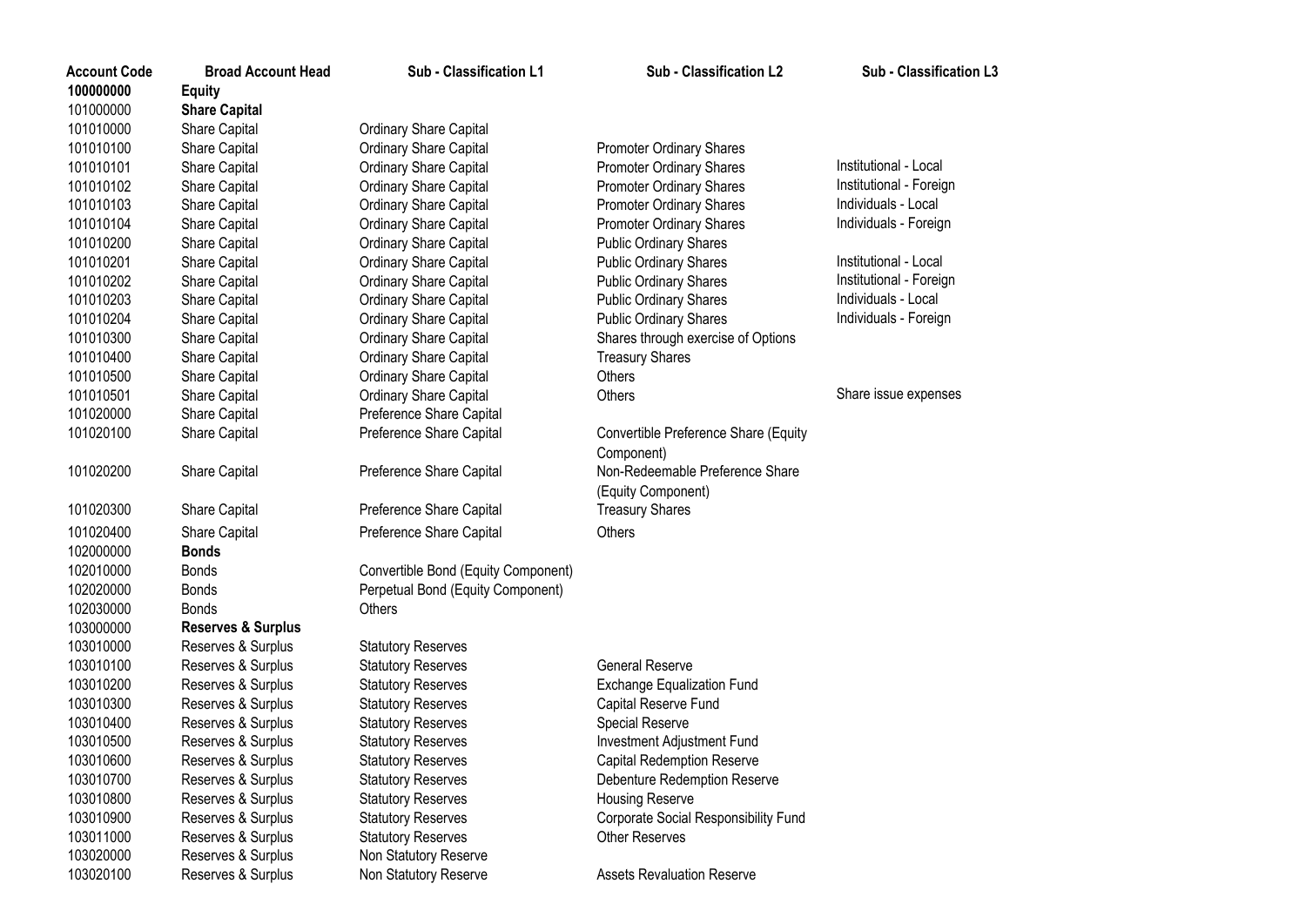| Account Code | Broad Account Head | Sub - Classification L1 | Sub - Classification L2 | Sub - Classification L3 |
|---|---|---|---|---|
| **100000000** | **Equity** | | | |
| 101000000 | **Share Capital** | | | |
| 101010000 | Share Capital | Ordinary Share Capital | | |
| 101010100 | Share Capital | Ordinary Share Capital | Promoter Ordinary Shares | |
| 101010101 | Share Capital | Ordinary Share Capital | Promoter Ordinary Shares | Institutional - Local |
| 101010102 | Share Capital | Ordinary Share Capital | Promoter Ordinary Shares | Institutional - Foreign |
| 101010103 | Share Capital | Ordinary Share Capital | Promoter Ordinary Shares | Individuals - Local |
| 101010104 | Share Capital | Ordinary Share Capital | Promoter Ordinary Shares | Individuals - Foreign |
| 101010200 | Share Capital | Ordinary Share Capital | Public Ordinary Shares | |
| 101010201 | Share Capital | Ordinary Share Capital | Public Ordinary Shares | Institutional - Local |
| 101010202 | Share Capital | Ordinary Share Capital | Public Ordinary Shares | Institutional - Foreign |
| 101010203 | Share Capital | Ordinary Share Capital | Public Ordinary Shares | Individuals - Local |
| 101010204 | Share Capital | Ordinary Share Capital | Public Ordinary Shares | Individuals - Foreign |
| 101010300 | Share Capital | Ordinary Share Capital | Shares through exercise of Options | |
| 101010400 | Share Capital | Ordinary Share Capital | Treasury Shares | |
| 101010500 | Share Capital | Ordinary Share Capital | Others | |
| 101010501 | Share Capital | Ordinary Share Capital | Others | Share issue expenses |
| 101020000 | Share Capital | Preference Share Capital | | |
| 101020100 | Share Capital | Preference Share Capital | Convertible Preference Share (Equity Component) | |
| 101020200 | Share Capital | Preference Share Capital | Non-Redeemable Preference Share (Equity Component) | |
| 101020300 | Share Capital | Preference Share Capital | Treasury Shares | |
| 101020400 | Share Capital | Preference Share Capital | Others | |
| 102000000 | **Bonds** | | | |
| 102010000 | Bonds | Convertible Bond (Equity Component) | | |
| 102020000 | Bonds | Perpetual Bond (Equity Component) | | |
| 102030000 | Bonds | Others | | |
| 103000000 | **Reserves & Surplus** | | | |
| 103010000 | Reserves & Surplus | Statutory Reserves | | |
| 103010100 | Reserves & Surplus | Statutory Reserves | General Reserve | |
| 103010200 | Reserves & Surplus | Statutory Reserves | Exchange Equalization Fund | |
| 103010300 | Reserves & Surplus | Statutory Reserves | Capital Reserve Fund | |
| 103010400 | Reserves & Surplus | Statutory Reserves | Special Reserve | |
| 103010500 | Reserves & Surplus | Statutory Reserves | Investment Adjustment Fund | |
| 103010600 | Reserves & Surplus | Statutory Reserves | Capital Redemption Reserve | |
| 103010700 | Reserves & Surplus | Statutory Reserves | Debenture Redemption Reserve | |
| 103010800 | Reserves & Surplus | Statutory Reserves | Housing Reserve | |
| 103010900 | Reserves & Surplus | Statutory Reserves | Corporate Social Responsibility Fund | |
| 103011000 | Reserves & Surplus | Statutory Reserves | Other Reserves | |
| 103020000 | Reserves & Surplus | Non Statutory Reserve | | |
| 103020100 | Reserves & Surplus | Non Statutory Reserve | Assets Revaluation Reserve | |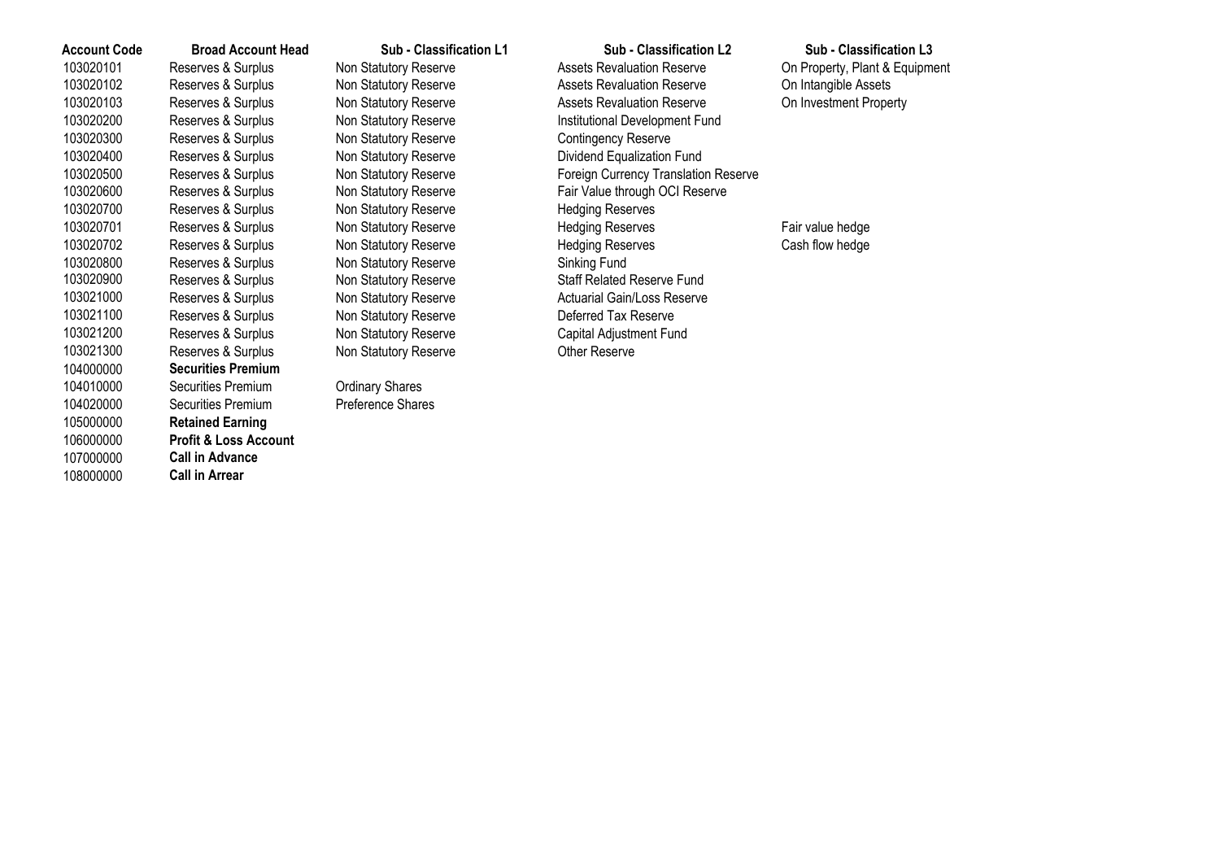| Account Code | Broad Account Head | Sub - Classification L1 | Sub - Classification L2 | Sub - Classification L3 |
|---|---|---|---|---|
| 103020101 | Reserves & Surplus | Non Statutory Reserve | Assets Revaluation Reserve | On Property, Plant & Equipment |
| 103020102 | Reserves & Surplus | Non Statutory Reserve | Assets Revaluation Reserve | On Intangible Assets |
| 103020103 | Reserves & Surplus | Non Statutory Reserve | Assets Revaluation Reserve | On Investment Property |
| 103020200 | Reserves & Surplus | Non Statutory Reserve | Institutional Development Fund | |
| 103020300 | Reserves & Surplus | Non Statutory Reserve | Contingency Reserve | |
| 103020400 | Reserves & Surplus | Non Statutory Reserve | Dividend Equalization Fund | |
| 103020500 | Reserves & Surplus | Non Statutory Reserve | Foreign Currency Translation Reserve | |
| 103020600 | Reserves & Surplus | Non Statutory Reserve | Fair Value through OCI Reserve | |
| 103020700 | Reserves & Surplus | Non Statutory Reserve | Hedging Reserves | |
| 103020701 | Reserves & Surplus | Non Statutory Reserve | Hedging Reserves | Fair value hedge |
| 103020702 | Reserves & Surplus | Non Statutory Reserve | Hedging Reserves | Cash flow hedge |
| 103020800 | Reserves & Surplus | Non Statutory Reserve | Sinking Fund | |
| 103020900 | Reserves & Surplus | Non Statutory Reserve | Staff Related Reserve Fund | |
| 103021000 | Reserves & Surplus | Non Statutory Reserve | Actuarial Gain/Loss Reserve | |
| 103021100 | Reserves & Surplus | Non Statutory Reserve | Deferred Tax Reserve | |
| 103021200 | Reserves & Surplus | Non Statutory Reserve | Capital Adjustment Fund | |
| 103021300 | Reserves & Surplus | Non Statutory Reserve | Other Reserve | |
| 104000000 | **Securities Premium** | | | |
| 104010000 | Securities Premium | Ordinary Shares | | |
| 104020000 | Securities Premium | Preference Shares | | |
| 105000000 | **Retained Earning** | | | |
| 106000000 | **Profit & Loss Account** | | | |
| 107000000 | **Call in Advance** | | | |
| 108000000 | **Call in Arrear** | | | |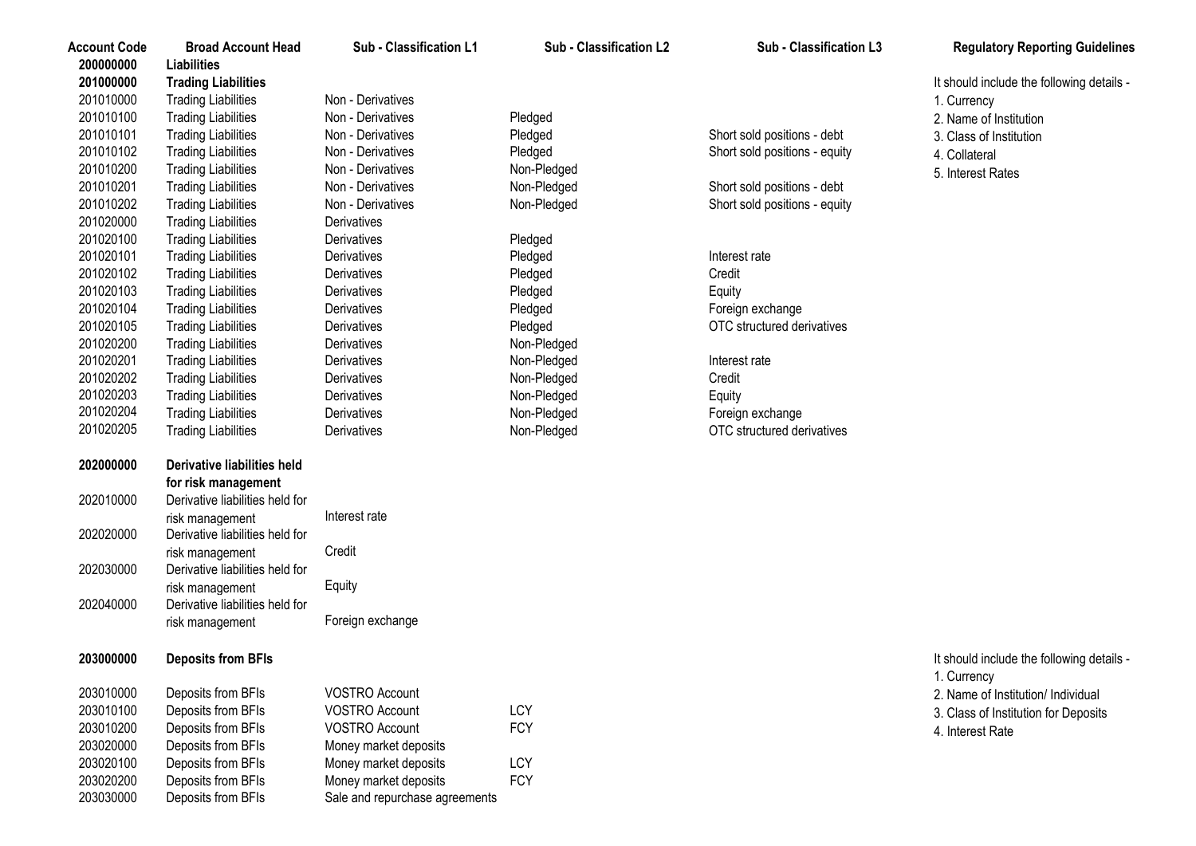| Account Code | Broad Account Head | Sub - Classification L1 | Sub - Classification L2 | Sub - Classification L3 | Regulatory Reporting Guidelines |
|---|---|---|---|---|---|
| **200000000** | **Liabilities** | | | | |
| **201000000** | **Trading Liabilities** | | | | It should include the following details - |
| 201010000 | Trading Liabilities | Non - Derivatives | | | 1. Currency |
| 201010100 | Trading Liabilities | Non - Derivatives | Pledged | | 2. Name of Institution |
| 201010101 | Trading Liabilities | Non - Derivatives | Pledged | Short sold positions - debt | 3. Class of Institution |
| 201010102 | Trading Liabilities | Non - Derivatives | Pledged | Short sold positions - equity | 4. Collateral |
| 201010200 | Trading Liabilities | Non - Derivatives | Non-Pledged | | 5. Interest Rates |
| 201010201 | Trading Liabilities | Non - Derivatives | Non-Pledged | Short sold positions - debt | |
| 201010202 | Trading Liabilities | Non - Derivatives | Non-Pledged | Short sold positions - equity | |
| 201020000 | Trading Liabilities | Derivatives | | | |
| 201020100 | Trading Liabilities | Derivatives | Pledged | | |
| 201020101 | Trading Liabilities | Derivatives | Pledged | Interest rate | |
| 201020102 | Trading Liabilities | Derivatives | Pledged | Credit | |
| 201020103 | Trading Liabilities | Derivatives | Pledged | Equity | |
| 201020104 | Trading Liabilities | Derivatives | Pledged | Foreign exchange | |
| 201020105 | Trading Liabilities | Derivatives | Pledged | OTC structured derivatives | |
| 201020200 | Trading Liabilities | Derivatives | Non-Pledged | | |
| 201020201 | Trading Liabilities | Derivatives | Non-Pledged | Interest rate | |
| 201020202 | Trading Liabilities | Derivatives | Non-Pledged | Credit | |
| 201020203 | Trading Liabilities | Derivatives | Non-Pledged | Equity | |
| 201020204 | Trading Liabilities | Derivatives | Non-Pledged | Foreign exchange | |
| 201020205 | Trading Liabilities | Derivatives | Non-Pledged | OTC structured derivatives | |
| **202000000** | **Derivative liabilities held for risk management** | | | | |
| 202010000 | Derivative liabilities held for risk management | Interest rate | | | |
| 202020000 | Derivative liabilities held for risk management | Credit | | | |
| 202030000 | Derivative liabilities held for risk management | Equity | | | |
| 202040000 | Derivative liabilities held for risk management | Foreign exchange | | | |
| **203000000** | **Deposits from BFIs** | | | | It should include the following details - |
| | | | | | 1. Currency |
| 203010000 | Deposits from BFIs | VOSTRO Account | | | 2. Name of Institution/ Individual |
| 203010100 | Deposits from BFIs | VOSTRO Account | LCY | | 3. Class of Institution for Deposits |
| 203010200 | Deposits from BFIs | VOSTRO Account | FCY | | 4. Interest Rate |
| 203020000 | Deposits from BFIs | Money market deposits | | | |
| 203020100 | Deposits from BFIs | Money market deposits | LCY | | |
| 203020200 | Deposits from BFIs | Money market deposits | FCY | | |
| 203030000 | Deposits from BFIs | Sale and repurchase agreements | | | |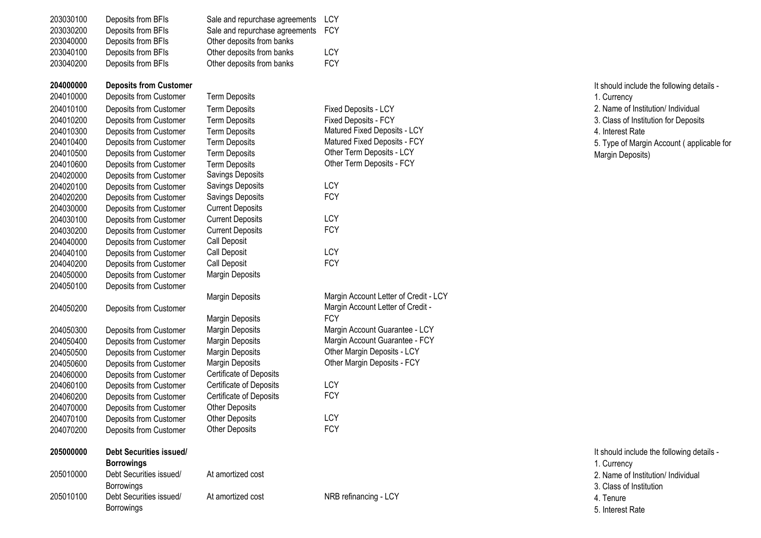| Code | Head | Sub-head | Description | Remarks |
|---|---|---|---|---|
| 203030100 | Deposits from BFIs | Sale and repurchase agreements | LCY | |
| 203030200 | Deposits from BFIs | Sale and repurchase agreements | FCY | |
| 203040000 | Deposits from BFIs | Other deposits from banks | | |
| 203040100 | Deposits from BFIs | Other deposits from banks | LCY | |
| 203040200 | Deposits from BFIs | Other deposits from banks | FCY | |
| **204000000** | **Deposits from Customer** | | | It should include the following details -<br>1. Currency<br>2. Name of Institution/ Individual<br>3. Class of Institution for Deposits<br>4. Interest Rate<br>5. Type of Margin Account ( applicable for Margin Deposits) |
| 204010000 | Deposits from Customer | Term Deposits | | |
| 204010100 | Deposits from Customer | Term Deposits | Fixed Deposits - LCY | |
| 204010200 | Deposits from Customer | Term Deposits | Fixed Deposits - FCY | |
| 204010300 | Deposits from Customer | Term Deposits | Matured Fixed Deposits - LCY | |
| 204010400 | Deposits from Customer | Term Deposits | Matured Fixed Deposits - FCY | |
| 204010500 | Deposits from Customer | Term Deposits | Other Term Deposits - LCY | |
| 204010600 | Deposits from Customer | Term Deposits | Other Term Deposits - FCY | |
| 204020000 | Deposits from Customer | Savings Deposits | | |
| 204020100 | Deposits from Customer | Savings Deposits | LCY | |
| 204020200 | Deposits from Customer | Savings Deposits | FCY | |
| 204030000 | Deposits from Customer | Current Deposits | | |
| 204030100 | Deposits from Customer | Current Deposits | LCY | |
| 204030200 | Deposits from Customer | Current Deposits | FCY | |
| 204040000 | Deposits from Customer | Call Deposit | | |
| 204040100 | Deposits from Customer | Call Deposit | LCY | |
| 204040200 | Deposits from Customer | Call Deposit | FCY | |
| 204050000 | Deposits from Customer | Margin Deposits | | |
| 204050100 | Deposits from Customer | Margin Deposits | Margin Account Letter of Credit - LCY | |
| 204050200 | Deposits from Customer | Margin Deposits | Margin Account Letter of Credit - FCY | |
| 204050300 | Deposits from Customer | Margin Deposits | Margin Account Guarantee - LCY | |
| 204050400 | Deposits from Customer | Margin Deposits | Margin Account Guarantee - FCY | |
| 204050500 | Deposits from Customer | Margin Deposits | Other Margin Deposits - LCY | |
| 204050600 | Deposits from Customer | Margin Deposits | Other Margin Deposits - FCY | |
| 204060000 | Deposits from Customer | Certificate of Deposits | | |
| 204060100 | Deposits from Customer | Certificate of Deposits | LCY | |
| 204060200 | Deposits from Customer | Certificate of Deposits | FCY | |
| 204070000 | Deposits from Customer | Other Deposits | | |
| 204070100 | Deposits from Customer | Other Deposits | LCY | |
| 204070200 | Deposits from Customer | Other Deposits | FCY | |
| **205000000** | **Debt Securities issued/ Borrowings** | | | It should include the following details -<br>1. Currency<br>2. Name of Institution/ Individual<br>3. Class of Institution<br>4. Tenure<br>5. Interest Rate |
| 205010000 | Debt Securities issued/ Borrowings | At amortized cost | | |
| 205010100 | Debt Securities issued/ Borrowings | At amortized cost | NRB refinancing - LCY | |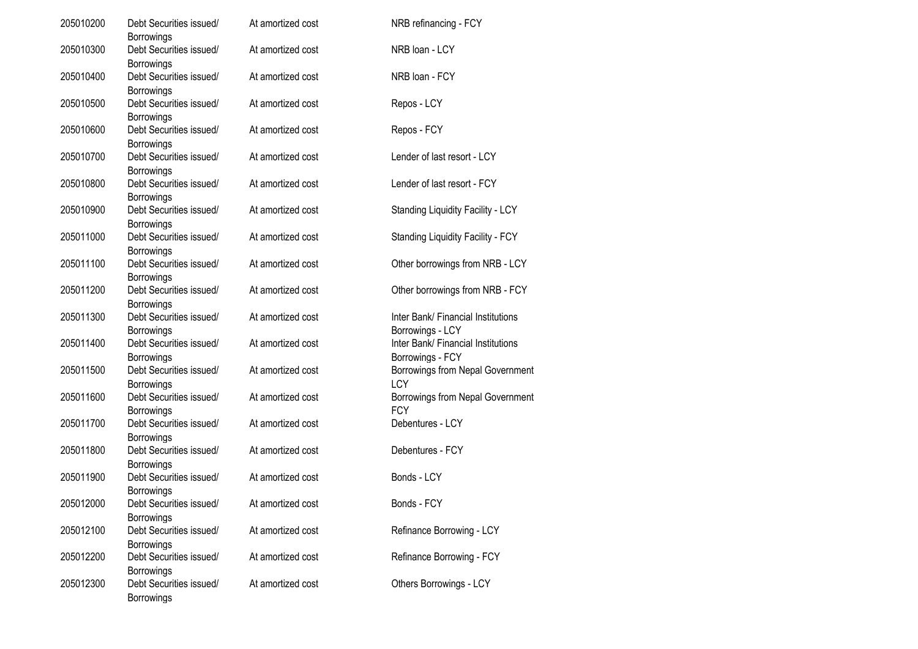| | | | |
|---|---|---|---|
| 205010200 | Debt Securities issued/ Borrowings | At amortized cost | NRB refinancing - FCY |
| 205010300 | Debt Securities issued/ Borrowings | At amortized cost | NRB loan - LCY |
| 205010400 | Debt Securities issued/ Borrowings | At amortized cost | NRB loan - FCY |
| 205010500 | Debt Securities issued/ Borrowings | At amortized cost | Repos - LCY |
| 205010600 | Debt Securities issued/ Borrowings | At amortized cost | Repos - FCY |
| 205010700 | Debt Securities issued/ Borrowings | At amortized cost | Lender of last resort - LCY |
| 205010800 | Debt Securities issued/ Borrowings | At amortized cost | Lender of last resort - FCY |
| 205010900 | Debt Securities issued/ Borrowings | At amortized cost | Standing Liquidity Facility - LCY |
| 205011000 | Debt Securities issued/ Borrowings | At amortized cost | Standing Liquidity Facility - FCY |
| 205011100 | Debt Securities issued/ Borrowings | At amortized cost | Other borrowings from NRB - LCY |
| 205011200 | Debt Securities issued/ Borrowings | At amortized cost | Other borrowings from NRB - FCY |
| 205011300 | Debt Securities issued/ Borrowings | At amortized cost | Inter Bank/ Financial Institutions Borrowings - LCY |
| 205011400 | Debt Securities issued/ Borrowings | At amortized cost | Inter Bank/ Financial Institutions Borrowings - FCY |
| 205011500 | Debt Securities issued/ Borrowings | At amortized cost | Borrowings from Nepal Government LCY |
| 205011600 | Debt Securities issued/ Borrowings | At amortized cost | Borrowings from Nepal Government FCY |
| 205011700 | Debt Securities issued/ Borrowings | At amortized cost | Debentures - LCY |
| 205011800 | Debt Securities issued/ Borrowings | At amortized cost | Debentures - FCY |
| 205011900 | Debt Securities issued/ Borrowings | At amortized cost | Bonds - LCY |
| 205012000 | Debt Securities issued/ Borrowings | At amortized cost | Bonds - FCY |
| 205012100 | Debt Securities issued/ Borrowings | At amortized cost | Refinance Borrowing - LCY |
| 205012200 | Debt Securities issued/ Borrowings | At amortized cost | Refinance Borrowing - FCY |
| 205012300 | Debt Securities issued/ Borrowings | At amortized cost | Others Borrowings - LCY |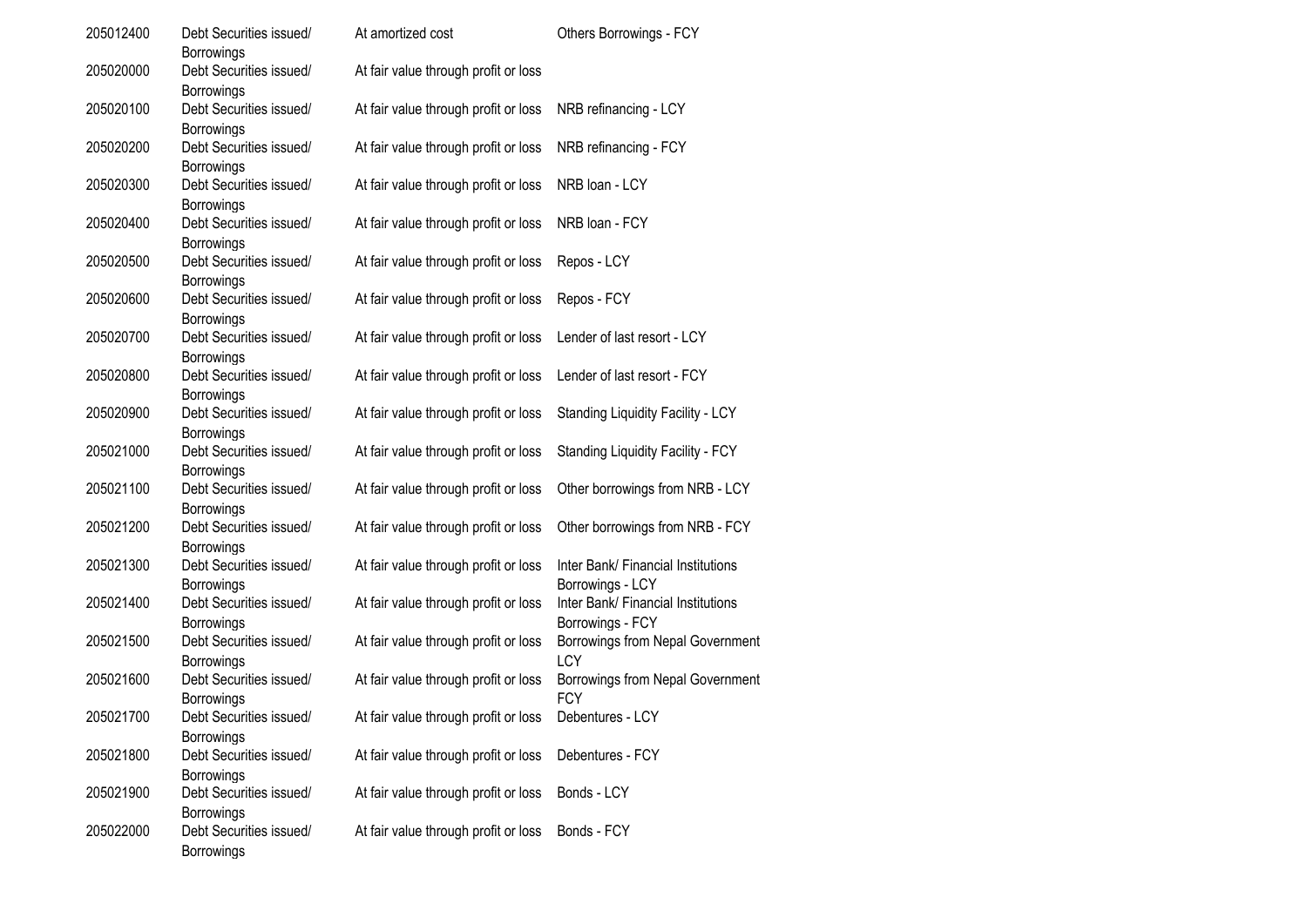| | | | |
|---|---|---|---|
| 205012400 | Debt Securities issued/ Borrowings | At amortized cost | Others Borrowings - FCY |
| 205020000 | Debt Securities issued/ Borrowings | At fair value through profit or loss | |
| 205020100 | Debt Securities issued/ Borrowings | At fair value through profit or loss | NRB refinancing - LCY |
| 205020200 | Debt Securities issued/ Borrowings | At fair value through profit or loss | NRB refinancing - FCY |
| 205020300 | Debt Securities issued/ Borrowings | At fair value through profit or loss | NRB loan - LCY |
| 205020400 | Debt Securities issued/ Borrowings | At fair value through profit or loss | NRB loan - FCY |
| 205020500 | Debt Securities issued/ Borrowings | At fair value through profit or loss | Repos - LCY |
| 205020600 | Debt Securities issued/ Borrowings | At fair value through profit or loss | Repos - FCY |
| 205020700 | Debt Securities issued/ Borrowings | At fair value through profit or loss | Lender of last resort - LCY |
| 205020800 | Debt Securities issued/ Borrowings | At fair value through profit or loss | Lender of last resort - FCY |
| 205020900 | Debt Securities issued/ Borrowings | At fair value through profit or loss | Standing Liquidity Facility - LCY |
| 205021000 | Debt Securities issued/ Borrowings | At fair value through profit or loss | Standing Liquidity Facility - FCY |
| 205021100 | Debt Securities issued/ Borrowings | At fair value through profit or loss | Other borrowings from NRB - LCY |
| 205021200 | Debt Securities issued/ Borrowings | At fair value through profit or loss | Other borrowings from NRB - FCY |
| 205021300 | Debt Securities issued/ Borrowings | At fair value through profit or loss | Inter Bank/ Financial Institutions Borrowings - LCY |
| 205021400 | Debt Securities issued/ Borrowings | At fair value through profit or loss | Inter Bank/ Financial Institutions Borrowings - FCY |
| 205021500 | Debt Securities issued/ Borrowings | At fair value through profit or loss | Borrowings from Nepal Government LCY |
| 205021600 | Debt Securities issued/ Borrowings | At fair value through profit or loss | Borrowings from Nepal Government FCY |
| 205021700 | Debt Securities issued/ Borrowings | At fair value through profit or loss | Debentures - LCY |
| 205021800 | Debt Securities issued/ Borrowings | At fair value through profit or loss | Debentures - FCY |
| 205021900 | Debt Securities issued/ Borrowings | At fair value through profit or loss | Bonds - LCY |
| 205022000 | Debt Securities issued/ Borrowings | At fair value through profit or loss | Bonds - FCY |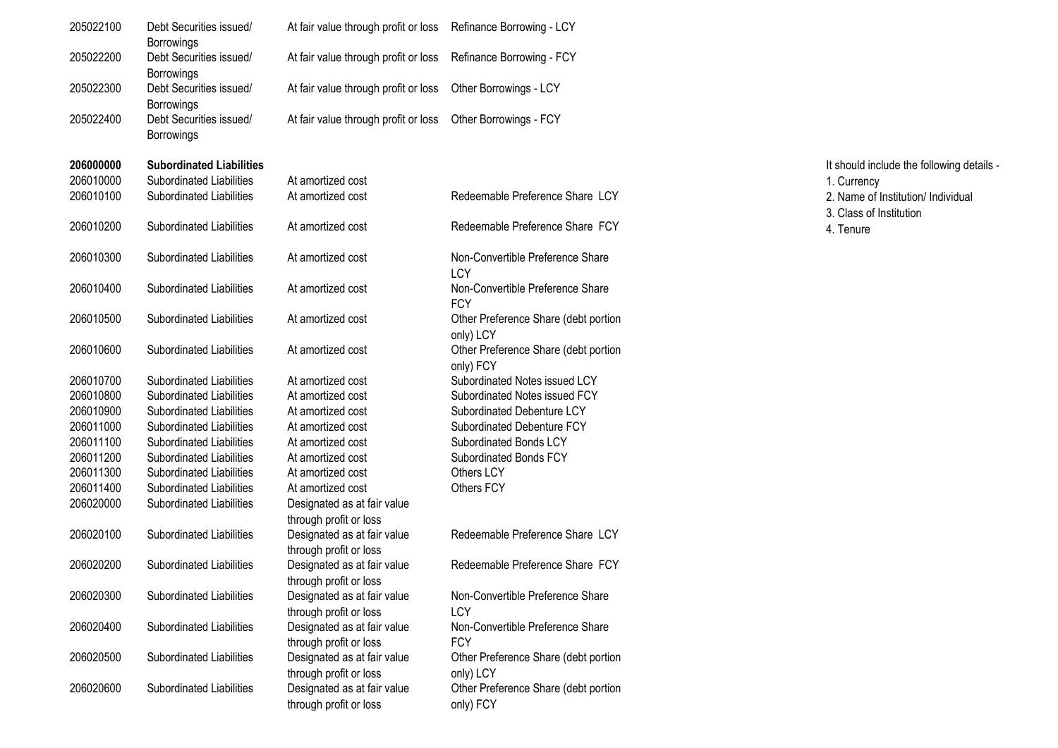| | | | | |
|---|---|---|---|---|
| 205022100 | Debt Securities issued/ Borrowings | At fair value through profit or loss | Refinance Borrowing - LCY | |
| 205022200 | Debt Securities issued/ Borrowings | At fair value through profit or loss | Refinance Borrowing - FCY | |
| 205022300 | Debt Securities issued/ Borrowings | At fair value through profit or loss | Other Borrowings - LCY | |
| 205022400 | Debt Securities issued/ Borrowings | At fair value through profit or loss | Other Borrowings - FCY | |
| **206000000** | **Subordinated Liabilities** | | | It should include the following details - 1. Currency 2. Name of Institution/ Individual 3. Class of Institution 4. Tenure |
| 206010000 | Subordinated Liabilities | At amortized cost | | |
| 206010100 | Subordinated Liabilities | At amortized cost | Redeemable Preference Share LCY | |
| 206010200 | Subordinated Liabilities | At amortized cost | Redeemable Preference Share FCY | |
| 206010300 | Subordinated Liabilities | At amortized cost | Non-Convertible Preference Share LCY | |
| 206010400 | Subordinated Liabilities | At amortized cost | Non-Convertible Preference Share FCY | |
| 206010500 | Subordinated Liabilities | At amortized cost | Other Preference Share (debt portion only) LCY | |
| 206010600 | Subordinated Liabilities | At amortized cost | Other Preference Share (debt portion only) FCY | |
| 206010700 | Subordinated Liabilities | At amortized cost | Subordinated Notes issued LCY | |
| 206010800 | Subordinated Liabilities | At amortized cost | Subordinated Notes issued FCY | |
| 206010900 | Subordinated Liabilities | At amortized cost | Subordinated Debenture LCY | |
| 206011000 | Subordinated Liabilities | At amortized cost | Subordinated Debenture FCY | |
| 206011100 | Subordinated Liabilities | At amortized cost | Subordinated Bonds LCY | |
| 206011200 | Subordinated Liabilities | At amortized cost | Subordinated Bonds FCY | |
| 206011300 | Subordinated Liabilities | At amortized cost | Others LCY | |
| 206011400 | Subordinated Liabilities | At amortized cost | Others FCY | |
| 206020000 | Subordinated Liabilities | Designated as at fair value through profit or loss | | |
| 206020100 | Subordinated Liabilities | Designated as at fair value through profit or loss | Redeemable Preference Share LCY | |
| 206020200 | Subordinated Liabilities | Designated as at fair value through profit or loss | Redeemable Preference Share FCY | |
| 206020300 | Subordinated Liabilities | Designated as at fair value through profit or loss | Non-Convertible Preference Share LCY | |
| 206020400 | Subordinated Liabilities | Designated as at fair value through profit or loss | Non-Convertible Preference Share FCY | |
| 206020500 | Subordinated Liabilities | Designated as at fair value through profit or loss | Other Preference Share (debt portion only) LCY | |
| 206020600 | Subordinated Liabilities | Designated as at fair value through profit or loss | Other Preference Share (debt portion only) FCY | |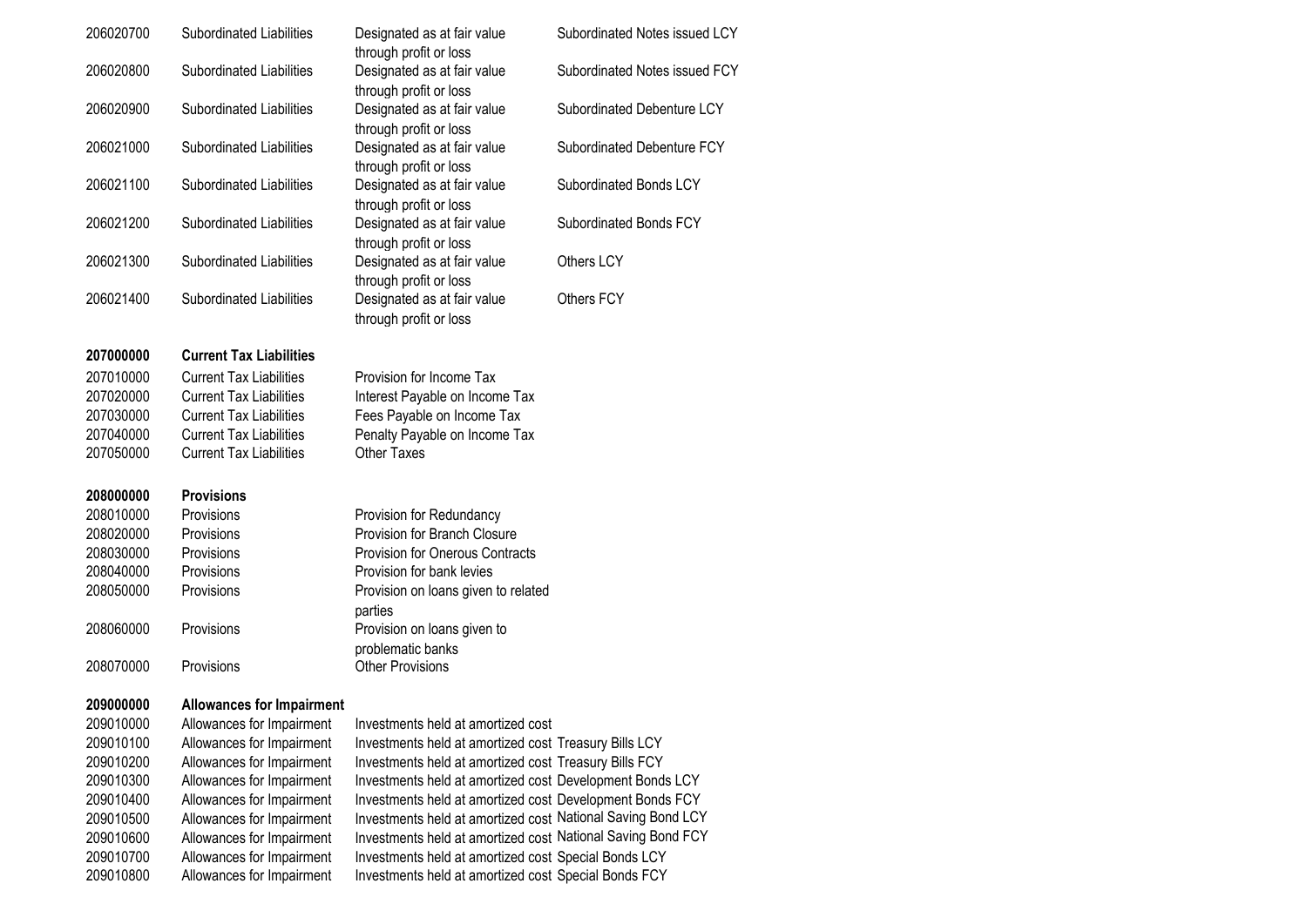| | | | |
|---|---|---|---|
| 206020700 | Subordinated Liabilities | Designated as at fair value through profit or loss | Subordinated Notes issued LCY |
| 206020800 | Subordinated Liabilities | Designated as at fair value through profit or loss | Subordinated Notes issued FCY |
| 206020900 | Subordinated Liabilities | Designated as at fair value through profit or loss | Subordinated Debenture LCY |
| 206021000 | Subordinated Liabilities | Designated as at fair value through profit or loss | Subordinated Debenture FCY |
| 206021100 | Subordinated Liabilities | Designated as at fair value through profit or loss | Subordinated Bonds LCY |
| 206021200 | Subordinated Liabilities | Designated as at fair value through profit or loss | Subordinated Bonds FCY |
| 206021300 | Subordinated Liabilities | Designated as at fair value through profit or loss | Others LCY |
| 206021400 | Subordinated Liabilities | Designated as at fair value through profit or loss | Others FCY |
| **207000000** | **Current Tax Liabilities** | | |
| 207010000 | Current Tax Liabilities | Provision for Income Tax | |
| 207020000 | Current Tax Liabilities | Interest Payable on Income Tax | |
| 207030000 | Current Tax Liabilities | Fees Payable on Income Tax | |
| 207040000 | Current Tax Liabilities | Penalty Payable on Income Tax | |
| 207050000 | Current Tax Liabilities | Other Taxes | |
| **208000000** | **Provisions** | | |
| 208010000 | Provisions | Provision for Redundancy | |
| 208020000 | Provisions | Provision for Branch Closure | |
| 208030000 | Provisions | Provision for Onerous Contracts | |
| 208040000 | Provisions | Provision for bank levies | |
| 208050000 | Provisions | Provision on loans given to related parties | |
| 208060000 | Provisions | Provision on loans given to problematic banks | |
| 208070000 | Provisions | Other Provisions | |
| **209000000** | **Allowances for Impairment** | | |
| 209010000 | Allowances for Impairment | Investments held at amortized cost | |
| 209010100 | Allowances for Impairment | Investments held at amortized cost | Treasury Bills LCY |
| 209010200 | Allowances for Impairment | Investments held at amortized cost | Treasury Bills FCY |
| 209010300 | Allowances for Impairment | Investments held at amortized cost | Development Bonds LCY |
| 209010400 | Allowances for Impairment | Investments held at amortized cost | Development Bonds FCY |
| 209010500 | Allowances for Impairment | Investments held at amortized cost | National Saving Bond LCY |
| 209010600 | Allowances for Impairment | Investments held at amortized cost | National Saving Bond FCY |
| 209010700 | Allowances for Impairment | Investments held at amortized cost | Special Bonds LCY |
| 209010800 | Allowances for Impairment | Investments held at amortized cost | Special Bonds FCY |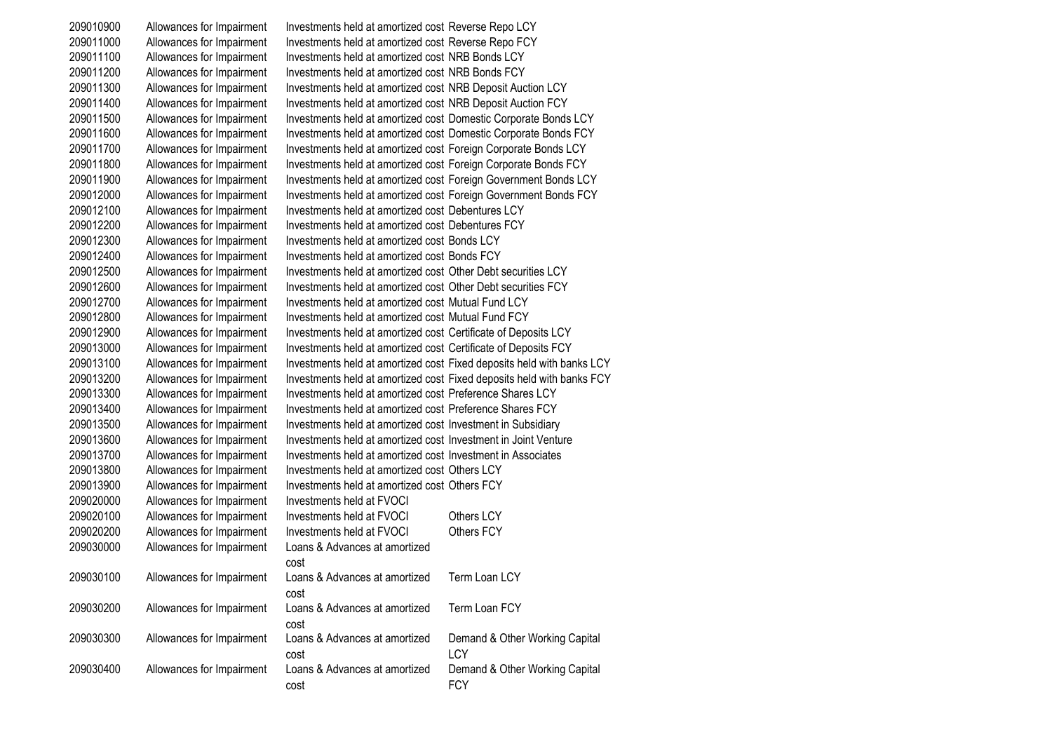| | | | |
|---|---|---|---|
| 209010900 | Allowances for Impairment | Investments held at amortized cost | Reverse Repo LCY |
| 209011000 | Allowances for Impairment | Investments held at amortized cost | Reverse Repo FCY |
| 209011100 | Allowances for Impairment | Investments held at amortized cost | NRB Bonds LCY |
| 209011200 | Allowances for Impairment | Investments held at amortized cost | NRB Bonds FCY |
| 209011300 | Allowances for Impairment | Investments held at amortized cost | NRB Deposit Auction LCY |
| 209011400 | Allowances for Impairment | Investments held at amortized cost | NRB Deposit Auction FCY |
| 209011500 | Allowances for Impairment | Investments held at amortized cost | Domestic Corporate Bonds LCY |
| 209011600 | Allowances for Impairment | Investments held at amortized cost | Domestic Corporate Bonds FCY |
| 209011700 | Allowances for Impairment | Investments held at amortized cost | Foreign Corporate Bonds LCY |
| 209011800 | Allowances for Impairment | Investments held at amortized cost | Foreign Corporate Bonds FCY |
| 209011900 | Allowances for Impairment | Investments held at amortized cost | Foreign Government Bonds LCY |
| 209012000 | Allowances for Impairment | Investments held at amortized cost | Foreign Government Bonds FCY |
| 209012100 | Allowances for Impairment | Investments held at amortized cost | Debentures LCY |
| 209012200 | Allowances for Impairment | Investments held at amortized cost | Debentures FCY |
| 209012300 | Allowances for Impairment | Investments held at amortized cost | Bonds LCY |
| 209012400 | Allowances for Impairment | Investments held at amortized cost | Bonds FCY |
| 209012500 | Allowances for Impairment | Investments held at amortized cost | Other Debt securities LCY |
| 209012600 | Allowances for Impairment | Investments held at amortized cost | Other Debt securities FCY |
| 209012700 | Allowances for Impairment | Investments held at amortized cost | Mutual Fund LCY |
| 209012800 | Allowances for Impairment | Investments held at amortized cost | Mutual Fund FCY |
| 209012900 | Allowances for Impairment | Investments held at amortized cost | Certificate of Deposits LCY |
| 209013000 | Allowances for Impairment | Investments held at amortized cost | Certificate of Deposits FCY |
| 209013100 | Allowances for Impairment | Investments held at amortized cost | Fixed deposits held with banks LCY |
| 209013200 | Allowances for Impairment | Investments held at amortized cost | Fixed deposits held with banks FCY |
| 209013300 | Allowances for Impairment | Investments held at amortized cost | Preference Shares LCY |
| 209013400 | Allowances for Impairment | Investments held at amortized cost | Preference Shares FCY |
| 209013500 | Allowances for Impairment | Investments held at amortized cost | Investment in Subsidiary |
| 209013600 | Allowances for Impairment | Investments held at amortized cost | Investment in Joint Venture |
| 209013700 | Allowances for Impairment | Investments held at amortized cost | Investment in Associates |
| 209013800 | Allowances for Impairment | Investments held at amortized cost | Others LCY |
| 209013900 | Allowances for Impairment | Investments held at amortized cost | Others FCY |
| 209020000 | Allowances for Impairment | Investments held at FVOCI | |
| 209020100 | Allowances for Impairment | Investments held at FVOCI | Others LCY |
| 209020200 | Allowances for Impairment | Investments held at FVOCI | Others FCY |
| 209030000 | Allowances for Impairment | Loans & Advances at amortized cost | |
| 209030100 | Allowances for Impairment | Loans & Advances at amortized cost | Term Loan LCY |
| 209030200 | Allowances for Impairment | Loans & Advances at amortized cost | Term Loan FCY |
| 209030300 | Allowances for Impairment | Loans & Advances at amortized cost | Demand & Other Working Capital LCY |
| 209030400 | Allowances for Impairment | Loans & Advances at amortized cost | Demand & Other Working Capital FCY |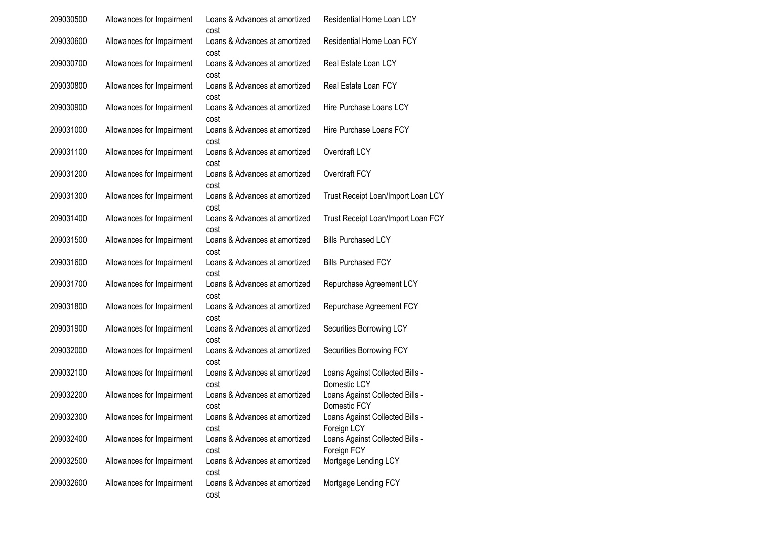| | | | |
|---|---|---|---|
| 209030500 | Allowances for Impairment | Loans & Advances at amortized cost | Residential Home Loan LCY |
| 209030600 | Allowances for Impairment | Loans & Advances at amortized cost | Residential Home Loan FCY |
| 209030700 | Allowances for Impairment | Loans & Advances at amortized cost | Real Estate Loan LCY |
| 209030800 | Allowances for Impairment | Loans & Advances at amortized cost | Real Estate Loan FCY |
| 209030900 | Allowances for Impairment | Loans & Advances at amortized cost | Hire Purchase Loans LCY |
| 209031000 | Allowances for Impairment | Loans & Advances at amortized cost | Hire Purchase Loans FCY |
| 209031100 | Allowances for Impairment | Loans & Advances at amortized cost | Overdraft LCY |
| 209031200 | Allowances for Impairment | Loans & Advances at amortized cost | Overdraft FCY |
| 209031300 | Allowances for Impairment | Loans & Advances at amortized cost | Trust Receipt Loan/Import Loan LCY |
| 209031400 | Allowances for Impairment | Loans & Advances at amortized cost | Trust Receipt Loan/Import Loan FCY |
| 209031500 | Allowances for Impairment | Loans & Advances at amortized cost | Bills Purchased LCY |
| 209031600 | Allowances for Impairment | Loans & Advances at amortized cost | Bills Purchased FCY |
| 209031700 | Allowances for Impairment | Loans & Advances at amortized cost | Repurchase Agreement LCY |
| 209031800 | Allowances for Impairment | Loans & Advances at amortized cost | Repurchase Agreement FCY |
| 209031900 | Allowances for Impairment | Loans & Advances at amortized cost | Securities Borrowing LCY |
| 209032000 | Allowances for Impairment | Loans & Advances at amortized cost | Securities Borrowing FCY |
| 209032100 | Allowances for Impairment | Loans & Advances at amortized cost | Loans Against Collected Bills - Domestic LCY |
| 209032200 | Allowances for Impairment | Loans & Advances at amortized cost | Loans Against Collected Bills - Domestic FCY |
| 209032300 | Allowances for Impairment | Loans & Advances at amortized cost | Loans Against Collected Bills - Foreign LCY |
| 209032400 | Allowances for Impairment | Loans & Advances at amortized cost | Loans Against Collected Bills - Foreign FCY |
| 209032500 | Allowances for Impairment | Loans & Advances at amortized cost | Mortgage Lending LCY |
| 209032600 | Allowances for Impairment | Loans & Advances at amortized cost | Mortgage Lending FCY |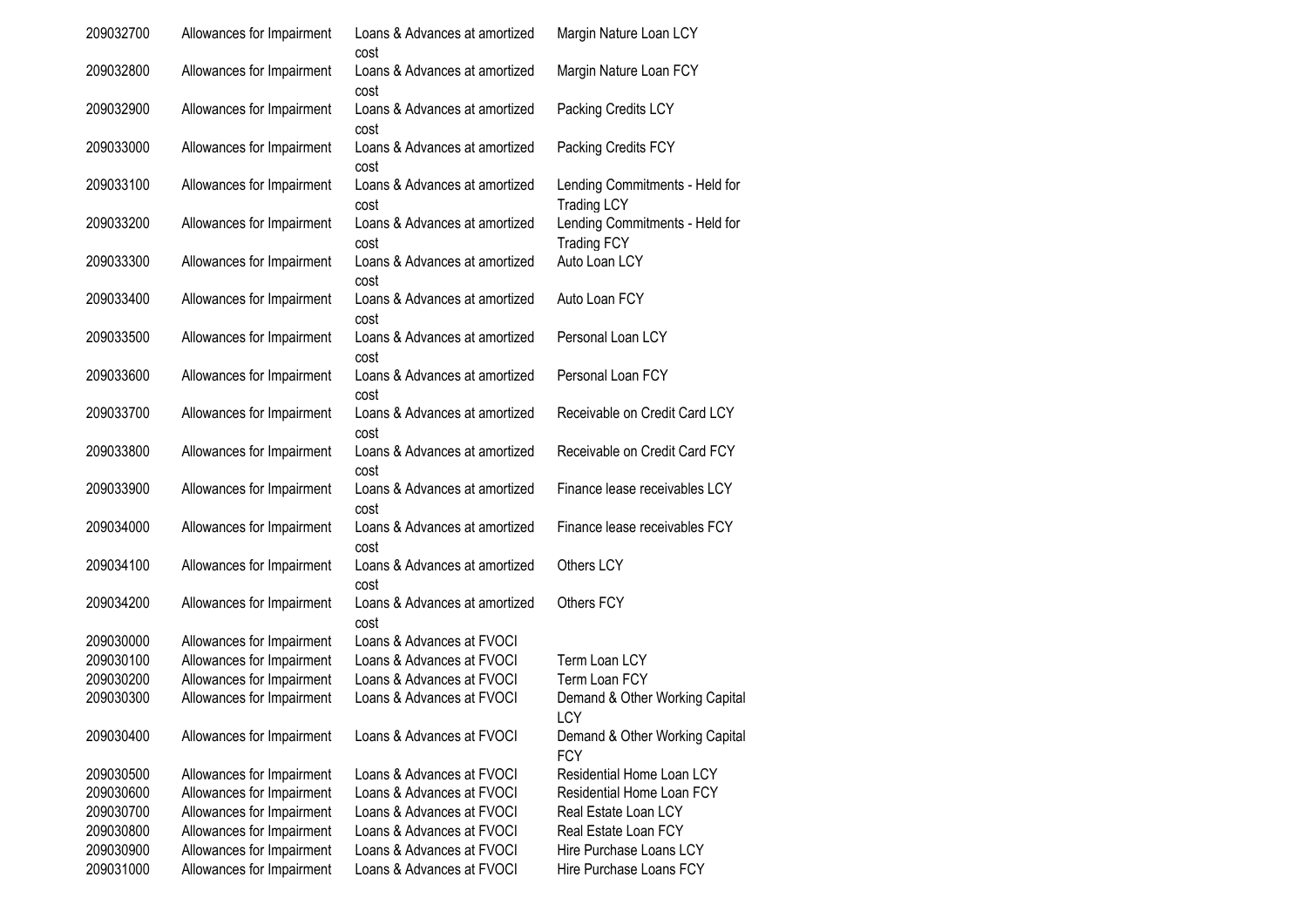| | | | |
|---|---|---|---|
| 209032700 | Allowances for Impairment | Loans & Advances at amortized cost | Margin Nature Loan LCY |
| 209032800 | Allowances for Impairment | Loans & Advances at amortized cost | Margin Nature Loan FCY |
| 209032900 | Allowances for Impairment | Loans & Advances at amortized cost | Packing Credits LCY |
| 209033000 | Allowances for Impairment | Loans & Advances at amortized cost | Packing Credits FCY |
| 209033100 | Allowances for Impairment | Loans & Advances at amortized cost | Lending Commitments - Held for Trading LCY |
| 209033200 | Allowances for Impairment | Loans & Advances at amortized cost | Lending Commitments - Held for Trading FCY |
| 209033300 | Allowances for Impairment | Loans & Advances at amortized cost | Auto Loan LCY |
| 209033400 | Allowances for Impairment | Loans & Advances at amortized cost | Auto Loan FCY |
| 209033500 | Allowances for Impairment | Loans & Advances at amortized cost | Personal Loan LCY |
| 209033600 | Allowances for Impairment | Loans & Advances at amortized cost | Personal Loan FCY |
| 209033700 | Allowances for Impairment | Loans & Advances at amortized cost | Receivable on Credit Card LCY |
| 209033800 | Allowances for Impairment | Loans & Advances at amortized cost | Receivable on Credit Card FCY |
| 209033900 | Allowances for Impairment | Loans & Advances at amortized cost | Finance lease receivables LCY |
| 209034000 | Allowances for Impairment | Loans & Advances at amortized cost | Finance lease receivables FCY |
| 209034100 | Allowances for Impairment | Loans & Advances at amortized cost | Others LCY |
| 209034200 | Allowances for Impairment | Loans & Advances at amortized cost | Others FCY |
| 209030000 | Allowances for Impairment | Loans & Advances at FVOCI | |
| 209030100 | Allowances for Impairment | Loans & Advances at FVOCI | Term Loan LCY |
| 209030200 | Allowances for Impairment | Loans & Advances at FVOCI | Term Loan FCY |
| 209030300 | Allowances for Impairment | Loans & Advances at FVOCI | Demand & Other Working Capital LCY |
| 209030400 | Allowances for Impairment | Loans & Advances at FVOCI | Demand & Other Working Capital FCY |
| 209030500 | Allowances for Impairment | Loans & Advances at FVOCI | Residential Home Loan LCY |
| 209030600 | Allowances for Impairment | Loans & Advances at FVOCI | Residential Home Loan FCY |
| 209030700 | Allowances for Impairment | Loans & Advances at FVOCI | Real Estate Loan LCY |
| 209030800 | Allowances for Impairment | Loans & Advances at FVOCI | Real Estate Loan FCY |
| 209030900 | Allowances for Impairment | Loans & Advances at FVOCI | Hire Purchase Loans LCY |
| 209031000 | Allowances for Impairment | Loans & Advances at FVOCI | Hire Purchase Loans FCY |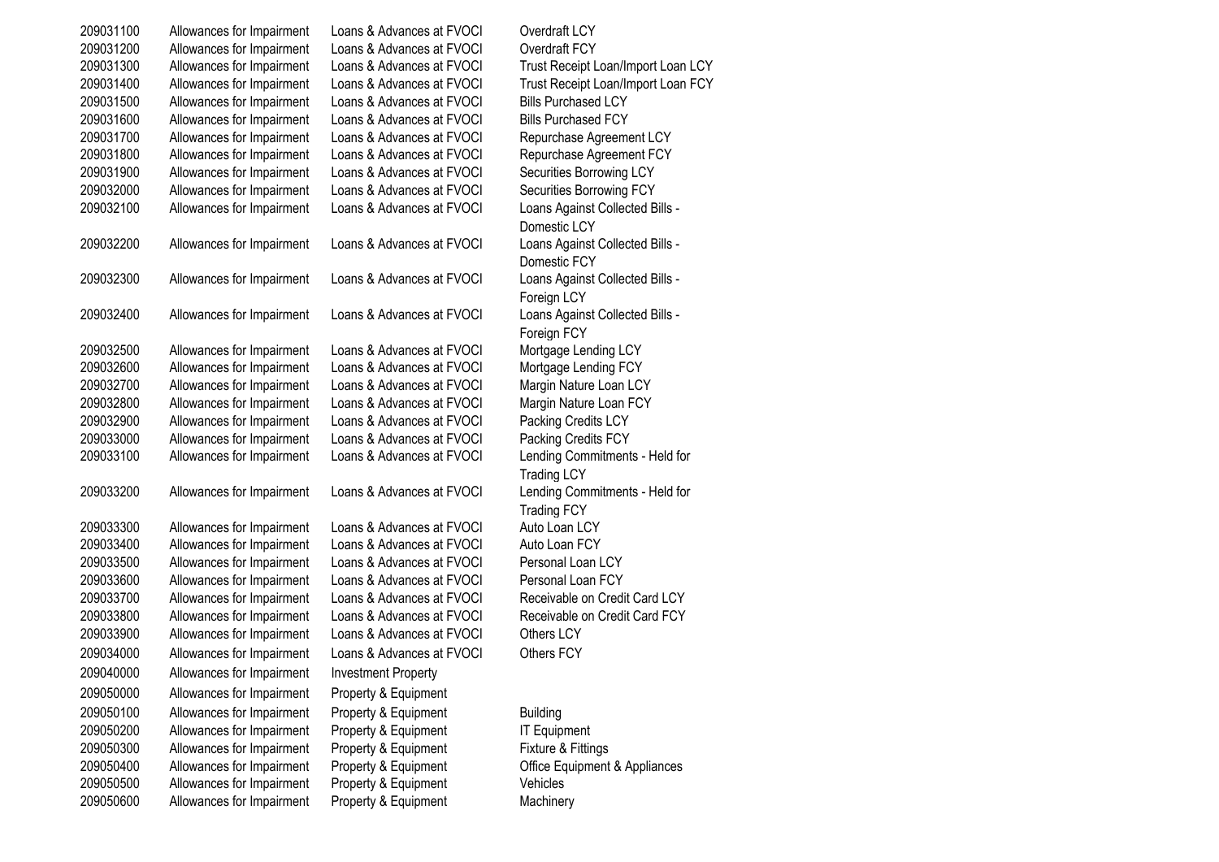| | | | |
|---|---|---|---|
| 209031100 | Allowances for Impairment | Loans & Advances at FVOCI | Overdraft LCY |
| 209031200 | Allowances for Impairment | Loans & Advances at FVOCI | Overdraft FCY |
| 209031300 | Allowances for Impairment | Loans & Advances at FVOCI | Trust Receipt Loan/Import Loan LCY |
| 209031400 | Allowances for Impairment | Loans & Advances at FVOCI | Trust Receipt Loan/Import Loan FCY |
| 209031500 | Allowances for Impairment | Loans & Advances at FVOCI | Bills Purchased LCY |
| 209031600 | Allowances for Impairment | Loans & Advances at FVOCI | Bills Purchased FCY |
| 209031700 | Allowances for Impairment | Loans & Advances at FVOCI | Repurchase Agreement LCY |
| 209031800 | Allowances for Impairment | Loans & Advances at FVOCI | Repurchase Agreement FCY |
| 209031900 | Allowances for Impairment | Loans & Advances at FVOCI | Securities Borrowing LCY |
| 209032000 | Allowances for Impairment | Loans & Advances at FVOCI | Securities Borrowing FCY |
| 209032100 | Allowances for Impairment | Loans & Advances at FVOCI | Loans Against Collected Bills - Domestic LCY |
| 209032200 | Allowances for Impairment | Loans & Advances at FVOCI | Loans Against Collected Bills - Domestic FCY |
| 209032300 | Allowances for Impairment | Loans & Advances at FVOCI | Loans Against Collected Bills - Foreign LCY |
| 209032400 | Allowances for Impairment | Loans & Advances at FVOCI | Loans Against Collected Bills - Foreign FCY |
| 209032500 | Allowances for Impairment | Loans & Advances at FVOCI | Mortgage Lending LCY |
| 209032600 | Allowances for Impairment | Loans & Advances at FVOCI | Mortgage Lending FCY |
| 209032700 | Allowances for Impairment | Loans & Advances at FVOCI | Margin Nature Loan LCY |
| 209032800 | Allowances for Impairment | Loans & Advances at FVOCI | Margin Nature Loan FCY |
| 209032900 | Allowances for Impairment | Loans & Advances at FVOCI | Packing Credits LCY |
| 209033000 | Allowances for Impairment | Loans & Advances at FVOCI | Packing Credits FCY |
| 209033100 | Allowances for Impairment | Loans & Advances at FVOCI | Lending Commitments - Held for Trading LCY |
| 209033200 | Allowances for Impairment | Loans & Advances at FVOCI | Lending Commitments - Held for Trading FCY |
| 209033300 | Allowances for Impairment | Loans & Advances at FVOCI | Auto Loan LCY |
| 209033400 | Allowances for Impairment | Loans & Advances at FVOCI | Auto Loan FCY |
| 209033500 | Allowances for Impairment | Loans & Advances at FVOCI | Personal Loan LCY |
| 209033600 | Allowances for Impairment | Loans & Advances at FVOCI | Personal Loan FCY |
| 209033700 | Allowances for Impairment | Loans & Advances at FVOCI | Receivable on Credit Card LCY |
| 209033800 | Allowances for Impairment | Loans & Advances at FVOCI | Receivable on Credit Card FCY |
| 209033900 | Allowances for Impairment | Loans & Advances at FVOCI | Others LCY |
| 209034000 | Allowances for Impairment | Loans & Advances at FVOCI | Others FCY |
| 209040000 | Allowances for Impairment | Investment Property | |
| 209050000 | Allowances for Impairment | Property & Equipment | |
| 209050100 | Allowances for Impairment | Property & Equipment | Building |
| 209050200 | Allowances for Impairment | Property & Equipment | IT Equipment |
| 209050300 | Allowances for Impairment | Property & Equipment | Fixture & Fittings |
| 209050400 | Allowances for Impairment | Property & Equipment | Office Equipment & Appliances |
| 209050500 | Allowances for Impairment | Property & Equipment | Vehicles |
| 209050600 | Allowances for Impairment | Property & Equipment | Machinery |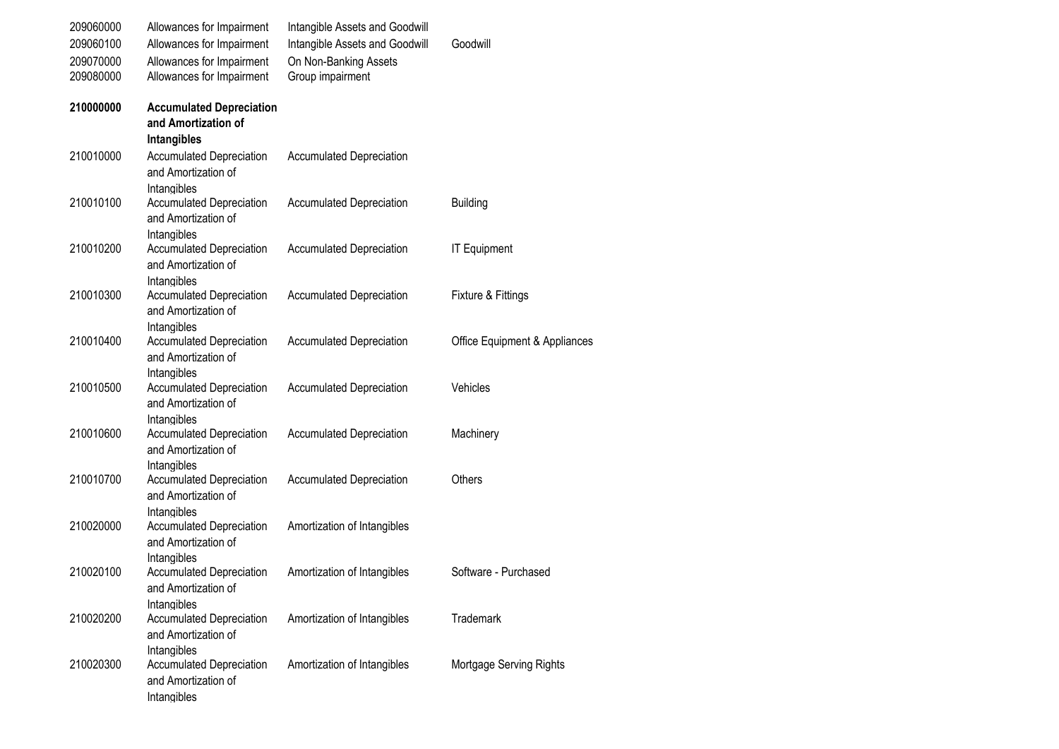| | | | |
|---|---|---|---|
| 209060000 | Allowances for Impairment | Intangible Assets and Goodwill | |
| 209060100 | Allowances for Impairment | Intangible Assets and Goodwill | Goodwill |
| 209070000 | Allowances for Impairment | On Non-Banking Assets | |
| 209080000 | Allowances for Impairment | Group impairment | |
| **210000000** | **Accumulated Depreciation and Amortization of Intangibles** | | |
| 210010000 | Accumulated Depreciation and Amortization of Intangibles | Accumulated Depreciation | |
| 210010100 | Accumulated Depreciation and Amortization of Intangibles | Accumulated Depreciation | Building |
| 210010200 | Accumulated Depreciation and Amortization of Intangibles | Accumulated Depreciation | IT Equipment |
| 210010300 | Accumulated Depreciation and Amortization of Intangibles | Accumulated Depreciation | Fixture & Fittings |
| 210010400 | Accumulated Depreciation and Amortization of Intangibles | Accumulated Depreciation | Office Equipment & Appliances |
| 210010500 | Accumulated Depreciation and Amortization of Intangibles | Accumulated Depreciation | Vehicles |
| 210010600 | Accumulated Depreciation and Amortization of Intangibles | Accumulated Depreciation | Machinery |
| 210010700 | Accumulated Depreciation and Amortization of Intangibles | Accumulated Depreciation | Others |
| 210020000 | Accumulated Depreciation and Amortization of Intangibles | Amortization of Intangibles | |
| 210020100 | Accumulated Depreciation and Amortization of Intangibles | Amortization of Intangibles | Software - Purchased |
| 210020200 | Accumulated Depreciation and Amortization of Intangibles | Amortization of Intangibles | Trademark |
| 210020300 | Accumulated Depreciation and Amortization of Intangibles | Amortization of Intangibles | Mortgage Serving Rights |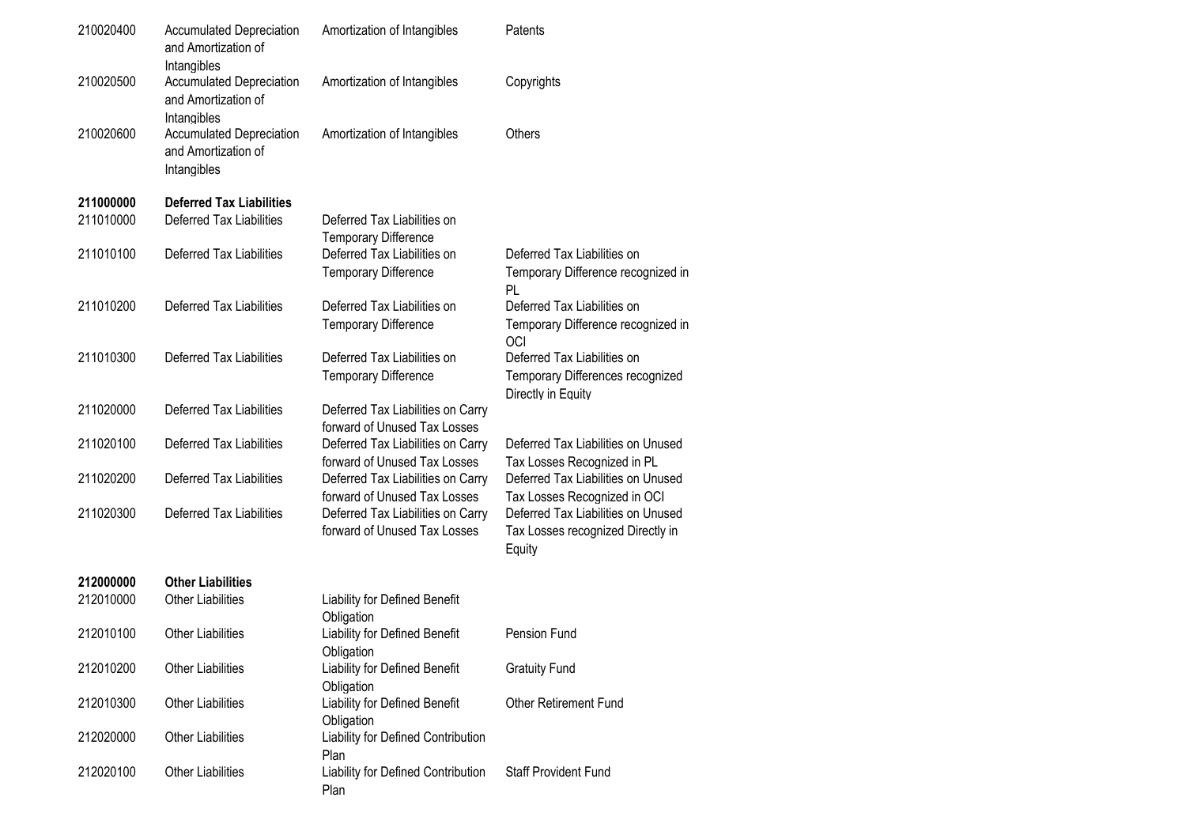| | | | |
|---|---|---|---|
| 210020400 | Accumulated Depreciation and Amortization of Intangibles | Amortization of Intangibles | Patents |
| 210020500 | Accumulated Depreciation and Amortization of Intangibles | Amortization of Intangibles | Copyrights |
| 210020600 | Accumulated Depreciation and Amortization of Intangibles | Amortization of Intangibles | Others |
| **211000000** | **Deferred Tax Liabilities** | | |
| 211010000 | Deferred Tax Liabilities | Deferred Tax Liabilities on Temporary Difference | |
| 211010100 | Deferred Tax Liabilities | Deferred Tax Liabilities on Temporary Difference | Deferred Tax Liabilities on Temporary Difference recognized in PL |
| 211010200 | Deferred Tax Liabilities | Deferred Tax Liabilities on Temporary Difference | Deferred Tax Liabilities on Temporary Difference recognized in OCI |
| 211010300 | Deferred Tax Liabilities | Deferred Tax Liabilities on Temporary Difference | Deferred Tax Liabilities on Temporary Differences recognized Directly in Equity |
| 211020000 | Deferred Tax Liabilities | Deferred Tax Liabilities on Carry forward of Unused Tax Losses | |
| 211020100 | Deferred Tax Liabilities | Deferred Tax Liabilities on Carry forward of Unused Tax Losses | Deferred Tax Liabilities on Unused Tax Losses Recognized in PL |
| 211020200 | Deferred Tax Liabilities | Deferred Tax Liabilities on Carry forward of Unused Tax Losses | Deferred Tax Liabilities on Unused Tax Losses Recognized in OCI |
| 211020300 | Deferred Tax Liabilities | Deferred Tax Liabilities on Carry forward of Unused Tax Losses | Deferred Tax Liabilities on Unused Tax Losses recognized Directly in Equity |
| **212000000** | **Other Liabilities** | | |
| 212010000 | Other Liabilities | Liability for Defined Benefit Obligation | |
| 212010100 | Other Liabilities | Liability for Defined Benefit Obligation | Pension Fund |
| 212010200 | Other Liabilities | Liability for Defined Benefit Obligation | Gratuity Fund |
| 212010300 | Other Liabilities | Liability for Defined Benefit Obligation | Other Retirement Fund |
| 212020000 | Other Liabilities | Liability for Defined Contribution Plan | |
| 212020100 | Other Liabilities | Liability for Defined Contribution Plan | Staff Provident Fund |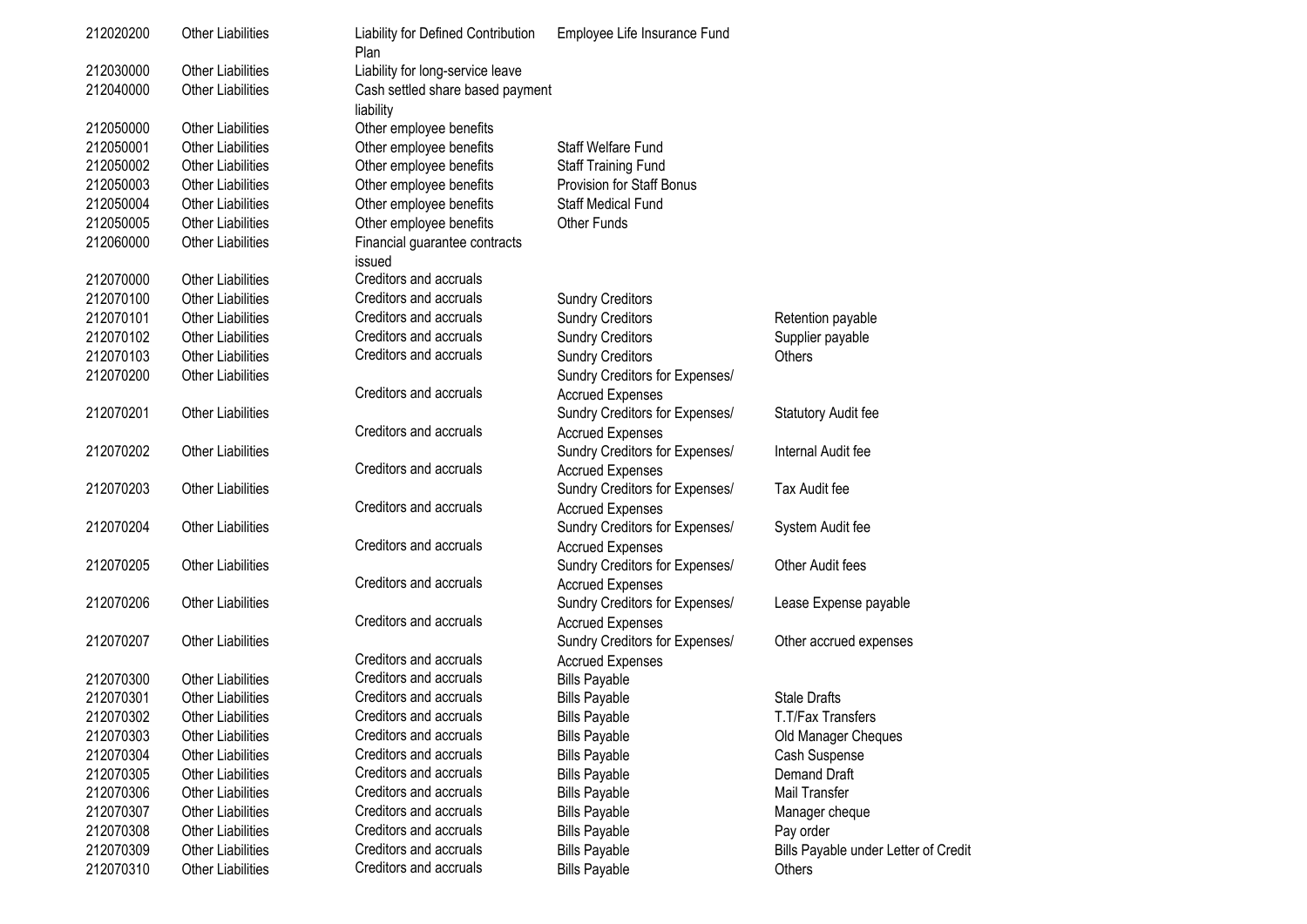| | | | | |
|---|---|---|---|---|
| 212020200 | Other Liabilities | Liability for Defined Contribution Plan | Employee Life Insurance Fund | |
| 212030000 | Other Liabilities | Liability for long-service leave | | |
| 212040000 | Other Liabilities | Cash settled share based payment liability | | |
| 212050000 | Other Liabilities | Other employee benefits | | |
| 212050001 | Other Liabilities | Other employee benefits | Staff Welfare Fund | |
| 212050002 | Other Liabilities | Other employee benefits | Staff Training Fund | |
| 212050003 | Other Liabilities | Other employee benefits | Provision for Staff Bonus | |
| 212050004 | Other Liabilities | Other employee benefits | Staff Medical Fund | |
| 212050005 | Other Liabilities | Other employee benefits | Other Funds | |
| 212060000 | Other Liabilities | Financial guarantee contracts issued | | |
| 212070000 | Other Liabilities | Creditors and accruals | | |
| 212070100 | Other Liabilities | Creditors and accruals | Sundry Creditors | |
| 212070101 | Other Liabilities | Creditors and accruals | Sundry Creditors | Retention payable |
| 212070102 | Other Liabilities | Creditors and accruals | Sundry Creditors | Supplier payable |
| 212070103 | Other Liabilities | Creditors and accruals | Sundry Creditors | Others |
| 212070200 | Other Liabilities | Creditors and accruals | Sundry Creditors for Expenses/ Accrued Expenses | |
| 212070201 | Other Liabilities | Creditors and accruals | Sundry Creditors for Expenses/ Accrued Expenses | Statutory Audit fee |
| 212070202 | Other Liabilities | Creditors and accruals | Sundry Creditors for Expenses/ Accrued Expenses | Internal Audit fee |
| 212070203 | Other Liabilities | Creditors and accruals | Sundry Creditors for Expenses/ Accrued Expenses | Tax Audit fee |
| 212070204 | Other Liabilities | Creditors and accruals | Sundry Creditors for Expenses/ Accrued Expenses | System Audit fee |
| 212070205 | Other Liabilities | Creditors and accruals | Sundry Creditors for Expenses/ Accrued Expenses | Other Audit fees |
| 212070206 | Other Liabilities | Creditors and accruals | Sundry Creditors for Expenses/ Accrued Expenses | Lease Expense payable |
| 212070207 | Other Liabilities | Creditors and accruals | Sundry Creditors for Expenses/ Accrued Expenses | Other accrued expenses |
| 212070300 | Other Liabilities | Creditors and accruals | Bills Payable | |
| 212070301 | Other Liabilities | Creditors and accruals | Bills Payable | Stale Drafts |
| 212070302 | Other Liabilities | Creditors and accruals | Bills Payable | T.T/Fax Transfers |
| 212070303 | Other Liabilities | Creditors and accruals | Bills Payable | Old Manager Cheques |
| 212070304 | Other Liabilities | Creditors and accruals | Bills Payable | Cash Suspense |
| 212070305 | Other Liabilities | Creditors and accruals | Bills Payable | Demand Draft |
| 212070306 | Other Liabilities | Creditors and accruals | Bills Payable | Mail Transfer |
| 212070307 | Other Liabilities | Creditors and accruals | Bills Payable | Manager cheque |
| 212070308 | Other Liabilities | Creditors and accruals | Bills Payable | Pay order |
| 212070309 | Other Liabilities | Creditors and accruals | Bills Payable | Bills Payable under Letter of Credit |
| 212070310 | Other Liabilities | Creditors and accruals | Bills Payable | Others |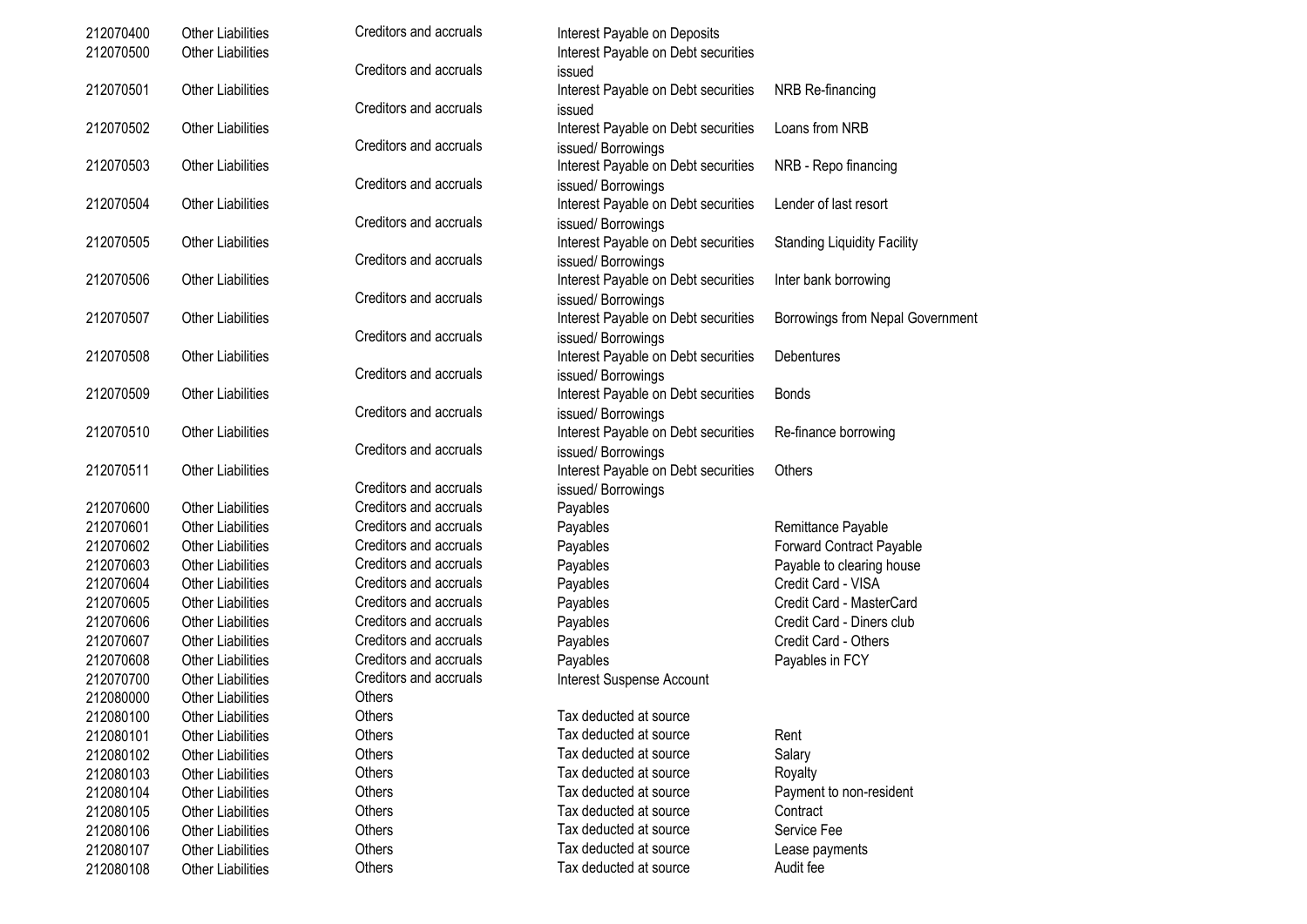| 212070400 | Other Liabilities | Creditors and accruals | Interest Payable on Deposits | |
|---|---|---|---|---|
| 212070500 | Other Liabilities | Creditors and accruals | Interest Payable on Debt securities issued | |
| 212070501 | Other Liabilities | Creditors and accruals | Interest Payable on Debt securities issued | NRB Re-financing |
| 212070502 | Other Liabilities | Creditors and accruals | Interest Payable on Debt securities issued/ Borrowings | Loans from NRB |
| 212070503 | Other Liabilities | Creditors and accruals | Interest Payable on Debt securities issued/ Borrowings | NRB - Repo financing |
| 212070504 | Other Liabilities | Creditors and accruals | Interest Payable on Debt securities issued/ Borrowings | Lender of last resort |
| 212070505 | Other Liabilities | Creditors and accruals | Interest Payable on Debt securities issued/ Borrowings | Standing Liquidity Facility |
| 212070506 | Other Liabilities | Creditors and accruals | Interest Payable on Debt securities issued/ Borrowings | Inter bank borrowing |
| 212070507 | Other Liabilities | Creditors and accruals | Interest Payable on Debt securities issued/ Borrowings | Borrowings from Nepal Government |
| 212070508 | Other Liabilities | Creditors and accruals | Interest Payable on Debt securities issued/ Borrowings | Debentures |
| 212070509 | Other Liabilities | Creditors and accruals | Interest Payable on Debt securities issued/ Borrowings | Bonds |
| 212070510 | Other Liabilities | Creditors and accruals | Interest Payable on Debt securities issued/ Borrowings | Re-finance borrowing |
| 212070511 | Other Liabilities | Creditors and accruals | Interest Payable on Debt securities issued/ Borrowings | Others |
| 212070600 | Other Liabilities | Creditors and accruals | Payables | |
| 212070601 | Other Liabilities | Creditors and accruals | Payables | Remittance Payable |
| 212070602 | Other Liabilities | Creditors and accruals | Payables | Forward Contract Payable |
| 212070603 | Other Liabilities | Creditors and accruals | Payables | Payable to clearing house |
| 212070604 | Other Liabilities | Creditors and accruals | Payables | Credit Card - VISA |
| 212070605 | Other Liabilities | Creditors and accruals | Payables | Credit Card - MasterCard |
| 212070606 | Other Liabilities | Creditors and accruals | Payables | Credit Card - Diners club |
| 212070607 | Other Liabilities | Creditors and accruals | Payables | Credit Card - Others |
| 212070608 | Other Liabilities | Creditors and accruals | Payables | Payables in FCY |
| 212070700 | Other Liabilities | Creditors and accruals | Interest Suspense Account | |
| 212080000 | Other Liabilities | Others | | |
| 212080100 | Other Liabilities | Others | Tax deducted at source | |
| 212080101 | Other Liabilities | Others | Tax deducted at source | Rent |
| 212080102 | Other Liabilities | Others | Tax deducted at source | Salary |
| 212080103 | Other Liabilities | Others | Tax deducted at source | Royalty |
| 212080104 | Other Liabilities | Others | Tax deducted at source | Payment to non-resident |
| 212080105 | Other Liabilities | Others | Tax deducted at source | Contract |
| 212080106 | Other Liabilities | Others | Tax deducted at source | Service Fee |
| 212080107 | Other Liabilities | Others | Tax deducted at source | Lease payments |
| 212080108 | Other Liabilities | Others | Tax deducted at source | Audit fee |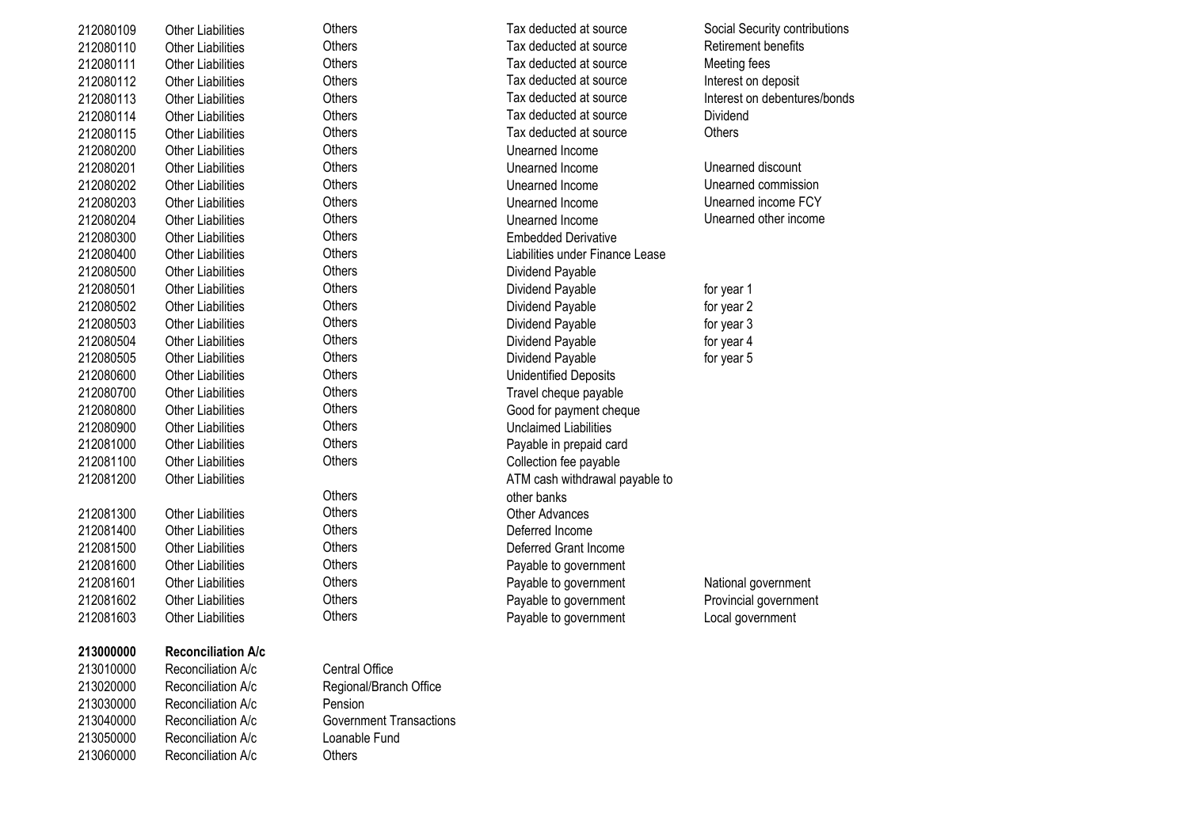| | | | | |
|---|---|---|---|---|
| 212080109 | Other Liabilities | Others | Tax deducted at source | Social Security contributions |
| 212080110 | Other Liabilities | Others | Tax deducted at source | Retirement benefits |
| 212080111 | Other Liabilities | Others | Tax deducted at source | Meeting fees |
| 212080112 | Other Liabilities | Others | Tax deducted at source | Interest on deposit |
| 212080113 | Other Liabilities | Others | Tax deducted at source | Interest on debentures/bonds |
| 212080114 | Other Liabilities | Others | Tax deducted at source | Dividend |
| 212080115 | Other Liabilities | Others | Tax deducted at source | Others |
| 212080200 | Other Liabilities | Others | Unearned Income | |
| 212080201 | Other Liabilities | Others | Unearned Income | Unearned discount |
| 212080202 | Other Liabilities | Others | Unearned Income | Unearned commission |
| 212080203 | Other Liabilities | Others | Unearned Income | Unearned income FCY |
| 212080204 | Other Liabilities | Others | Unearned Income | Unearned other income |
| 212080300 | Other Liabilities | Others | Embedded Derivative | |
| 212080400 | Other Liabilities | Others | Liabilities under Finance Lease | |
| 212080500 | Other Liabilities | Others | Dividend Payable | |
| 212080501 | Other Liabilities | Others | Dividend Payable | for year 1 |
| 212080502 | Other Liabilities | Others | Dividend Payable | for year 2 |
| 212080503 | Other Liabilities | Others | Dividend Payable | for year 3 |
| 212080504 | Other Liabilities | Others | Dividend Payable | for year 4 |
| 212080505 | Other Liabilities | Others | Dividend Payable | for year 5 |
| 212080600 | Other Liabilities | Others | Unidentified Deposits | |
| 212080700 | Other Liabilities | Others | Travel cheque payable | |
| 212080800 | Other Liabilities | Others | Good for payment cheque | |
| 212080900 | Other Liabilities | Others | Unclaimed Liabilities | |
| 212081000 | Other Liabilities | Others | Payable in prepaid card | |
| 212081100 | Other Liabilities | Others | Collection fee payable | |
| 212081200 | Other Liabilities | Others | ATM cash withdrawal payable to other banks | |
| 212081300 | Other Liabilities | Others | Other Advances | |
| 212081400 | Other Liabilities | Others | Deferred Income | |
| 212081500 | Other Liabilities | Others | Deferred Grant Income | |
| 212081600 | Other Liabilities | Others | Payable to government | |
| 212081601 | Other Liabilities | Others | Payable to government | National government |
| 212081602 | Other Liabilities | Others | Payable to government | Provincial government |
| 212081603 | Other Liabilities | Others | Payable to government | Local government |
| **213000000** | **Reconciliation A/c** | | | |
| 213010000 | Reconciliation A/c | Central Office | | |
| 213020000 | Reconciliation A/c | Regional/Branch Office | | |
| 213030000 | Reconciliation A/c | Pension | | |
| 213040000 | Reconciliation A/c | Government Transactions | | |
| 213050000 | Reconciliation A/c | Loanable Fund | | |
| 213060000 | Reconciliation A/c | Others | | |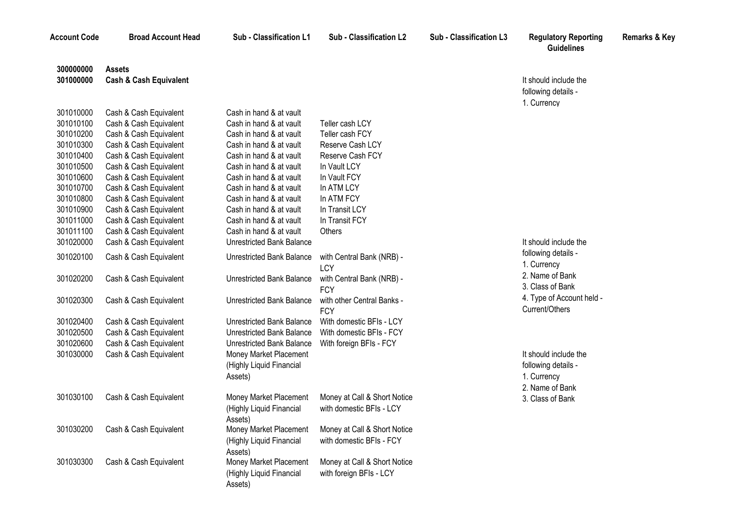| Account Code | Broad Account Head | Sub - Classification L1 | Sub - Classification L2 | Sub - Classification L3 | Regulatory Reporting Guidelines | Remarks & Key |
|---|---|---|---|---|---|---|
| **300000000** | **Assets** | | | | | |
| **301000000** | **Cash & Cash Equivalent** | | | | It should include the following details - 1. Currency | |
| 301010000 | Cash & Cash Equivalent | Cash in hand & at vault | | | | |
| 301010100 | Cash & Cash Equivalent | Cash in hand & at vault | Teller cash LCY | | | |
| 301010200 | Cash & Cash Equivalent | Cash in hand & at vault | Teller cash FCY | | | |
| 301010300 | Cash & Cash Equivalent | Cash in hand & at vault | Reserve Cash LCY | | | |
| 301010400 | Cash & Cash Equivalent | Cash in hand & at vault | Reserve Cash FCY | | | |
| 301010500 | Cash & Cash Equivalent | Cash in hand & at vault | In Vault LCY | | | |
| 301010600 | Cash & Cash Equivalent | Cash in hand & at vault | In Vault FCY | | | |
| 301010700 | Cash & Cash Equivalent | Cash in hand & at vault | In ATM LCY | | | |
| 301010800 | Cash & Cash Equivalent | Cash in hand & at vault | In ATM FCY | | | |
| 301010900 | Cash & Cash Equivalent | Cash in hand & at vault | In Transit LCY | | | |
| 301011000 | Cash & Cash Equivalent | Cash in hand & at vault | In Transit FCY | | | |
| 301011100 | Cash & Cash Equivalent | Cash in hand & at vault | Others | | | |
| 301020000 | Cash & Cash Equivalent | Unrestricted Bank Balance | | | It should include the following details - 1. Currency 2. Name of Bank 3. Class of Bank 4. Type of Account held - Current/Others | |
| 301020100 | Cash & Cash Equivalent | Unrestricted Bank Balance | with Central Bank (NRB) - LCY | | | |
| 301020200 | Cash & Cash Equivalent | Unrestricted Bank Balance | with Central Bank (NRB) - FCY | | | |
| 301020300 | Cash & Cash Equivalent | Unrestricted Bank Balance | with other Central Banks - FCY | | | |
| 301020400 | Cash & Cash Equivalent | Unrestricted Bank Balance | With domestic BFIs - LCY | | | |
| 301020500 | Cash & Cash Equivalent | Unrestricted Bank Balance | With domestic BFIs - FCY | | | |
| 301020600 | Cash & Cash Equivalent | Unrestricted Bank Balance | With foreign BFIs - FCY | | | |
| 301030000 | Cash & Cash Equivalent | Money Market Placement (Highly Liquid Financial Assets) | | | It should include the following details - 1. Currency 2. Name of Bank 3. Class of Bank | |
| 301030100 | Cash & Cash Equivalent | Money Market Placement (Highly Liquid Financial Assets) | Money at Call & Short Notice with domestic BFIs - LCY | | | |
| 301030200 | Cash & Cash Equivalent | Money Market Placement (Highly Liquid Financial Assets) | Money at Call & Short Notice with domestic BFIs - FCY | | | |
| 301030300 | Cash & Cash Equivalent | Money Market Placement (Highly Liquid Financial Assets) | Money at Call & Short Notice with foreign BFIs - LCY | | | |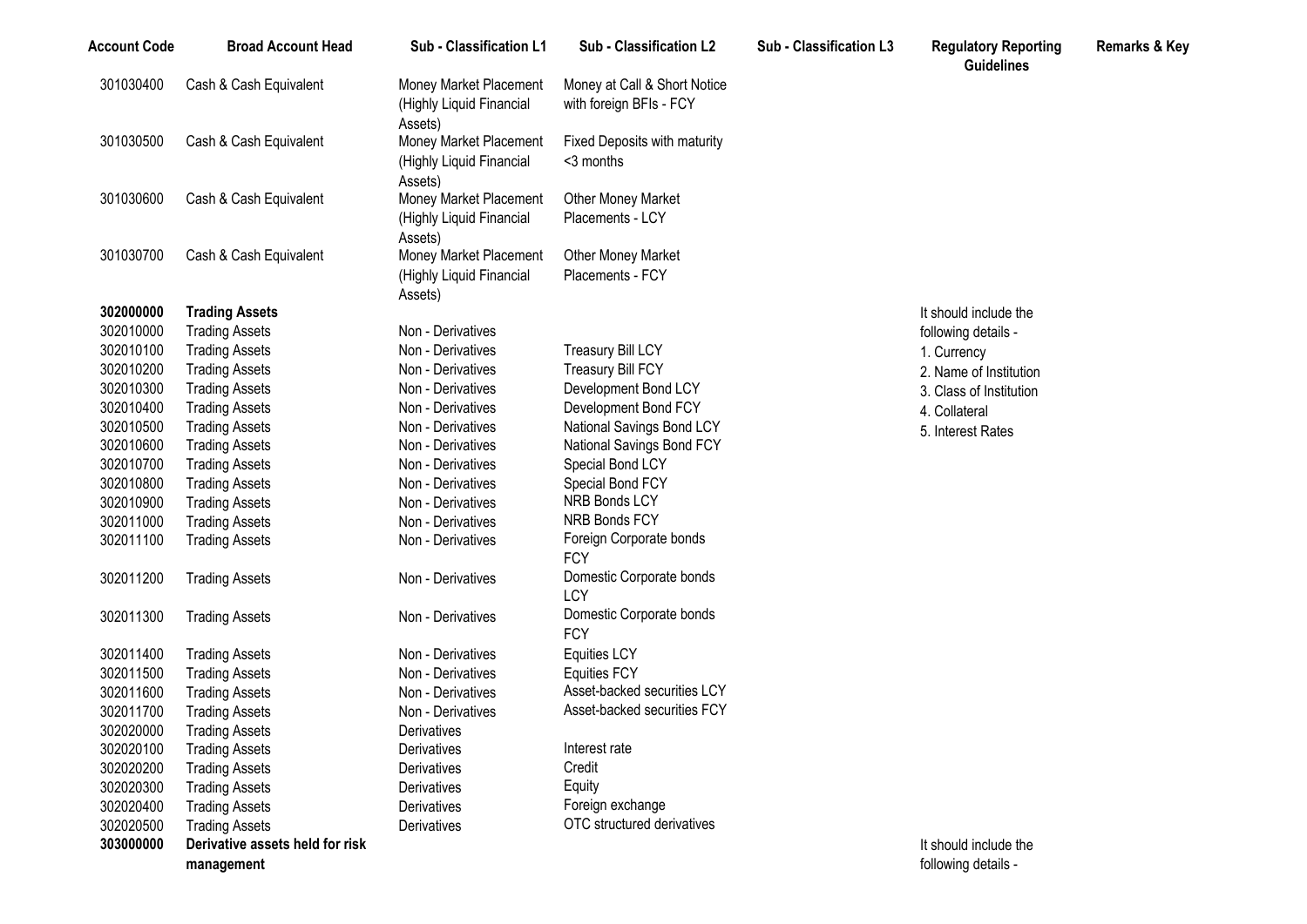| Account Code | Broad Account Head | Sub - Classification L1 | Sub - Classification L2 | Sub - Classification L3 | Regulatory Reporting Guidelines | Remarks & Key |
|---|---|---|---|---|---|---|
| 301030400 | Cash & Cash Equivalent | Money Market Placement (Highly Liquid Financial Assets) | Money at Call & Short Notice with foreign BFIs - FCY | | | |
| 301030500 | Cash & Cash Equivalent | Money Market Placement (Highly Liquid Financial Assets) | Fixed Deposits with maturity <3 months | | | |
| 301030600 | Cash & Cash Equivalent | Money Market Placement (Highly Liquid Financial Assets) | Other Money Market Placements - LCY | | | |
| 301030700 | Cash & Cash Equivalent | Money Market Placement (Highly Liquid Financial Assets) | Other Money Market Placements - FCY | | | |
| **302000000** | **Trading Assets** | | | | It should include the following details - 1. Currency 2. Name of Institution 3. Class of Institution 4. Collateral 5. Interest Rates | |
| 302010000 | Trading Assets | Non - Derivatives | | | | |
| 302010100 | Trading Assets | Non - Derivatives | Treasury Bill LCY | | | |
| 302010200 | Trading Assets | Non - Derivatives | Treasury Bill FCY | | | |
| 302010300 | Trading Assets | Non - Derivatives | Development Bond LCY | | | |
| 302010400 | Trading Assets | Non - Derivatives | Development Bond FCY | | | |
| 302010500 | Trading Assets | Non - Derivatives | National Savings Bond LCY | | | |
| 302010600 | Trading Assets | Non - Derivatives | National Savings Bond FCY | | | |
| 302010700 | Trading Assets | Non - Derivatives | Special Bond LCY | | | |
| 302010800 | Trading Assets | Non - Derivatives | Special Bond FCY | | | |
| 302010900 | Trading Assets | Non - Derivatives | NRB Bonds LCY | | | |
| 302011000 | Trading Assets | Non - Derivatives | NRB Bonds FCY | | | |
| 302011100 | Trading Assets | Non - Derivatives | Foreign Corporate bonds FCY | | | |
| 302011200 | Trading Assets | Non - Derivatives | Domestic Corporate bonds LCY | | | |
| 302011300 | Trading Assets | Non - Derivatives | Domestic Corporate bonds FCY | | | |
| 302011400 | Trading Assets | Non - Derivatives | Equities LCY | | | |
| 302011500 | Trading Assets | Non - Derivatives | Equities FCY | | | |
| 302011600 | Trading Assets | Non - Derivatives | Asset-backed securities LCY | | | |
| 302011700 | Trading Assets | Non - Derivatives | Asset-backed securities FCY | | | |
| 302020000 | Trading Assets | Derivatives | | | | |
| 302020100 | Trading Assets | Derivatives | Interest rate | | | |
| 302020200 | Trading Assets | Derivatives | Credit | | | |
| 302020300 | Trading Assets | Derivatives | Equity | | | |
| 302020400 | Trading Assets | Derivatives | Foreign exchange | | | |
| 302020500 | Trading Assets | Derivatives | OTC structured derivatives | | | |
| **303000000** | **Derivative assets held for risk management** | | | | It should include the following details - | |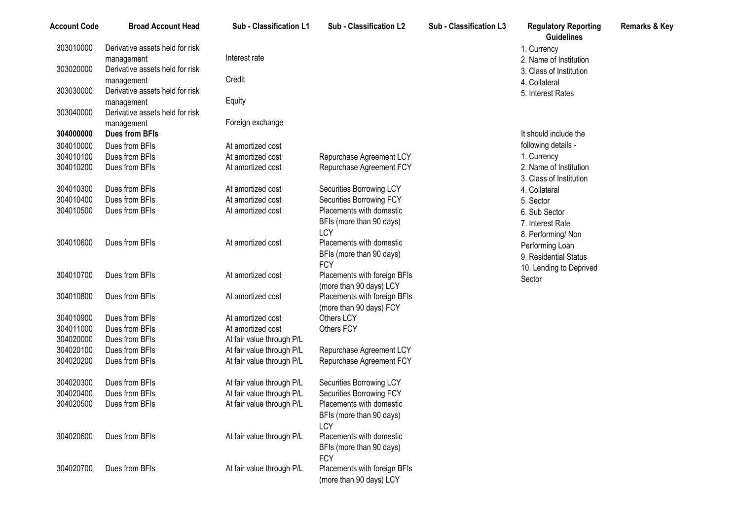| Account Code | Broad Account Head | Sub - Classification L1 | Sub - Classification L2 | Sub - Classification L3 | Regulatory Reporting Guidelines | Remarks & Key |
|---|---|---|---|---|---|---|
| 303010000 | Derivative assets held for risk management | Interest rate | | | 1. Currency<br>2. Name of Institution<br>3. Class of Institution<br>4. Collateral<br>5. Interest Rates | |
| 303020000 | Derivative assets held for risk management | Credit | | | | |
| 303030000 | Derivative assets held for risk management | Equity | | | | |
| 303040000 | Derivative assets held for risk management | Foreign exchange | | | | |
| **304000000** | **Dues from BFIs** | | | | It should include the following details -<br>1. Currency<br>2. Name of Institution<br>3. Class of Institution<br>4. Collateral<br>5. Sector<br>6. Sub Sector<br>7. Interest Rate<br>8. Performing/ Non Performing Loan<br>9. Residential Status<br>10. Lending to Deprived Sector | |
| 304010000 | Dues from BFIs | At amortized cost | | | | |
| 304010100 | Dues from BFIs | At amortized cost | Repurchase Agreement LCY | | | |
| 304010200 | Dues from BFIs | At amortized cost | Repurchase Agreement FCY | | | |
| 304010300 | Dues from BFIs | At amortized cost | Securities Borrowing LCY | | | |
| 304010400 | Dues from BFIs | At amortized cost | Securities Borrowing FCY | | | |
| 304010500 | Dues from BFIs | At amortized cost | Placements with domestic BFIs (more than 90 days) LCY | | | |
| 304010600 | Dues from BFIs | At amortized cost | Placements with domestic BFIs (more than 90 days) FCY | | | |
| 304010700 | Dues from BFIs | At amortized cost | Placements with foreign BFIs (more than 90 days) LCY | | | |
| 304010800 | Dues from BFIs | At amortized cost | Placements with foreign BFIs (more than 90 days) FCY | | | |
| 304010900 | Dues from BFIs | At amortized cost | Others LCY | | | |
| 304011000 | Dues from BFIs | At amortized cost | Others FCY | | | |
| 304020000 | Dues from BFIs | At fair value through P/L | | | | |
| 304020100 | Dues from BFIs | At fair value through P/L | Repurchase Agreement LCY | | | |
| 304020200 | Dues from BFIs | At fair value through P/L | Repurchase Agreement FCY | | | |
| 304020300 | Dues from BFIs | At fair value through P/L | Securities Borrowing LCY | | | |
| 304020400 | Dues from BFIs | At fair value through P/L | Securities Borrowing FCY | | | |
| 304020500 | Dues from BFIs | At fair value through P/L | Placements with domestic BFIs (more than 90 days) LCY | | | |
| 304020600 | Dues from BFIs | At fair value through P/L | Placements with domestic BFIs (more than 90 days) FCY | | | |
| 304020700 | Dues from BFIs | At fair value through P/L | Placements with foreign BFIs (more than 90 days) LCY | | | |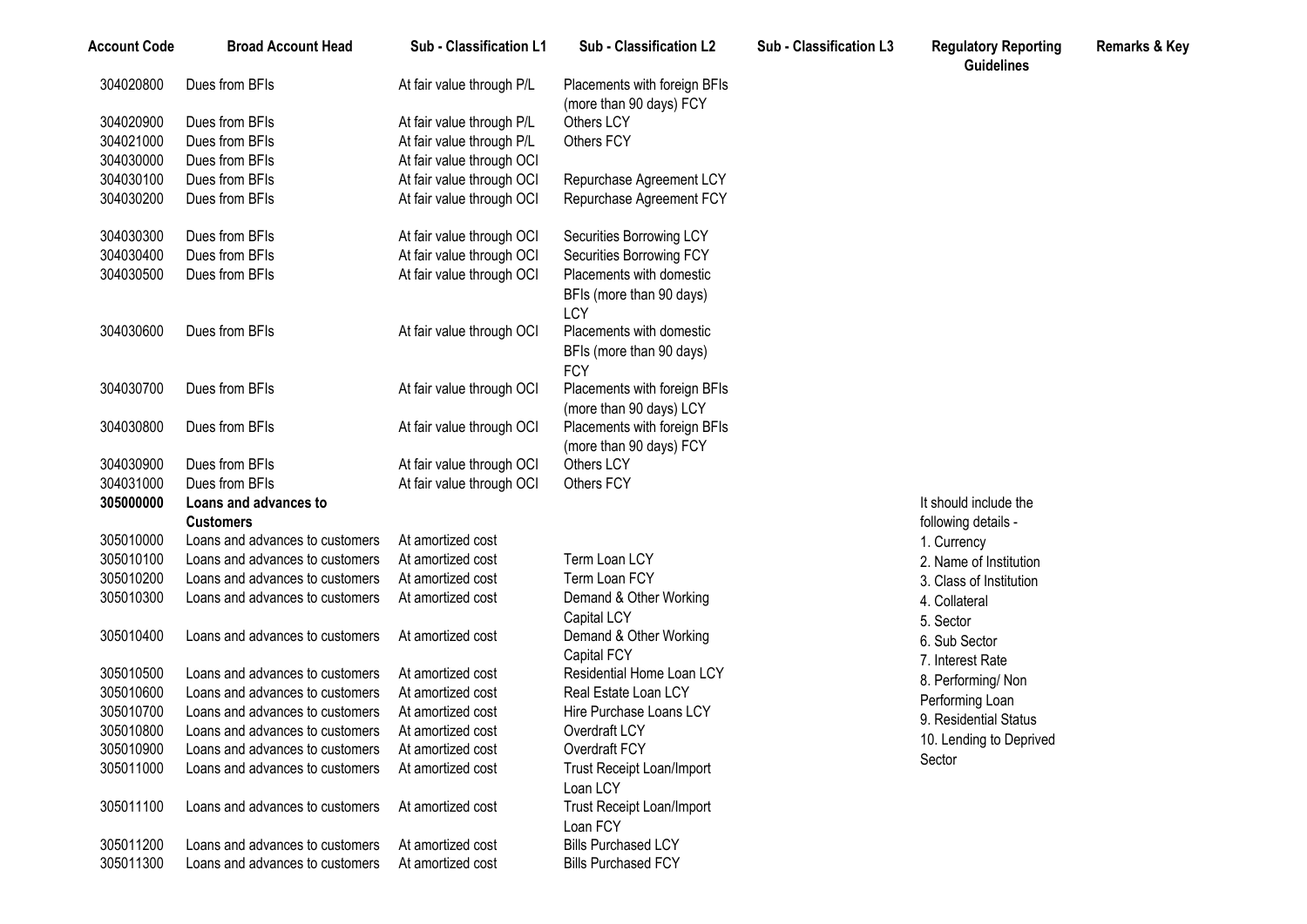| Account Code | Broad Account Head | Sub - Classification L1 | Sub - Classification L2 | Sub - Classification L3 | Regulatory Reporting Guidelines | Remarks & Key |
|---|---|---|---|---|---|---|
| 304020800 | Dues from BFIs | At fair value through P/L | Placements with foreign BFIs (more than 90 days) FCY | | | |
| 304020900 | Dues from BFIs | At fair value through P/L | Others LCY | | | |
| 304021000 | Dues from BFIs | At fair value through P/L | Others FCY | | | |
| 304030000 | Dues from BFIs | At fair value through OCI | | | | |
| 304030100 | Dues from BFIs | At fair value through OCI | Repurchase Agreement LCY | | | |
| 304030200 | Dues from BFIs | At fair value through OCI | Repurchase Agreement FCY | | | |
| 304030300 | Dues from BFIs | At fair value through OCI | Securities Borrowing LCY | | | |
| 304030400 | Dues from BFIs | At fair value through OCI | Securities Borrowing FCY | | | |
| 304030500 | Dues from BFIs | At fair value through OCI | Placements with domestic BFIs (more than 90 days) LCY | | | |
| 304030600 | Dues from BFIs | At fair value through OCI | Placements with domestic BFIs (more than 90 days) FCY | | | |
| 304030700 | Dues from BFIs | At fair value through OCI | Placements with foreign BFIs (more than 90 days) LCY | | | |
| 304030800 | Dues from BFIs | At fair value through OCI | Placements with foreign BFIs (more than 90 days) FCY | | | |
| 304030900 | Dues from BFIs | At fair value through OCI | Others LCY | | | |
| 304031000 | Dues from BFIs | At fair value through OCI | Others FCY | | | |
| **305000000** | **Loans and advances to Customers** | | | | It should include the following details - 1. Currency 2. Name of Institution 3. Class of Institution 4. Collateral 5. Sector 6. Sub Sector 7. Interest Rate 8. Performing/ Non Performing Loan 9. Residential Status 10. Lending to Deprived Sector | |
| 305010000 | Loans and advances to customers | At amortized cost | | | | |
| 305010100 | Loans and advances to customers | At amortized cost | Term Loan LCY | | | |
| 305010200 | Loans and advances to customers | At amortized cost | Term Loan FCY | | | |
| 305010300 | Loans and advances to customers | At amortized cost | Demand & Other Working Capital LCY | | | |
| 305010400 | Loans and advances to customers | At amortized cost | Demand & Other Working Capital FCY | | | |
| 305010500 | Loans and advances to customers | At amortized cost | Residential Home Loan LCY | | | |
| 305010600 | Loans and advances to customers | At amortized cost | Real Estate Loan LCY | | | |
| 305010700 | Loans and advances to customers | At amortized cost | Hire Purchase Loans LCY | | | |
| 305010800 | Loans and advances to customers | At amortized cost | Overdraft LCY | | | |
| 305010900 | Loans and advances to customers | At amortized cost | Overdraft FCY | | | |
| 305011000 | Loans and advances to customers | At amortized cost | Trust Receipt Loan/Import Loan LCY | | | |
| 305011100 | Loans and advances to customers | At amortized cost | Trust Receipt Loan/Import Loan FCY | | | |
| 305011200 | Loans and advances to customers | At amortized cost | Bills Purchased LCY | | | |
| 305011300 | Loans and advances to customers | At amortized cost | Bills Purchased FCY | | | |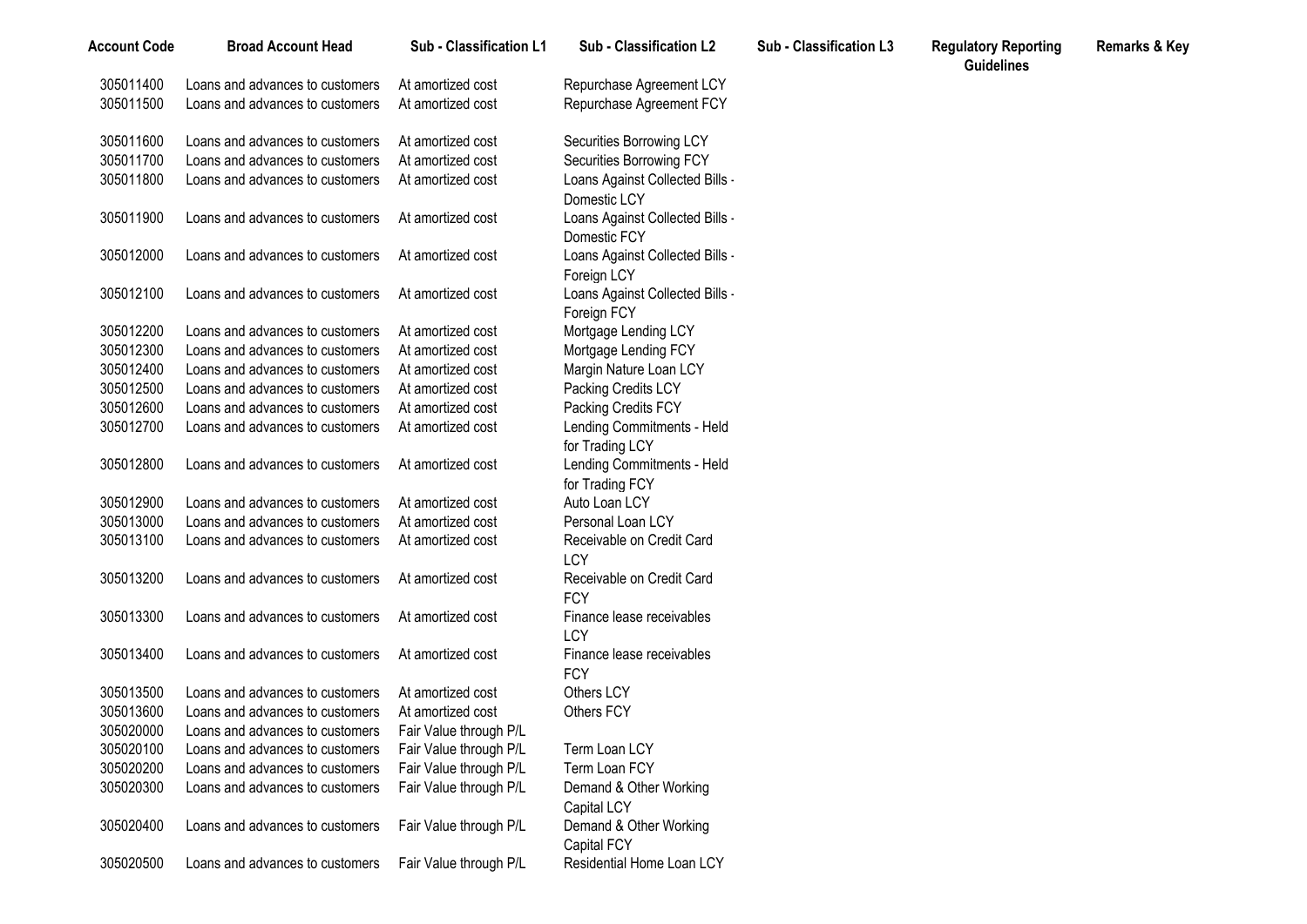| Account Code | Broad Account Head | Sub - Classification L1 | Sub - Classification L2 | Sub - Classification L3 | Regulatory Reporting Guidelines | Remarks & Key |
|---|---|---|---|---|---|---|
| 305011400 | Loans and advances to customers | At amortized cost | Repurchase Agreement LCY | | | |
| 305011500 | Loans and advances to customers | At amortized cost | Repurchase Agreement FCY | | | |
| 305011600 | Loans and advances to customers | At amortized cost | Securities Borrowing LCY | | | |
| 305011700 | Loans and advances to customers | At amortized cost | Securities Borrowing FCY | | | |
| 305011800 | Loans and advances to customers | At amortized cost | Loans Against Collected Bills - Domestic LCY | | | |
| 305011900 | Loans and advances to customers | At amortized cost | Loans Against Collected Bills - Domestic FCY | | | |
| 305012000 | Loans and advances to customers | At amortized cost | Loans Against Collected Bills - Foreign LCY | | | |
| 305012100 | Loans and advances to customers | At amortized cost | Loans Against Collected Bills - Foreign FCY | | | |
| 305012200 | Loans and advances to customers | At amortized cost | Mortgage Lending LCY | | | |
| 305012300 | Loans and advances to customers | At amortized cost | Mortgage Lending FCY | | | |
| 305012400 | Loans and advances to customers | At amortized cost | Margin Nature Loan LCY | | | |
| 305012500 | Loans and advances to customers | At amortized cost | Packing Credits LCY | | | |
| 305012600 | Loans and advances to customers | At amortized cost | Packing Credits FCY | | | |
| 305012700 | Loans and advances to customers | At amortized cost | Lending Commitments - Held for Trading LCY | | | |
| 305012800 | Loans and advances to customers | At amortized cost | Lending Commitments - Held for Trading FCY | | | |
| 305012900 | Loans and advances to customers | At amortized cost | Auto Loan LCY | | | |
| 305013000 | Loans and advances to customers | At amortized cost | Personal Loan LCY | | | |
| 305013100 | Loans and advances to customers | At amortized cost | Receivable on Credit Card LCY | | | |
| 305013200 | Loans and advances to customers | At amortized cost | Receivable on Credit Card FCY | | | |
| 305013300 | Loans and advances to customers | At amortized cost | Finance lease receivables LCY | | | |
| 305013400 | Loans and advances to customers | At amortized cost | Finance lease receivables FCY | | | |
| 305013500 | Loans and advances to customers | At amortized cost | Others LCY | | | |
| 305013600 | Loans and advances to customers | At amortized cost | Others FCY | | | |
| 305020000 | Loans and advances to customers | Fair Value through P/L | | | | |
| 305020100 | Loans and advances to customers | Fair Value through P/L | Term Loan LCY | | | |
| 305020200 | Loans and advances to customers | Fair Value through P/L | Term Loan FCY | | | |
| 305020300 | Loans and advances to customers | Fair Value through P/L | Demand & Other Working Capital LCY | | | |
| 305020400 | Loans and advances to customers | Fair Value through P/L | Demand & Other Working Capital FCY | | | |
| 305020500 | Loans and advances to customers | Fair Value through P/L | Residential Home Loan LCY | | | |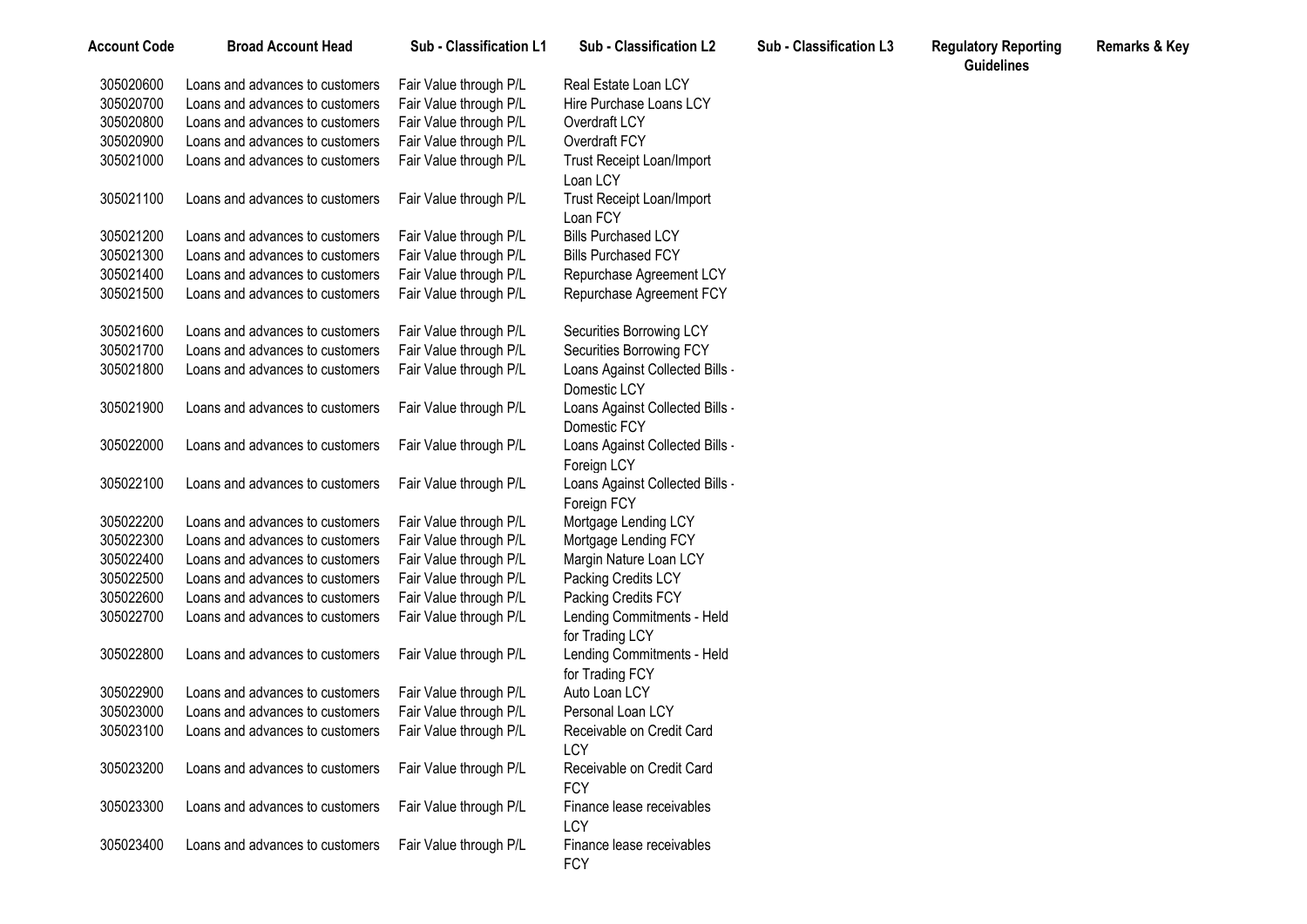| Account Code | Broad Account Head | Sub - Classification L1 | Sub - Classification L2 | Sub - Classification L3 | Regulatory Reporting Guidelines | Remarks & Key |
|---|---|---|---|---|---|---|
| 305020600 | Loans and advances to customers | Fair Value through P/L | Real Estate Loan LCY | | | |
| 305020700 | Loans and advances to customers | Fair Value through P/L | Hire Purchase Loans LCY | | | |
| 305020800 | Loans and advances to customers | Fair Value through P/L | Overdraft LCY | | | |
| 305020900 | Loans and advances to customers | Fair Value through P/L | Overdraft FCY | | | |
| 305021000 | Loans and advances to customers | Fair Value through P/L | Trust Receipt Loan/Import Loan LCY | | | |
| 305021100 | Loans and advances to customers | Fair Value through P/L | Trust Receipt Loan/Import Loan FCY | | | |
| 305021200 | Loans and advances to customers | Fair Value through P/L | Bills Purchased LCY | | | |
| 305021300 | Loans and advances to customers | Fair Value through P/L | Bills Purchased FCY | | | |
| 305021400 | Loans and advances to customers | Fair Value through P/L | Repurchase Agreement LCY | | | |
| 305021500 | Loans and advances to customers | Fair Value through P/L | Repurchase Agreement FCY | | | |
| 305021600 | Loans and advances to customers | Fair Value through P/L | Securities Borrowing LCY | | | |
| 305021700 | Loans and advances to customers | Fair Value through P/L | Securities Borrowing FCY | | | |
| 305021800 | Loans and advances to customers | Fair Value through P/L | Loans Against Collected Bills - Domestic LCY | | | |
| 305021900 | Loans and advances to customers | Fair Value through P/L | Loans Against Collected Bills - Domestic FCY | | | |
| 305022000 | Loans and advances to customers | Fair Value through P/L | Loans Against Collected Bills - Foreign LCY | | | |
| 305022100 | Loans and advances to customers | Fair Value through P/L | Loans Against Collected Bills - Foreign FCY | | | |
| 305022200 | Loans and advances to customers | Fair Value through P/L | Mortgage Lending LCY | | | |
| 305022300 | Loans and advances to customers | Fair Value through P/L | Mortgage Lending FCY | | | |
| 305022400 | Loans and advances to customers | Fair Value through P/L | Margin Nature Loan LCY | | | |
| 305022500 | Loans and advances to customers | Fair Value through P/L | Packing Credits LCY | | | |
| 305022600 | Loans and advances to customers | Fair Value through P/L | Packing Credits FCY | | | |
| 305022700 | Loans and advances to customers | Fair Value through P/L | Lending Commitments - Held for Trading LCY | | | |
| 305022800 | Loans and advances to customers | Fair Value through P/L | Lending Commitments - Held for Trading FCY | | | |
| 305022900 | Loans and advances to customers | Fair Value through P/L | Auto Loan LCY | | | |
| 305023000 | Loans and advances to customers | Fair Value through P/L | Personal Loan LCY | | | |
| 305023100 | Loans and advances to customers | Fair Value through P/L | Receivable on Credit Card LCY | | | |
| 305023200 | Loans and advances to customers | Fair Value through P/L | Receivable on Credit Card FCY | | | |
| 305023300 | Loans and advances to customers | Fair Value through P/L | Finance lease receivables LCY | | | |
| 305023400 | Loans and advances to customers | Fair Value through P/L | Finance lease receivables FCY | | | |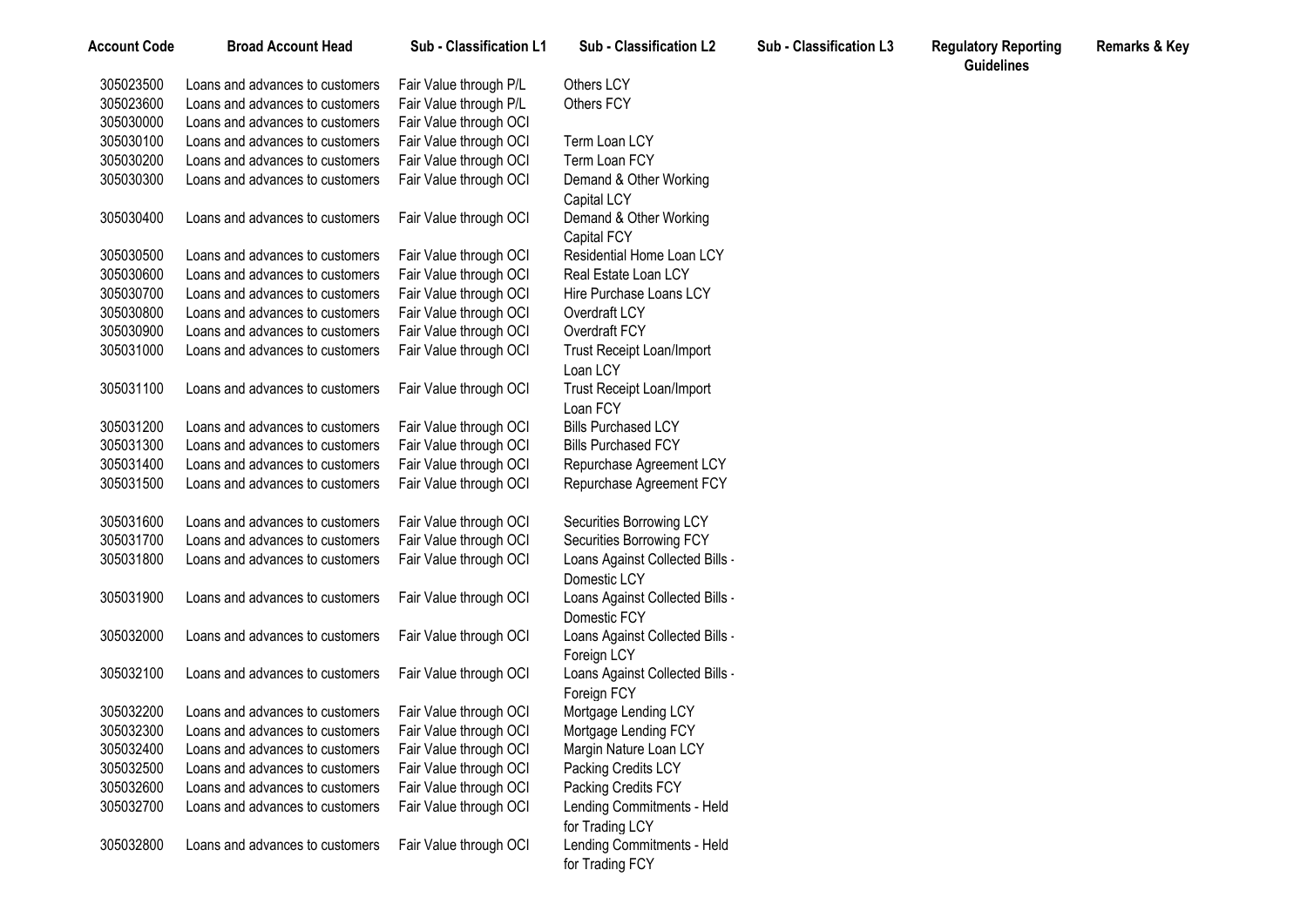| Account Code | Broad Account Head | Sub - Classification L1 | Sub - Classification L2 | Sub - Classification L3 | Regulatory Reporting Guidelines | Remarks & Key |
|---|---|---|---|---|---|---|
| 305023500 | Loans and advances to customers | Fair Value through P/L | Others LCY | | | |
| 305023600 | Loans and advances to customers | Fair Value through P/L | Others FCY | | | |
| 305030000 | Loans and advances to customers | Fair Value through OCI | | | | |
| 305030100 | Loans and advances to customers | Fair Value through OCI | Term Loan LCY | | | |
| 305030200 | Loans and advances to customers | Fair Value through OCI | Term Loan FCY | | | |
| 305030300 | Loans and advances to customers | Fair Value through OCI | Demand & Other Working Capital LCY | | | |
| 305030400 | Loans and advances to customers | Fair Value through OCI | Demand & Other Working Capital FCY | | | |
| 305030500 | Loans and advances to customers | Fair Value through OCI | Residential Home Loan LCY | | | |
| 305030600 | Loans and advances to customers | Fair Value through OCI | Real Estate Loan LCY | | | |
| 305030700 | Loans and advances to customers | Fair Value through OCI | Hire Purchase Loans LCY | | | |
| 305030800 | Loans and advances to customers | Fair Value through OCI | Overdraft LCY | | | |
| 305030900 | Loans and advances to customers | Fair Value through OCI | Overdraft FCY | | | |
| 305031000 | Loans and advances to customers | Fair Value through OCI | Trust Receipt Loan/Import Loan LCY | | | |
| 305031100 | Loans and advances to customers | Fair Value through OCI | Trust Receipt Loan/Import Loan FCY | | | |
| 305031200 | Loans and advances to customers | Fair Value through OCI | Bills Purchased LCY | | | |
| 305031300 | Loans and advances to customers | Fair Value through OCI | Bills Purchased FCY | | | |
| 305031400 | Loans and advances to customers | Fair Value through OCI | Repurchase Agreement LCY | | | |
| 305031500 | Loans and advances to customers | Fair Value through OCI | Repurchase Agreement FCY | | | |
| 305031600 | Loans and advances to customers | Fair Value through OCI | Securities Borrowing LCY | | | |
| 305031700 | Loans and advances to customers | Fair Value through OCI | Securities Borrowing FCY | | | |
| 305031800 | Loans and advances to customers | Fair Value through OCI | Loans Against Collected Bills - Domestic LCY | | | |
| 305031900 | Loans and advances to customers | Fair Value through OCI | Loans Against Collected Bills - Domestic FCY | | | |
| 305032000 | Loans and advances to customers | Fair Value through OCI | Loans Against Collected Bills - Foreign LCY | | | |
| 305032100 | Loans and advances to customers | Fair Value through OCI | Loans Against Collected Bills - Foreign FCY | | | |
| 305032200 | Loans and advances to customers | Fair Value through OCI | Mortgage Lending LCY | | | |
| 305032300 | Loans and advances to customers | Fair Value through OCI | Mortgage Lending FCY | | | |
| 305032400 | Loans and advances to customers | Fair Value through OCI | Margin Nature Loan LCY | | | |
| 305032500 | Loans and advances to customers | Fair Value through OCI | Packing Credits LCY | | | |
| 305032600 | Loans and advances to customers | Fair Value through OCI | Packing Credits FCY | | | |
| 305032700 | Loans and advances to customers | Fair Value through OCI | Lending Commitments - Held for Trading LCY | | | |
| 305032800 | Loans and advances to customers | Fair Value through OCI | Lending Commitments - Held for Trading FCY | | | |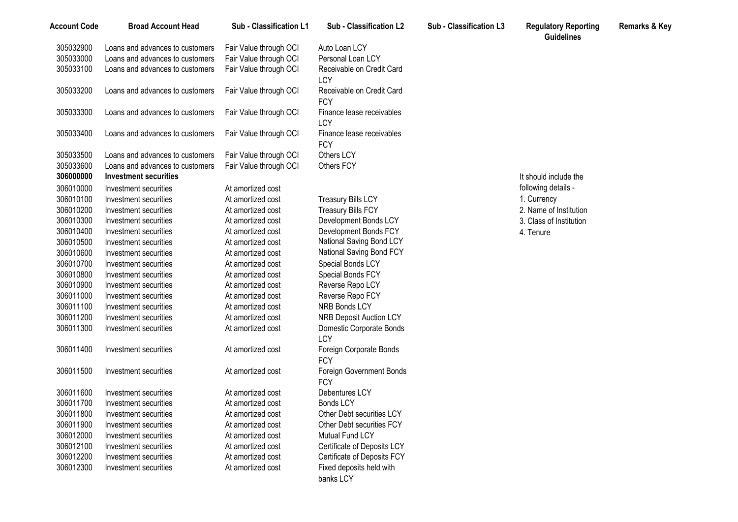| Account Code | Broad Account Head | Sub - Classification L1 | Sub - Classification L2 | Sub - Classification L3 | Regulatory Reporting Guidelines | Remarks & Key |
|---|---|---|---|---|---|---|
| 305032900 | Loans and advances to customers | Fair Value through OCI | Auto Loan LCY | | | |
| 305033000 | Loans and advances to customers | Fair Value through OCI | Personal Loan LCY | | | |
| 305033100 | Loans and advances to customers | Fair Value through OCI | Receivable on Credit Card LCY | | | |
| 305033200 | Loans and advances to customers | Fair Value through OCI | Receivable on Credit Card FCY | | | |
| 305033300 | Loans and advances to customers | Fair Value through OCI | Finance lease receivables LCY | | | |
| 305033400 | Loans and advances to customers | Fair Value through OCI | Finance lease receivables FCY | | | |
| 305033500 | Loans and advances to customers | Fair Value through OCI | Others LCY | | | |
| 305033600 | Loans and advances to customers | Fair Value through OCI | Others FCY | | | |
| **306000000** | **Investment securities** | | | | It should include the following details - 1. Currency 2. Name of Institution 3. Class of Institution 4. Tenure | |
| 306010000 | Investment securities | At amortized cost | | | | |
| 306010100 | Investment securities | At amortized cost | Treasury Bills LCY | | | |
| 306010200 | Investment securities | At amortized cost | Treasury Bills FCY | | | |
| 306010300 | Investment securities | At amortized cost | Development Bonds LCY | | | |
| 306010400 | Investment securities | At amortized cost | Development Bonds FCY | | | |
| 306010500 | Investment securities | At amortized cost | National Saving Bond LCY | | | |
| 306010600 | Investment securities | At amortized cost | National Saving Bond FCY | | | |
| 306010700 | Investment securities | At amortized cost | Special Bonds LCY | | | |
| 306010800 | Investment securities | At amortized cost | Special Bonds FCY | | | |
| 306010900 | Investment securities | At amortized cost | Reverse Repo LCY | | | |
| 306011000 | Investment securities | At amortized cost | Reverse Repo FCY | | | |
| 306011100 | Investment securities | At amortized cost | NRB Bonds LCY | | | |
| 306011200 | Investment securities | At amortized cost | NRB Deposit Auction LCY | | | |
| 306011300 | Investment securities | At amortized cost | Domestic Corporate Bonds LCY | | | |
| 306011400 | Investment securities | At amortized cost | Foreign Corporate Bonds FCY | | | |
| 306011500 | Investment securities | At amortized cost | Foreign Government Bonds FCY | | | |
| 306011600 | Investment securities | At amortized cost | Debentures LCY | | | |
| 306011700 | Investment securities | At amortized cost | Bonds LCY | | | |
| 306011800 | Investment securities | At amortized cost | Other Debt securities LCY | | | |
| 306011900 | Investment securities | At amortized cost | Other Debt securities FCY | | | |
| 306012000 | Investment securities | At amortized cost | Mutual Fund LCY | | | |
| 306012100 | Investment securities | At amortized cost | Certificate of Deposits LCY | | | |
| 306012200 | Investment securities | At amortized cost | Certificate of Deposits FCY | | | |
| 306012300 | Investment securities | At amortized cost | Fixed deposits held with banks LCY | | | |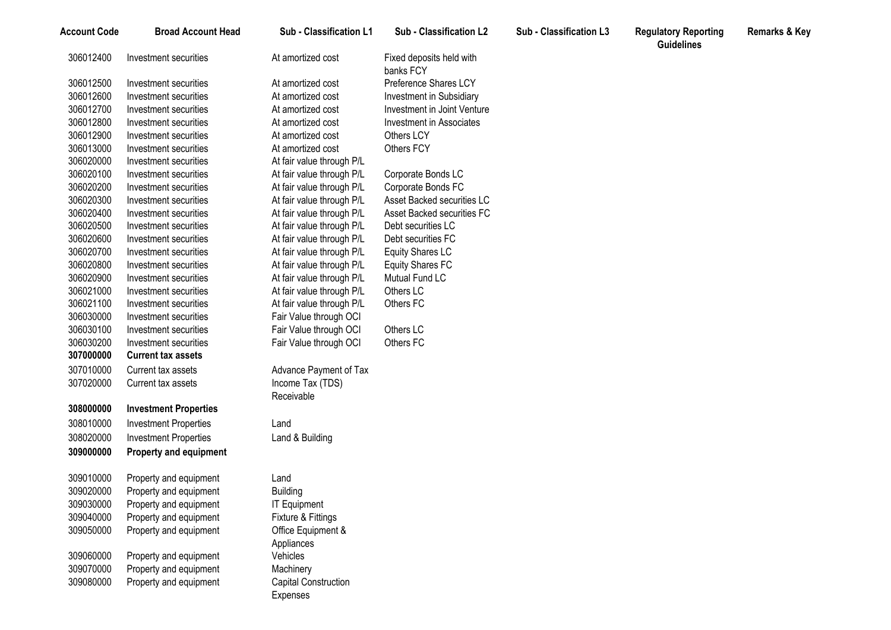| Account Code | Broad Account Head | Sub - Classification L1 | Sub - Classification L2 | Sub - Classification L3 | Regulatory Reporting Guidelines | Remarks & Key |
|---|---|---|---|---|---|---|
| 306012400 | Investment securities | At amortized cost | Fixed deposits held with banks FCY | | | |
| 306012500 | Investment securities | At amortized cost | Preference Shares LCY | | | |
| 306012600 | Investment securities | At amortized cost | Investment in Subsidiary | | | |
| 306012700 | Investment securities | At amortized cost | Investment in Joint Venture | | | |
| 306012800 | Investment securities | At amortized cost | Investment in Associates | | | |
| 306012900 | Investment securities | At amortized cost | Others LCY | | | |
| 306013000 | Investment securities | At amortized cost | Others FCY | | | |
| 306020000 | Investment securities | At fair value through P/L | | | | |
| 306020100 | Investment securities | At fair value through P/L | Corporate Bonds LC | | | |
| 306020200 | Investment securities | At fair value through P/L | Corporate Bonds FC | | | |
| 306020300 | Investment securities | At fair value through P/L | Asset Backed securities LC | | | |
| 306020400 | Investment securities | At fair value through P/L | Asset Backed securities FC | | | |
| 306020500 | Investment securities | At fair value through P/L | Debt securities LC | | | |
| 306020600 | Investment securities | At fair value through P/L | Debt securities FC | | | |
| 306020700 | Investment securities | At fair value through P/L | Equity Shares LC | | | |
| 306020800 | Investment securities | At fair value through P/L | Equity Shares FC | | | |
| 306020900 | Investment securities | At fair value through P/L | Mutual Fund LC | | | |
| 306021000 | Investment securities | At fair value through P/L | Others LC | | | |
| 306021100 | Investment securities | At fair value through P/L | Others FC | | | |
| 306030000 | Investment securities | Fair Value through OCI | | | | |
| 306030100 | Investment securities | Fair Value through OCI | Others LC | | | |
| 306030200 | Investment securities | Fair Value through OCI | Others FC | | | |
| **307000000** | **Current tax assets** | | | | | |
| 307010000 | Current tax assets | Advance Payment of Tax | | | | |
| 307020000 | Current tax assets | Income Tax (TDS) Receivable | | | | |
| **308000000** | **Investment Properties** | | | | | |
| 308010000 | Investment Properties | Land | | | | |
| 308020000 | Investment Properties | Land & Building | | | | |
| **309000000** | **Property and equipment** | | | | | |
| 309010000 | Property and equipment | Land | | | | |
| 309020000 | Property and equipment | Building | | | | |
| 309030000 | Property and equipment | IT Equipment | | | | |
| 309040000 | Property and equipment | Fixture & Fittings | | | | |
| 309050000 | Property and equipment | Office Equipment & Appliances | | | | |
| 309060000 | Property and equipment | Vehicles | | | | |
| 309070000 | Property and equipment | Machinery | | | | |
| 309080000 | Property and equipment | Capital Construction Expenses | | | | |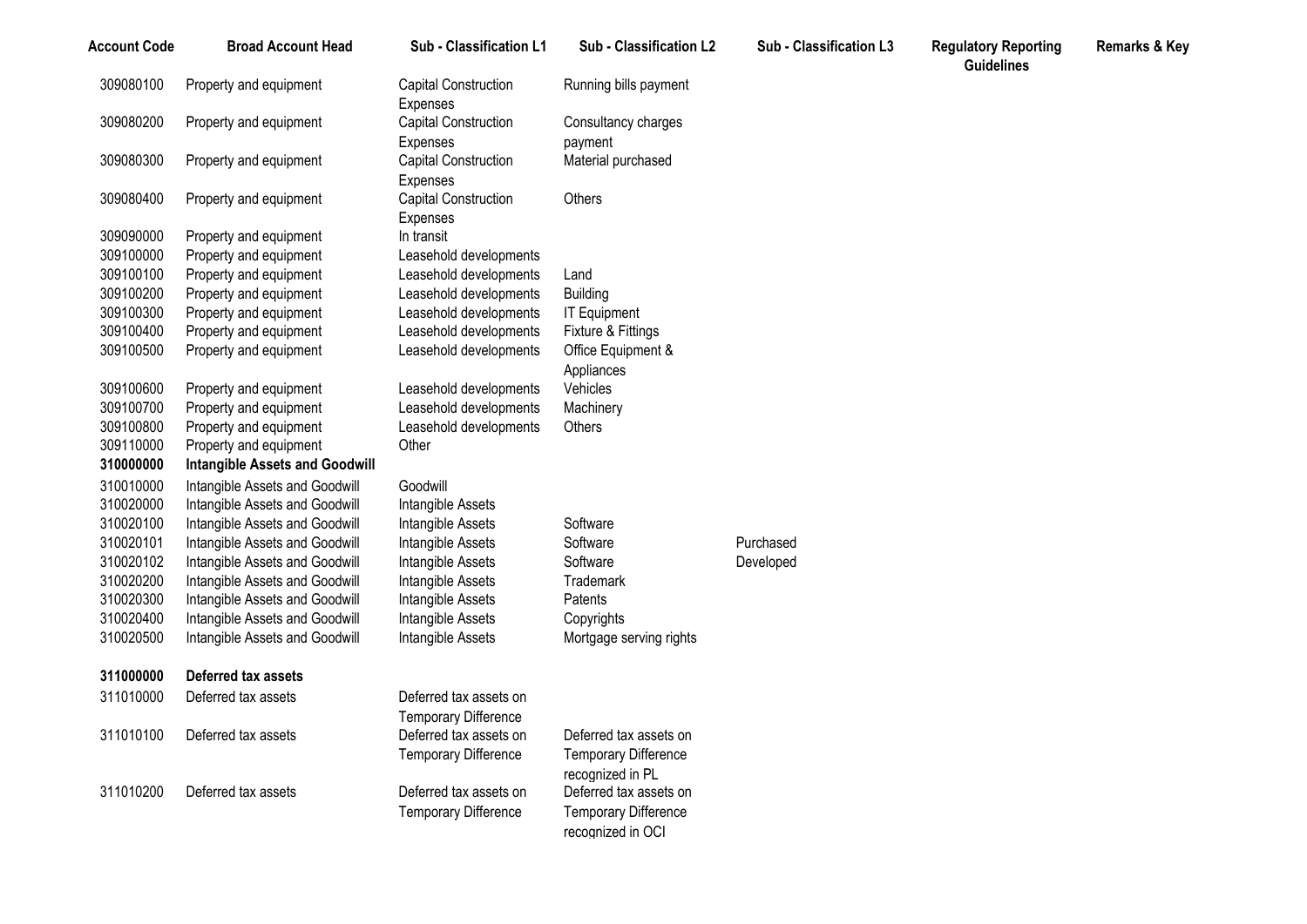| Account Code | Broad Account Head | Sub - Classification L1 | Sub - Classification L2 | Sub - Classification L3 | Regulatory Reporting Guidelines | Remarks & Key |
|---|---|---|---|---|---|---|
| 309080100 | Property and equipment | Capital Construction Expenses | Running bills payment | | | |
| 309080200 | Property and equipment | Capital Construction Expenses | Consultancy charges payment | | | |
| 309080300 | Property and equipment | Capital Construction Expenses | Material purchased | | | |
| 309080400 | Property and equipment | Capital Construction Expenses | Others | | | |
| 309090000 | Property and equipment | In transit | | | | |
| 309100000 | Property and equipment | Leasehold developments | | | | |
| 309100100 | Property and equipment | Leasehold developments | Land | | | |
| 309100200 | Property and equipment | Leasehold developments | Building | | | |
| 309100300 | Property and equipment | Leasehold developments | IT Equipment | | | |
| 309100400 | Property and equipment | Leasehold developments | Fixture & Fittings | | | |
| 309100500 | Property and equipment | Leasehold developments | Office Equipment & Appliances | | | |
| 309100600 | Property and equipment | Leasehold developments | Vehicles | | | |
| 309100700 | Property and equipment | Leasehold developments | Machinery | | | |
| 309100800 | Property and equipment | Leasehold developments | Others | | | |
| 309110000 | Property and equipment | Other | | | | |
| **310000000** | **Intangible Assets and Goodwill** | | | | | |
| 310010000 | Intangible Assets and Goodwill | Goodwill | | | | |
| 310020000 | Intangible Assets and Goodwill | Intangible Assets | | | | |
| 310020100 | Intangible Assets and Goodwill | Intangible Assets | Software | | | |
| 310020101 | Intangible Assets and Goodwill | Intangible Assets | Software | Purchased | | |
| 310020102 | Intangible Assets and Goodwill | Intangible Assets | Software | Developed | | |
| 310020200 | Intangible Assets and Goodwill | Intangible Assets | Trademark | | | |
| 310020300 | Intangible Assets and Goodwill | Intangible Assets | Patents | | | |
| 310020400 | Intangible Assets and Goodwill | Intangible Assets | Copyrights | | | |
| 310020500 | Intangible Assets and Goodwill | Intangible Assets | Mortgage serving rights | | | |
| **311000000** | **Deferred tax assets** | | | | | |
| 311010000 | Deferred tax assets | Deferred tax assets on Temporary Difference | | | | |
| 311010100 | Deferred tax assets | Deferred tax assets on Temporary Difference | Deferred tax assets on Temporary Difference recognized in PL | | | |
| 311010200 | Deferred tax assets | Deferred tax assets on Temporary Difference | Deferred tax assets on Temporary Difference recognized in OCI | | | |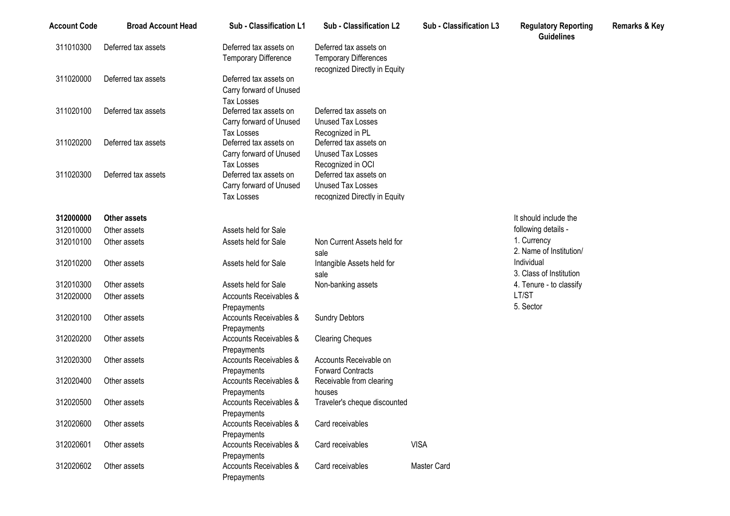| Account Code | Broad Account Head | Sub - Classification L1 | Sub - Classification L2 | Sub - Classification L3 | Regulatory Reporting Guidelines | Remarks & Key |
|---|---|---|---|---|---|---|
| 311010300 | Deferred tax assets | Deferred tax assets on Temporary Difference | Deferred tax assets on Temporary Differences recognized Directly in Equity | | | |
| 311020000 | Deferred tax assets | Deferred tax assets on Carry forward of Unused Tax Losses | | | | |
| 311020100 | Deferred tax assets | Deferred tax assets on Carry forward of Unused Tax Losses | Deferred tax assets on Unused Tax Losses Recognized in PL | | | |
| 311020200 | Deferred tax assets | Deferred tax assets on Carry forward of Unused Tax Losses | Deferred tax assets on Unused Tax Losses Recognized in OCI | | | |
| 311020300 | Deferred tax assets | Deferred tax assets on Carry forward of Unused Tax Losses | Deferred tax assets on Unused Tax Losses recognized Directly in Equity | | | |
| **312000000** | **Other assets** | | | | It should include the following details - 1. Currency 2. Name of Institution/ Individual 3. Class of Institution 4. Tenure - to classify LT/ST 5. Sector | |
| 312010000 | Other assets | Assets held for Sale | | | | |
| 312010100 | Other assets | Assets held for Sale | Non Current Assets held for sale | | | |
| 312010200 | Other assets | Assets held for Sale | Intangible Assets held for sale | | | |
| 312010300 | Other assets | Assets held for Sale | Non-banking assets | | | |
| 312020000 | Other assets | Accounts Receivables & Prepayments | | | | |
| 312020100 | Other assets | Accounts Receivables & Prepayments | Sundry Debtors | | | |
| 312020200 | Other assets | Accounts Receivables & Prepayments | Clearing Cheques | | | |
| 312020300 | Other assets | Accounts Receivables & Prepayments | Accounts Receivable on Forward Contracts | | | |
| 312020400 | Other assets | Accounts Receivables & Prepayments | Receivable from clearing houses | | | |
| 312020500 | Other assets | Accounts Receivables & Prepayments | Traveler's cheque discounted | | | |
| 312020600 | Other assets | Accounts Receivables & Prepayments | Card receivables | | | |
| 312020601 | Other assets | Accounts Receivables & Prepayments | Card receivables | VISA | | |
| 312020602 | Other assets | Accounts Receivables & Prepayments | Card receivables | Master Card | | |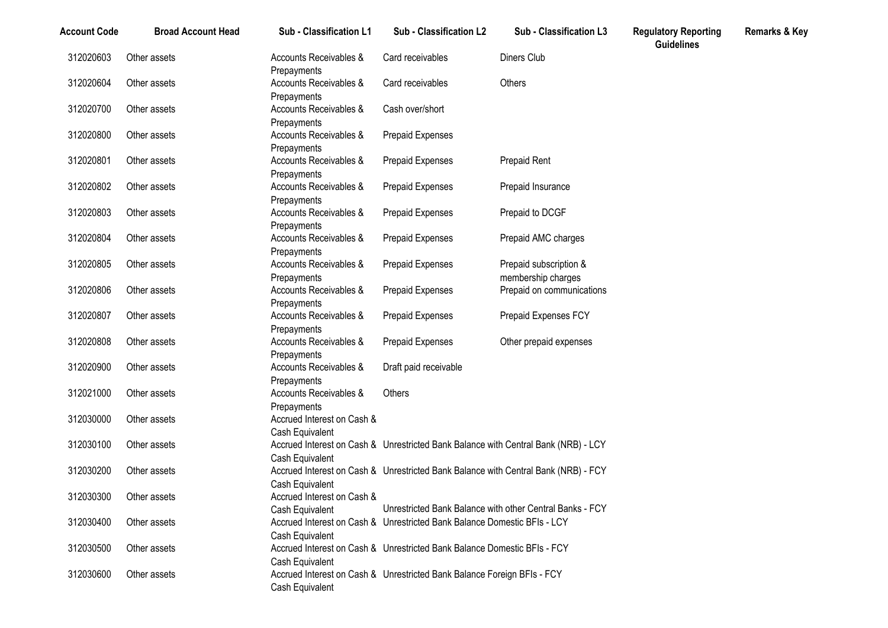| Account Code | Broad Account Head | Sub - Classification L1 | Sub - Classification L2 | Sub - Classification L3 | Regulatory Reporting Guidelines | Remarks & Key |
|---|---|---|---|---|---|---|
| 312020603 | Other assets | Accounts Receivables & Prepayments | Card receivables | Diners Club | | |
| 312020604 | Other assets | Accounts Receivables & Prepayments | Card receivables | Others | | |
| 312020700 | Other assets | Accounts Receivables & Prepayments | Cash over/short | | | |
| 312020800 | Other assets | Accounts Receivables & Prepayments | Prepaid Expenses | | | |
| 312020801 | Other assets | Accounts Receivables & Prepayments | Prepaid Expenses | Prepaid Rent | | |
| 312020802 | Other assets | Accounts Receivables & Prepayments | Prepaid Expenses | Prepaid Insurance | | |
| 312020803 | Other assets | Accounts Receivables & Prepayments | Prepaid Expenses | Prepaid to DCGF | | |
| 312020804 | Other assets | Accounts Receivables & Prepayments | Prepaid Expenses | Prepaid AMC charges | | |
| 312020805 | Other assets | Accounts Receivables & Prepayments | Prepaid Expenses | Prepaid subscription & membership charges | | |
| 312020806 | Other assets | Accounts Receivables & Prepayments | Prepaid Expenses | Prepaid on communications | | |
| 312020807 | Other assets | Accounts Receivables & Prepayments | Prepaid Expenses | Prepaid Expenses FCY | | |
| 312020808 | Other assets | Accounts Receivables & Prepayments | Prepaid Expenses | Other prepaid expenses | | |
| 312020900 | Other assets | Accounts Receivables & Prepayments | Draft paid receivable | | | |
| 312021000 | Other assets | Accounts Receivables & Prepayments | Others | | | |
| 312030000 | Other assets | Accrued Interest on Cash & Cash Equivalent | | | | |
| 312030100 | Other assets | Accrued Interest on Cash & Cash Equivalent | Unrestricted Bank Balance with Central Bank (NRB) - LCY | | | |
| 312030200 | Other assets | Accrued Interest on Cash & Cash Equivalent | Unrestricted Bank Balance with Central Bank (NRB) - FCY | | | |
| 312030300 | Other assets | Accrued Interest on Cash & Cash Equivalent | Unrestricted Bank Balance with other Central Banks - FCY | | | |
| 312030400 | Other assets | Accrued Interest on Cash & Cash Equivalent | Unrestricted Bank Balance Domestic BFIs - LCY | | | |
| 312030500 | Other assets | Accrued Interest on Cash & Cash Equivalent | Unrestricted Bank Balance Domestic BFIs - FCY | | | |
| 312030600 | Other assets | Accrued Interest on Cash & Cash Equivalent | Unrestricted Bank Balance Foreign BFIs - FCY | | | |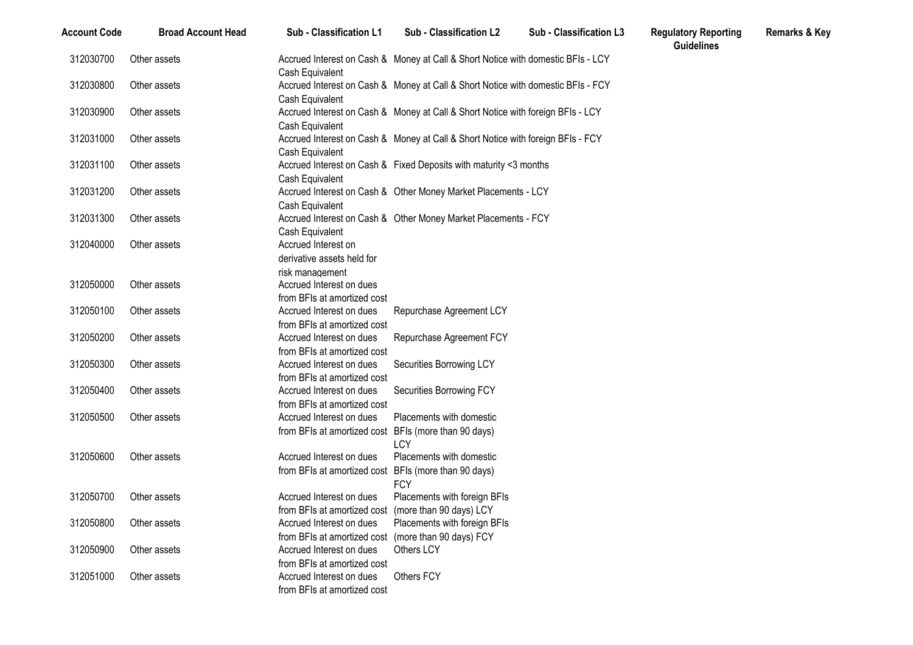| Account Code | Broad Account Head | Sub - Classification L1 | Sub - Classification L2 | Sub - Classification L3 | Regulatory Reporting Guidelines | Remarks & Key |
|---|---|---|---|---|---|---|
| 312030700 | Other assets | Accrued Interest on Cash & Cash Equivalent | Money at Call & Short Notice with domestic BFIs - LCY | | | |
| 312030800 | Other assets | Accrued Interest on Cash & Cash Equivalent | Money at Call & Short Notice with domestic BFIs - FCY | | | |
| 312030900 | Other assets | Accrued Interest on Cash & Cash Equivalent | Money at Call & Short Notice with foreign BFIs - LCY | | | |
| 312031000 | Other assets | Accrued Interest on Cash & Cash Equivalent | Money at Call & Short Notice with foreign BFIs - FCY | | | |
| 312031100 | Other assets | Accrued Interest on Cash & Cash Equivalent | Fixed Deposits with maturity <3 months | | | |
| 312031200 | Other assets | Accrued Interest on Cash & Cash Equivalent | Other Money Market Placements - LCY | | | |
| 312031300 | Other assets | Accrued Interest on Cash & Cash Equivalent | Other Money Market Placements - FCY | | | |
| 312040000 | Other assets | Accrued Interest on derivative assets held for risk management | | | | |
| 312050000 | Other assets | Accrued Interest on dues from BFIs at amortized cost | | | | |
| 312050100 | Other assets | Accrued Interest on dues from BFIs at amortized cost | Repurchase Agreement LCY | | | |
| 312050200 | Other assets | Accrued Interest on dues from BFIs at amortized cost | Repurchase Agreement FCY | | | |
| 312050300 | Other assets | Accrued Interest on dues from BFIs at amortized cost | Securities Borrowing LCY | | | |
| 312050400 | Other assets | Accrued Interest on dues from BFIs at amortized cost | Securities Borrowing FCY | | | |
| 312050500 | Other assets | Accrued Interest on dues from BFIs at amortized cost | Placements with domestic BFIs (more than 90 days) LCY | | | |
| 312050600 | Other assets | Accrued Interest on dues from BFIs at amortized cost | Placements with domestic BFIs (more than 90 days) FCY | | | |
| 312050700 | Other assets | Accrued Interest on dues from BFIs at amortized cost | Placements with foreign BFIs (more than 90 days) LCY | | | |
| 312050800 | Other assets | Accrued Interest on dues from BFIs at amortized cost | Placements with foreign BFIs (more than 90 days) FCY | | | |
| 312050900 | Other assets | Accrued Interest on dues from BFIs at amortized cost | Others LCY | | | |
| 312051000 | Other assets | Accrued Interest on dues from BFIs at amortized cost | Others FCY | | | |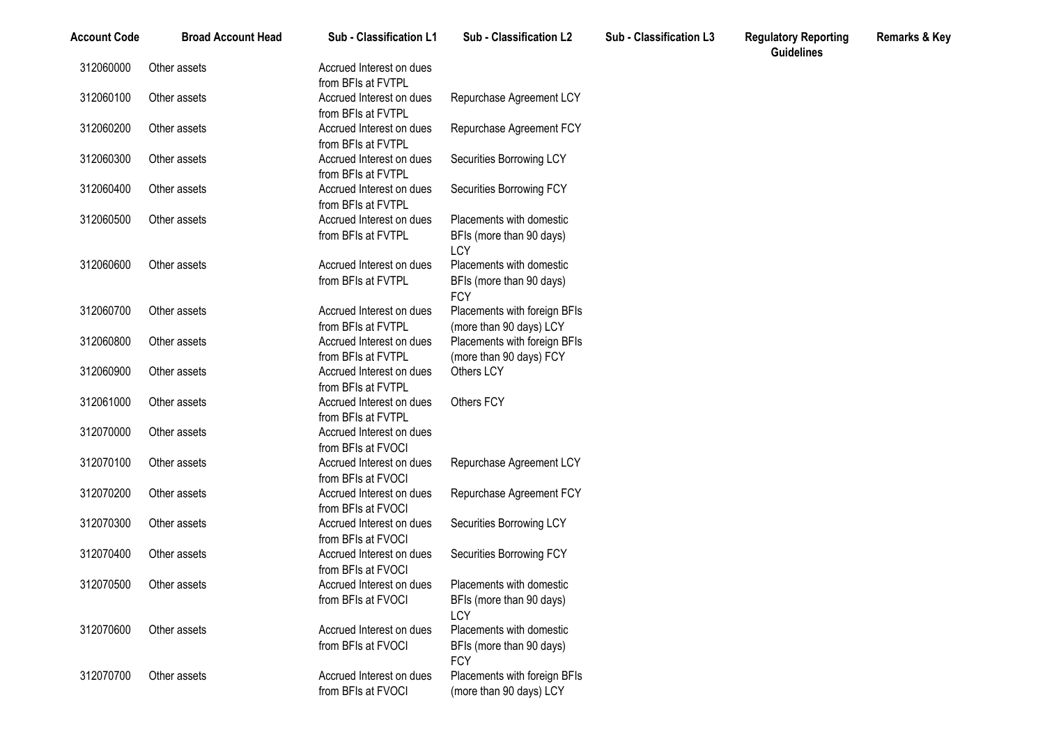| Account Code | Broad Account Head | Sub - Classification L1 | Sub - Classification L2 | Sub - Classification L3 | Regulatory Reporting Guidelines | Remarks & Key |
|---|---|---|---|---|---|---|
| 312060000 | Other assets | Accrued Interest on dues from BFIs at FVTPL | | | | |
| 312060100 | Other assets | Accrued Interest on dues from BFIs at FVTPL | Repurchase Agreement LCY | | | |
| 312060200 | Other assets | Accrued Interest on dues from BFIs at FVTPL | Repurchase Agreement FCY | | | |
| 312060300 | Other assets | Accrued Interest on dues from BFIs at FVTPL | Securities Borrowing LCY | | | |
| 312060400 | Other assets | Accrued Interest on dues from BFIs at FVTPL | Securities Borrowing FCY | | | |
| 312060500 | Other assets | Accrued Interest on dues from BFIs at FVTPL | Placements with domestic BFIs (more than 90 days) LCY | | | |
| 312060600 | Other assets | Accrued Interest on dues from BFIs at FVTPL | Placements with domestic BFIs (more than 90 days) FCY | | | |
| 312060700 | Other assets | Accrued Interest on dues from BFIs at FVTPL | Placements with foreign BFIs (more than 90 days) LCY | | | |
| 312060800 | Other assets | Accrued Interest on dues from BFIs at FVTPL | Placements with foreign BFIs (more than 90 days) FCY | | | |
| 312060900 | Other assets | Accrued Interest on dues from BFIs at FVTPL | Others LCY | | | |
| 312061000 | Other assets | Accrued Interest on dues from BFIs at FVTPL | Others FCY | | | |
| 312070000 | Other assets | Accrued Interest on dues from BFIs at FVOCI | | | | |
| 312070100 | Other assets | Accrued Interest on dues from BFIs at FVOCI | Repurchase Agreement LCY | | | |
| 312070200 | Other assets | Accrued Interest on dues from BFIs at FVOCI | Repurchase Agreement FCY | | | |
| 312070300 | Other assets | Accrued Interest on dues from BFIs at FVOCI | Securities Borrowing LCY | | | |
| 312070400 | Other assets | Accrued Interest on dues from BFIs at FVOCI | Securities Borrowing FCY | | | |
| 312070500 | Other assets | Accrued Interest on dues from BFIs at FVOCI | Placements with domestic BFIs (more than 90 days) LCY | | | |
| 312070600 | Other assets | Accrued Interest on dues from BFIs at FVOCI | Placements with domestic BFIs (more than 90 days) FCY | | | |
| 312070700 | Other assets | Accrued Interest on dues from BFIs at FVOCI | Placements with foreign BFIs (more than 90 days) LCY | | | |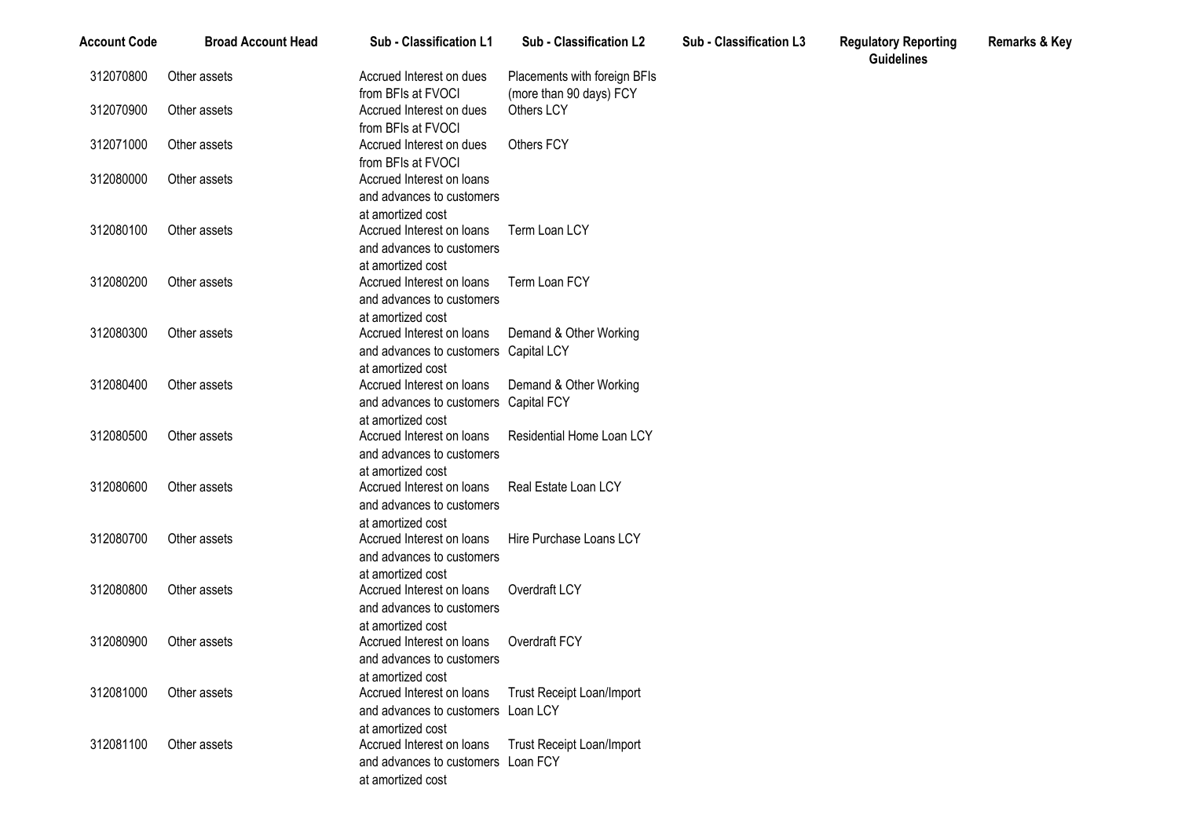| Account Code | Broad Account Head | Sub - Classification L1 | Sub - Classification L2 | Sub - Classification L3 | Regulatory Reporting Guidelines | Remarks & Key |
|---|---|---|---|---|---|---|
| 312070800 | Other assets | Accrued Interest on dues from BFIs at FVOCI | Placements with foreign BFIs (more than 90 days) FCY | | | |
| 312070900 | Other assets | Accrued Interest on dues from BFIs at FVOCI | Others LCY | | | |
| 312071000 | Other assets | Accrued Interest on dues from BFIs at FVOCI | Others FCY | | | |
| 312080000 | Other assets | Accrued Interest on loans and advances to customers at amortized cost | | | | |
| 312080100 | Other assets | Accrued Interest on loans and advances to customers at amortized cost | Term Loan LCY | | | |
| 312080200 | Other assets | Accrued Interest on loans and advances to customers at amortized cost | Term Loan FCY | | | |
| 312080300 | Other assets | Accrued Interest on loans and advances to customers at amortized cost | Demand & Other Working Capital LCY | | | |
| 312080400 | Other assets | Accrued Interest on loans and advances to customers at amortized cost | Demand & Other Working Capital FCY | | | |
| 312080500 | Other assets | Accrued Interest on loans and advances to customers at amortized cost | Residential Home Loan LCY | | | |
| 312080600 | Other assets | Accrued Interest on loans and advances to customers at amortized cost | Real Estate Loan LCY | | | |
| 312080700 | Other assets | Accrued Interest on loans and advances to customers at amortized cost | Hire Purchase Loans LCY | | | |
| 312080800 | Other assets | Accrued Interest on loans and advances to customers at amortized cost | Overdraft LCY | | | |
| 312080900 | Other assets | Accrued Interest on loans and advances to customers at amortized cost | Overdraft FCY | | | |
| 312081000 | Other assets | Accrued Interest on loans and advances to customers at amortized cost | Trust Receipt Loan/Import Loan LCY | | | |
| 312081100 | Other assets | Accrued Interest on loans and advances to customers at amortized cost | Trust Receipt Loan/Import Loan FCY | | | |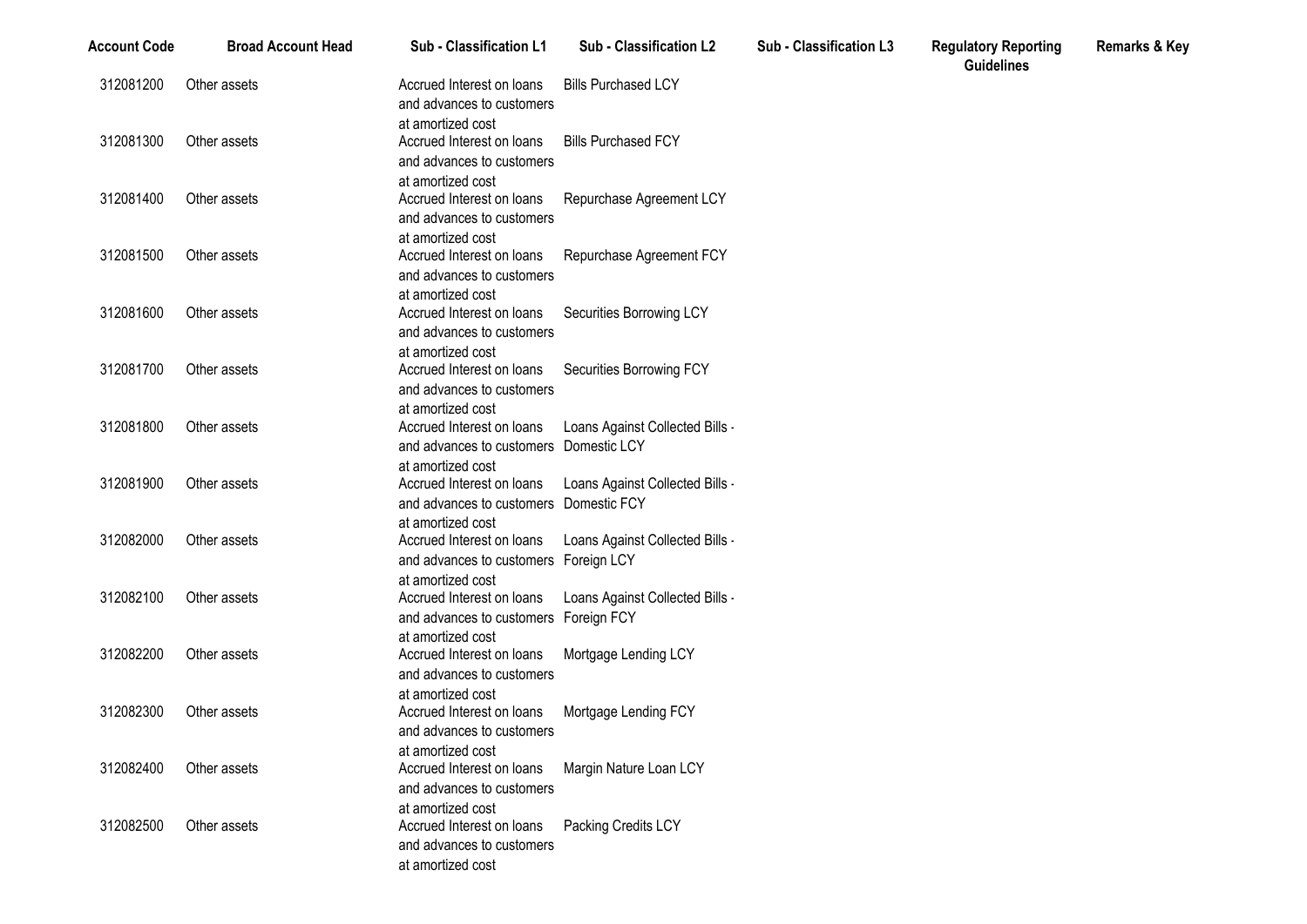| Account Code | Broad Account Head | Sub - Classification L1 | Sub - Classification L2 | Sub - Classification L3 | Regulatory Reporting Guidelines | Remarks & Key |
|---|---|---|---|---|---|---|
| 312081200 | Other assets | Accrued Interest on loans and advances to customers at amortized cost | Bills Purchased LCY | | | |
| 312081300 | Other assets | Accrued Interest on loans and advances to customers at amortized cost | Bills Purchased FCY | | | |
| 312081400 | Other assets | Accrued Interest on loans and advances to customers at amortized cost | Repurchase Agreement LCY | | | |
| 312081500 | Other assets | Accrued Interest on loans and advances to customers at amortized cost | Repurchase Agreement FCY | | | |
| 312081600 | Other assets | Accrued Interest on loans and advances to customers at amortized cost | Securities Borrowing LCY | | | |
| 312081700 | Other assets | Accrued Interest on loans and advances to customers at amortized cost | Securities Borrowing FCY | | | |
| 312081800 | Other assets | Accrued Interest on loans and advances to customers at amortized cost | Loans Against Collected Bills - Domestic LCY | | | |
| 312081900 | Other assets | Accrued Interest on loans and advances to customers at amortized cost | Loans Against Collected Bills - Domestic FCY | | | |
| 312082000 | Other assets | Accrued Interest on loans and advances to customers at amortized cost | Loans Against Collected Bills - Foreign LCY | | | |
| 312082100 | Other assets | Accrued Interest on loans and advances to customers at amortized cost | Loans Against Collected Bills - Foreign FCY | | | |
| 312082200 | Other assets | Accrued Interest on loans and advances to customers at amortized cost | Mortgage Lending LCY | | | |
| 312082300 | Other assets | Accrued Interest on loans and advances to customers at amortized cost | Mortgage Lending FCY | | | |
| 312082400 | Other assets | Accrued Interest on loans and advances to customers at amortized cost | Margin Nature Loan LCY | | | |
| 312082500 | Other assets | Accrued Interest on loans and advances to customers at amortized cost | Packing Credits LCY | | | |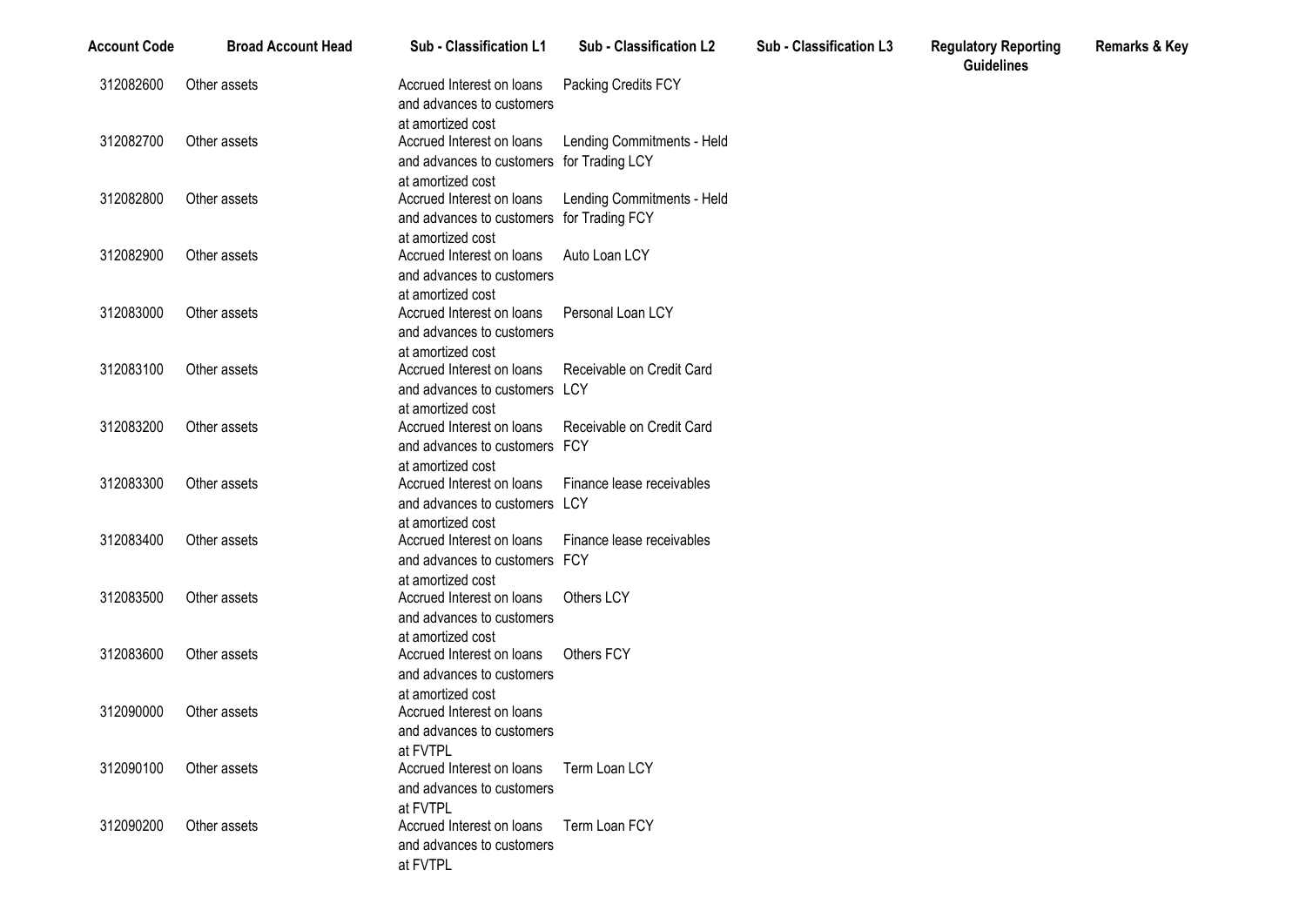| Account Code | Broad Account Head | Sub - Classification L1 | Sub - Classification L2 | Sub - Classification L3 | Regulatory Reporting Guidelines | Remarks & Key |
|---|---|---|---|---|---|---|
| 312082600 | Other assets | Accrued Interest on loans and advances to customers at amortized cost | Packing Credits FCY | | | |
| 312082700 | Other assets | Accrued Interest on loans and advances to customers at amortized cost | Lending Commitments - Held for Trading LCY | | | |
| 312082800 | Other assets | Accrued Interest on loans and advances to customers at amortized cost | Lending Commitments - Held for Trading FCY | | | |
| 312082900 | Other assets | Accrued Interest on loans and advances to customers at amortized cost | Auto Loan LCY | | | |
| 312083000 | Other assets | Accrued Interest on loans and advances to customers at amortized cost | Personal Loan LCY | | | |
| 312083100 | Other assets | Accrued Interest on loans and advances to customers at amortized cost | Receivable on Credit Card LCY | | | |
| 312083200 | Other assets | Accrued Interest on loans and advances to customers at amortized cost | Receivable on Credit Card FCY | | | |
| 312083300 | Other assets | Accrued Interest on loans and advances to customers at amortized cost | Finance lease receivables LCY | | | |
| 312083400 | Other assets | Accrued Interest on loans and advances to customers at amortized cost | Finance lease receivables FCY | | | |
| 312083500 | Other assets | Accrued Interest on loans and advances to customers at amortized cost | Others LCY | | | |
| 312083600 | Other assets | Accrued Interest on loans and advances to customers at amortized cost | Others FCY | | | |
| 312090000 | Other assets | Accrued Interest on loans and advances to customers at FVTPL | | | | |
| 312090100 | Other assets | Accrued Interest on loans and advances to customers at FVTPL | Term Loan LCY | | | |
| 312090200 | Other assets | Accrued Interest on loans and advances to customers at FVTPL | Term Loan FCY | | | |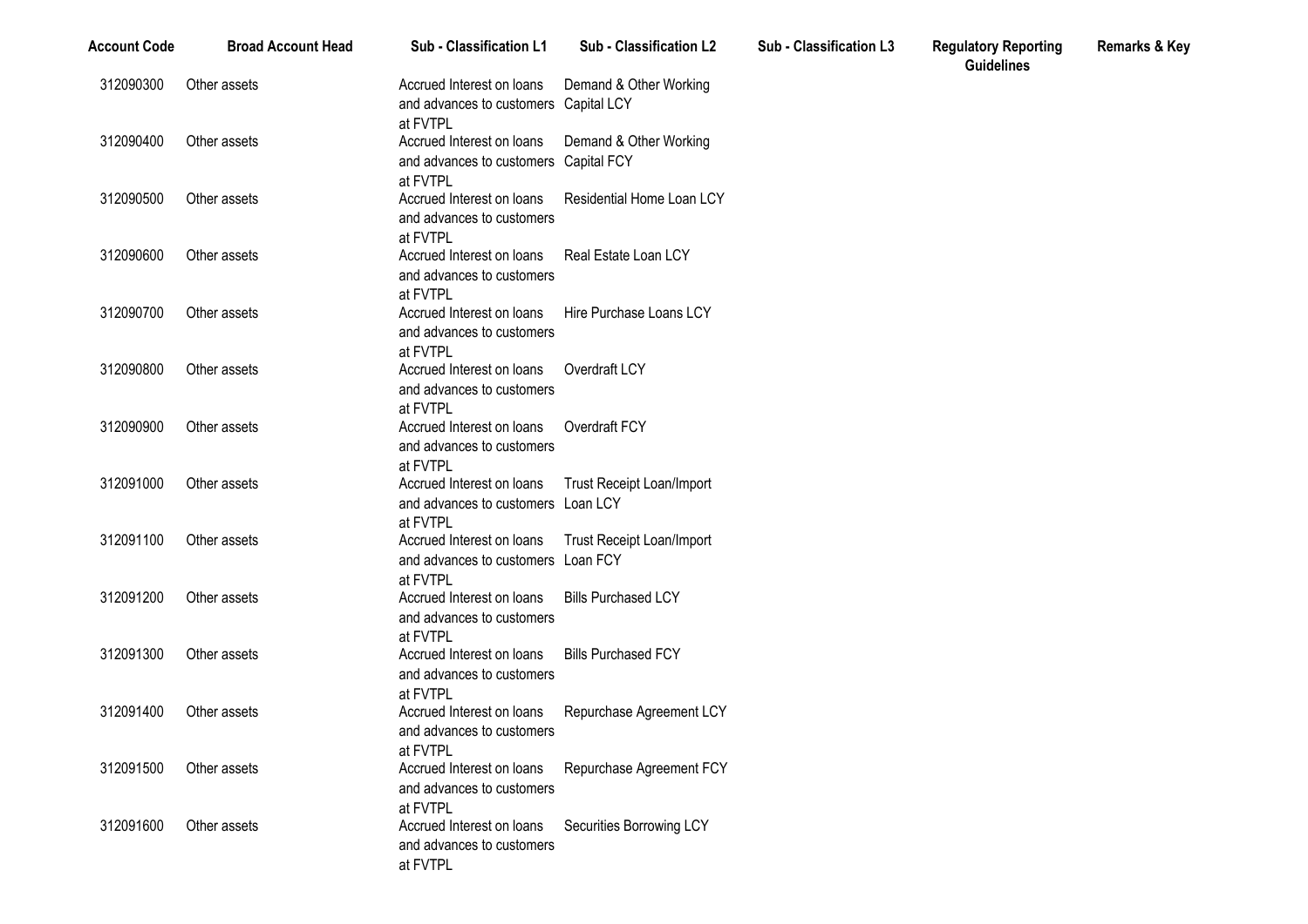| Account Code | Broad Account Head | Sub - Classification L1 | Sub - Classification L2 | Sub - Classification L3 | Regulatory Reporting Guidelines | Remarks & Key |
|---|---|---|---|---|---|---|
| 312090300 | Other assets | Accrued Interest on loans and advances to customers at FVTPL | Demand & Other Working Capital LCY | | | |
| 312090400 | Other assets | Accrued Interest on loans and advances to customers at FVTPL | Demand & Other Working Capital FCY | | | |
| 312090500 | Other assets | Accrued Interest on loans and advances to customers at FVTPL | Residential Home Loan LCY | | | |
| 312090600 | Other assets | Accrued Interest on loans and advances to customers at FVTPL | Real Estate Loan LCY | | | |
| 312090700 | Other assets | Accrued Interest on loans and advances to customers at FVTPL | Hire Purchase Loans LCY | | | |
| 312090800 | Other assets | Accrued Interest on loans and advances to customers at FVTPL | Overdraft LCY | | | |
| 312090900 | Other assets | Accrued Interest on loans and advances to customers at FVTPL | Overdraft FCY | | | |
| 312091000 | Other assets | Accrued Interest on loans and advances to customers at FVTPL | Trust Receipt Loan/Import Loan LCY | | | |
| 312091100 | Other assets | Accrued Interest on loans and advances to customers at FVTPL | Trust Receipt Loan/Import Loan FCY | | | |
| 312091200 | Other assets | Accrued Interest on loans and advances to customers at FVTPL | Bills Purchased LCY | | | |
| 312091300 | Other assets | Accrued Interest on loans and advances to customers at FVTPL | Bills Purchased FCY | | | |
| 312091400 | Other assets | Accrued Interest on loans and advances to customers at FVTPL | Repurchase Agreement LCY | | | |
| 312091500 | Other assets | Accrued Interest on loans and advances to customers at FVTPL | Repurchase Agreement FCY | | | |
| 312091600 | Other assets | Accrued Interest on loans and advances to customers at FVTPL | Securities Borrowing LCY | | | |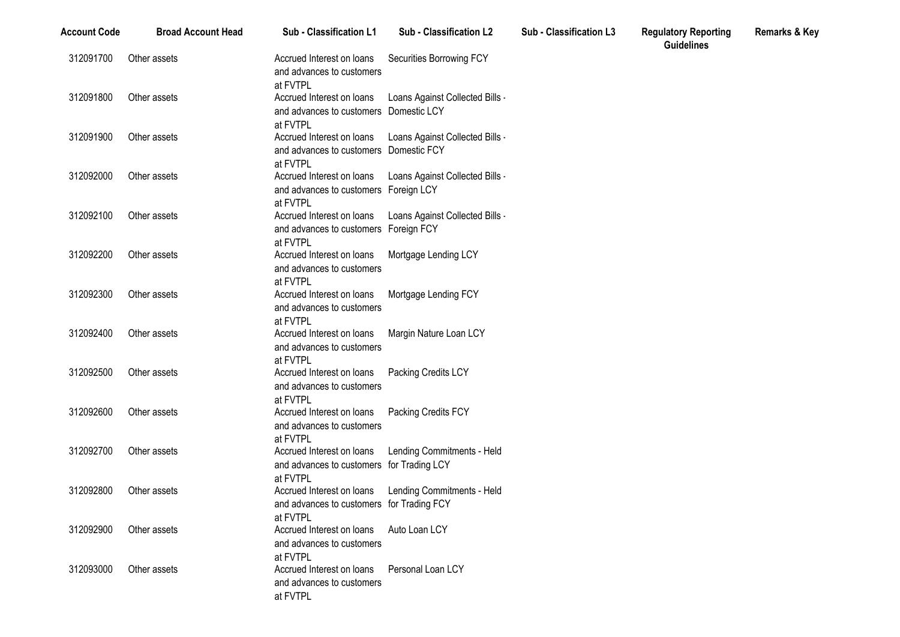| Account Code | Broad Account Head | Sub - Classification L1 | Sub - Classification L2 | Sub - Classification L3 | Regulatory Reporting Guidelines | Remarks & Key |
|---|---|---|---|---|---|---|
| 312091700 | Other assets | Accrued Interest on loans and advances to customers at FVTPL | Securities Borrowing FCY | | | |
| 312091800 | Other assets | Accrued Interest on loans and advances to customers at FVTPL | Loans Against Collected Bills - Domestic LCY | | | |
| 312091900 | Other assets | Accrued Interest on loans and advances to customers at FVTPL | Loans Against Collected Bills - Domestic FCY | | | |
| 312092000 | Other assets | Accrued Interest on loans and advances to customers at FVTPL | Loans Against Collected Bills - Foreign LCY | | | |
| 312092100 | Other assets | Accrued Interest on loans and advances to customers at FVTPL | Loans Against Collected Bills - Foreign FCY | | | |
| 312092200 | Other assets | Accrued Interest on loans and advances to customers at FVTPL | Mortgage Lending LCY | | | |
| 312092300 | Other assets | Accrued Interest on loans and advances to customers at FVTPL | Mortgage Lending FCY | | | |
| 312092400 | Other assets | Accrued Interest on loans and advances to customers at FVTPL | Margin Nature Loan LCY | | | |
| 312092500 | Other assets | Accrued Interest on loans and advances to customers at FVTPL | Packing Credits LCY | | | |
| 312092600 | Other assets | Accrued Interest on loans and advances to customers at FVTPL | Packing Credits FCY | | | |
| 312092700 | Other assets | Accrued Interest on loans and advances to customers at FVTPL | Lending Commitments - Held for Trading LCY | | | |
| 312092800 | Other assets | Accrued Interest on loans and advances to customers at FVTPL | Lending Commitments - Held for Trading FCY | | | |
| 312092900 | Other assets | Accrued Interest on loans and advances to customers at FVTPL | Auto Loan LCY | | | |
| 312093000 | Other assets | Accrued Interest on loans and advances to customers at FVTPL | Personal Loan LCY | | | |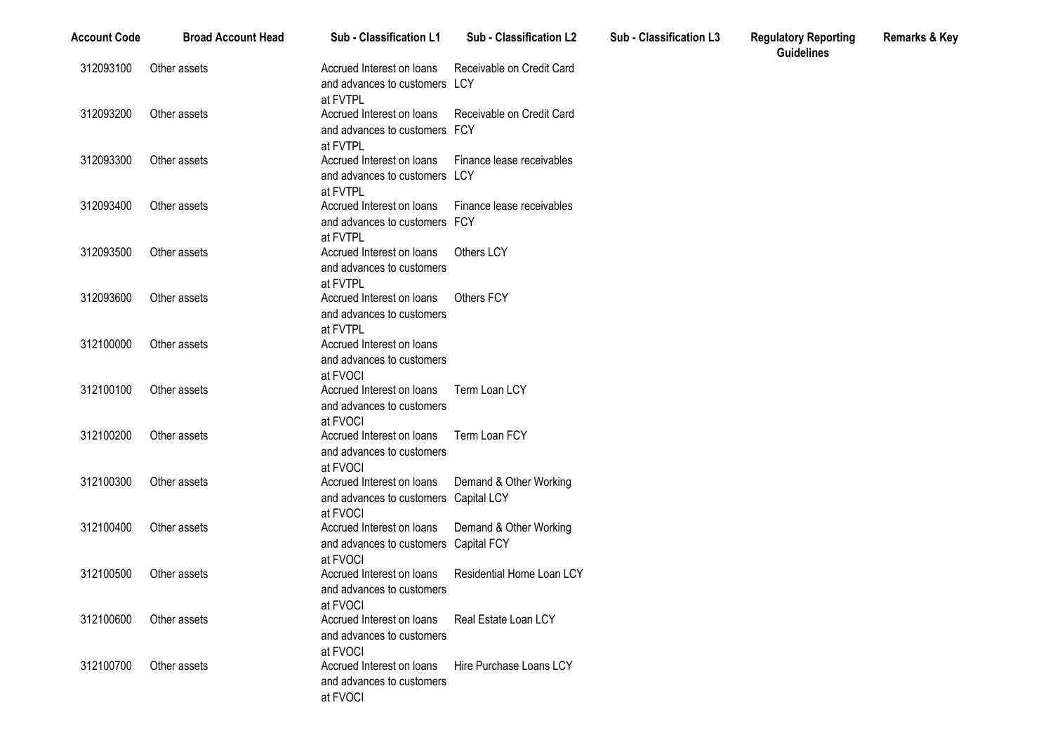| Account Code | Broad Account Head | Sub - Classification L1 | Sub - Classification L2 | Sub - Classification L3 | Regulatory Reporting Guidelines | Remarks & Key |
|---|---|---|---|---|---|---|
| 312093100 | Other assets | Accrued Interest on loans and advances to customers at FVTPL | Receivable on Credit Card LCY | | | |
| 312093200 | Other assets | Accrued Interest on loans and advances to customers at FVTPL | Receivable on Credit Card FCY | | | |
| 312093300 | Other assets | Accrued Interest on loans and advances to customers at FVTPL | Finance lease receivables LCY | | | |
| 312093400 | Other assets | Accrued Interest on loans and advances to customers at FVTPL | Finance lease receivables FCY | | | |
| 312093500 | Other assets | Accrued Interest on loans and advances to customers at FVTPL | Others LCY | | | |
| 312093600 | Other assets | Accrued Interest on loans and advances to customers at FVTPL | Others FCY | | | |
| 312100000 | Other assets | Accrued Interest on loans and advances to customers at FVOCI | | | | |
| 312100100 | Other assets | Accrued Interest on loans and advances to customers at FVOCI | Term Loan LCY | | | |
| 312100200 | Other assets | Accrued Interest on loans and advances to customers at FVOCI | Term Loan FCY | | | |
| 312100300 | Other assets | Accrued Interest on loans and advances to customers at FVOCI | Demand & Other Working Capital LCY | | | |
| 312100400 | Other assets | Accrued Interest on loans and advances to customers at FVOCI | Demand & Other Working Capital FCY | | | |
| 312100500 | Other assets | Accrued Interest on loans and advances to customers at FVOCI | Residential Home Loan LCY | | | |
| 312100600 | Other assets | Accrued Interest on loans and advances to customers at FVOCI | Real Estate Loan LCY | | | |
| 312100700 | Other assets | Accrued Interest on loans and advances to customers at FVOCI | Hire Purchase Loans LCY | | | |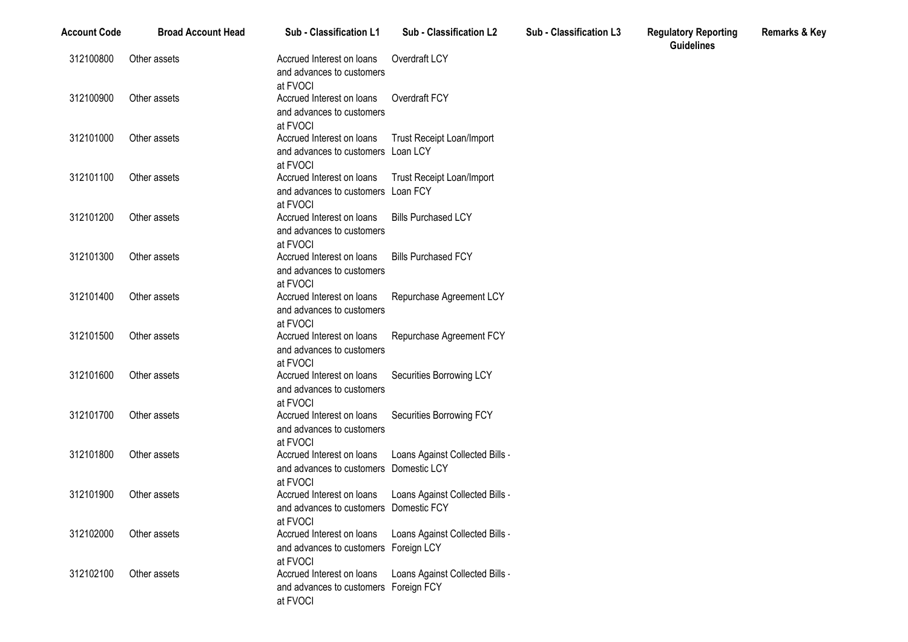| Account Code | Broad Account Head | Sub - Classification L1 | Sub - Classification L2 | Sub - Classification L3 | Regulatory Reporting Guidelines | Remarks & Key |
|---|---|---|---|---|---|---|
| 312100800 | Other assets | Accrued Interest on loans and advances to customers at FVOCI | Overdraft LCY | | | |
| 312100900 | Other assets | Accrued Interest on loans and advances to customers at FVOCI | Overdraft FCY | | | |
| 312101000 | Other assets | Accrued Interest on loans and advances to customers at FVOCI | Trust Receipt Loan/Import Loan LCY | | | |
| 312101100 | Other assets | Accrued Interest on loans and advances to customers at FVOCI | Trust Receipt Loan/Import Loan FCY | | | |
| 312101200 | Other assets | Accrued Interest on loans and advances to customers at FVOCI | Bills Purchased LCY | | | |
| 312101300 | Other assets | Accrued Interest on loans and advances to customers at FVOCI | Bills Purchased FCY | | | |
| 312101400 | Other assets | Accrued Interest on loans and advances to customers at FVOCI | Repurchase Agreement LCY | | | |
| 312101500 | Other assets | Accrued Interest on loans and advances to customers at FVOCI | Repurchase Agreement FCY | | | |
| 312101600 | Other assets | Accrued Interest on loans and advances to customers at FVOCI | Securities Borrowing LCY | | | |
| 312101700 | Other assets | Accrued Interest on loans and advances to customers at FVOCI | Securities Borrowing FCY | | | |
| 312101800 | Other assets | Accrued Interest on loans and advances to customers at FVOCI | Loans Against Collected Bills - Domestic LCY | | | |
| 312101900 | Other assets | Accrued Interest on loans and advances to customers at FVOCI | Loans Against Collected Bills - Domestic FCY | | | |
| 312102000 | Other assets | Accrued Interest on loans and advances to customers at FVOCI | Loans Against Collected Bills - Foreign LCY | | | |
| 312102100 | Other assets | Accrued Interest on loans and advances to customers at FVOCI | Loans Against Collected Bills - Foreign FCY | | | |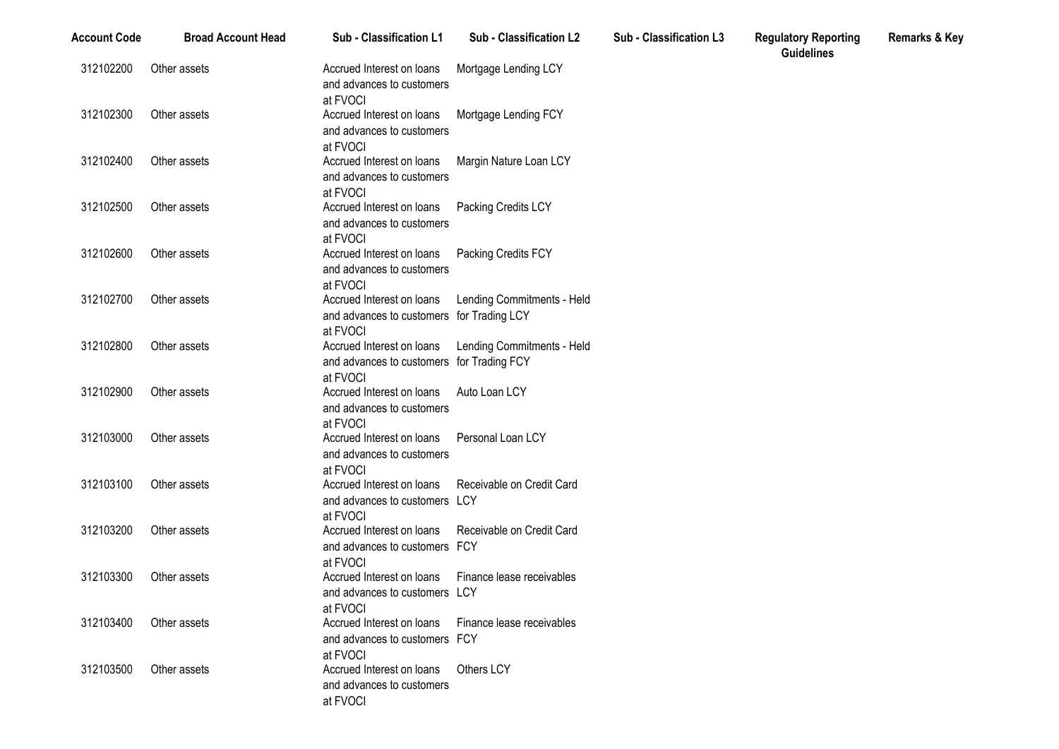| Account Code | Broad Account Head | Sub - Classification L1 | Sub - Classification L2 | Sub - Classification L3 | Regulatory Reporting Guidelines | Remarks & Key |
|---|---|---|---|---|---|---|
| 312102200 | Other assets | Accrued Interest on loans and advances to customers at FVOCI | Mortgage Lending LCY | | | |
| 312102300 | Other assets | Accrued Interest on loans and advances to customers at FVOCI | Mortgage Lending FCY | | | |
| 312102400 | Other assets | Accrued Interest on loans and advances to customers at FVOCI | Margin Nature Loan LCY | | | |
| 312102500 | Other assets | Accrued Interest on loans and advances to customers at FVOCI | Packing Credits LCY | | | |
| 312102600 | Other assets | Accrued Interest on loans and advances to customers at FVOCI | Packing Credits FCY | | | |
| 312102700 | Other assets | Accrued Interest on loans and advances to customers at FVOCI | Lending Commitments - Held for Trading LCY | | | |
| 312102800 | Other assets | Accrued Interest on loans and advances to customers at FVOCI | Lending Commitments - Held for Trading FCY | | | |
| 312102900 | Other assets | Accrued Interest on loans and advances to customers at FVOCI | Auto Loan LCY | | | |
| 312103000 | Other assets | Accrued Interest on loans and advances to customers at FVOCI | Personal Loan LCY | | | |
| 312103100 | Other assets | Accrued Interest on loans and advances to customers at FVOCI | Receivable on Credit Card LCY | | | |
| 312103200 | Other assets | Accrued Interest on loans and advances to customers at FVOCI | Receivable on Credit Card FCY | | | |
| 312103300 | Other assets | Accrued Interest on loans and advances to customers at FVOCI | Finance lease receivables LCY | | | |
| 312103400 | Other assets | Accrued Interest on loans and advances to customers at FVOCI | Finance lease receivables FCY | | | |
| 312103500 | Other assets | Accrued Interest on loans and advances to customers at FVOCI | Others LCY | | | |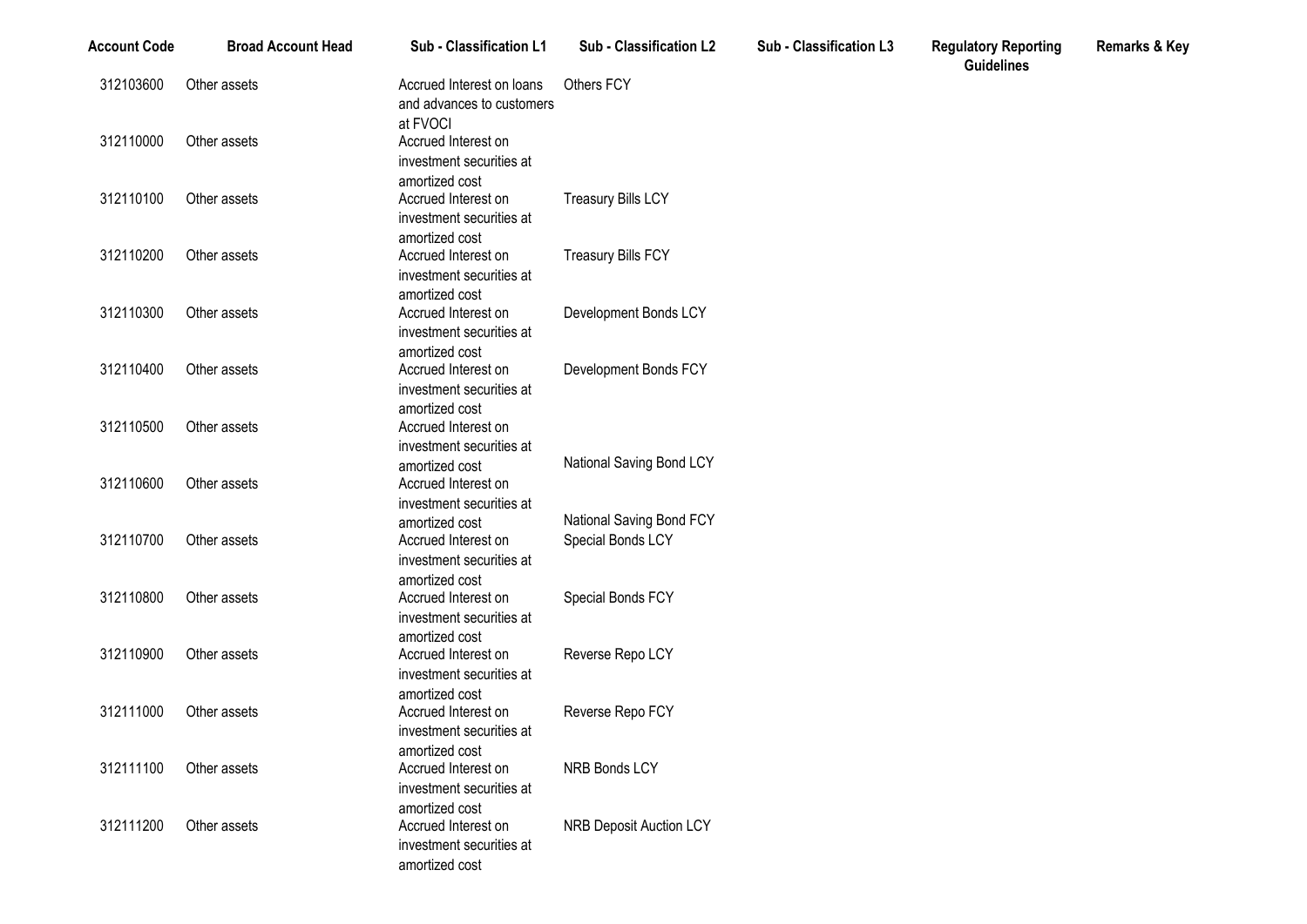| Account Code | Broad Account Head | Sub - Classification L1 | Sub - Classification L2 | Sub - Classification L3 | Regulatory Reporting Guidelines | Remarks & Key |
|---|---|---|---|---|---|---|
| 312103600 | Other assets | Accrued Interest on loans and advances to customers at FVOCI | Others FCY | | | |
| 312110000 | Other assets | Accrued Interest on investment securities at amortized cost | | | | |
| 312110100 | Other assets | Accrued Interest on investment securities at amortized cost | Treasury Bills LCY | | | |
| 312110200 | Other assets | Accrued Interest on investment securities at amortized cost | Treasury Bills FCY | | | |
| 312110300 | Other assets | Accrued Interest on investment securities at amortized cost | Development Bonds LCY | | | |
| 312110400 | Other assets | Accrued Interest on investment securities at amortized cost | Development Bonds FCY | | | |
| 312110500 | Other assets | Accrued Interest on investment securities at amortized cost | National Saving Bond LCY | | | |
| 312110600 | Other assets | Accrued Interest on investment securities at amortized cost | National Saving Bond FCY | | | |
| 312110700 | Other assets | Accrued Interest on investment securities at amortized cost | Special Bonds LCY | | | |
| 312110800 | Other assets | Accrued Interest on investment securities at amortized cost | Special Bonds FCY | | | |
| 312110900 | Other assets | Accrued Interest on investment securities at amortized cost | Reverse Repo LCY | | | |
| 312111000 | Other assets | Accrued Interest on investment securities at amortized cost | Reverse Repo FCY | | | |
| 312111100 | Other assets | Accrued Interest on investment securities at amortized cost | NRB Bonds LCY | | | |
| 312111200 | Other assets | Accrued Interest on investment securities at amortized cost | NRB Deposit Auction LCY | | | |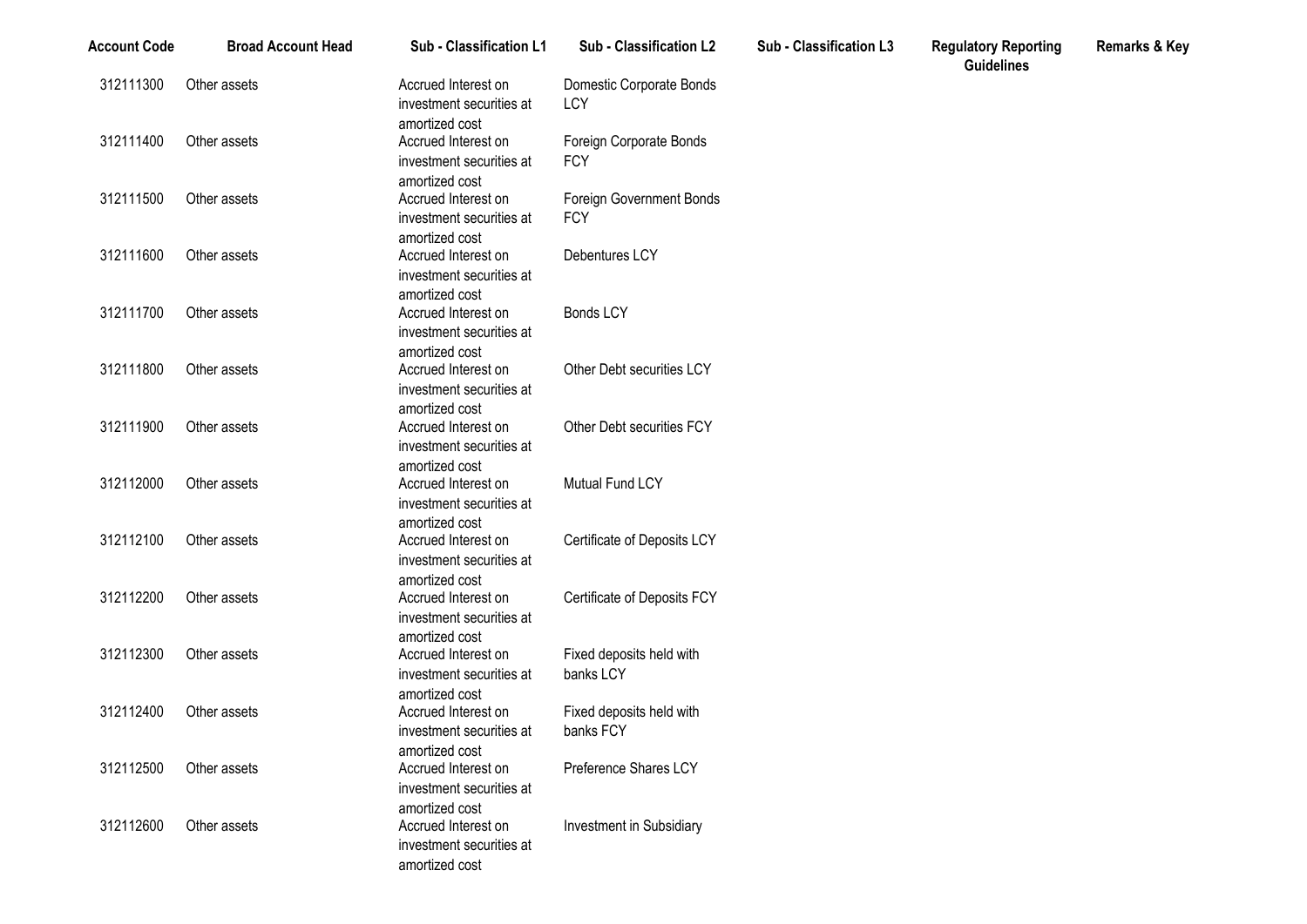| Account Code | Broad Account Head | Sub - Classification L1 | Sub - Classification L2 | Sub - Classification L3 | Regulatory Reporting Guidelines | Remarks & Key |
|---|---|---|---|---|---|---|
| 312111300 | Other assets | Accrued Interest on investment securities at amortized cost | Domestic Corporate Bonds LCY | | | |
| 312111400 | Other assets | Accrued Interest on investment securities at amortized cost | Foreign Corporate Bonds FCY | | | |
| 312111500 | Other assets | Accrued Interest on investment securities at amortized cost | Foreign Government Bonds FCY | | | |
| 312111600 | Other assets | Accrued Interest on investment securities at amortized cost | Debentures LCY | | | |
| 312111700 | Other assets | Accrued Interest on investment securities at amortized cost | Bonds LCY | | | |
| 312111800 | Other assets | Accrued Interest on investment securities at amortized cost | Other Debt securities LCY | | | |
| 312111900 | Other assets | Accrued Interest on investment securities at amortized cost | Other Debt securities FCY | | | |
| 312112000 | Other assets | Accrued Interest on investment securities at amortized cost | Mutual Fund LCY | | | |
| 312112100 | Other assets | Accrued Interest on investment securities at amortized cost | Certificate of Deposits LCY | | | |
| 312112200 | Other assets | Accrued Interest on investment securities at amortized cost | Certificate of Deposits FCY | | | |
| 312112300 | Other assets | Accrued Interest on investment securities at amortized cost | Fixed deposits held with banks LCY | | | |
| 312112400 | Other assets | Accrued Interest on investment securities at amortized cost | Fixed deposits held with banks FCY | | | |
| 312112500 | Other assets | Accrued Interest on investment securities at amortized cost | Preference Shares LCY | | | |
| 312112600 | Other assets | Accrued Interest on investment securities at amortized cost | Investment in Subsidiary | | | |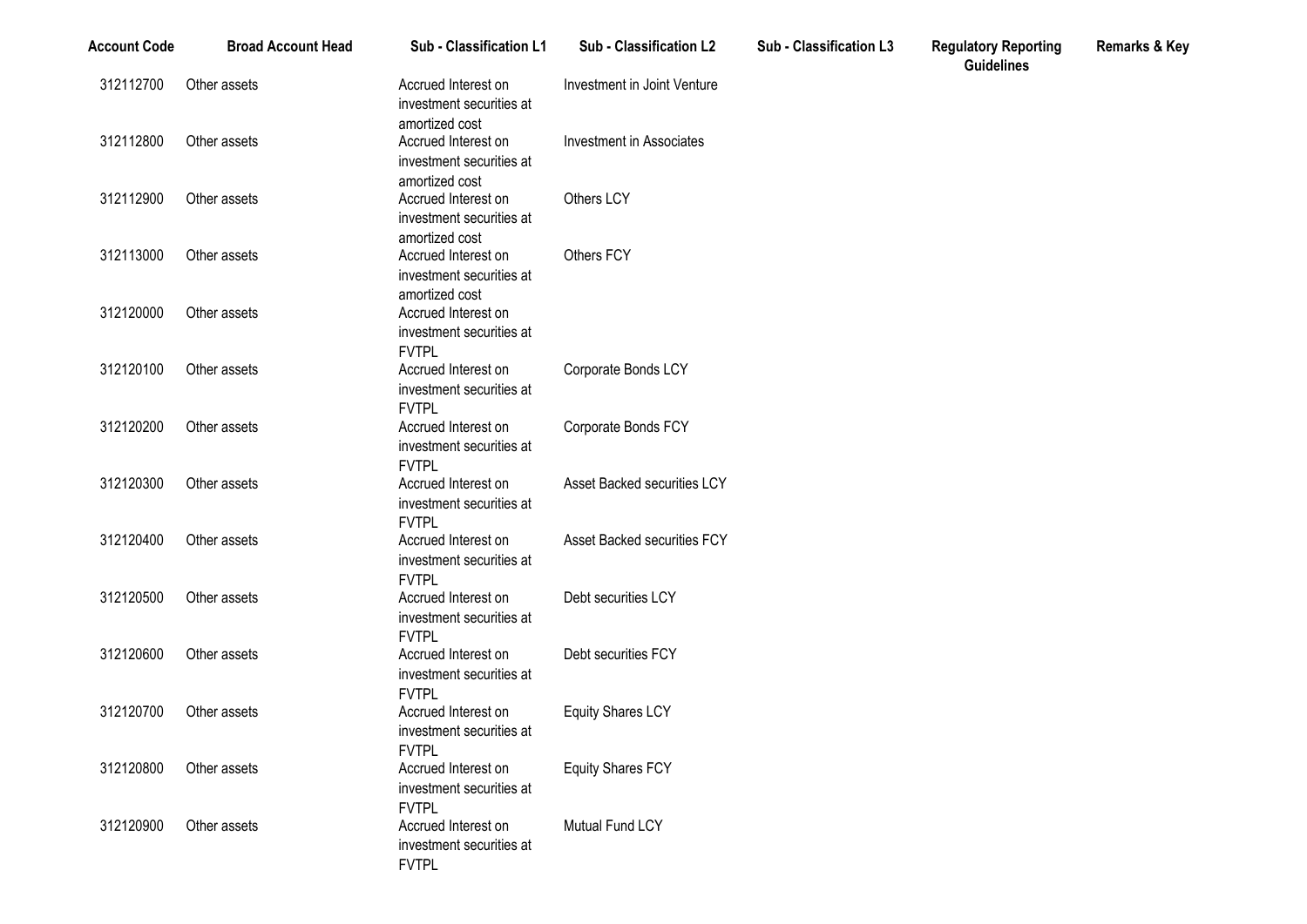| Account Code | Broad Account Head | Sub - Classification L1 | Sub - Classification L2 | Sub - Classification L3 | Regulatory Reporting Guidelines | Remarks & Key |
|---|---|---|---|---|---|---|
| 312112700 | Other assets | Accrued Interest on investment securities at amortized cost | Investment in Joint Venture | | | |
| 312112800 | Other assets | Accrued Interest on investment securities at amortized cost | Investment in Associates | | | |
| 312112900 | Other assets | Accrued Interest on investment securities at amortized cost | Others LCY | | | |
| 312113000 | Other assets | Accrued Interest on investment securities at amortized cost | Others FCY | | | |
| 312120000 | Other assets | Accrued Interest on investment securities at FVTPL | | | | |
| 312120100 | Other assets | Accrued Interest on investment securities at FVTPL | Corporate Bonds LCY | | | |
| 312120200 | Other assets | Accrued Interest on investment securities at FVTPL | Corporate Bonds FCY | | | |
| 312120300 | Other assets | Accrued Interest on investment securities at FVTPL | Asset Backed securities LCY | | | |
| 312120400 | Other assets | Accrued Interest on investment securities at FVTPL | Asset Backed securities FCY | | | |
| 312120500 | Other assets | Accrued Interest on investment securities at FVTPL | Debt securities LCY | | | |
| 312120600 | Other assets | Accrued Interest on investment securities at FVTPL | Debt securities FCY | | | |
| 312120700 | Other assets | Accrued Interest on investment securities at FVTPL | Equity Shares LCY | | | |
| 312120800 | Other assets | Accrued Interest on investment securities at FVTPL | Equity Shares FCY | | | |
| 312120900 | Other assets | Accrued Interest on investment securities at FVTPL | Mutual Fund LCY | | | |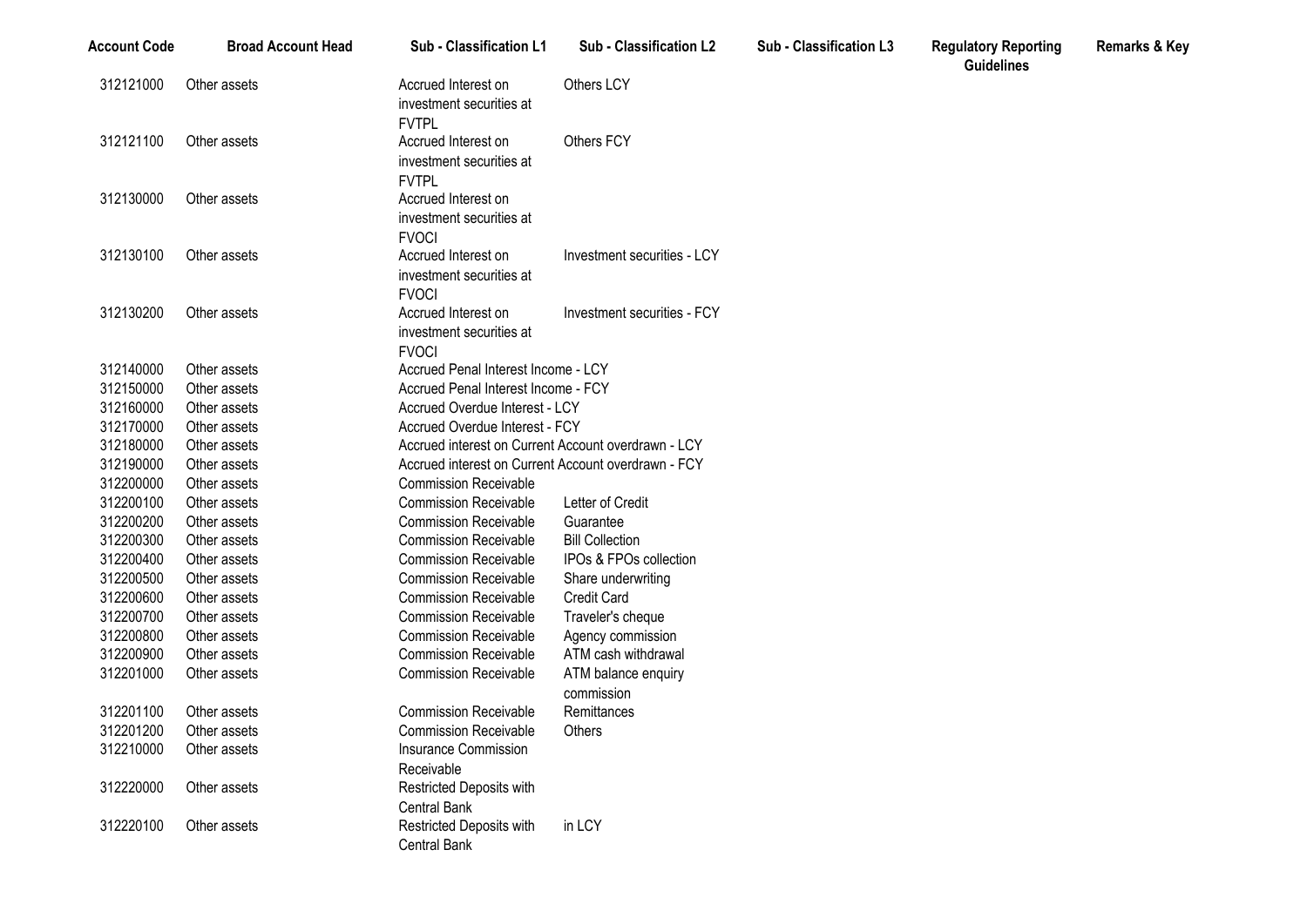| Account Code | Broad Account Head | Sub - Classification L1 | Sub - Classification L2 | Sub - Classification L3 | Regulatory Reporting Guidelines | Remarks & Key |
|---|---|---|---|---|---|---|
| 312121000 | Other assets | Accrued Interest on investment securities at FVTPL | Others LCY | | | |
| 312121100 | Other assets | Accrued Interest on investment securities at FVTPL | Others FCY | | | |
| 312130000 | Other assets | Accrued Interest on investment securities at FVOCI | | | | |
| 312130100 | Other assets | Accrued Interest on investment securities at FVOCI | Investment securities - LCY | | | |
| 312130200 | Other assets | Accrued Interest on investment securities at FVOCI | Investment securities - FCY | | | |
| 312140000 | Other assets | Accrued Penal Interest Income - LCY | | | | |
| 312150000 | Other assets | Accrued Penal Interest Income - FCY | | | | |
| 312160000 | Other assets | Accrued Overdue Interest - LCY | | | | |
| 312170000 | Other assets | Accrued Overdue Interest - FCY | | | | |
| 312180000 | Other assets | Accrued interest on Current Account overdrawn - LCY | | | | |
| 312190000 | Other assets | Accrued interest on Current Account overdrawn - FCY | | | | |
| 312200000 | Other assets | Commission Receivable | | | | |
| 312200100 | Other assets | Commission Receivable | Letter of Credit | | | |
| 312200200 | Other assets | Commission Receivable | Guarantee | | | |
| 312200300 | Other assets | Commission Receivable | Bill Collection | | | |
| 312200400 | Other assets | Commission Receivable | IPOs & FPOs collection | | | |
| 312200500 | Other assets | Commission Receivable | Share underwriting | | | |
| 312200600 | Other assets | Commission Receivable | Credit Card | | | |
| 312200700 | Other assets | Commission Receivable | Traveler's cheque | | | |
| 312200800 | Other assets | Commission Receivable | Agency commission | | | |
| 312200900 | Other assets | Commission Receivable | ATM cash withdrawal | | | |
| 312201000 | Other assets | Commission Receivable | ATM balance enquiry commission | | | |
| 312201100 | Other assets | Commission Receivable | Remittances | | | |
| 312201200 | Other assets | Commission Receivable | Others | | | |
| 312210000 | Other assets | Insurance Commission Receivable | | | | |
| 312220000 | Other assets | Restricted Deposits with Central Bank | | | | |
| 312220100 | Other assets | Restricted Deposits with Central Bank | in LCY | | | |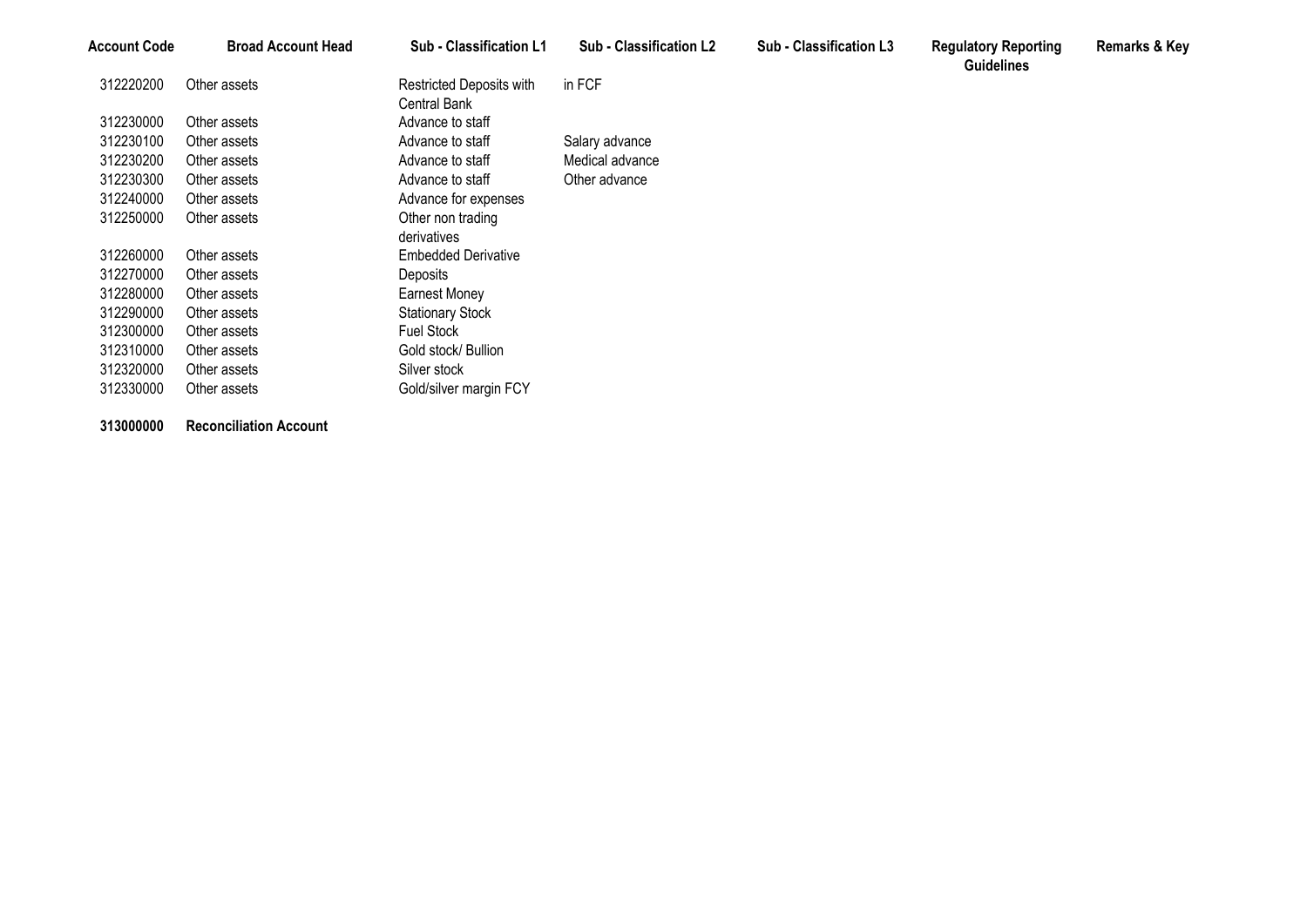| Account Code | Broad Account Head | Sub - Classification L1 | Sub - Classification L2 | Sub - Classification L3 | Regulatory Reporting Guidelines | Remarks & Key |
|---|---|---|---|---|---|---|
| 312220200 | Other assets | Restricted Deposits with Central Bank | in FCF | | | |
| 312230000 | Other assets | Advance to staff | | | | |
| 312230100 | Other assets | Advance to staff | Salary advance | | | |
| 312230200 | Other assets | Advance to staff | Medical advance | | | |
| 312230300 | Other assets | Advance to staff | Other advance | | | |
| 312240000 | Other assets | Advance for expenses | | | | |
| 312250000 | Other assets | Other non trading derivatives | | | | |
| 312260000 | Other assets | Embedded Derivative | | | | |
| 312270000 | Other assets | Deposits | | | | |
| 312280000 | Other assets | Earnest Money | | | | |
| 312290000 | Other assets | Stationary Stock | | | | |
| 312300000 | Other assets | Fuel Stock | | | | |
| 312310000 | Other assets | Gold stock/ Bullion | | | | |
| 312320000 | Other assets | Silver stock | | | | |
| 312330000 | Other assets | Gold/silver margin FCY | | | | |
| **313000000** | **Reconciliation Account** | | | | | |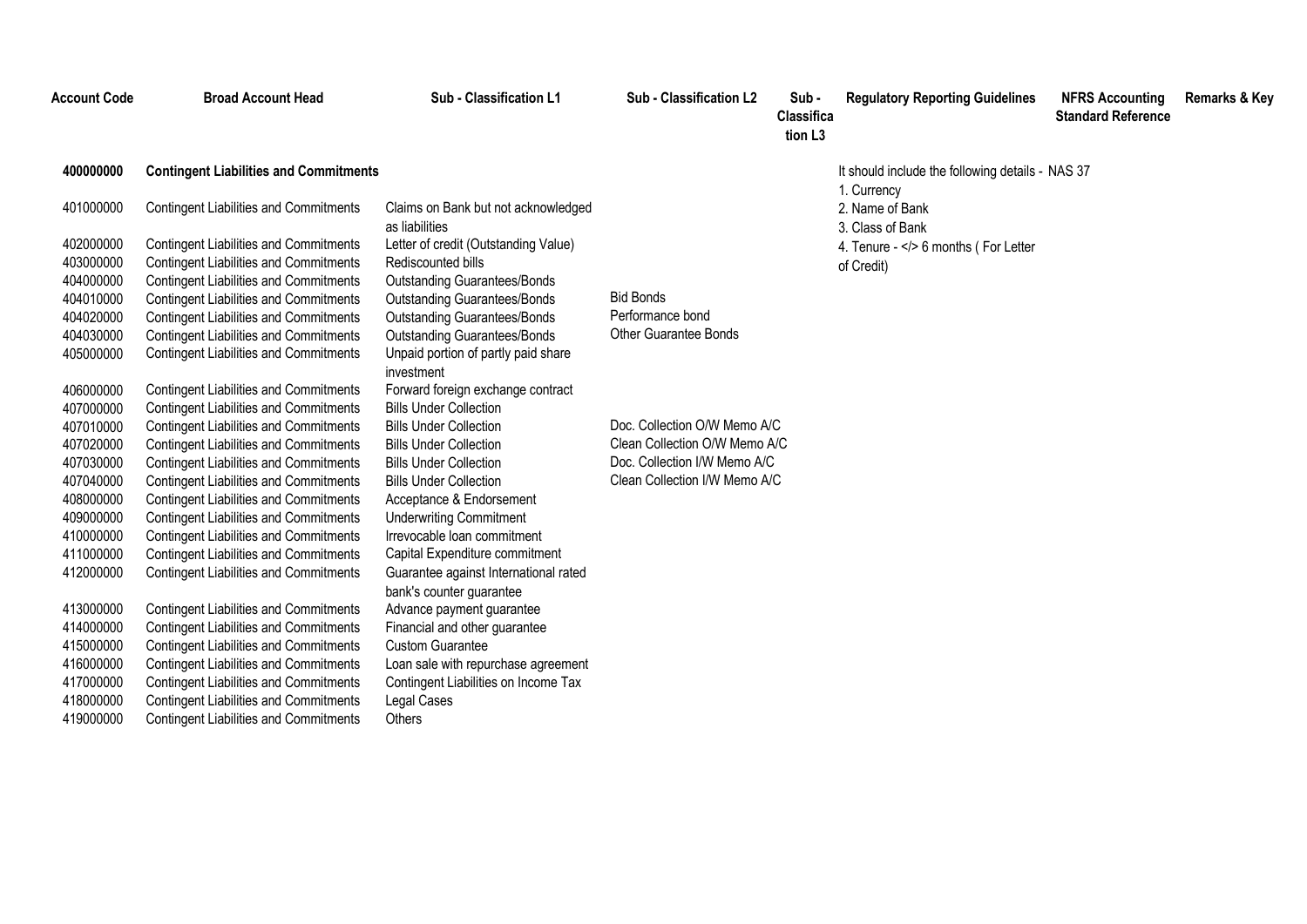| Account Code | Broad Account Head | Sub - Classification L1 | Sub - Classification L2 | Sub - Classification L3 | Regulatory Reporting Guidelines | NFRS Accounting Standard Reference | Remarks & Key |
|---|---|---|---|---|---|---|---|
| **400000000** | **Contingent Liabilities and Commitments** | | | | It should include the following details - 1. Currency 2. Name of Bank 3. Class of Bank 4. Tenure - </> 6 months ( For Letter of Credit) | NAS 37 | |
| 401000000 | Contingent Liabilities and Commitments | Claims on Bank but not acknowledged as liabilities | | | | | |
| 402000000 | Contingent Liabilities and Commitments | Letter of credit (Outstanding Value) | | | | | |
| 403000000 | Contingent Liabilities and Commitments | Rediscounted bills | | | | | |
| 404000000 | Contingent Liabilities and Commitments | Outstanding Guarantees/Bonds | | | | | |
| 404010000 | Contingent Liabilities and Commitments | Outstanding Guarantees/Bonds | Bid Bonds | | | | |
| 404020000 | Contingent Liabilities and Commitments | Outstanding Guarantees/Bonds | Performance bond | | | | |
| 404030000 | Contingent Liabilities and Commitments | Outstanding Guarantees/Bonds | Other Guarantee Bonds | | | | |
| 405000000 | Contingent Liabilities and Commitments | Unpaid portion of partly paid share investment | | | | | |
| 406000000 | Contingent Liabilities and Commitments | Forward foreign exchange contract | | | | | |
| 407000000 | Contingent Liabilities and Commitments | Bills Under Collection | | | | | |
| 407010000 | Contingent Liabilities and Commitments | Bills Under Collection | Doc. Collection O/W Memo A/C | | | | |
| 407020000 | Contingent Liabilities and Commitments | Bills Under Collection | Clean Collection O/W Memo A/C | | | | |
| 407030000 | Contingent Liabilities and Commitments | Bills Under Collection | Doc. Collection I/W Memo A/C | | | | |
| 407040000 | Contingent Liabilities and Commitments | Bills Under Collection | Clean Collection I/W Memo A/C | | | | |
| 408000000 | Contingent Liabilities and Commitments | Acceptance & Endorsement | | | | | |
| 409000000 | Contingent Liabilities and Commitments | Underwriting Commitment | | | | | |
| 410000000 | Contingent Liabilities and Commitments | Irrevocable loan commitment | | | | | |
| 411000000 | Contingent Liabilities and Commitments | Capital Expenditure commitment | | | | | |
| 412000000 | Contingent Liabilities and Commitments | Guarantee against International rated bank's counter guarantee | | | | | |
| 413000000 | Contingent Liabilities and Commitments | Advance payment guarantee | | | | | |
| 414000000 | Contingent Liabilities and Commitments | Financial and other guarantee | | | | | |
| 415000000 | Contingent Liabilities and Commitments | Custom Guarantee | | | | | |
| 416000000 | Contingent Liabilities and Commitments | Loan sale with repurchase agreement | | | | | |
| 417000000 | Contingent Liabilities and Commitments | Contingent Liabilities on Income Tax | | | | | |
| 418000000 | Contingent Liabilities and Commitments | Legal Cases | | | | | |
| 419000000 | Contingent Liabilities and Commitments | Others | | | | | |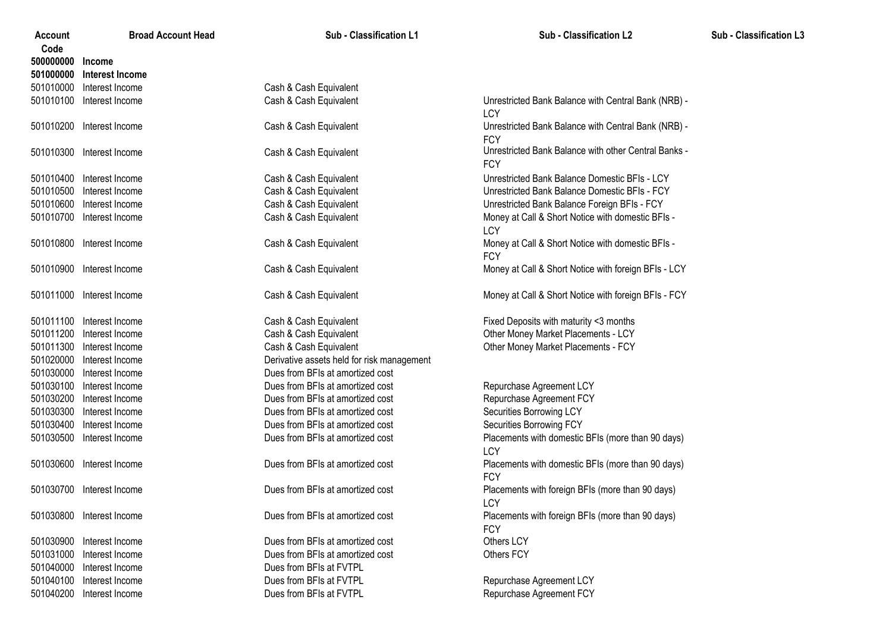| Account Code | Broad Account Head | Sub - Classification L1 | Sub - Classification L2 | Sub - Classification L3 |
|---|---|---|---|---|
| **500000000** | **Income** | | | |
| **501000000** | **Interest Income** | | | |
| 501010000 | Interest Income | Cash & Cash Equivalent | | |
| 501010100 | Interest Income | Cash & Cash Equivalent | Unrestricted Bank Balance with Central Bank (NRB) - LCY | |
| 501010200 | Interest Income | Cash & Cash Equivalent | Unrestricted Bank Balance with Central Bank (NRB) - FCY | |
| 501010300 | Interest Income | Cash & Cash Equivalent | Unrestricted Bank Balance with other Central Banks - FCY | |
| 501010400 | Interest Income | Cash & Cash Equivalent | Unrestricted Bank Balance Domestic BFIs - LCY | |
| 501010500 | Interest Income | Cash & Cash Equivalent | Unrestricted Bank Balance Domestic BFIs - FCY | |
| 501010600 | Interest Income | Cash & Cash Equivalent | Unrestricted Bank Balance Foreign BFIs - FCY | |
| 501010700 | Interest Income | Cash & Cash Equivalent | Money at Call & Short Notice with domestic BFIs - LCY | |
| 501010800 | Interest Income | Cash & Cash Equivalent | Money at Call & Short Notice with domestic BFIs - FCY | |
| 501010900 | Interest Income | Cash & Cash Equivalent | Money at Call & Short Notice with foreign BFIs - LCY | |
| 501011000 | Interest Income | Cash & Cash Equivalent | Money at Call & Short Notice with foreign BFIs - FCY | |
| 501011100 | Interest Income | Cash & Cash Equivalent | Fixed Deposits with maturity <3 months | |
| 501011200 | Interest Income | Cash & Cash Equivalent | Other Money Market Placements - LCY | |
| 501011300 | Interest Income | Cash & Cash Equivalent | Other Money Market Placements - FCY | |
| 501020000 | Interest Income | Derivative assets held for risk management | | |
| 501030000 | Interest Income | Dues from BFIs at amortized cost | | |
| 501030100 | Interest Income | Dues from BFIs at amortized cost | Repurchase Agreement LCY | |
| 501030200 | Interest Income | Dues from BFIs at amortized cost | Repurchase Agreement FCY | |
| 501030300 | Interest Income | Dues from BFIs at amortized cost | Securities Borrowing LCY | |
| 501030400 | Interest Income | Dues from BFIs at amortized cost | Securities Borrowing FCY | |
| 501030500 | Interest Income | Dues from BFIs at amortized cost | Placements with domestic BFIs (more than 90 days) LCY | |
| 501030600 | Interest Income | Dues from BFIs at amortized cost | Placements with domestic BFIs (more than 90 days) FCY | |
| 501030700 | Interest Income | Dues from BFIs at amortized cost | Placements with foreign BFIs (more than 90 days) LCY | |
| 501030800 | Interest Income | Dues from BFIs at amortized cost | Placements with foreign BFIs (more than 90 days) FCY | |
| 501030900 | Interest Income | Dues from BFIs at amortized cost | Others LCY | |
| 501031000 | Interest Income | Dues from BFIs at amortized cost | Others FCY | |
| 501040000 | Interest Income | Dues from BFIs at FVTPL | | |
| 501040100 | Interest Income | Dues from BFIs at FVTPL | Repurchase Agreement LCY | |
| 501040200 | Interest Income | Dues from BFIs at FVTPL | Repurchase Agreement FCY | |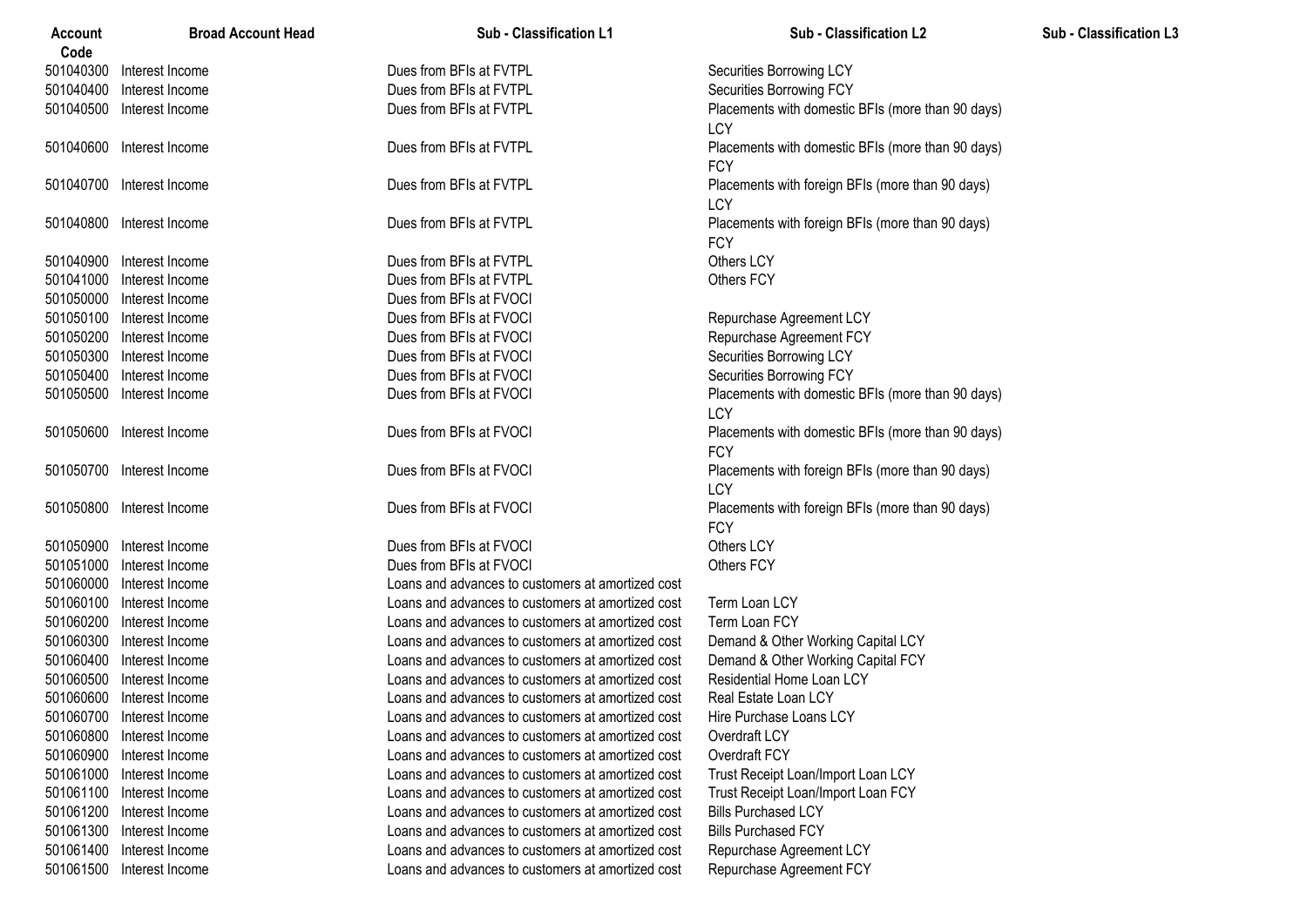| Account Code | Broad Account Head | Sub - Classification L1 | Sub - Classification L2 | Sub - Classification L3 |
|---|---|---|---|---|
| 501040300 | Interest Income | Dues from BFIs at FVTPL | Securities Borrowing LCY | |
| 501040400 | Interest Income | Dues from BFIs at FVTPL | Securities Borrowing FCY | |
| 501040500 | Interest Income | Dues from BFIs at FVTPL | Placements with domestic BFIs (more than 90 days) LCY | |
| 501040600 | Interest Income | Dues from BFIs at FVTPL | Placements with domestic BFIs (more than 90 days) FCY | |
| 501040700 | Interest Income | Dues from BFIs at FVTPL | Placements with foreign BFIs (more than 90 days) LCY | |
| 501040800 | Interest Income | Dues from BFIs at FVTPL | Placements with foreign BFIs (more than 90 days) FCY | |
| 501040900 | Interest Income | Dues from BFIs at FVTPL | Others LCY | |
| 501041000 | Interest Income | Dues from BFIs at FVTPL | Others FCY | |
| 501050000 | Interest Income | Dues from BFIs at FVOCI | | |
| 501050100 | Interest Income | Dues from BFIs at FVOCI | Repurchase Agreement LCY | |
| 501050200 | Interest Income | Dues from BFIs at FVOCI | Repurchase Agreement FCY | |
| 501050300 | Interest Income | Dues from BFIs at FVOCI | Securities Borrowing LCY | |
| 501050400 | Interest Income | Dues from BFIs at FVOCI | Securities Borrowing FCY | |
| 501050500 | Interest Income | Dues from BFIs at FVOCI | Placements with domestic BFIs (more than 90 days) LCY | |
| 501050600 | Interest Income | Dues from BFIs at FVOCI | Placements with domestic BFIs (more than 90 days) FCY | |
| 501050700 | Interest Income | Dues from BFIs at FVOCI | Placements with foreign BFIs (more than 90 days) LCY | |
| 501050800 | Interest Income | Dues from BFIs at FVOCI | Placements with foreign BFIs (more than 90 days) FCY | |
| 501050900 | Interest Income | Dues from BFIs at FVOCI | Others LCY | |
| 501051000 | Interest Income | Dues from BFIs at FVOCI | Others FCY | |
| 501060000 | Interest Income | Loans and advances to customers at amortized cost | | |
| 501060100 | Interest Income | Loans and advances to customers at amortized cost | Term Loan LCY | |
| 501060200 | Interest Income | Loans and advances to customers at amortized cost | Term Loan FCY | |
| 501060300 | Interest Income | Loans and advances to customers at amortized cost | Demand & Other Working Capital LCY | |
| 501060400 | Interest Income | Loans and advances to customers at amortized cost | Demand & Other Working Capital FCY | |
| 501060500 | Interest Income | Loans and advances to customers at amortized cost | Residential Home Loan LCY | |
| 501060600 | Interest Income | Loans and advances to customers at amortized cost | Real Estate Loan LCY | |
| 501060700 | Interest Income | Loans and advances to customers at amortized cost | Hire Purchase Loans LCY | |
| 501060800 | Interest Income | Loans and advances to customers at amortized cost | Overdraft LCY | |
| 501060900 | Interest Income | Loans and advances to customers at amortized cost | Overdraft FCY | |
| 501061000 | Interest Income | Loans and advances to customers at amortized cost | Trust Receipt Loan/Import Loan LCY | |
| 501061100 | Interest Income | Loans and advances to customers at amortized cost | Trust Receipt Loan/Import Loan FCY | |
| 501061200 | Interest Income | Loans and advances to customers at amortized cost | Bills Purchased LCY | |
| 501061300 | Interest Income | Loans and advances to customers at amortized cost | Bills Purchased FCY | |
| 501061400 | Interest Income | Loans and advances to customers at amortized cost | Repurchase Agreement LCY | |
| 501061500 | Interest Income | Loans and advances to customers at amortized cost | Repurchase Agreement FCY | |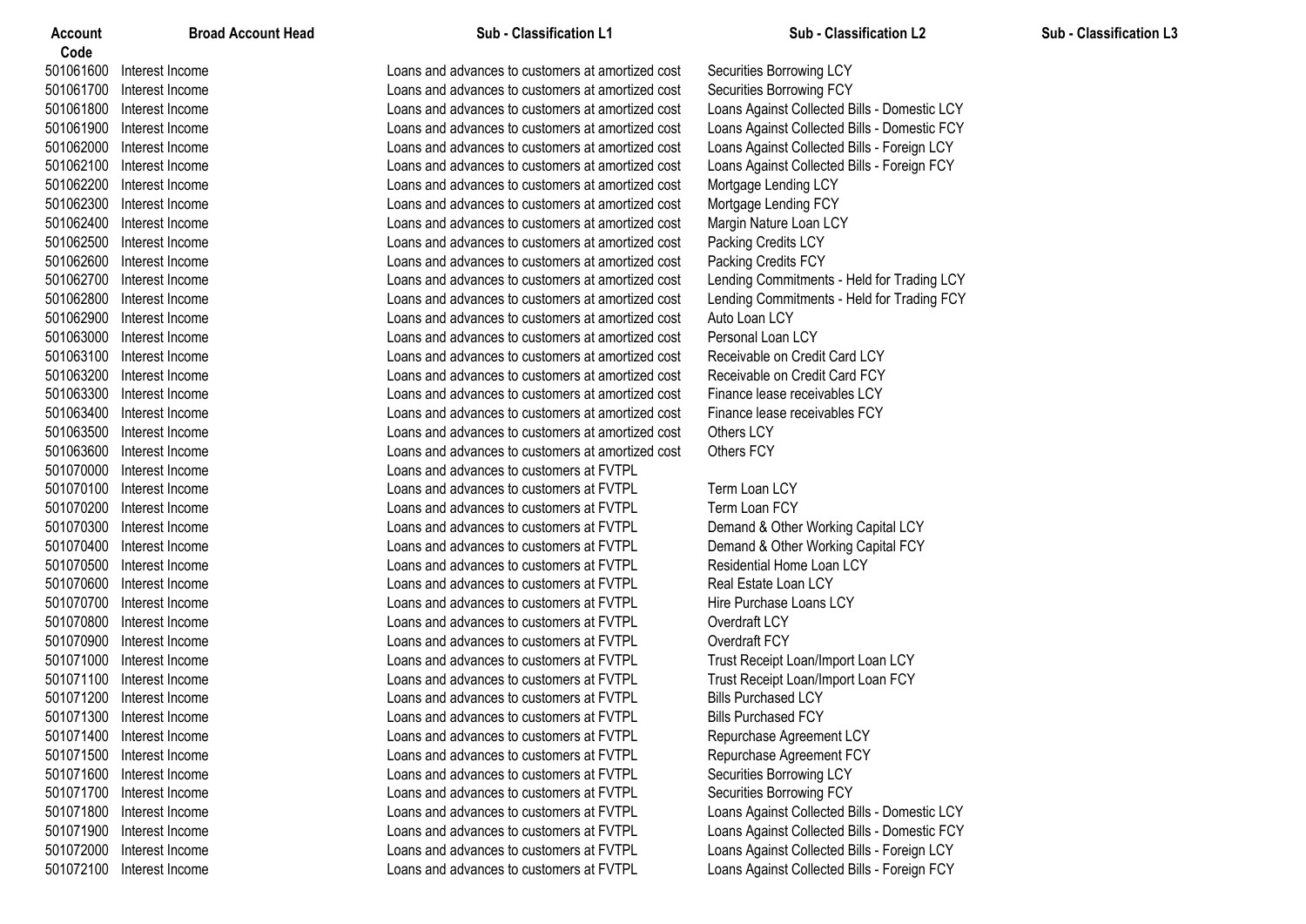| Account Code | Broad Account Head | Sub - Classification L1 | Sub - Classification L2 | Sub - Classification L3 |
|---|---|---|---|---|
| 501061600 | Interest Income | Loans and advances to customers at amortized cost | Securities Borrowing LCY | |
| 501061700 | Interest Income | Loans and advances to customers at amortized cost | Securities Borrowing FCY | |
| 501061800 | Interest Income | Loans and advances to customers at amortized cost | Loans Against Collected Bills - Domestic LCY | |
| 501061900 | Interest Income | Loans and advances to customers at amortized cost | Loans Against Collected Bills - Domestic FCY | |
| 501062000 | Interest Income | Loans and advances to customers at amortized cost | Loans Against Collected Bills - Foreign LCY | |
| 501062100 | Interest Income | Loans and advances to customers at amortized cost | Loans Against Collected Bills - Foreign FCY | |
| 501062200 | Interest Income | Loans and advances to customers at amortized cost | Mortgage Lending LCY | |
| 501062300 | Interest Income | Loans and advances to customers at amortized cost | Mortgage Lending FCY | |
| 501062400 | Interest Income | Loans and advances to customers at amortized cost | Margin Nature Loan LCY | |
| 501062500 | Interest Income | Loans and advances to customers at amortized cost | Packing Credits LCY | |
| 501062600 | Interest Income | Loans and advances to customers at amortized cost | Packing Credits FCY | |
| 501062700 | Interest Income | Loans and advances to customers at amortized cost | Lending Commitments - Held for Trading LCY | |
| 501062800 | Interest Income | Loans and advances to customers at amortized cost | Lending Commitments - Held for Trading FCY | |
| 501062900 | Interest Income | Loans and advances to customers at amortized cost | Auto Loan LCY | |
| 501063000 | Interest Income | Loans and advances to customers at amortized cost | Personal Loan LCY | |
| 501063100 | Interest Income | Loans and advances to customers at amortized cost | Receivable on Credit Card LCY | |
| 501063200 | Interest Income | Loans and advances to customers at amortized cost | Receivable on Credit Card FCY | |
| 501063300 | Interest Income | Loans and advances to customers at amortized cost | Finance lease receivables LCY | |
| 501063400 | Interest Income | Loans and advances to customers at amortized cost | Finance lease receivables FCY | |
| 501063500 | Interest Income | Loans and advances to customers at amortized cost | Others LCY | |
| 501063600 | Interest Income | Loans and advances to customers at amortized cost | Others FCY | |
| 501070000 | Interest Income | Loans and advances to customers at FVTPL | | |
| 501070100 | Interest Income | Loans and advances to customers at FVTPL | Term Loan LCY | |
| 501070200 | Interest Income | Loans and advances to customers at FVTPL | Term Loan FCY | |
| 501070300 | Interest Income | Loans and advances to customers at FVTPL | Demand & Other Working Capital LCY | |
| 501070400 | Interest Income | Loans and advances to customers at FVTPL | Demand & Other Working Capital FCY | |
| 501070500 | Interest Income | Loans and advances to customers at FVTPL | Residential Home Loan LCY | |
| 501070600 | Interest Income | Loans and advances to customers at FVTPL | Real Estate Loan LCY | |
| 501070700 | Interest Income | Loans and advances to customers at FVTPL | Hire Purchase Loans LCY | |
| 501070800 | Interest Income | Loans and advances to customers at FVTPL | Overdraft LCY | |
| 501070900 | Interest Income | Loans and advances to customers at FVTPL | Overdraft FCY | |
| 501071000 | Interest Income | Loans and advances to customers at FVTPL | Trust Receipt Loan/Import Loan LCY | |
| 501071100 | Interest Income | Loans and advances to customers at FVTPL | Trust Receipt Loan/Import Loan FCY | |
| 501071200 | Interest Income | Loans and advances to customers at FVTPL | Bills Purchased LCY | |
| 501071300 | Interest Income | Loans and advances to customers at FVTPL | Bills Purchased FCY | |
| 501071400 | Interest Income | Loans and advances to customers at FVTPL | Repurchase Agreement LCY | |
| 501071500 | Interest Income | Loans and advances to customers at FVTPL | Repurchase Agreement FCY | |
| 501071600 | Interest Income | Loans and advances to customers at FVTPL | Securities Borrowing LCY | |
| 501071700 | Interest Income | Loans and advances to customers at FVTPL | Securities Borrowing FCY | |
| 501071800 | Interest Income | Loans and advances to customers at FVTPL | Loans Against Collected Bills - Domestic LCY | |
| 501071900 | Interest Income | Loans and advances to customers at FVTPL | Loans Against Collected Bills - Domestic FCY | |
| 501072000 | Interest Income | Loans and advances to customers at FVTPL | Loans Against Collected Bills - Foreign LCY | |
| 501072100 | Interest Income | Loans and advances to customers at FVTPL | Loans Against Collected Bills - Foreign FCY | |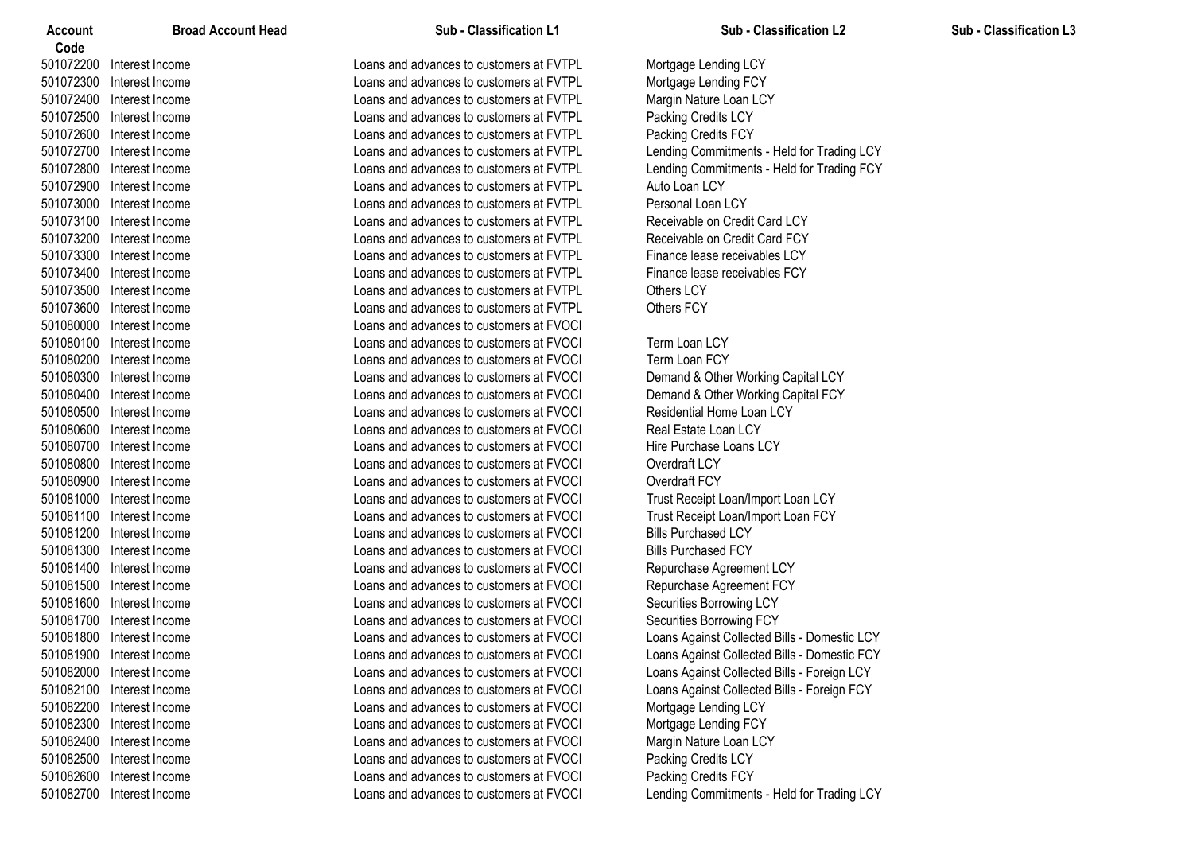| Account Code | Broad Account Head | Sub - Classification L1 | Sub - Classification L2 | Sub - Classification L3 |
|---|---|---|---|---|
| 501072200 | Interest Income | Loans and advances to customers at FVTPL | Mortgage Lending LCY | |
| 501072300 | Interest Income | Loans and advances to customers at FVTPL | Mortgage Lending FCY | |
| 501072400 | Interest Income | Loans and advances to customers at FVTPL | Margin Nature Loan LCY | |
| 501072500 | Interest Income | Loans and advances to customers at FVTPL | Packing Credits LCY | |
| 501072600 | Interest Income | Loans and advances to customers at FVTPL | Packing Credits FCY | |
| 501072700 | Interest Income | Loans and advances to customers at FVTPL | Lending Commitments - Held for Trading LCY | |
| 501072800 | Interest Income | Loans and advances to customers at FVTPL | Lending Commitments - Held for Trading FCY | |
| 501072900 | Interest Income | Loans and advances to customers at FVTPL | Auto Loan LCY | |
| 501073000 | Interest Income | Loans and advances to customers at FVTPL | Personal Loan LCY | |
| 501073100 | Interest Income | Loans and advances to customers at FVTPL | Receivable on Credit Card LCY | |
| 501073200 | Interest Income | Loans and advances to customers at FVTPL | Receivable on Credit Card FCY | |
| 501073300 | Interest Income | Loans and advances to customers at FVTPL | Finance lease receivables LCY | |
| 501073400 | Interest Income | Loans and advances to customers at FVTPL | Finance lease receivables FCY | |
| 501073500 | Interest Income | Loans and advances to customers at FVTPL | Others LCY | |
| 501073600 | Interest Income | Loans and advances to customers at FVTPL | Others FCY | |
| 501080000 | Interest Income | Loans and advances to customers at FVOCI | | |
| 501080100 | Interest Income | Loans and advances to customers at FVOCI | Term Loan LCY | |
| 501080200 | Interest Income | Loans and advances to customers at FVOCI | Term Loan FCY | |
| 501080300 | Interest Income | Loans and advances to customers at FVOCI | Demand & Other Working Capital LCY | |
| 501080400 | Interest Income | Loans and advances to customers at FVOCI | Demand & Other Working Capital FCY | |
| 501080500 | Interest Income | Loans and advances to customers at FVOCI | Residential Home Loan LCY | |
| 501080600 | Interest Income | Loans and advances to customers at FVOCI | Real Estate Loan LCY | |
| 501080700 | Interest Income | Loans and advances to customers at FVOCI | Hire Purchase Loans LCY | |
| 501080800 | Interest Income | Loans and advances to customers at FVOCI | Overdraft LCY | |
| 501080900 | Interest Income | Loans and advances to customers at FVOCI | Overdraft FCY | |
| 501081000 | Interest Income | Loans and advances to customers at FVOCI | Trust Receipt Loan/Import Loan LCY | |
| 501081100 | Interest Income | Loans and advances to customers at FVOCI | Trust Receipt Loan/Import Loan FCY | |
| 501081200 | Interest Income | Loans and advances to customers at FVOCI | Bills Purchased LCY | |
| 501081300 | Interest Income | Loans and advances to customers at FVOCI | Bills Purchased FCY | |
| 501081400 | Interest Income | Loans and advances to customers at FVOCI | Repurchase Agreement LCY | |
| 501081500 | Interest Income | Loans and advances to customers at FVOCI | Repurchase Agreement FCY | |
| 501081600 | Interest Income | Loans and advances to customers at FVOCI | Securities Borrowing LCY | |
| 501081700 | Interest Income | Loans and advances to customers at FVOCI | Securities Borrowing FCY | |
| 501081800 | Interest Income | Loans and advances to customers at FVOCI | Loans Against Collected Bills - Domestic LCY | |
| 501081900 | Interest Income | Loans and advances to customers at FVOCI | Loans Against Collected Bills - Domestic FCY | |
| 501082000 | Interest Income | Loans and advances to customers at FVOCI | Loans Against Collected Bills - Foreign LCY | |
| 501082100 | Interest Income | Loans and advances to customers at FVOCI | Loans Against Collected Bills - Foreign FCY | |
| 501082200 | Interest Income | Loans and advances to customers at FVOCI | Mortgage Lending LCY | |
| 501082300 | Interest Income | Loans and advances to customers at FVOCI | Mortgage Lending FCY | |
| 501082400 | Interest Income | Loans and advances to customers at FVOCI | Margin Nature Loan LCY | |
| 501082500 | Interest Income | Loans and advances to customers at FVOCI | Packing Credits LCY | |
| 501082600 | Interest Income | Loans and advances to customers at FVOCI | Packing Credits FCY | |
| 501082700 | Interest Income | Loans and advances to customers at FVOCI | Lending Commitments - Held for Trading LCY | |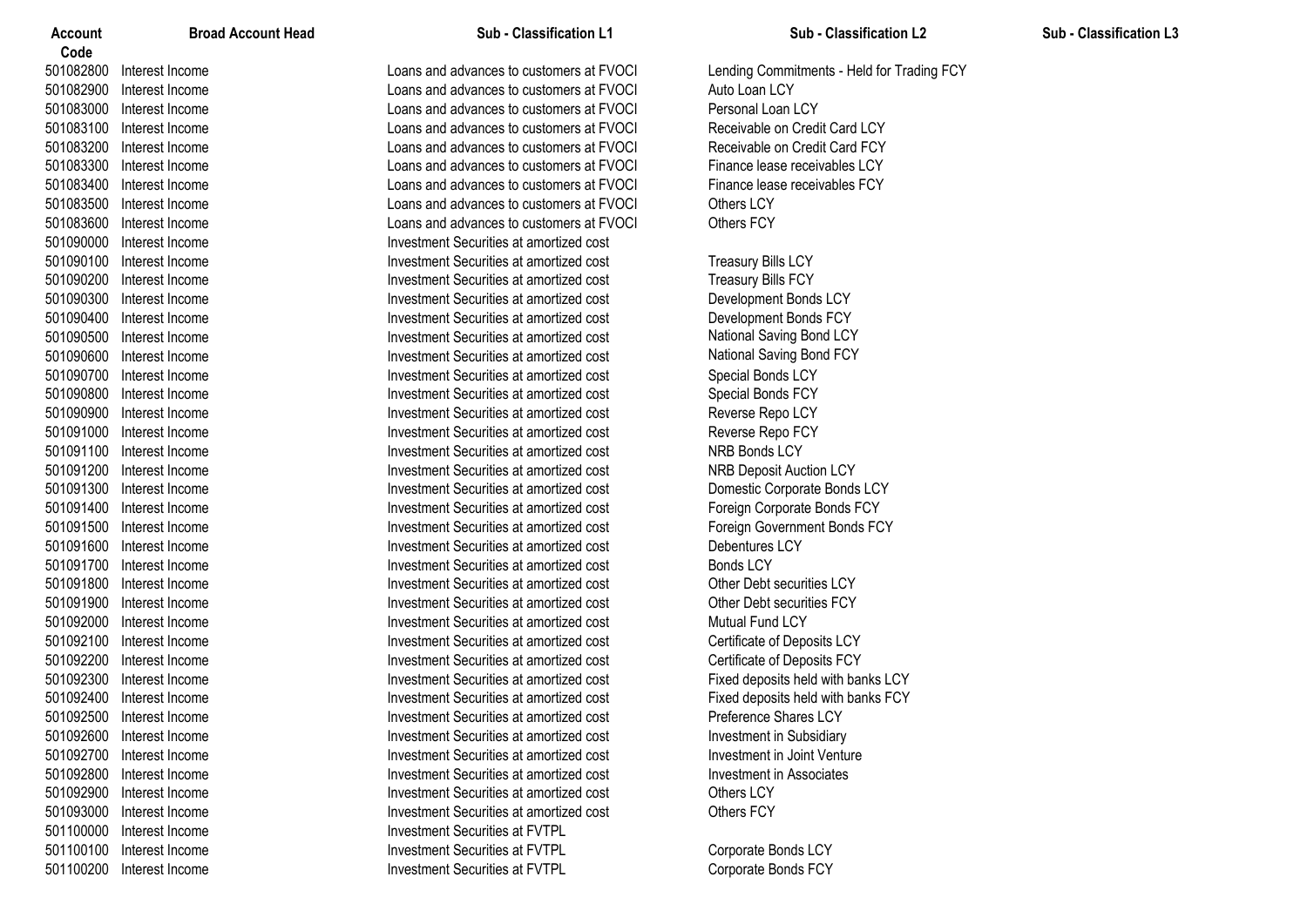| Account Code | Broad Account Head | Sub - Classification L1 | Sub - Classification L2 | Sub - Classification L3 |
|---|---|---|---|---|
| 501082800 | Interest Income | Loans and advances to customers at FVOCI | Lending Commitments - Held for Trading FCY | |
| 501082900 | Interest Income | Loans and advances to customers at FVOCI | Auto Loan LCY | |
| 501083000 | Interest Income | Loans and advances to customers at FVOCI | Personal Loan LCY | |
| 501083100 | Interest Income | Loans and advances to customers at FVOCI | Receivable on Credit Card LCY | |
| 501083200 | Interest Income | Loans and advances to customers at FVOCI | Receivable on Credit Card FCY | |
| 501083300 | Interest Income | Loans and advances to customers at FVOCI | Finance lease receivables LCY | |
| 501083400 | Interest Income | Loans and advances to customers at FVOCI | Finance lease receivables FCY | |
| 501083500 | Interest Income | Loans and advances to customers at FVOCI | Others LCY | |
| 501083600 | Interest Income | Loans and advances to customers at FVOCI | Others FCY | |
| 501090000 | Interest Income | Investment Securities at amortized cost | | |
| 501090100 | Interest Income | Investment Securities at amortized cost | Treasury Bills LCY | |
| 501090200 | Interest Income | Investment Securities at amortized cost | Treasury Bills FCY | |
| 501090300 | Interest Income | Investment Securities at amortized cost | Development Bonds LCY | |
| 501090400 | Interest Income | Investment Securities at amortized cost | Development Bonds FCY | |
| 501090500 | Interest Income | Investment Securities at amortized cost | National Saving Bond LCY | |
| 501090600 | Interest Income | Investment Securities at amortized cost | National Saving Bond FCY | |
| 501090700 | Interest Income | Investment Securities at amortized cost | Special Bonds LCY | |
| 501090800 | Interest Income | Investment Securities at amortized cost | Special Bonds FCY | |
| 501090900 | Interest Income | Investment Securities at amortized cost | Reverse Repo LCY | |
| 501091000 | Interest Income | Investment Securities at amortized cost | Reverse Repo FCY | |
| 501091100 | Interest Income | Investment Securities at amortized cost | NRB Bonds LCY | |
| 501091200 | Interest Income | Investment Securities at amortized cost | NRB Deposit Auction LCY | |
| 501091300 | Interest Income | Investment Securities at amortized cost | Domestic Corporate Bonds LCY | |
| 501091400 | Interest Income | Investment Securities at amortized cost | Foreign Corporate Bonds FCY | |
| 501091500 | Interest Income | Investment Securities at amortized cost | Foreign Government Bonds FCY | |
| 501091600 | Interest Income | Investment Securities at amortized cost | Debentures LCY | |
| 501091700 | Interest Income | Investment Securities at amortized cost | Bonds LCY | |
| 501091800 | Interest Income | Investment Securities at amortized cost | Other Debt securities LCY | |
| 501091900 | Interest Income | Investment Securities at amortized cost | Other Debt securities FCY | |
| 501092000 | Interest Income | Investment Securities at amortized cost | Mutual Fund LCY | |
| 501092100 | Interest Income | Investment Securities at amortized cost | Certificate of Deposits LCY | |
| 501092200 | Interest Income | Investment Securities at amortized cost | Certificate of Deposits FCY | |
| 501092300 | Interest Income | Investment Securities at amortized cost | Fixed deposits held with banks LCY | |
| 501092400 | Interest Income | Investment Securities at amortized cost | Fixed deposits held with banks FCY | |
| 501092500 | Interest Income | Investment Securities at amortized cost | Preference Shares LCY | |
| 501092600 | Interest Income | Investment Securities at amortized cost | Investment in Subsidiary | |
| 501092700 | Interest Income | Investment Securities at amortized cost | Investment in Joint Venture | |
| 501092800 | Interest Income | Investment Securities at amortized cost | Investment in Associates | |
| 501092900 | Interest Income | Investment Securities at amortized cost | Others LCY | |
| 501093000 | Interest Income | Investment Securities at amortized cost | Others FCY | |
| 501100000 | Interest Income | Investment Securities at FVTPL | | |
| 501100100 | Interest Income | Investment Securities at FVTPL | Corporate Bonds LCY | |
| 501100200 | Interest Income | Investment Securities at FVTPL | Corporate Bonds FCY | |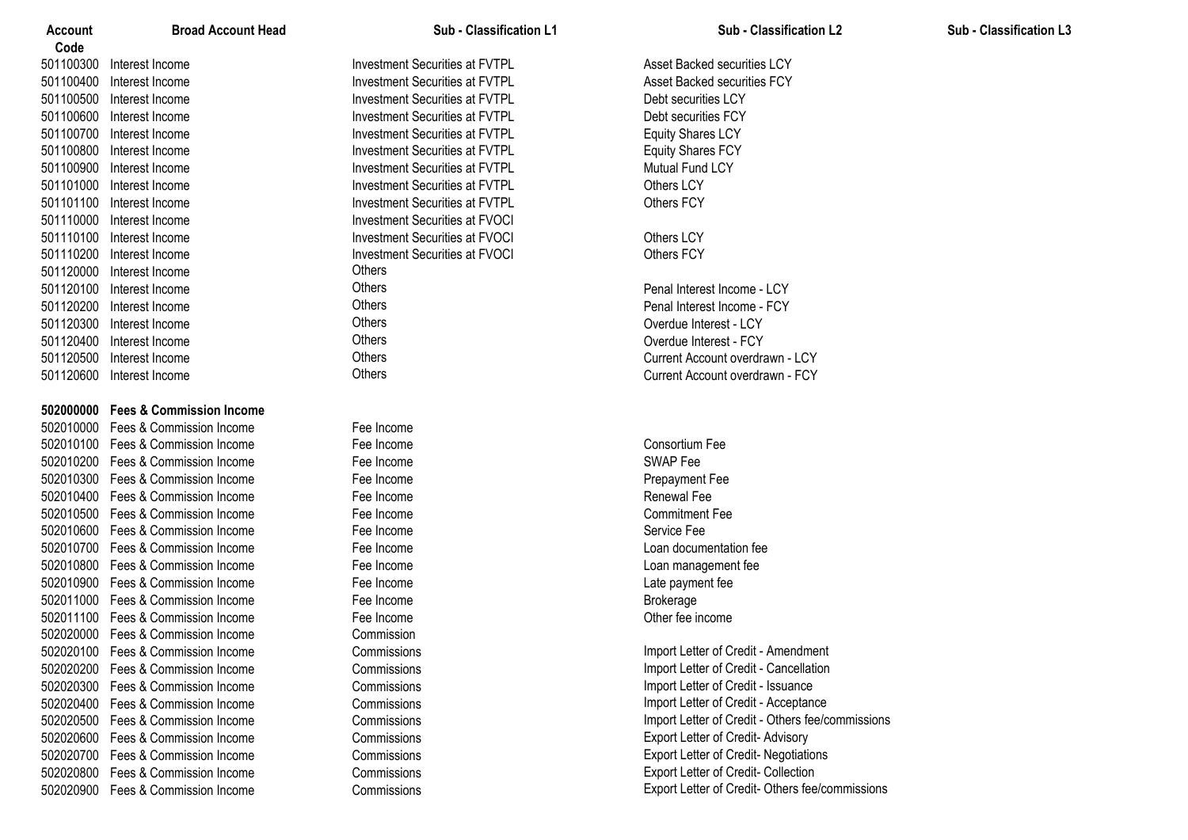| Account Code | Broad Account Head | Sub - Classification L1 | Sub - Classification L2 | Sub - Classification L3 |
|---|---|---|---|---|
| 501100300 | Interest Income | Investment Securities at FVTPL | Asset Backed securities LCY | |
| 501100400 | Interest Income | Investment Securities at FVTPL | Asset Backed securities FCY | |
| 501100500 | Interest Income | Investment Securities at FVTPL | Debt securities LCY | |
| 501100600 | Interest Income | Investment Securities at FVTPL | Debt securities FCY | |
| 501100700 | Interest Income | Investment Securities at FVTPL | Equity Shares LCY | |
| 501100800 | Interest Income | Investment Securities at FVTPL | Equity Shares FCY | |
| 501100900 | Interest Income | Investment Securities at FVTPL | Mutual Fund LCY | |
| 501101000 | Interest Income | Investment Securities at FVTPL | Others LCY | |
| 501101100 | Interest Income | Investment Securities at FVTPL | Others FCY | |
| 501110000 | Interest Income | Investment Securities at FVOCI | | |
| 501110100 | Interest Income | Investment Securities at FVOCI | Others LCY | |
| 501110200 | Interest Income | Investment Securities at FVOCI | Others FCY | |
| 501120000 | Interest Income | Others | | |
| 501120100 | Interest Income | Others | Penal Interest Income - LCY | |
| 501120200 | Interest Income | Others | Penal Interest Income - FCY | |
| 501120300 | Interest Income | Others | Overdue Interest - LCY | |
| 501120400 | Interest Income | Others | Overdue Interest - FCY | |
| 501120500 | Interest Income | Others | Current Account overdrawn - LCY | |
| 501120600 | Interest Income | Others | Current Account overdrawn - FCY | |
| **502000000** | **Fees & Commission Income** | | | |
| 502010000 | Fees & Commission Income | Fee Income | | |
| 502010100 | Fees & Commission Income | Fee Income | Consortium Fee | |
| 502010200 | Fees & Commission Income | Fee Income | SWAP Fee | |
| 502010300 | Fees & Commission Income | Fee Income | Prepayment Fee | |
| 502010400 | Fees & Commission Income | Fee Income | Renewal Fee | |
| 502010500 | Fees & Commission Income | Fee Income | Commitment Fee | |
| 502010600 | Fees & Commission Income | Fee Income | Service Fee | |
| 502010700 | Fees & Commission Income | Fee Income | Loan documentation fee | |
| 502010800 | Fees & Commission Income | Fee Income | Loan management fee | |
| 502010900 | Fees & Commission Income | Fee Income | Late payment fee | |
| 502011000 | Fees & Commission Income | Fee Income | Brokerage | |
| 502011100 | Fees & Commission Income | Fee Income | Other fee income | |
| 502020000 | Fees & Commission Income | Commission | | |
| 502020100 | Fees & Commission Income | Commissions | Import Letter of Credit - Amendment | |
| 502020200 | Fees & Commission Income | Commissions | Import Letter of Credit - Cancellation | |
| 502020300 | Fees & Commission Income | Commissions | Import Letter of Credit - Issuance | |
| 502020400 | Fees & Commission Income | Commissions | Import Letter of Credit - Acceptance | |
| 502020500 | Fees & Commission Income | Commissions | Import Letter of Credit - Others fee/commissions | |
| 502020600 | Fees & Commission Income | Commissions | Export Letter of Credit- Advisory | |
| 502020700 | Fees & Commission Income | Commissions | Export Letter of Credit- Negotiations | |
| 502020800 | Fees & Commission Income | Commissions | Export Letter of Credit- Collection | |
| 502020900 | Fees & Commission Income | Commissions | Export Letter of Credit- Others fee/commissions | |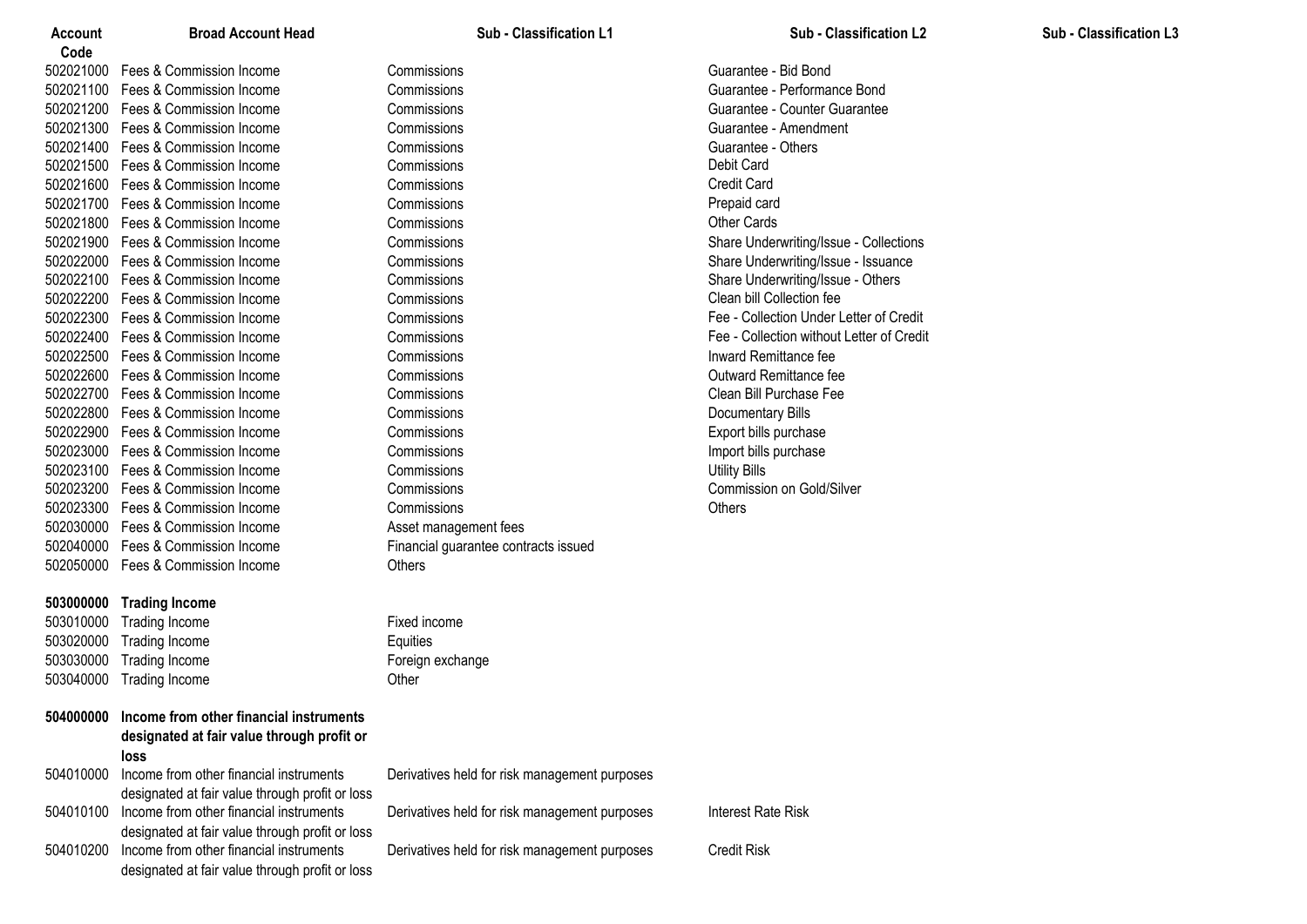| Account Code | Broad Account Head | Sub - Classification L1 | Sub - Classification L2 | Sub - Classification L3 |
|---|---|---|---|---|
| 502021000 | Fees & Commission Income | Commissions | Guarantee - Bid Bond | |
| 502021100 | Fees & Commission Income | Commissions | Guarantee - Performance Bond | |
| 502021200 | Fees & Commission Income | Commissions | Guarantee - Counter Guarantee | |
| 502021300 | Fees & Commission Income | Commissions | Guarantee - Amendment | |
| 502021400 | Fees & Commission Income | Commissions | Guarantee - Others | |
| 502021500 | Fees & Commission Income | Commissions | Debit Card | |
| 502021600 | Fees & Commission Income | Commissions | Credit Card | |
| 502021700 | Fees & Commission Income | Commissions | Prepaid card | |
| 502021800 | Fees & Commission Income | Commissions | Other Cards | |
| 502021900 | Fees & Commission Income | Commissions | Share Underwriting/Issue - Collections | |
| 502022000 | Fees & Commission Income | Commissions | Share Underwriting/Issue - Issuance | |
| 502022100 | Fees & Commission Income | Commissions | Share Underwriting/Issue - Others | |
| 502022200 | Fees & Commission Income | Commissions | Clean bill Collection fee | |
| 502022300 | Fees & Commission Income | Commissions | Fee - Collection Under Letter of Credit | |
| 502022400 | Fees & Commission Income | Commissions | Fee - Collection without Letter of Credit | |
| 502022500 | Fees & Commission Income | Commissions | Inward Remittance fee | |
| 502022600 | Fees & Commission Income | Commissions | Outward Remittance fee | |
| 502022700 | Fees & Commission Income | Commissions | Clean Bill Purchase Fee | |
| 502022800 | Fees & Commission Income | Commissions | Documentary Bills | |
| 502022900 | Fees & Commission Income | Commissions | Export bills purchase | |
| 502023000 | Fees & Commission Income | Commissions | Import bills purchase | |
| 502023100 | Fees & Commission Income | Commissions | Utility Bills | |
| 502023200 | Fees & Commission Income | Commissions | Commission on Gold/Silver | |
| 502023300 | Fees & Commission Income | Commissions | Others | |
| 502030000 | Fees & Commission Income | Asset management fees | | |
| 502040000 | Fees & Commission Income | Financial guarantee contracts issued | | |
| 502050000 | Fees & Commission Income | Others | | |
| **503000000** | **Trading Income** | | | |
| 503010000 | Trading Income | Fixed income | | |
| 503020000 | Trading Income | Equities | | |
| 503030000 | Trading Income | Foreign exchange | | |
| 503040000 | Trading Income | Other | | |
| **504000000** | **Income from other financial instruments designated at fair value through profit or loss** | | | |
| 504010000 | Income from other financial instruments designated at fair value through profit or loss | Derivatives held for risk management purposes | | |
| 504010100 | Income from other financial instruments designated at fair value through profit or loss | Derivatives held for risk management purposes | Interest Rate Risk | |
| 504010200 | Income from other financial instruments designated at fair value through profit or loss | Derivatives held for risk management purposes | Credit Risk | |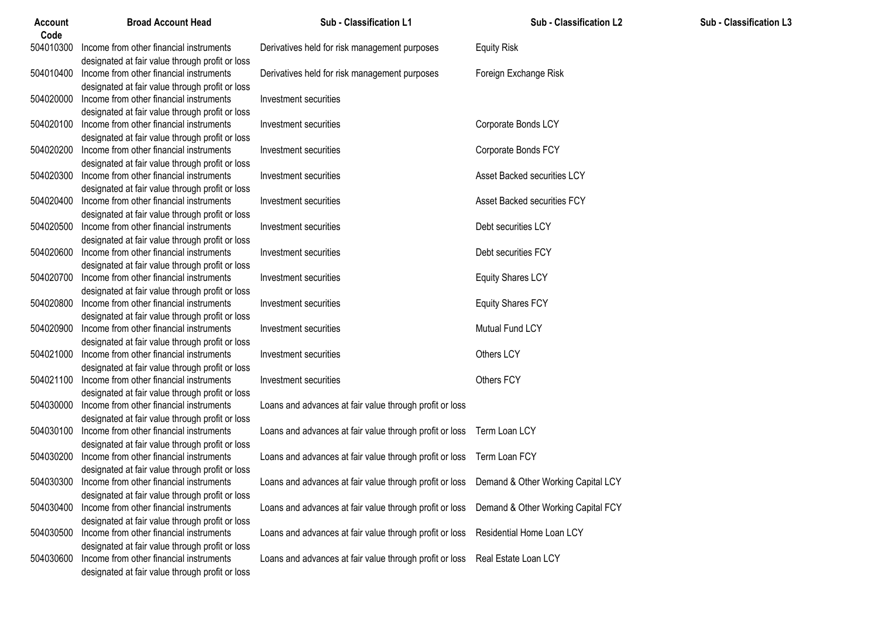| Account Code | Broad Account Head | Sub - Classification L1 | Sub - Classification L2 | Sub - Classification L3 |
|---|---|---|---|---|
| 504010300 | Income from other financial instruments designated at fair value through profit or loss | Derivatives held for risk management purposes | Equity Risk | |
| 504010400 | Income from other financial instruments designated at fair value through profit or loss | Derivatives held for risk management purposes | Foreign Exchange Risk | |
| 504020000 | Income from other financial instruments designated at fair value through profit or loss | Investment securities | | |
| 504020100 | Income from other financial instruments designated at fair value through profit or loss | Investment securities | Corporate Bonds LCY | |
| 504020200 | Income from other financial instruments designated at fair value through profit or loss | Investment securities | Corporate Bonds FCY | |
| 504020300 | Income from other financial instruments designated at fair value through profit or loss | Investment securities | Asset Backed securities LCY | |
| 504020400 | Income from other financial instruments designated at fair value through profit or loss | Investment securities | Asset Backed securities FCY | |
| 504020500 | Income from other financial instruments designated at fair value through profit or loss | Investment securities | Debt securities LCY | |
| 504020600 | Income from other financial instruments designated at fair value through profit or loss | Investment securities | Debt securities FCY | |
| 504020700 | Income from other financial instruments designated at fair value through profit or loss | Investment securities | Equity Shares LCY | |
| 504020800 | Income from other financial instruments designated at fair value through profit or loss | Investment securities | Equity Shares FCY | |
| 504020900 | Income from other financial instruments designated at fair value through profit or loss | Investment securities | Mutual Fund LCY | |
| 504021000 | Income from other financial instruments designated at fair value through profit or loss | Investment securities | Others LCY | |
| 504021100 | Income from other financial instruments designated at fair value through profit or loss | Investment securities | Others FCY | |
| 504030000 | Income from other financial instruments designated at fair value through profit or loss | Loans and advances at fair value through profit or loss | | |
| 504030100 | Income from other financial instruments designated at fair value through profit or loss | Loans and advances at fair value through profit or loss | Term Loan LCY | |
| 504030200 | Income from other financial instruments designated at fair value through profit or loss | Loans and advances at fair value through profit or loss | Term Loan FCY | |
| 504030300 | Income from other financial instruments designated at fair value through profit or loss | Loans and advances at fair value through profit or loss | Demand & Other Working Capital LCY | |
| 504030400 | Income from other financial instruments designated at fair value through profit or loss | Loans and advances at fair value through profit or loss | Demand & Other Working Capital FCY | |
| 504030500 | Income from other financial instruments designated at fair value through profit or loss | Loans and advances at fair value through profit or loss | Residential Home Loan LCY | |
| 504030600 | Income from other financial instruments designated at fair value through profit or loss | Loans and advances at fair value through profit or loss | Real Estate Loan LCY | |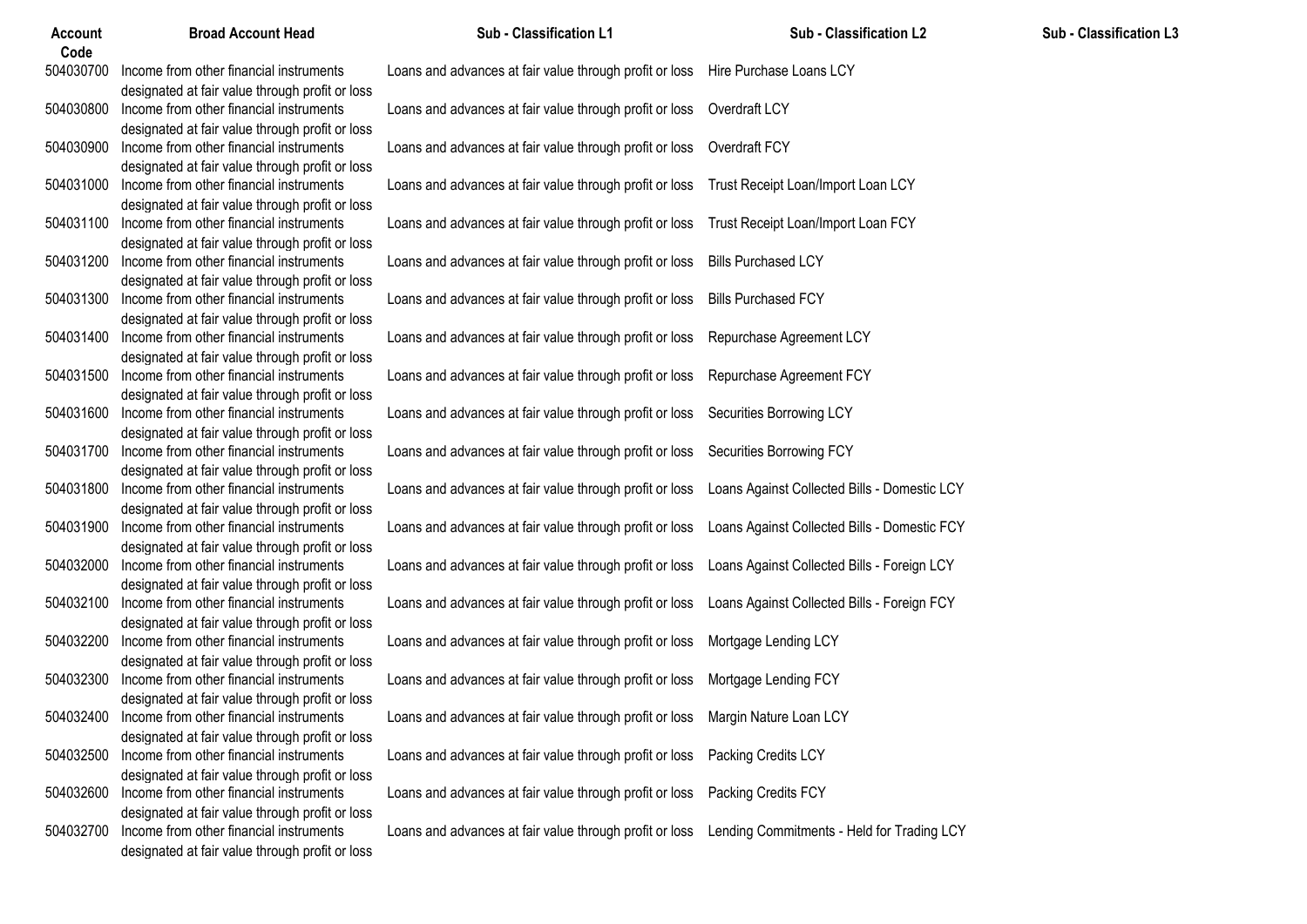| Account Code | Broad Account Head | Sub - Classification L1 | Sub - Classification L2 | Sub - Classification L3 |
|---|---|---|---|---|
| 504030700 | Income from other financial instruments designated at fair value through profit or loss | Loans and advances at fair value through profit or loss | Hire Purchase Loans LCY | |
| 504030800 | Income from other financial instruments designated at fair value through profit or loss | Loans and advances at fair value through profit or loss | Overdraft LCY | |
| 504030900 | Income from other financial instruments designated at fair value through profit or loss | Loans and advances at fair value through profit or loss | Overdraft FCY | |
| 504031000 | Income from other financial instruments designated at fair value through profit or loss | Loans and advances at fair value through profit or loss | Trust Receipt Loan/Import Loan LCY | |
| 504031100 | Income from other financial instruments designated at fair value through profit or loss | Loans and advances at fair value through profit or loss | Trust Receipt Loan/Import Loan FCY | |
| 504031200 | Income from other financial instruments designated at fair value through profit or loss | Loans and advances at fair value through profit or loss | Bills Purchased LCY | |
| 504031300 | Income from other financial instruments designated at fair value through profit or loss | Loans and advances at fair value through profit or loss | Bills Purchased FCY | |
| 504031400 | Income from other financial instruments designated at fair value through profit or loss | Loans and advances at fair value through profit or loss | Repurchase Agreement LCY | |
| 504031500 | Income from other financial instruments designated at fair value through profit or loss | Loans and advances at fair value through profit or loss | Repurchase Agreement FCY | |
| 504031600 | Income from other financial instruments designated at fair value through profit or loss | Loans and advances at fair value through profit or loss | Securities Borrowing LCY | |
| 504031700 | Income from other financial instruments designated at fair value through profit or loss | Loans and advances at fair value through profit or loss | Securities Borrowing FCY | |
| 504031800 | Income from other financial instruments designated at fair value through profit or loss | Loans and advances at fair value through profit or loss | Loans Against Collected Bills - Domestic LCY | |
| 504031900 | Income from other financial instruments designated at fair value through profit or loss | Loans and advances at fair value through profit or loss | Loans Against Collected Bills - Domestic FCY | |
| 504032000 | Income from other financial instruments designated at fair value through profit or loss | Loans and advances at fair value through profit or loss | Loans Against Collected Bills - Foreign LCY | |
| 504032100 | Income from other financial instruments designated at fair value through profit or loss | Loans and advances at fair value through profit or loss | Loans Against Collected Bills - Foreign FCY | |
| 504032200 | Income from other financial instruments designated at fair value through profit or loss | Loans and advances at fair value through profit or loss | Mortgage Lending LCY | |
| 504032300 | Income from other financial instruments designated at fair value through profit or loss | Loans and advances at fair value through profit or loss | Mortgage Lending FCY | |
| 504032400 | Income from other financial instruments designated at fair value through profit or loss | Loans and advances at fair value through profit or loss | Margin Nature Loan LCY | |
| 504032500 | Income from other financial instruments designated at fair value through profit or loss | Loans and advances at fair value through profit or loss | Packing Credits LCY | |
| 504032600 | Income from other financial instruments designated at fair value through profit or loss | Loans and advances at fair value through profit or loss | Packing Credits FCY | |
| 504032700 | Income from other financial instruments designated at fair value through profit or loss | Loans and advances at fair value through profit or loss | Lending Commitments - Held for Trading LCY | |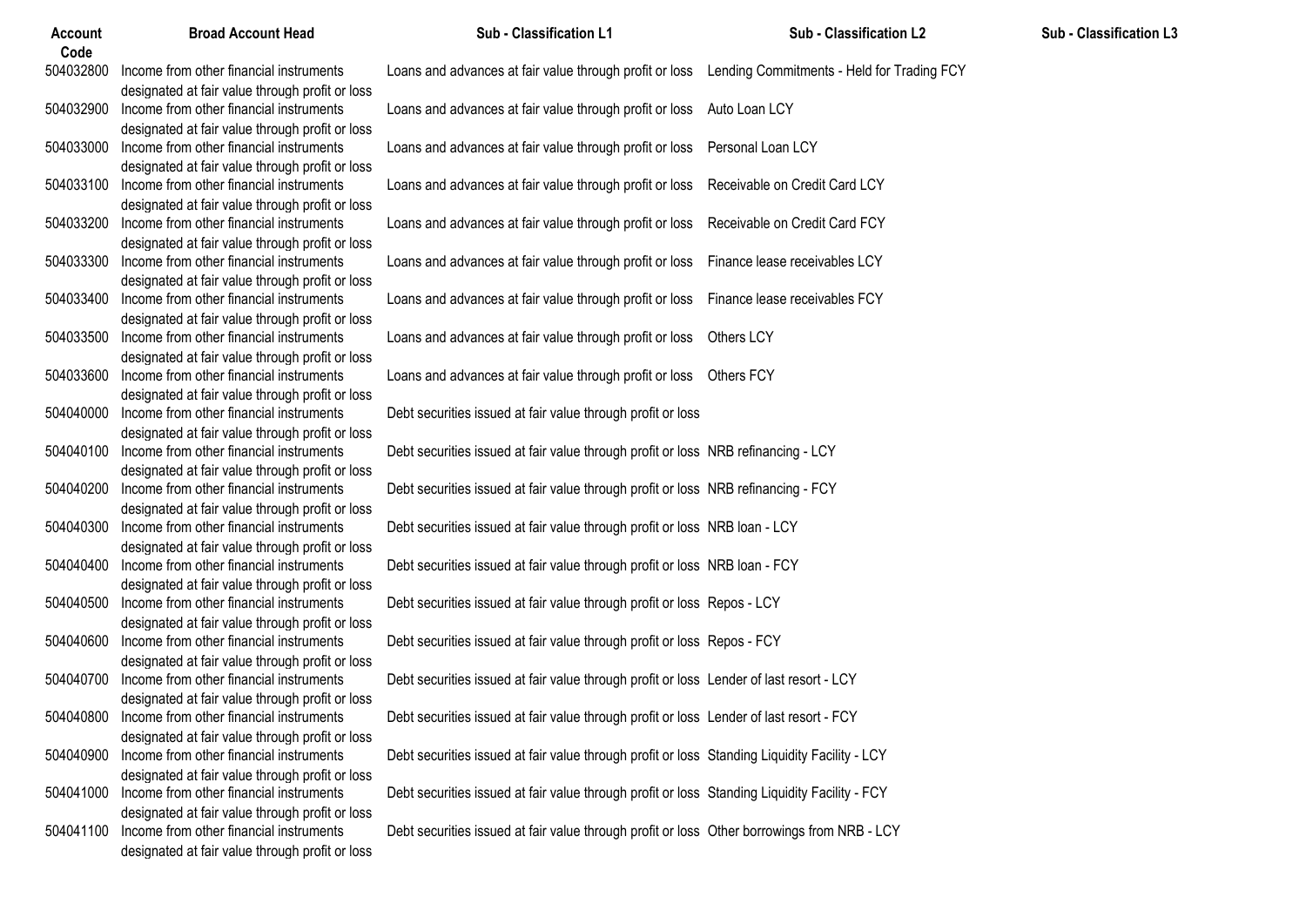| Account Code | Broad Account Head | Sub - Classification L1 | Sub - Classification L2 | Sub - Classification L3 |
|---|---|---|---|---|
| 504032800 | Income from other financial instruments designated at fair value through profit or loss | Loans and advances at fair value through profit or loss | Lending Commitments - Held for Trading FCY | |
| 504032900 | Income from other financial instruments designated at fair value through profit or loss | Loans and advances at fair value through profit or loss | Auto Loan LCY | |
| 504033000 | Income from other financial instruments designated at fair value through profit or loss | Loans and advances at fair value through profit or loss | Personal Loan LCY | |
| 504033100 | Income from other financial instruments designated at fair value through profit or loss | Loans and advances at fair value through profit or loss | Receivable on Credit Card LCY | |
| 504033200 | Income from other financial instruments designated at fair value through profit or loss | Loans and advances at fair value through profit or loss | Receivable on Credit Card FCY | |
| 504033300 | Income from other financial instruments designated at fair value through profit or loss | Loans and advances at fair value through profit or loss | Finance lease receivables LCY | |
| 504033400 | Income from other financial instruments designated at fair value through profit or loss | Loans and advances at fair value through profit or loss | Finance lease receivables FCY | |
| 504033500 | Income from other financial instruments designated at fair value through profit or loss | Loans and advances at fair value through profit or loss | Others LCY | |
| 504033600 | Income from other financial instruments designated at fair value through profit or loss | Loans and advances at fair value through profit or loss | Others FCY | |
| 504040000 | Income from other financial instruments designated at fair value through profit or loss | Debt securities issued at fair value through profit or loss | | |
| 504040100 | Income from other financial instruments designated at fair value through profit or loss | Debt securities issued at fair value through profit or loss | NRB refinancing - LCY | |
| 504040200 | Income from other financial instruments designated at fair value through profit or loss | Debt securities issued at fair value through profit or loss | NRB refinancing - FCY | |
| 504040300 | Income from other financial instruments designated at fair value through profit or loss | Debt securities issued at fair value through profit or loss | NRB loan - LCY | |
| 504040400 | Income from other financial instruments designated at fair value through profit or loss | Debt securities issued at fair value through profit or loss | NRB loan - FCY | |
| 504040500 | Income from other financial instruments designated at fair value through profit or loss | Debt securities issued at fair value through profit or loss | Repos - LCY | |
| 504040600 | Income from other financial instruments designated at fair value through profit or loss | Debt securities issued at fair value through profit or loss | Repos - FCY | |
| 504040700 | Income from other financial instruments designated at fair value through profit or loss | Debt securities issued at fair value through profit or loss | Lender of last resort - LCY | |
| 504040800 | Income from other financial instruments designated at fair value through profit or loss | Debt securities issued at fair value through profit or loss | Lender of last resort - FCY | |
| 504040900 | Income from other financial instruments designated at fair value through profit or loss | Debt securities issued at fair value through profit or loss | Standing Liquidity Facility - LCY | |
| 504041000 | Income from other financial instruments designated at fair value through profit or loss | Debt securities issued at fair value through profit or loss | Standing Liquidity Facility - FCY | |
| 504041100 | Income from other financial instruments designated at fair value through profit or loss | Debt securities issued at fair value through profit or loss | Other borrowings from NRB - LCY | |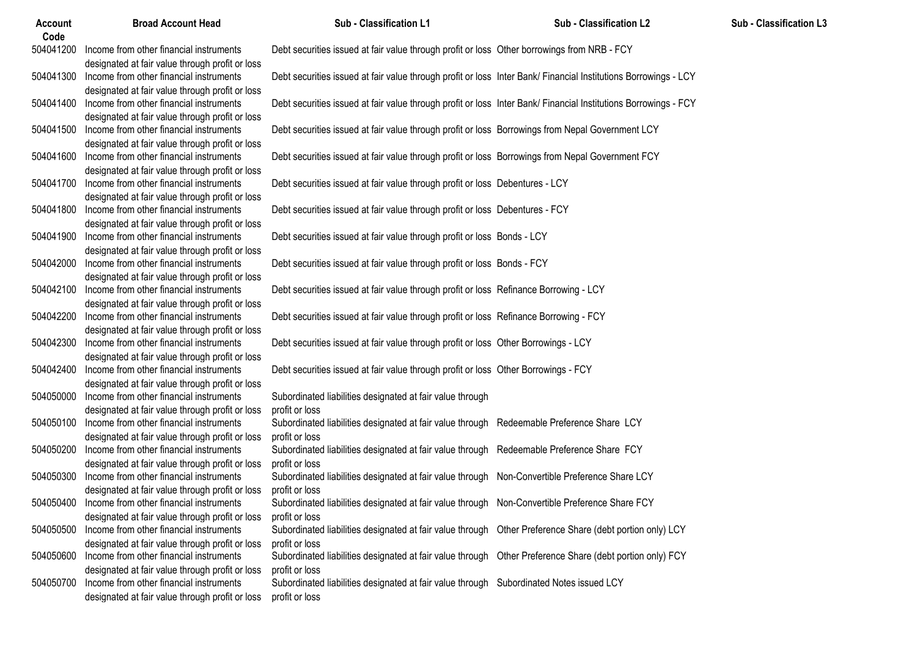| Account Code | Broad Account Head | Sub - Classification L1 | Sub - Classification L2 | Sub - Classification L3 |
|---|---|---|---|---|
| 504041200 | Income from other financial instruments designated at fair value through profit or loss | Debt securities issued at fair value through profit or loss | Other borrowings from NRB - FCY | |
| 504041300 | Income from other financial instruments designated at fair value through profit or loss | Debt securities issued at fair value through profit or loss | Inter Bank/ Financial Institutions Borrowings - LCY | |
| 504041400 | Income from other financial instruments designated at fair value through profit or loss | Debt securities issued at fair value through profit or loss | Inter Bank/ Financial Institutions Borrowings - FCY | |
| 504041500 | Income from other financial instruments designated at fair value through profit or loss | Debt securities issued at fair value through profit or loss | Borrowings from Nepal Government LCY | |
| 504041600 | Income from other financial instruments designated at fair value through profit or loss | Debt securities issued at fair value through profit or loss | Borrowings from Nepal Government FCY | |
| 504041700 | Income from other financial instruments designated at fair value through profit or loss | Debt securities issued at fair value through profit or loss | Debentures - LCY | |
| 504041800 | Income from other financial instruments designated at fair value through profit or loss | Debt securities issued at fair value through profit or loss | Debentures - FCY | |
| 504041900 | Income from other financial instruments designated at fair value through profit or loss | Debt securities issued at fair value through profit or loss | Bonds - LCY | |
| 504042000 | Income from other financial instruments designated at fair value through profit or loss | Debt securities issued at fair value through profit or loss | Bonds - FCY | |
| 504042100 | Income from other financial instruments designated at fair value through profit or loss | Debt securities issued at fair value through profit or loss | Refinance Borrowing - LCY | |
| 504042200 | Income from other financial instruments designated at fair value through profit or loss | Debt securities issued at fair value through profit or loss | Refinance Borrowing - FCY | |
| 504042300 | Income from other financial instruments designated at fair value through profit or loss | Debt securities issued at fair value through profit or loss | Other Borrowings - LCY | |
| 504042400 | Income from other financial instruments designated at fair value through profit or loss | Debt securities issued at fair value through profit or loss | Other Borrowings - FCY | |
| 504050000 | Income from other financial instruments designated at fair value through profit or loss | Subordinated liabilities designated at fair value through profit or loss | | |
| 504050100 | Income from other financial instruments designated at fair value through profit or loss | Subordinated liabilities designated at fair value through profit or loss | Redeemable Preference Share LCY | |
| 504050200 | Income from other financial instruments designated at fair value through profit or loss | Subordinated liabilities designated at fair value through profit or loss | Redeemable Preference Share FCY | |
| 504050300 | Income from other financial instruments designated at fair value through profit or loss | Subordinated liabilities designated at fair value through profit or loss | Non-Convertible Preference Share LCY | |
| 504050400 | Income from other financial instruments designated at fair value through profit or loss | Subordinated liabilities designated at fair value through profit or loss | Non-Convertible Preference Share FCY | |
| 504050500 | Income from other financial instruments designated at fair value through profit or loss | Subordinated liabilities designated at fair value through profit or loss | Other Preference Share (debt portion only) LCY | |
| 504050600 | Income from other financial instruments designated at fair value through profit or loss | Subordinated liabilities designated at fair value through profit or loss | Other Preference Share (debt portion only) FCY | |
| 504050700 | Income from other financial instruments designated at fair value through profit or loss | Subordinated liabilities designated at fair value through profit or loss | Subordinated Notes issued LCY | |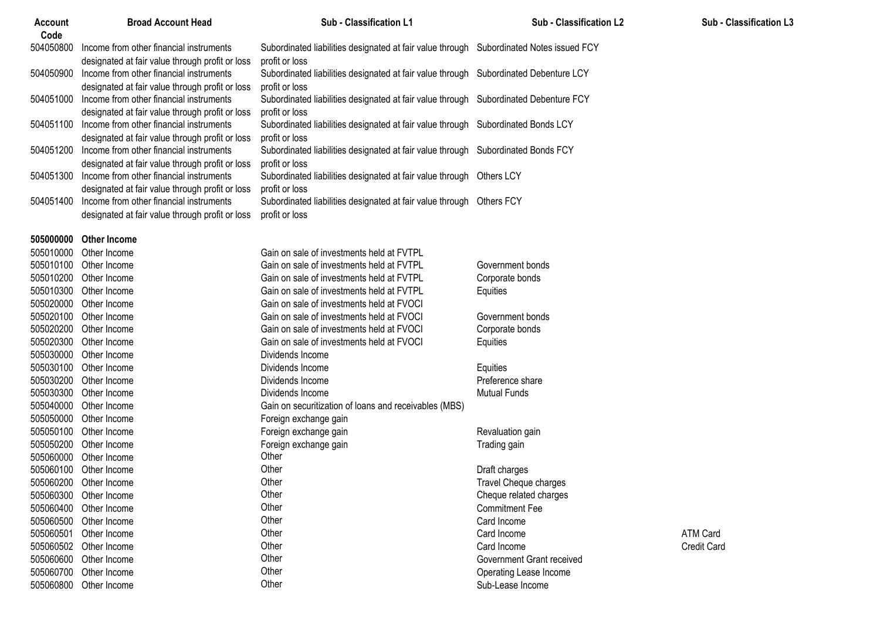| Account Code | Broad Account Head | Sub - Classification L1 | Sub - Classification L2 | Sub - Classification L3 |
|---|---|---|---|---|
| 504050800 | Income from other financial instruments designated at fair value through profit or loss | Subordinated liabilities designated at fair value through profit or loss | Subordinated Notes issued FCY | |
| 504050900 | Income from other financial instruments designated at fair value through profit or loss | Subordinated liabilities designated at fair value through profit or loss | Subordinated Debenture LCY | |
| 504051000 | Income from other financial instruments designated at fair value through profit or loss | Subordinated liabilities designated at fair value through profit or loss | Subordinated Debenture FCY | |
| 504051100 | Income from other financial instruments designated at fair value through profit or loss | Subordinated liabilities designated at fair value through profit or loss | Subordinated Bonds LCY | |
| 504051200 | Income from other financial instruments designated at fair value through profit or loss | Subordinated liabilities designated at fair value through profit or loss | Subordinated Bonds FCY | |
| 504051300 | Income from other financial instruments designated at fair value through profit or loss | Subordinated liabilities designated at fair value through profit or loss | Others LCY | |
| 504051400 | Income from other financial instruments designated at fair value through profit or loss | Subordinated liabilities designated at fair value through profit or loss | Others FCY | |
| **505000000** | **Other Income** | | | |
| 505010000 | Other Income | Gain on sale of investments held at FVTPL | | |
| 505010100 | Other Income | Gain on sale of investments held at FVTPL | Government bonds | |
| 505010200 | Other Income | Gain on sale of investments held at FVTPL | Corporate bonds | |
| 505010300 | Other Income | Gain on sale of investments held at FVTPL | Equities | |
| 505020000 | Other Income | Gain on sale of investments held at FVOCI | | |
| 505020100 | Other Income | Gain on sale of investments held at FVOCI | Government bonds | |
| 505020200 | Other Income | Gain on sale of investments held at FVOCI | Corporate bonds | |
| 505020300 | Other Income | Gain on sale of investments held at FVOCI | Equities | |
| 505030000 | Other Income | Dividends Income | | |
| 505030100 | Other Income | Dividends Income | Equities | |
| 505030200 | Other Income | Dividends Income | Preference share | |
| 505030300 | Other Income | Dividends Income | Mutual Funds | |
| 505040000 | Other Income | Gain on securitization of loans and receivables (MBS) | | |
| 505050000 | Other Income | Foreign exchange gain | | |
| 505050100 | Other Income | Foreign exchange gain | Revaluation gain | |
| 505050200 | Other Income | Foreign exchange gain | Trading gain | |
| 505060000 | Other Income | Other | | |
| 505060100 | Other Income | Other | Draft charges | |
| 505060200 | Other Income | Other | Travel Cheque charges | |
| 505060300 | Other Income | Other | Cheque related charges | |
| 505060400 | Other Income | Other | Commitment Fee | |
| 505060500 | Other Income | Other | Card Income | |
| 505060501 | Other Income | Other | Card Income | ATM Card |
| 505060502 | Other Income | Other | Card Income | Credit Card |
| 505060600 | Other Income | Other | Government Grant received | |
| 505060700 | Other Income | Other | Operating Lease Income | |
| 505060800 | Other Income | Other | Sub-Lease Income | |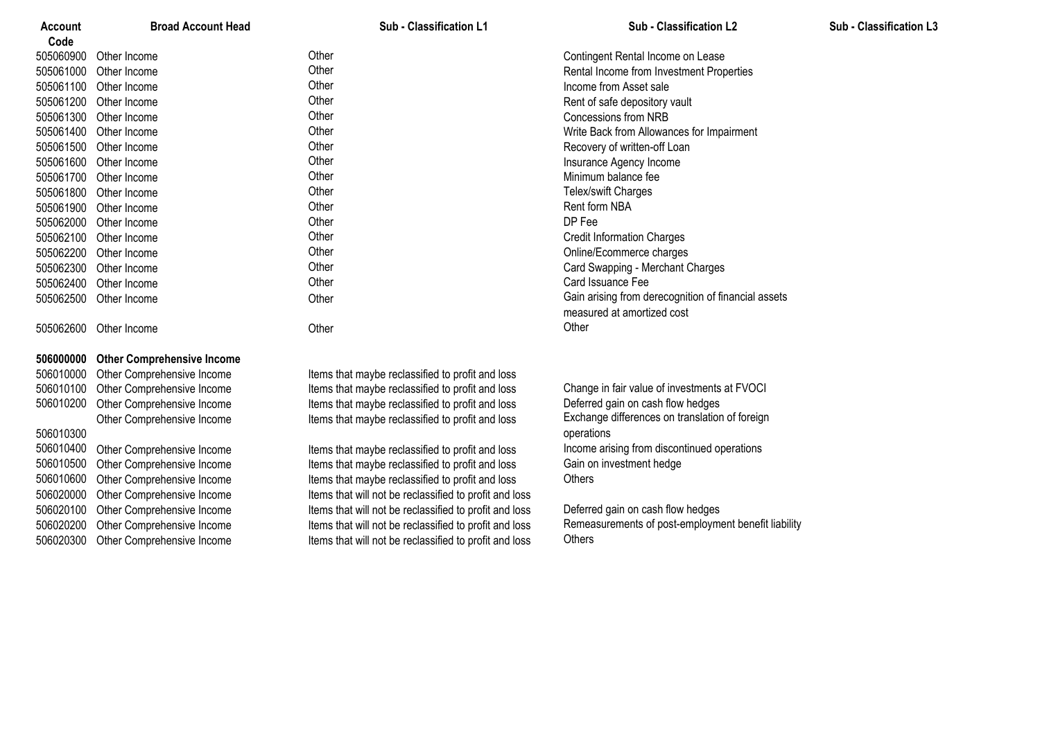| Account Code | Broad Account Head | Sub - Classification L1 | Sub - Classification L2 | Sub - Classification L3 |
|---|---|---|---|---|
| 505060900 | Other Income | Other | Contingent Rental Income on Lease | |
| 505061000 | Other Income | Other | Rental Income from Investment Properties | |
| 505061100 | Other Income | Other | Income from Asset sale | |
| 505061200 | Other Income | Other | Rent of safe depository vault | |
| 505061300 | Other Income | Other | Concessions from NRB | |
| 505061400 | Other Income | Other | Write Back from Allowances for Impairment | |
| 505061500 | Other Income | Other | Recovery of written-off Loan | |
| 505061600 | Other Income | Other | Insurance Agency Income | |
| 505061700 | Other Income | Other | Minimum balance fee | |
| 505061800 | Other Income | Other | Telex/swift Charges | |
| 505061900 | Other Income | Other | Rent form NBA | |
| 505062000 | Other Income | Other | DP Fee | |
| 505062100 | Other Income | Other | Credit Information Charges | |
| 505062200 | Other Income | Other | Online/Ecommerce charges | |
| 505062300 | Other Income | Other | Card Swapping - Merchant Charges | |
| 505062400 | Other Income | Other | Card Issuance Fee | |
| 505062500 | Other Income | Other | Gain arising from derecognition of financial assets measured at amortized cost | |
| 505062600 | Other Income | Other | Other | |
| **506000000** | **Other Comprehensive Income** | | | |
| 506010000 | Other Comprehensive Income | Items that maybe reclassified to profit and loss | | |
| 506010100 | Other Comprehensive Income | Items that maybe reclassified to profit and loss | Change in fair value of investments at FVOCI | |
| 506010200 | Other Comprehensive Income | Items that maybe reclassified to profit and loss | Deferred gain on cash flow hedges | |
| 506010300 | Other Comprehensive Income | Items that maybe reclassified to profit and loss | Exchange differences on translation of foreign operations | |
| 506010400 | Other Comprehensive Income | Items that maybe reclassified to profit and loss | Income arising from discontinued operations | |
| 506010500 | Other Comprehensive Income | Items that maybe reclassified to profit and loss | Gain on investment hedge | |
| 506010600 | Other Comprehensive Income | Items that maybe reclassified to profit and loss | Others | |
| 506020000 | Other Comprehensive Income | Items that will not be reclassified to profit and loss | | |
| 506020100 | Other Comprehensive Income | Items that will not be reclassified to profit and loss | Deferred gain on cash flow hedges | |
| 506020200 | Other Comprehensive Income | Items that will not be reclassified to profit and loss | Remeasurements of post-employment benefit liability | |
| 506020300 | Other Comprehensive Income | Items that will not be reclassified to profit and loss | Others | |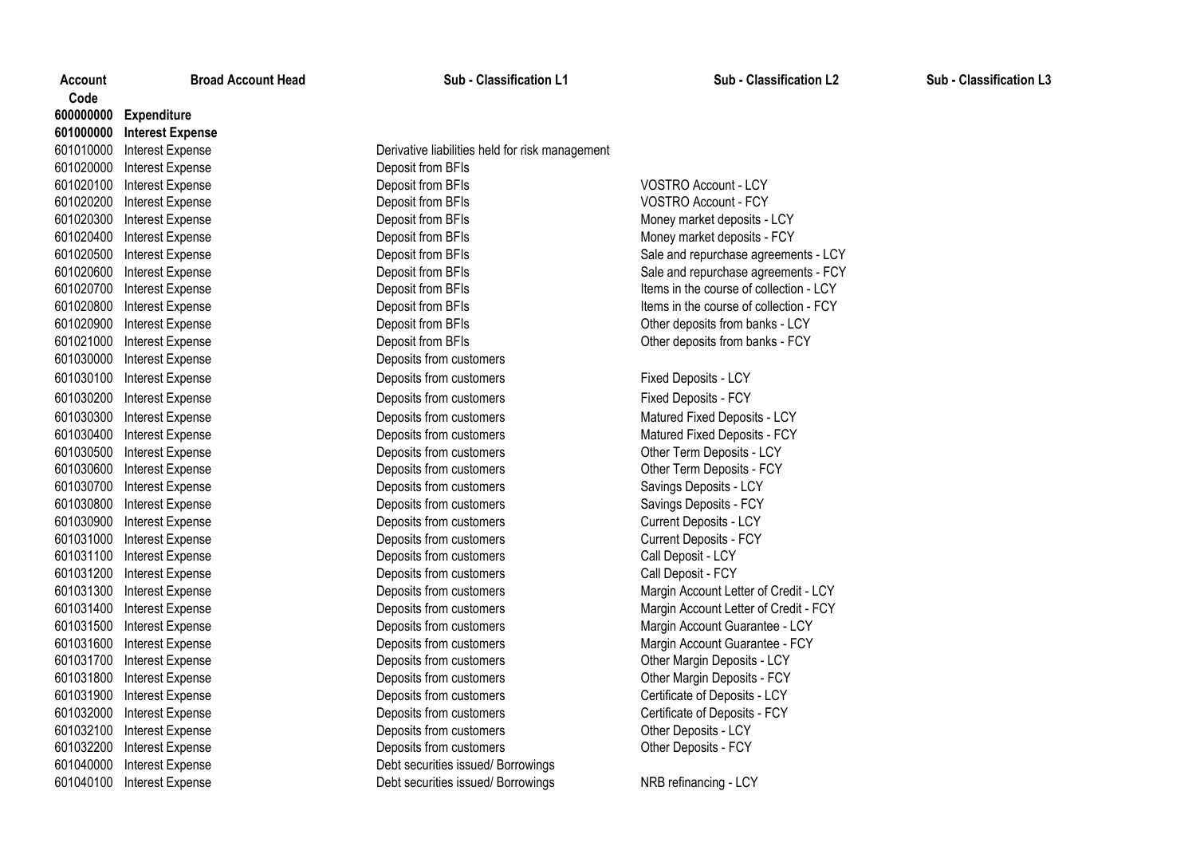| Account Code | Broad Account Head | Sub - Classification L1 | Sub - Classification L2 | Sub - Classification L3 |
|---|---|---|---|---|
| **600000000** | **Expenditure** | | | |
| **601000000** | **Interest Expense** | | | |
| 601010000 | Interest Expense | Derivative liabilities held for risk management | | |
| 601020000 | Interest Expense | Deposit from BFIs | | |
| 601020100 | Interest Expense | Deposit from BFIs | VOSTRO Account - LCY | |
| 601020200 | Interest Expense | Deposit from BFIs | VOSTRO Account - FCY | |
| 601020300 | Interest Expense | Deposit from BFIs | Money market deposits - LCY | |
| 601020400 | Interest Expense | Deposit from BFIs | Money market deposits - FCY | |
| 601020500 | Interest Expense | Deposit from BFIs | Sale and repurchase agreements - LCY | |
| 601020600 | Interest Expense | Deposit from BFIs | Sale and repurchase agreements - FCY | |
| 601020700 | Interest Expense | Deposit from BFIs | Items in the course of collection - LCY | |
| 601020800 | Interest Expense | Deposit from BFIs | Items in the course of collection - FCY | |
| 601020900 | Interest Expense | Deposit from BFIs | Other deposits from banks - LCY | |
| 601021000 | Interest Expense | Deposit from BFIs | Other deposits from banks - FCY | |
| 601030000 | Interest Expense | Deposits from customers | | |
| 601030100 | Interest Expense | Deposits from customers | Fixed Deposits - LCY | |
| 601030200 | Interest Expense | Deposits from customers | Fixed Deposits - FCY | |
| 601030300 | Interest Expense | Deposits from customers | Matured Fixed Deposits - LCY | |
| 601030400 | Interest Expense | Deposits from customers | Matured Fixed Deposits - FCY | |
| 601030500 | Interest Expense | Deposits from customers | Other Term Deposits - LCY | |
| 601030600 | Interest Expense | Deposits from customers | Other Term Deposits - FCY | |
| 601030700 | Interest Expense | Deposits from customers | Savings Deposits - LCY | |
| 601030800 | Interest Expense | Deposits from customers | Savings Deposits - FCY | |
| 601030900 | Interest Expense | Deposits from customers | Current Deposits - LCY | |
| 601031000 | Interest Expense | Deposits from customers | Current Deposits - FCY | |
| 601031100 | Interest Expense | Deposits from customers | Call Deposit - LCY | |
| 601031200 | Interest Expense | Deposits from customers | Call Deposit - FCY | |
| 601031300 | Interest Expense | Deposits from customers | Margin Account Letter of Credit - LCY | |
| 601031400 | Interest Expense | Deposits from customers | Margin Account Letter of Credit - FCY | |
| 601031500 | Interest Expense | Deposits from customers | Margin Account Guarantee - LCY | |
| 601031600 | Interest Expense | Deposits from customers | Margin Account Guarantee - FCY | |
| 601031700 | Interest Expense | Deposits from customers | Other Margin Deposits - LCY | |
| 601031800 | Interest Expense | Deposits from customers | Other Margin Deposits - FCY | |
| 601031900 | Interest Expense | Deposits from customers | Certificate of Deposits - LCY | |
| 601032000 | Interest Expense | Deposits from customers | Certificate of Deposits - FCY | |
| 601032100 | Interest Expense | Deposits from customers | Other Deposits - LCY | |
| 601032200 | Interest Expense | Deposits from customers | Other Deposits - FCY | |
| 601040000 | Interest Expense | Debt securities issued/ Borrowings | | |
| 601040100 | Interest Expense | Debt securities issued/ Borrowings | NRB refinancing - LCY | |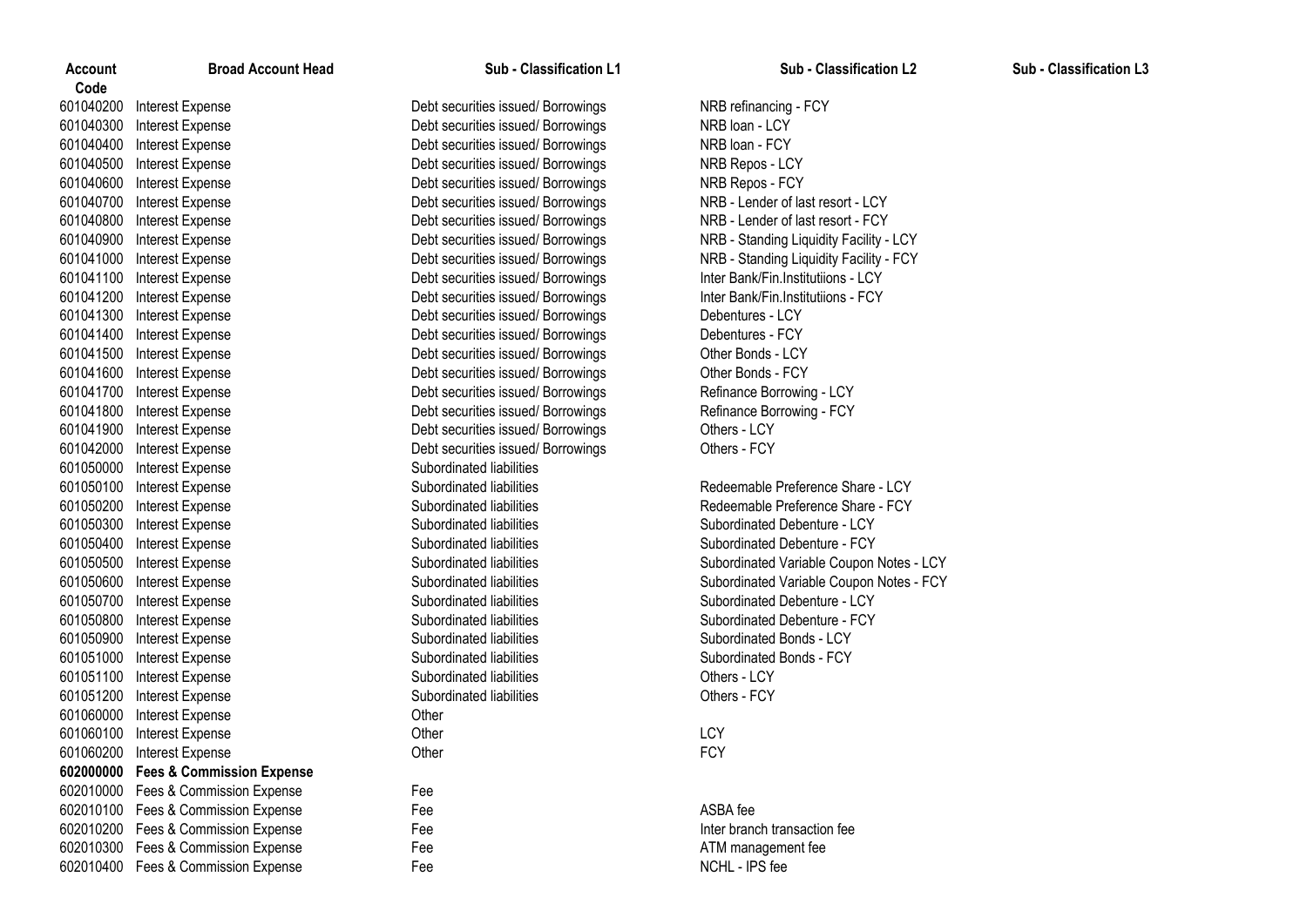| Account Code | Broad Account Head | Sub - Classification L1 | Sub - Classification L2 | Sub - Classification L3 |
|---|---|---|---|---|
| 601040200 | Interest Expense | Debt securities issued/ Borrowings | NRB refinancing - FCY | |
| 601040300 | Interest Expense | Debt securities issued/ Borrowings | NRB loan - LCY | |
| 601040400 | Interest Expense | Debt securities issued/ Borrowings | NRB loan - FCY | |
| 601040500 | Interest Expense | Debt securities issued/ Borrowings | NRB Repos - LCY | |
| 601040600 | Interest Expense | Debt securities issued/ Borrowings | NRB Repos - FCY | |
| 601040700 | Interest Expense | Debt securities issued/ Borrowings | NRB - Lender of last resort - LCY | |
| 601040800 | Interest Expense | Debt securities issued/ Borrowings | NRB - Lender of last resort - FCY | |
| 601040900 | Interest Expense | Debt securities issued/ Borrowings | NRB - Standing Liquidity Facility - LCY | |
| 601041000 | Interest Expense | Debt securities issued/ Borrowings | NRB - Standing Liquidity Facility - FCY | |
| 601041100 | Interest Expense | Debt securities issued/ Borrowings | Inter Bank/Fin.Institutiions - LCY | |
| 601041200 | Interest Expense | Debt securities issued/ Borrowings | Inter Bank/Fin.Institutiions - FCY | |
| 601041300 | Interest Expense | Debt securities issued/ Borrowings | Debentures - LCY | |
| 601041400 | Interest Expense | Debt securities issued/ Borrowings | Debentures - FCY | |
| 601041500 | Interest Expense | Debt securities issued/ Borrowings | Other Bonds - LCY | |
| 601041600 | Interest Expense | Debt securities issued/ Borrowings | Other Bonds - FCY | |
| 601041700 | Interest Expense | Debt securities issued/ Borrowings | Refinance Borrowing - LCY | |
| 601041800 | Interest Expense | Debt securities issued/ Borrowings | Refinance Borrowing - FCY | |
| 601041900 | Interest Expense | Debt securities issued/ Borrowings | Others - LCY | |
| 601042000 | Interest Expense | Debt securities issued/ Borrowings | Others - FCY | |
| 601050000 | Interest Expense | Subordinated liabilities | | |
| 601050100 | Interest Expense | Subordinated liabilities | Redeemable Preference Share - LCY | |
| 601050200 | Interest Expense | Subordinated liabilities | Redeemable Preference Share - FCY | |
| 601050300 | Interest Expense | Subordinated liabilities | Subordinated Debenture - LCY | |
| 601050400 | Interest Expense | Subordinated liabilities | Subordinated Debenture - FCY | |
| 601050500 | Interest Expense | Subordinated liabilities | Subordinated Variable Coupon Notes - LCY | |
| 601050600 | Interest Expense | Subordinated liabilities | Subordinated Variable Coupon Notes - FCY | |
| 601050700 | Interest Expense | Subordinated liabilities | Subordinated Debenture - LCY | |
| 601050800 | Interest Expense | Subordinated liabilities | Subordinated Debenture - FCY | |
| 601050900 | Interest Expense | Subordinated liabilities | Subordinated Bonds - LCY | |
| 601051000 | Interest Expense | Subordinated liabilities | Subordinated Bonds - FCY | |
| 601051100 | Interest Expense | Subordinated liabilities | Others - LCY | |
| 601051200 | Interest Expense | Subordinated liabilities | Others - FCY | |
| 601060000 | Interest Expense | Other | | |
| 601060100 | Interest Expense | Other | LCY | |
| 601060200 | Interest Expense | Other | FCY | |
| **602000000** | **Fees & Commission Expense** | | | |
| 602010000 | Fees & Commission Expense | Fee | | |
| 602010100 | Fees & Commission Expense | Fee | ASBA fee | |
| 602010200 | Fees & Commission Expense | Fee | Inter branch transaction fee | |
| 602010300 | Fees & Commission Expense | Fee | ATM management fee | |
| 602010400 | Fees & Commission Expense | Fee | NCHL - IPS fee | |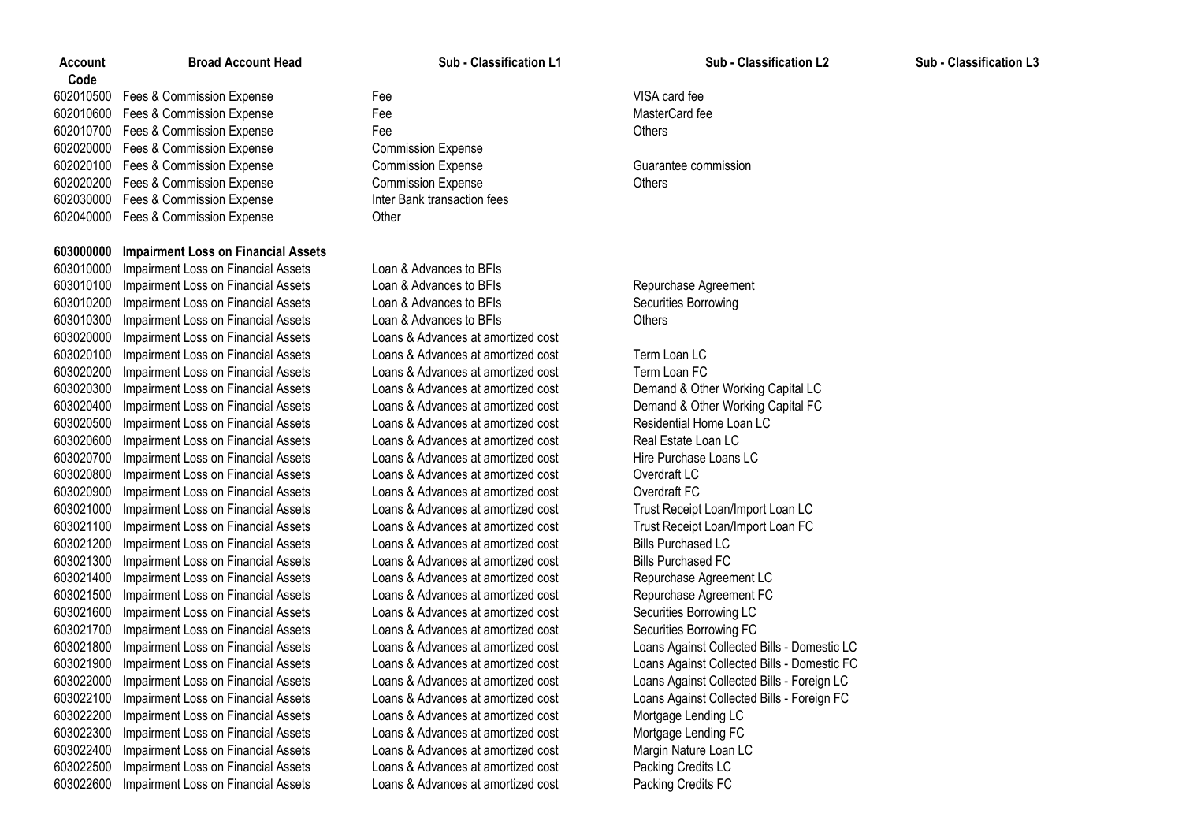| Account Code | Broad Account Head | Sub - Classification L1 | Sub - Classification L2 | Sub - Classification L3 |
|---|---|---|---|---|
| 602010500 | Fees & Commission Expense | Fee | VISA card fee | |
| 602010600 | Fees & Commission Expense | Fee | MasterCard fee | |
| 602010700 | Fees & Commission Expense | Fee | Others | |
| 602020000 | Fees & Commission Expense | Commission Expense | | |
| 602020100 | Fees & Commission Expense | Commission Expense | Guarantee commission | |
| 602020200 | Fees & Commission Expense | Commission Expense | Others | |
| 602030000 | Fees & Commission Expense | Inter Bank transaction fees | | |
| 602040000 | Fees & Commission Expense | Other | | |
| **603000000** | **Impairment Loss on Financial Assets** | | | |
| 603010000 | Impairment Loss on Financial Assets | Loan & Advances to BFIs | | |
| 603010100 | Impairment Loss on Financial Assets | Loan & Advances to BFIs | Repurchase Agreement | |
| 603010200 | Impairment Loss on Financial Assets | Loan & Advances to BFIs | Securities Borrowing | |
| 603010300 | Impairment Loss on Financial Assets | Loan & Advances to BFIs | Others | |
| 603020000 | Impairment Loss on Financial Assets | Loans & Advances at amortized cost | | |
| 603020100 | Impairment Loss on Financial Assets | Loans & Advances at amortized cost | Term Loan LC | |
| 603020200 | Impairment Loss on Financial Assets | Loans & Advances at amortized cost | Term Loan FC | |
| 603020300 | Impairment Loss on Financial Assets | Loans & Advances at amortized cost | Demand & Other Working Capital LC | |
| 603020400 | Impairment Loss on Financial Assets | Loans & Advances at amortized cost | Demand & Other Working Capital FC | |
| 603020500 | Impairment Loss on Financial Assets | Loans & Advances at amortized cost | Residential Home Loan LC | |
| 603020600 | Impairment Loss on Financial Assets | Loans & Advances at amortized cost | Real Estate Loan LC | |
| 603020700 | Impairment Loss on Financial Assets | Loans & Advances at amortized cost | Hire Purchase Loans LC | |
| 603020800 | Impairment Loss on Financial Assets | Loans & Advances at amortized cost | Overdraft LC | |
| 603020900 | Impairment Loss on Financial Assets | Loans & Advances at amortized cost | Overdraft FC | |
| 603021000 | Impairment Loss on Financial Assets | Loans & Advances at amortized cost | Trust Receipt Loan/Import Loan LC | |
| 603021100 | Impairment Loss on Financial Assets | Loans & Advances at amortized cost | Trust Receipt Loan/Import Loan FC | |
| 603021200 | Impairment Loss on Financial Assets | Loans & Advances at amortized cost | Bills Purchased LC | |
| 603021300 | Impairment Loss on Financial Assets | Loans & Advances at amortized cost | Bills Purchased FC | |
| 603021400 | Impairment Loss on Financial Assets | Loans & Advances at amortized cost | Repurchase Agreement LC | |
| 603021500 | Impairment Loss on Financial Assets | Loans & Advances at amortized cost | Repurchase Agreement FC | |
| 603021600 | Impairment Loss on Financial Assets | Loans & Advances at amortized cost | Securities Borrowing LC | |
| 603021700 | Impairment Loss on Financial Assets | Loans & Advances at amortized cost | Securities Borrowing FC | |
| 603021800 | Impairment Loss on Financial Assets | Loans & Advances at amortized cost | Loans Against Collected Bills - Domestic LC | |
| 603021900 | Impairment Loss on Financial Assets | Loans & Advances at amortized cost | Loans Against Collected Bills - Domestic FC | |
| 603022000 | Impairment Loss on Financial Assets | Loans & Advances at amortized cost | Loans Against Collected Bills - Foreign LC | |
| 603022100 | Impairment Loss on Financial Assets | Loans & Advances at amortized cost | Loans Against Collected Bills - Foreign FC | |
| 603022200 | Impairment Loss on Financial Assets | Loans & Advances at amortized cost | Mortgage Lending LC | |
| 603022300 | Impairment Loss on Financial Assets | Loans & Advances at amortized cost | Mortgage Lending FC | |
| 603022400 | Impairment Loss on Financial Assets | Loans & Advances at amortized cost | Margin Nature Loan LC | |
| 603022500 | Impairment Loss on Financial Assets | Loans & Advances at amortized cost | Packing Credits LC | |
| 603022600 | Impairment Loss on Financial Assets | Loans & Advances at amortized cost | Packing Credits FC | |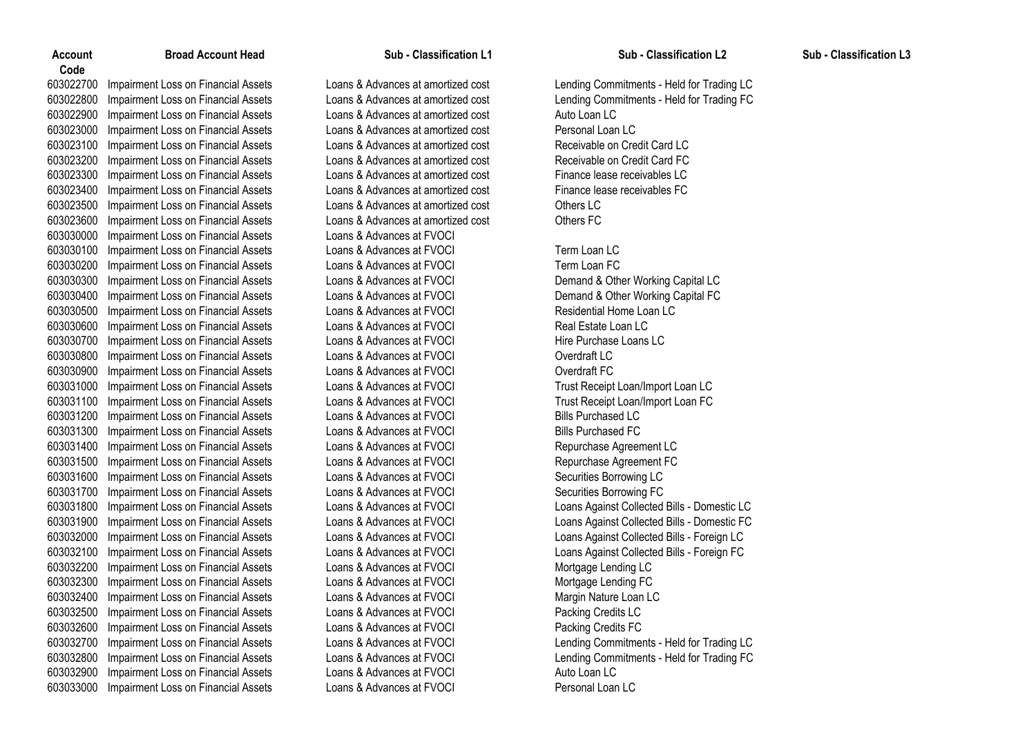| Account Code | Broad Account Head | Sub - Classification L1 | Sub - Classification L2 | Sub - Classification L3 |
|---|---|---|---|---|
| 603022700 | Impairment Loss on Financial Assets | Loans & Advances at amortized cost | Lending Commitments - Held for Trading LC | |
| 603022800 | Impairment Loss on Financial Assets | Loans & Advances at amortized cost | Lending Commitments - Held for Trading FC | |
| 603022900 | Impairment Loss on Financial Assets | Loans & Advances at amortized cost | Auto Loan LC | |
| 603023000 | Impairment Loss on Financial Assets | Loans & Advances at amortized cost | Personal Loan LC | |
| 603023100 | Impairment Loss on Financial Assets | Loans & Advances at amortized cost | Receivable on Credit Card LC | |
| 603023200 | Impairment Loss on Financial Assets | Loans & Advances at amortized cost | Receivable on Credit Card FC | |
| 603023300 | Impairment Loss on Financial Assets | Loans & Advances at amortized cost | Finance lease receivables LC | |
| 603023400 | Impairment Loss on Financial Assets | Loans & Advances at amortized cost | Finance lease receivables FC | |
| 603023500 | Impairment Loss on Financial Assets | Loans & Advances at amortized cost | Others LC | |
| 603023600 | Impairment Loss on Financial Assets | Loans & Advances at amortized cost | Others FC | |
| 603030000 | Impairment Loss on Financial Assets | Loans & Advances at FVOCI | | |
| 603030100 | Impairment Loss on Financial Assets | Loans & Advances at FVOCI | Term Loan LC | |
| 603030200 | Impairment Loss on Financial Assets | Loans & Advances at FVOCI | Term Loan FC | |
| 603030300 | Impairment Loss on Financial Assets | Loans & Advances at FVOCI | Demand & Other Working Capital LC | |
| 603030400 | Impairment Loss on Financial Assets | Loans & Advances at FVOCI | Demand & Other Working Capital FC | |
| 603030500 | Impairment Loss on Financial Assets | Loans & Advances at FVOCI | Residential Home Loan LC | |
| 603030600 | Impairment Loss on Financial Assets | Loans & Advances at FVOCI | Real Estate Loan LC | |
| 603030700 | Impairment Loss on Financial Assets | Loans & Advances at FVOCI | Hire Purchase Loans LC | |
| 603030800 | Impairment Loss on Financial Assets | Loans & Advances at FVOCI | Overdraft LC | |
| 603030900 | Impairment Loss on Financial Assets | Loans & Advances at FVOCI | Overdraft FC | |
| 603031000 | Impairment Loss on Financial Assets | Loans & Advances at FVOCI | Trust Receipt Loan/Import Loan LC | |
| 603031100 | Impairment Loss on Financial Assets | Loans & Advances at FVOCI | Trust Receipt Loan/Import Loan FC | |
| 603031200 | Impairment Loss on Financial Assets | Loans & Advances at FVOCI | Bills Purchased LC | |
| 603031300 | Impairment Loss on Financial Assets | Loans & Advances at FVOCI | Bills Purchased FC | |
| 603031400 | Impairment Loss on Financial Assets | Loans & Advances at FVOCI | Repurchase Agreement LC | |
| 603031500 | Impairment Loss on Financial Assets | Loans & Advances at FVOCI | Repurchase Agreement FC | |
| 603031600 | Impairment Loss on Financial Assets | Loans & Advances at FVOCI | Securities Borrowing LC | |
| 603031700 | Impairment Loss on Financial Assets | Loans & Advances at FVOCI | Securities Borrowing FC | |
| 603031800 | Impairment Loss on Financial Assets | Loans & Advances at FVOCI | Loans Against Collected Bills - Domestic LC | |
| 603031900 | Impairment Loss on Financial Assets | Loans & Advances at FVOCI | Loans Against Collected Bills - Domestic FC | |
| 603032000 | Impairment Loss on Financial Assets | Loans & Advances at FVOCI | Loans Against Collected Bills - Foreign LC | |
| 603032100 | Impairment Loss on Financial Assets | Loans & Advances at FVOCI | Loans Against Collected Bills - Foreign FC | |
| 603032200 | Impairment Loss on Financial Assets | Loans & Advances at FVOCI | Mortgage Lending LC | |
| 603032300 | Impairment Loss on Financial Assets | Loans & Advances at FVOCI | Mortgage Lending FC | |
| 603032400 | Impairment Loss on Financial Assets | Loans & Advances at FVOCI | Margin Nature Loan LC | |
| 603032500 | Impairment Loss on Financial Assets | Loans & Advances at FVOCI | Packing Credits LC | |
| 603032600 | Impairment Loss on Financial Assets | Loans & Advances at FVOCI | Packing Credits FC | |
| 603032700 | Impairment Loss on Financial Assets | Loans & Advances at FVOCI | Lending Commitments - Held for Trading LC | |
| 603032800 | Impairment Loss on Financial Assets | Loans & Advances at FVOCI | Lending Commitments - Held for Trading FC | |
| 603032900 | Impairment Loss on Financial Assets | Loans & Advances at FVOCI | Auto Loan LC | |
| 603033000 | Impairment Loss on Financial Assets | Loans & Advances at FVOCI | Personal Loan LC | |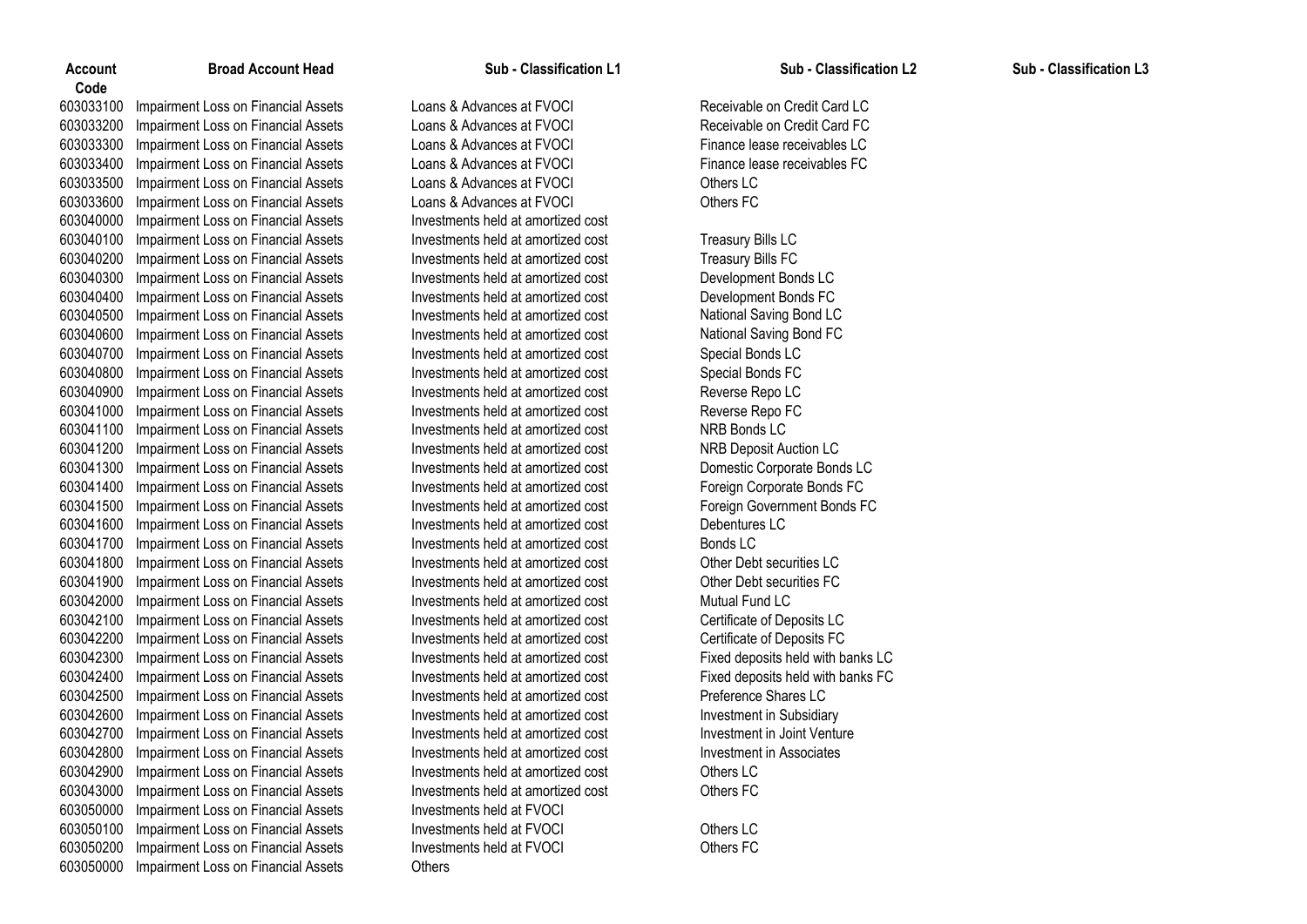| Account Code | Broad Account Head | Sub - Classification L1 | Sub - Classification L2 | Sub - Classification L3 |
|---|---|---|---|---|
| 603033100 | Impairment Loss on Financial Assets | Loans & Advances at FVOCI | Receivable on Credit Card LC | |
| 603033200 | Impairment Loss on Financial Assets | Loans & Advances at FVOCI | Receivable on Credit Card FC | |
| 603033300 | Impairment Loss on Financial Assets | Loans & Advances at FVOCI | Finance lease receivables LC | |
| 603033400 | Impairment Loss on Financial Assets | Loans & Advances at FVOCI | Finance lease receivables FC | |
| 603033500 | Impairment Loss on Financial Assets | Loans & Advances at FVOCI | Others LC | |
| 603033600 | Impairment Loss on Financial Assets | Loans & Advances at FVOCI | Others FC | |
| 603040000 | Impairment Loss on Financial Assets | Investments held at amortized cost | | |
| 603040100 | Impairment Loss on Financial Assets | Investments held at amortized cost | Treasury Bills LC | |
| 603040200 | Impairment Loss on Financial Assets | Investments held at amortized cost | Treasury Bills FC | |
| 603040300 | Impairment Loss on Financial Assets | Investments held at amortized cost | Development Bonds LC | |
| 603040400 | Impairment Loss on Financial Assets | Investments held at amortized cost | Development Bonds FC | |
| 603040500 | Impairment Loss on Financial Assets | Investments held at amortized cost | National Saving Bond LC | |
| 603040600 | Impairment Loss on Financial Assets | Investments held at amortized cost | National Saving Bond FC | |
| 603040700 | Impairment Loss on Financial Assets | Investments held at amortized cost | Special Bonds LC | |
| 603040800 | Impairment Loss on Financial Assets | Investments held at amortized cost | Special Bonds FC | |
| 603040900 | Impairment Loss on Financial Assets | Investments held at amortized cost | Reverse Repo LC | |
| 603041000 | Impairment Loss on Financial Assets | Investments held at amortized cost | Reverse Repo FC | |
| 603041100 | Impairment Loss on Financial Assets | Investments held at amortized cost | NRB Bonds LC | |
| 603041200 | Impairment Loss on Financial Assets | Investments held at amortized cost | NRB Deposit Auction LC | |
| 603041300 | Impairment Loss on Financial Assets | Investments held at amortized cost | Domestic Corporate Bonds LC | |
| 603041400 | Impairment Loss on Financial Assets | Investments held at amortized cost | Foreign Corporate Bonds FC | |
| 603041500 | Impairment Loss on Financial Assets | Investments held at amortized cost | Foreign Government Bonds FC | |
| 603041600 | Impairment Loss on Financial Assets | Investments held at amortized cost | Debentures LC | |
| 603041700 | Impairment Loss on Financial Assets | Investments held at amortized cost | Bonds LC | |
| 603041800 | Impairment Loss on Financial Assets | Investments held at amortized cost | Other Debt securities LC | |
| 603041900 | Impairment Loss on Financial Assets | Investments held at amortized cost | Other Debt securities FC | |
| 603042000 | Impairment Loss on Financial Assets | Investments held at amortized cost | Mutual Fund LC | |
| 603042100 | Impairment Loss on Financial Assets | Investments held at amortized cost | Certificate of Deposits LC | |
| 603042200 | Impairment Loss on Financial Assets | Investments held at amortized cost | Certificate of Deposits FC | |
| 603042300 | Impairment Loss on Financial Assets | Investments held at amortized cost | Fixed deposits held with banks LC | |
| 603042400 | Impairment Loss on Financial Assets | Investments held at amortized cost | Fixed deposits held with banks FC | |
| 603042500 | Impairment Loss on Financial Assets | Investments held at amortized cost | Preference Shares LC | |
| 603042600 | Impairment Loss on Financial Assets | Investments held at amortized cost | Investment in Subsidiary | |
| 603042700 | Impairment Loss on Financial Assets | Investments held at amortized cost | Investment in Joint Venture | |
| 603042800 | Impairment Loss on Financial Assets | Investments held at amortized cost | Investment in Associates | |
| 603042900 | Impairment Loss on Financial Assets | Investments held at amortized cost | Others LC | |
| 603043000 | Impairment Loss on Financial Assets | Investments held at amortized cost | Others FC | |
| 603050000 | Impairment Loss on Financial Assets | Investments held at FVOCI | | |
| 603050100 | Impairment Loss on Financial Assets | Investments held at FVOCI | Others LC | |
| 603050200 | Impairment Loss on Financial Assets | Investments held at FVOCI | Others FC | |
| 603050000 | Impairment Loss on Financial Assets | Others | | |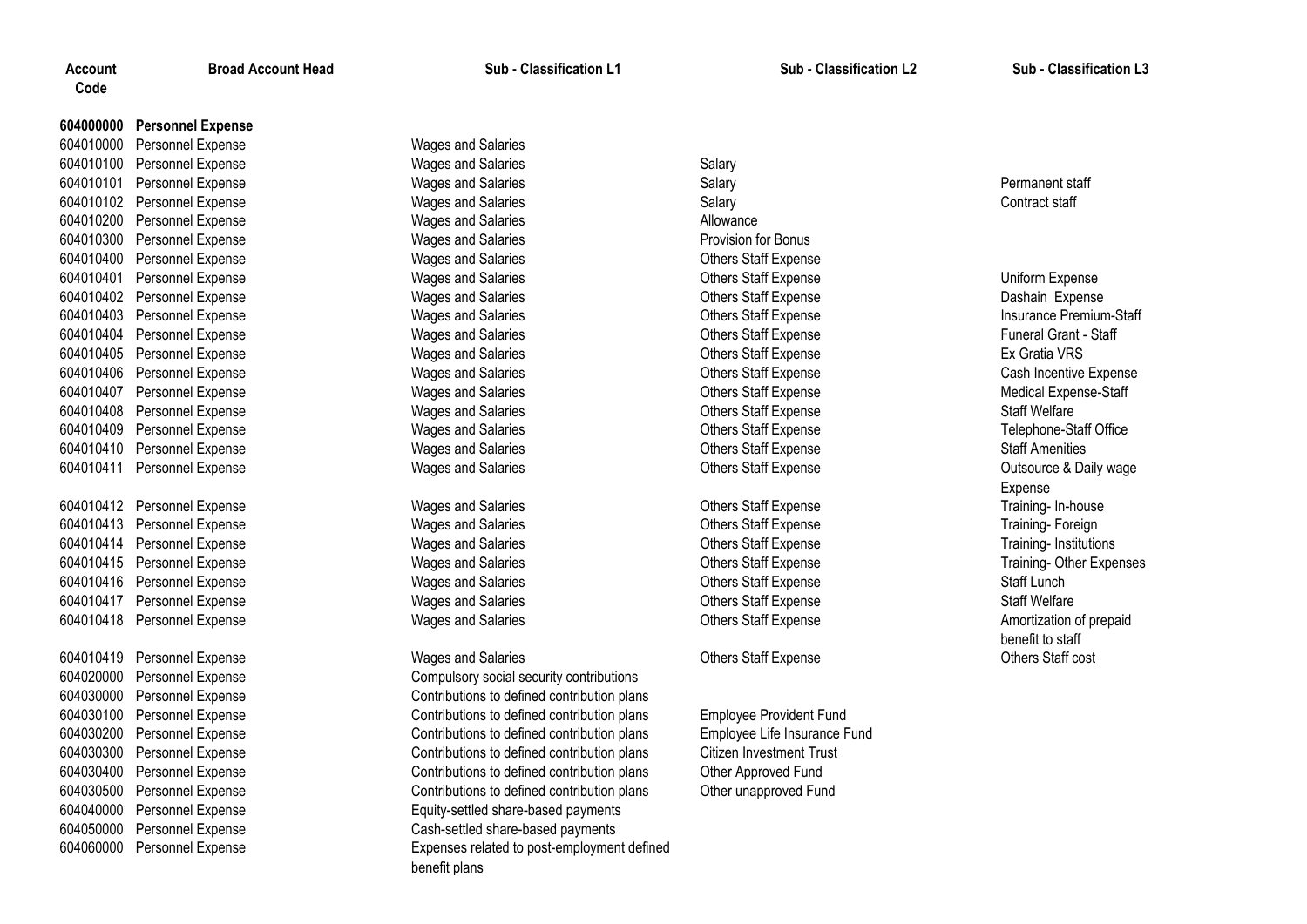| Account Code | Broad Account Head | Sub - Classification L1 | Sub - Classification L2 | Sub - Classification L3 |
|---|---|---|---|---|
| **604000000** | **Personnel Expense** | | | |
| 604010000 | Personnel Expense | Wages and Salaries | | |
| 604010100 | Personnel Expense | Wages and Salaries | Salary | |
| 604010101 | Personnel Expense | Wages and Salaries | Salary | Permanent staff |
| 604010102 | Personnel Expense | Wages and Salaries | Salary | Contract staff |
| 604010200 | Personnel Expense | Wages and Salaries | Allowance | |
| 604010300 | Personnel Expense | Wages and Salaries | Provision for Bonus | |
| 604010400 | Personnel Expense | Wages and Salaries | Others Staff Expense | |
| 604010401 | Personnel Expense | Wages and Salaries | Others Staff Expense | Uniform Expense |
| 604010402 | Personnel Expense | Wages and Salaries | Others Staff Expense | Dashain Expense |
| 604010403 | Personnel Expense | Wages and Salaries | Others Staff Expense | Insurance Premium-Staff |
| 604010404 | Personnel Expense | Wages and Salaries | Others Staff Expense | Funeral Grant - Staff |
| 604010405 | Personnel Expense | Wages and Salaries | Others Staff Expense | Ex Gratia VRS |
| 604010406 | Personnel Expense | Wages and Salaries | Others Staff Expense | Cash Incentive Expense |
| 604010407 | Personnel Expense | Wages and Salaries | Others Staff Expense | Medical Expense-Staff |
| 604010408 | Personnel Expense | Wages and Salaries | Others Staff Expense | Staff Welfare |
| 604010409 | Personnel Expense | Wages and Salaries | Others Staff Expense | Telephone-Staff Office |
| 604010410 | Personnel Expense | Wages and Salaries | Others Staff Expense | Staff Amenities |
| 604010411 | Personnel Expense | Wages and Salaries | Others Staff Expense | Outsource & Daily wage Expense |
| 604010412 | Personnel Expense | Wages and Salaries | Others Staff Expense | Training- In-house |
| 604010413 | Personnel Expense | Wages and Salaries | Others Staff Expense | Training- Foreign |
| 604010414 | Personnel Expense | Wages and Salaries | Others Staff Expense | Training- Institutions |
| 604010415 | Personnel Expense | Wages and Salaries | Others Staff Expense | Training- Other Expenses |
| 604010416 | Personnel Expense | Wages and Salaries | Others Staff Expense | Staff Lunch |
| 604010417 | Personnel Expense | Wages and Salaries | Others Staff Expense | Staff Welfare |
| 604010418 | Personnel Expense | Wages and Salaries | Others Staff Expense | Amortization of prepaid benefit to staff |
| 604010419 | Personnel Expense | Wages and Salaries | Others Staff Expense | Others Staff cost |
| 604020000 | Personnel Expense | Compulsory social security contributions | | |
| 604030000 | Personnel Expense | Contributions to defined contribution plans | | |
| 604030100 | Personnel Expense | Contributions to defined contribution plans | Employee Provident Fund | |
| 604030200 | Personnel Expense | Contributions to defined contribution plans | Employee Life Insurance Fund | |
| 604030300 | Personnel Expense | Contributions to defined contribution plans | Citizen Investment Trust | |
| 604030400 | Personnel Expense | Contributions to defined contribution plans | Other Approved Fund | |
| 604030500 | Personnel Expense | Contributions to defined contribution plans | Other unapproved Fund | |
| 604040000 | Personnel Expense | Equity-settled share-based payments | | |
| 604050000 | Personnel Expense | Cash-settled share-based payments | | |
| 604060000 | Personnel Expense | Expenses related to post-employment defined benefit plans | | |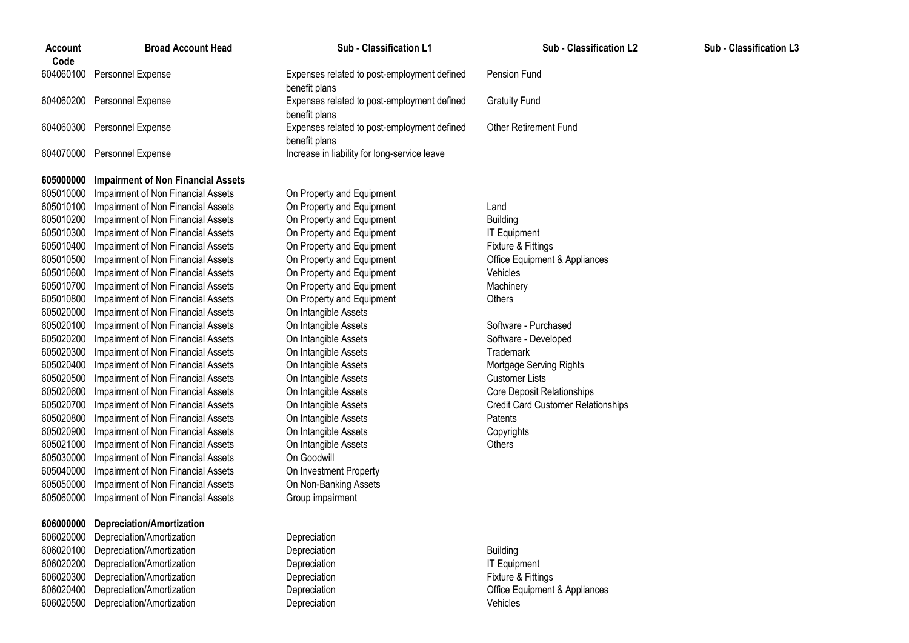| Account Code | Broad Account Head | Sub - Classification L1 | Sub - Classification L2 | Sub - Classification L3 |
|---|---|---|---|---|
| 604060100 | Personnel Expense | Expenses related to post-employment defined benefit plans | Pension Fund | |
| 604060200 | Personnel Expense | Expenses related to post-employment defined benefit plans | Gratuity Fund | |
| 604060300 | Personnel Expense | Expenses related to post-employment defined benefit plans | Other Retirement Fund | |
| 604070000 | Personnel Expense | Increase in liability for long-service leave | | |
| **605000000** | **Impairment of Non Financial Assets** | | | |
| 605010000 | Impairment of Non Financial Assets | On Property and Equipment | | |
| 605010100 | Impairment of Non Financial Assets | On Property and Equipment | Land | |
| 605010200 | Impairment of Non Financial Assets | On Property and Equipment | Building | |
| 605010300 | Impairment of Non Financial Assets | On Property and Equipment | IT Equipment | |
| 605010400 | Impairment of Non Financial Assets | On Property and Equipment | Fixture & Fittings | |
| 605010500 | Impairment of Non Financial Assets | On Property and Equipment | Office Equipment & Appliances | |
| 605010600 | Impairment of Non Financial Assets | On Property and Equipment | Vehicles | |
| 605010700 | Impairment of Non Financial Assets | On Property and Equipment | Machinery | |
| 605010800 | Impairment of Non Financial Assets | On Property and Equipment | Others | |
| 605020000 | Impairment of Non Financial Assets | On Intangible Assets | | |
| 605020100 | Impairment of Non Financial Assets | On Intangible Assets | Software - Purchased | |
| 605020200 | Impairment of Non Financial Assets | On Intangible Assets | Software - Developed | |
| 605020300 | Impairment of Non Financial Assets | On Intangible Assets | Trademark | |
| 605020400 | Impairment of Non Financial Assets | On Intangible Assets | Mortgage Serving Rights | |
| 605020500 | Impairment of Non Financial Assets | On Intangible Assets | Customer Lists | |
| 605020600 | Impairment of Non Financial Assets | On Intangible Assets | Core Deposit Relationships | |
| 605020700 | Impairment of Non Financial Assets | On Intangible Assets | Credit Card Customer Relationships | |
| 605020800 | Impairment of Non Financial Assets | On Intangible Assets | Patents | |
| 605020900 | Impairment of Non Financial Assets | On Intangible Assets | Copyrights | |
| 605021000 | Impairment of Non Financial Assets | On Intangible Assets | Others | |
| 605030000 | Impairment of Non Financial Assets | On Goodwill | | |
| 605040000 | Impairment of Non Financial Assets | On Investment Property | | |
| 605050000 | Impairment of Non Financial Assets | On Non-Banking Assets | | |
| 605060000 | Impairment of Non Financial Assets | Group impairment | | |
| **606000000** | **Depreciation/Amortization** | | | |
| 606020000 | Depreciation/Amortization | Depreciation | | |
| 606020100 | Depreciation/Amortization | Depreciation | Building | |
| 606020200 | Depreciation/Amortization | Depreciation | IT Equipment | |
| 606020300 | Depreciation/Amortization | Depreciation | Fixture & Fittings | |
| 606020400 | Depreciation/Amortization | Depreciation | Office Equipment & Appliances | |
| 606020500 | Depreciation/Amortization | Depreciation | Vehicles | |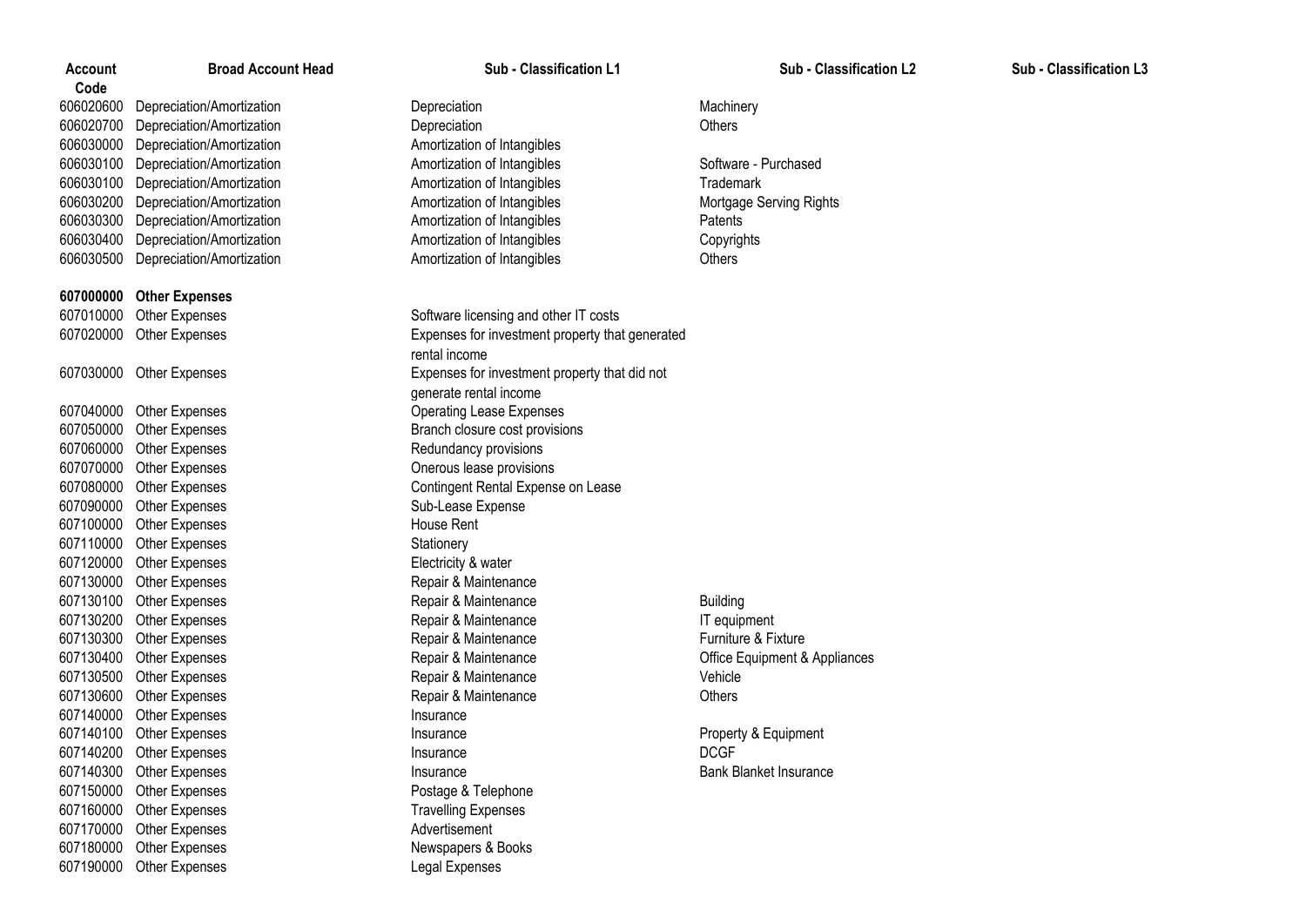| Account Code | Broad Account Head | Sub - Classification L1 | Sub - Classification L2 | Sub - Classification L3 |
|---|---|---|---|---|
| 606020600 | Depreciation/Amortization | Depreciation | Machinery | |
| 606020700 | Depreciation/Amortization | Depreciation | Others | |
| 606030000 | Depreciation/Amortization | Amortization of Intangibles | | |
| 606030100 | Depreciation/Amortization | Amortization of Intangibles | Software - Purchased | |
| 606030100 | Depreciation/Amortization | Amortization of Intangibles | Trademark | |
| 606030200 | Depreciation/Amortization | Amortization of Intangibles | Mortgage Serving Rights | |
| 606030300 | Depreciation/Amortization | Amortization of Intangibles | Patents | |
| 606030400 | Depreciation/Amortization | Amortization of Intangibles | Copyrights | |
| 606030500 | Depreciation/Amortization | Amortization of Intangibles | Others | |
| **607000000** | **Other Expenses** | | | |
| 607010000 | Other Expenses | Software licensing and other IT costs | | |
| 607020000 | Other Expenses | Expenses for investment property that generated rental income | | |
| 607030000 | Other Expenses | Expenses for investment property that did not generate rental income | | |
| 607040000 | Other Expenses | Operating Lease Expenses | | |
| 607050000 | Other Expenses | Branch closure cost provisions | | |
| 607060000 | Other Expenses | Redundancy provisions | | |
| 607070000 | Other Expenses | Onerous lease provisions | | |
| 607080000 | Other Expenses | Contingent Rental Expense on Lease | | |
| 607090000 | Other Expenses | Sub-Lease Expense | | |
| 607100000 | Other Expenses | House Rent | | |
| 607110000 | Other Expenses | Stationery | | |
| 607120000 | Other Expenses | Electricity & water | | |
| 607130000 | Other Expenses | Repair & Maintenance | | |
| 607130100 | Other Expenses | Repair & Maintenance | Building | |
| 607130200 | Other Expenses | Repair & Maintenance | IT equipment | |
| 607130300 | Other Expenses | Repair & Maintenance | Furniture & Fixture | |
| 607130400 | Other Expenses | Repair & Maintenance | Office Equipment & Appliances | |
| 607130500 | Other Expenses | Repair & Maintenance | Vehicle | |
| 607130600 | Other Expenses | Repair & Maintenance | Others | |
| 607140000 | Other Expenses | Insurance | | |
| 607140100 | Other Expenses | Insurance | Property & Equipment | |
| 607140200 | Other Expenses | Insurance | DCGF | |
| 607140300 | Other Expenses | Insurance | Bank Blanket Insurance | |
| 607150000 | Other Expenses | Postage & Telephone | | |
| 607160000 | Other Expenses | Travelling Expenses | | |
| 607170000 | Other Expenses | Advertisement | | |
| 607180000 | Other Expenses | Newspapers & Books | | |
| 607190000 | Other Expenses | Legal Expenses | | |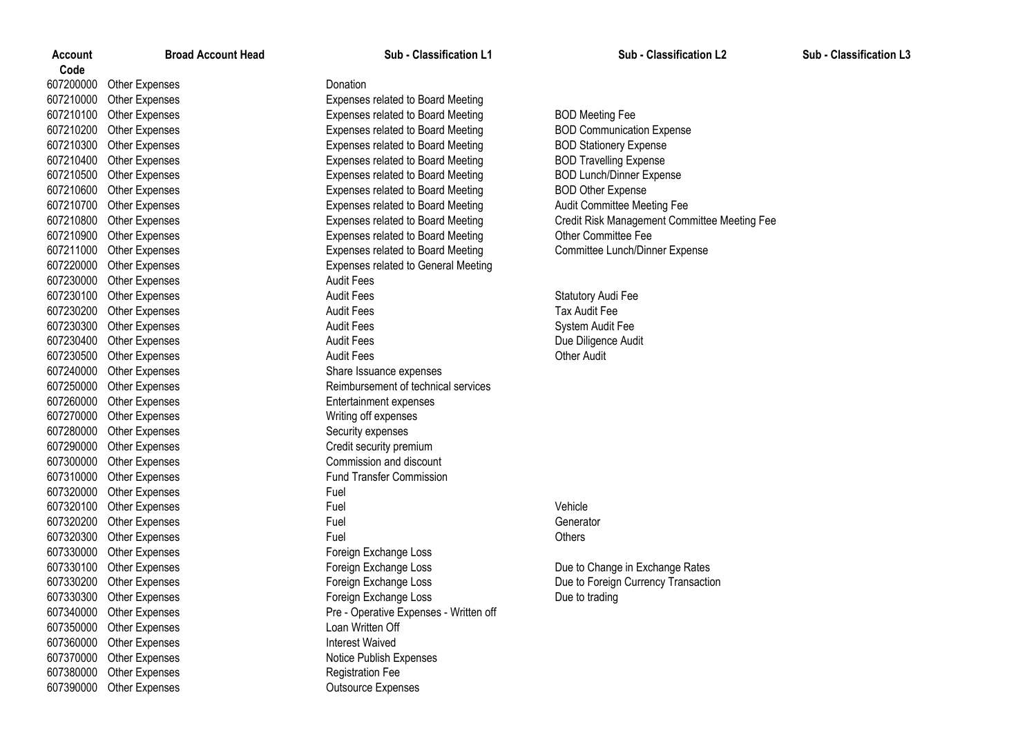| Account Code | Broad Account Head | Sub - Classification L1 | Sub - Classification L2 | Sub - Classification L3 |
|---|---|---|---|---|
| 607200000 | Other Expenses | Donation | | |
| 607210000 | Other Expenses | Expenses related to Board Meeting | | |
| 607210100 | Other Expenses | Expenses related to Board Meeting | BOD Meeting Fee | |
| 607210200 | Other Expenses | Expenses related to Board Meeting | BOD Communication Expense | |
| 607210300 | Other Expenses | Expenses related to Board Meeting | BOD Stationery Expense | |
| 607210400 | Other Expenses | Expenses related to Board Meeting | BOD Travelling Expense | |
| 607210500 | Other Expenses | Expenses related to Board Meeting | BOD Lunch/Dinner Expense | |
| 607210600 | Other Expenses | Expenses related to Board Meeting | BOD Other Expense | |
| 607210700 | Other Expenses | Expenses related to Board Meeting | Audit Committee Meeting Fee | |
| 607210800 | Other Expenses | Expenses related to Board Meeting | Credit Risk Management Committee Meeting Fee | |
| 607210900 | Other Expenses | Expenses related to Board Meeting | Other Committee Fee | |
| 607211000 | Other Expenses | Expenses related to Board Meeting | Committee Lunch/Dinner Expense | |
| 607220000 | Other Expenses | Expenses related to General Meeting | | |
| 607230000 | Other Expenses | Audit Fees | | |
| 607230100 | Other Expenses | Audit Fees | Statutory Audi Fee | |
| 607230200 | Other Expenses | Audit Fees | Tax Audit Fee | |
| 607230300 | Other Expenses | Audit Fees | System Audit Fee | |
| 607230400 | Other Expenses | Audit Fees | Due Diligence Audit | |
| 607230500 | Other Expenses | Audit Fees | Other Audit | |
| 607240000 | Other Expenses | Share Issuance expenses | | |
| 607250000 | Other Expenses | Reimbursement of technical services | | |
| 607260000 | Other Expenses | Entertainment expenses | | |
| 607270000 | Other Expenses | Writing off expenses | | |
| 607280000 | Other Expenses | Security expenses | | |
| 607290000 | Other Expenses | Credit security premium | | |
| 607300000 | Other Expenses | Commission and discount | | |
| 607310000 | Other Expenses | Fund Transfer Commission | | |
| 607320000 | Other Expenses | Fuel | | |
| 607320100 | Other Expenses | Fuel | Vehicle | |
| 607320200 | Other Expenses | Fuel | Generator | |
| 607320300 | Other Expenses | Fuel | Others | |
| 607330000 | Other Expenses | Foreign Exchange Loss | | |
| 607330100 | Other Expenses | Foreign Exchange Loss | Due to Change in Exchange Rates | |
| 607330200 | Other Expenses | Foreign Exchange Loss | Due to Foreign Currency Transaction | |
| 607330300 | Other Expenses | Foreign Exchange Loss | Due to trading | |
| 607340000 | Other Expenses | Pre - Operative Expenses - Written off | | |
| 607350000 | Other Expenses | Loan Written Off | | |
| 607360000 | Other Expenses | Interest Waived | | |
| 607370000 | Other Expenses | Notice Publish Expenses | | |
| 607380000 | Other Expenses | Registration Fee | | |
| 607390000 | Other Expenses | Outsource Expenses | | |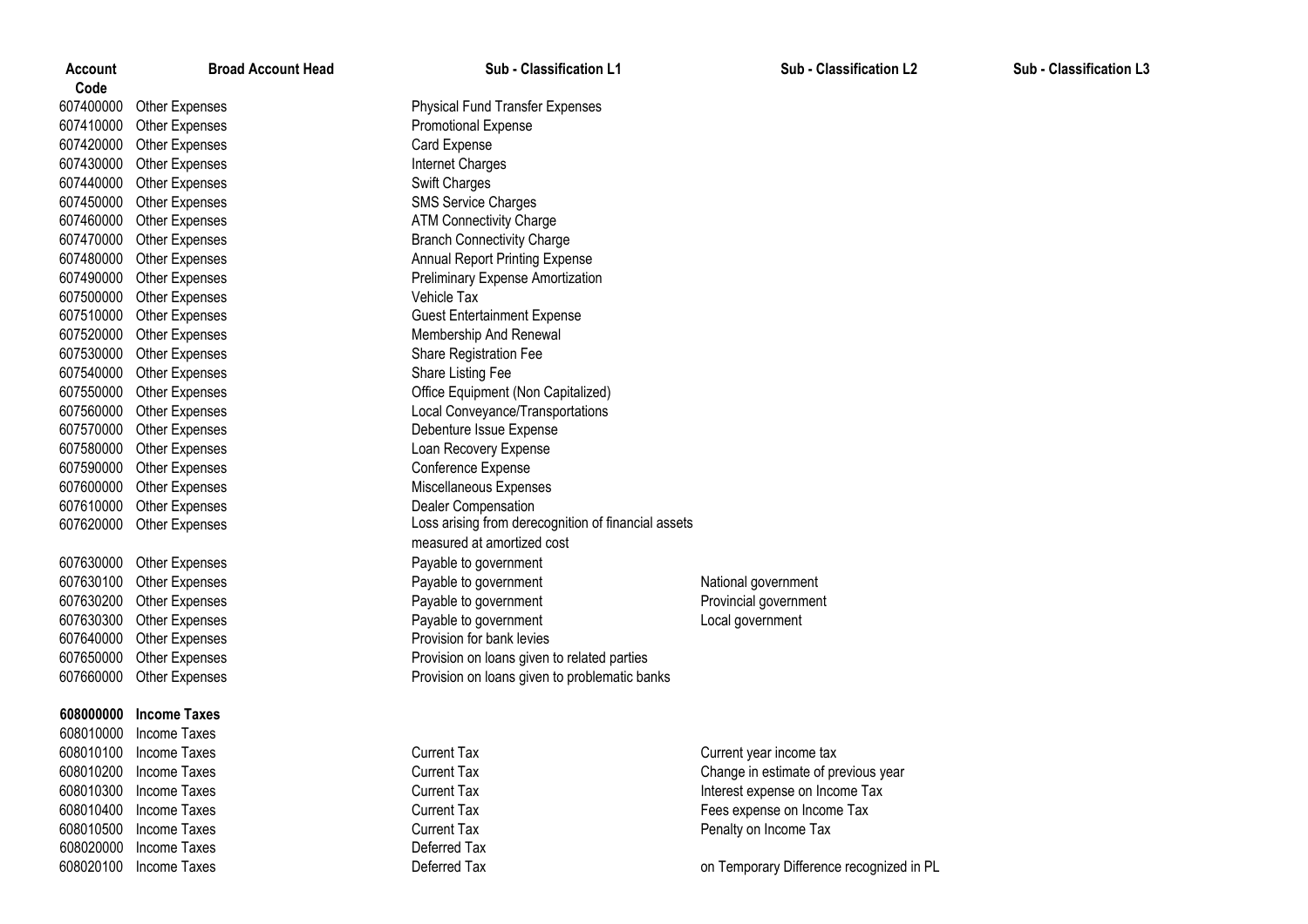| Account Code | Broad Account Head | Sub - Classification L1 | Sub - Classification L2 | Sub - Classification L3 |
|---|---|---|---|---|
| 607400000 | Other Expenses | Physical Fund Transfer Expenses | | |
| 607410000 | Other Expenses | Promotional Expense | | |
| 607420000 | Other Expenses | Card Expense | | |
| 607430000 | Other Expenses | Internet Charges | | |
| 607440000 | Other Expenses | Swift Charges | | |
| 607450000 | Other Expenses | SMS Service Charges | | |
| 607460000 | Other Expenses | ATM Connectivity Charge | | |
| 607470000 | Other Expenses | Branch Connectivity Charge | | |
| 607480000 | Other Expenses | Annual Report Printing Expense | | |
| 607490000 | Other Expenses | Preliminary Expense Amortization | | |
| 607500000 | Other Expenses | Vehicle Tax | | |
| 607510000 | Other Expenses | Guest Entertainment Expense | | |
| 607520000 | Other Expenses | Membership And Renewal | | |
| 607530000 | Other Expenses | Share Registration Fee | | |
| 607540000 | Other Expenses | Share Listing Fee | | |
| 607550000 | Other Expenses | Office Equipment (Non Capitalized) | | |
| 607560000 | Other Expenses | Local Conveyance/Transportations | | |
| 607570000 | Other Expenses | Debenture Issue Expense | | |
| 607580000 | Other Expenses | Loan Recovery Expense | | |
| 607590000 | Other Expenses | Conference Expense | | |
| 607600000 | Other Expenses | Miscellaneous Expenses | | |
| 607610000 | Other Expenses | Dealer Compensation | | |
| 607620000 | Other Expenses | Loss arising from derecognition of financial assets measured at amortized cost | | |
| 607630000 | Other Expenses | Payable to government | | |
| 607630100 | Other Expenses | Payable to government | National government | |
| 607630200 | Other Expenses | Payable to government | Provincial government | |
| 607630300 | Other Expenses | Payable to government | Local government | |
| 607640000 | Other Expenses | Provision for bank levies | | |
| 607650000 | Other Expenses | Provision on loans given to related parties | | |
| 607660000 | Other Expenses | Provision on loans given to problematic banks | | |
| **608000000** | **Income Taxes** | | | |
| 608010000 | Income Taxes | | | |
| 608010100 | Income Taxes | Current Tax | Current year income tax | |
| 608010200 | Income Taxes | Current Tax | Change in estimate of previous year | |
| 608010300 | Income Taxes | Current Tax | Interest expense on Income Tax | |
| 608010400 | Income Taxes | Current Tax | Fees expense on Income Tax | |
| 608010500 | Income Taxes | Current Tax | Penalty on Income Tax | |
| 608020000 | Income Taxes | Deferred Tax | | |
| 608020100 | Income Taxes | Deferred Tax | on Temporary Difference recognized in PL | |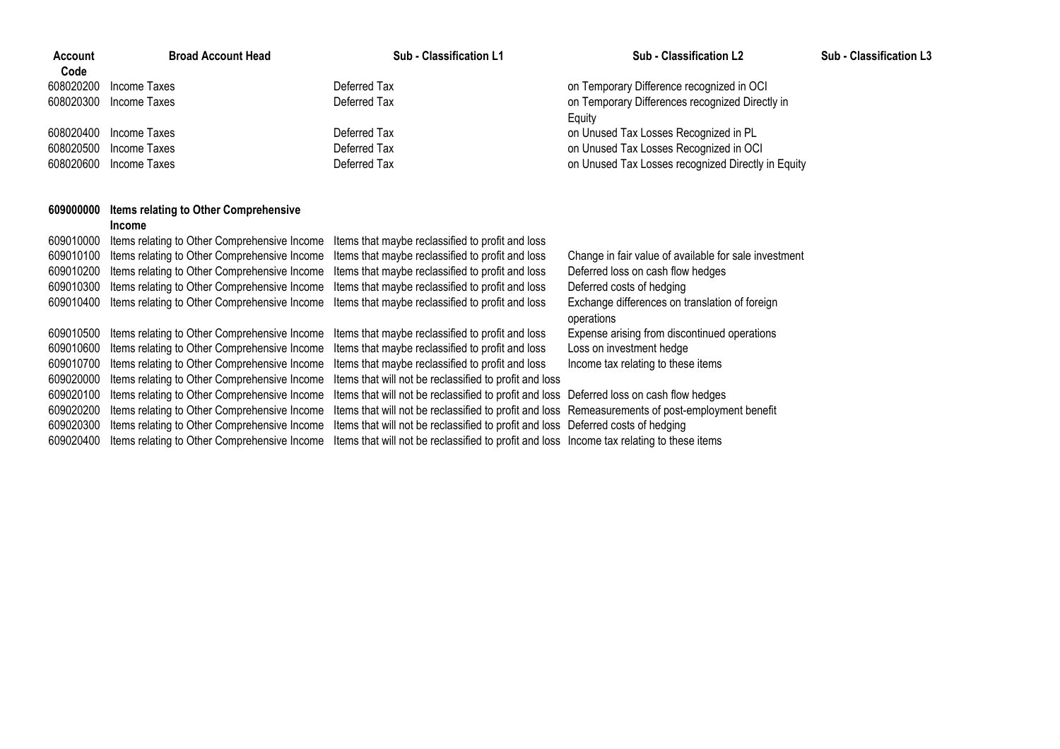| Account Code | Broad Account Head | Sub - Classification L1 | Sub - Classification L2 | Sub - Classification L3 |
| --- | --- | --- | --- | --- |
| 608020200 | Income Taxes | Deferred Tax | on Temporary Difference recognized in OCI | |
| 608020300 | Income Taxes | Deferred Tax | on Temporary Differences recognized Directly in Equity | |
| 608020400 | Income Taxes | Deferred Tax | on Unused Tax Losses Recognized in PL | |
| 608020500 | Income Taxes | Deferred Tax | on Unused Tax Losses Recognized in OCI | |
| 608020600 | Income Taxes | Deferred Tax | on Unused Tax Losses recognized Directly in Equity | |
| **609000000** | **Items relating to Other Comprehensive Income** | | | |
| 609010000 | Items relating to Other Comprehensive Income | Items that maybe reclassified to profit and loss | | |
| 609010100 | Items relating to Other Comprehensive Income | Items that maybe reclassified to profit and loss | Change in fair value of available for sale investment | |
| 609010200 | Items relating to Other Comprehensive Income | Items that maybe reclassified to profit and loss | Deferred loss on cash flow hedges | |
| 609010300 | Items relating to Other Comprehensive Income | Items that maybe reclassified to profit and loss | Deferred costs of hedging | |
| 609010400 | Items relating to Other Comprehensive Income | Items that maybe reclassified to profit and loss | Exchange differences on translation of foreign operations | |
| 609010500 | Items relating to Other Comprehensive Income | Items that maybe reclassified to profit and loss | Expense arising from discontinued operations | |
| 609010600 | Items relating to Other Comprehensive Income | Items that maybe reclassified to profit and loss | Loss on investment hedge | |
| 609010700 | Items relating to Other Comprehensive Income | Items that maybe reclassified to profit and loss | Income tax relating to these items | |
| 609020000 | Items relating to Other Comprehensive Income | Items that will not be reclassified to profit and loss | | |
| 609020100 | Items relating to Other Comprehensive Income | Items that will not be reclassified to profit and loss | Deferred loss on cash flow hedges | |
| 609020200 | Items relating to Other Comprehensive Income | Items that will not be reclassified to profit and loss | Remeasurements of post-employment benefit | |
| 609020300 | Items relating to Other Comprehensive Income | Items that will not be reclassified to profit and loss | Deferred costs of hedging | |
| 609020400 | Items relating to Other Comprehensive Income | Items that will not be reclassified to profit and loss | Income tax relating to these items | |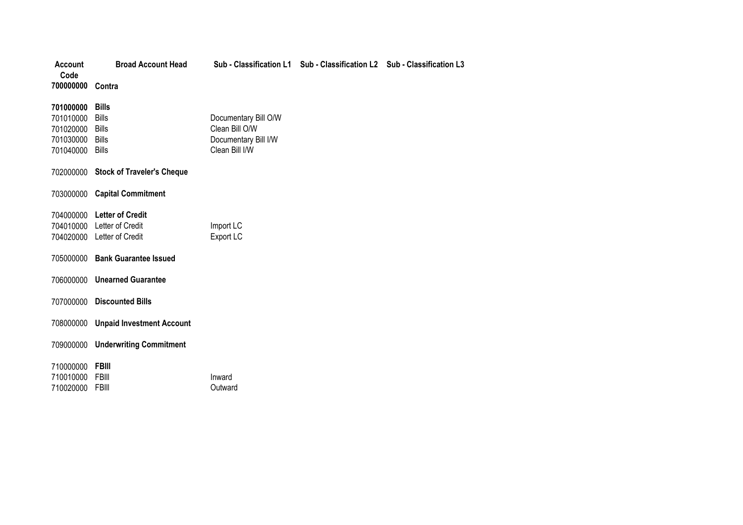| Account Code | Broad Account Head | Sub - Classification L1 | Sub - Classification L2 | Sub - Classification L3 |
|---|---|---|---|---|
| **700000000** | **Contra** | | | |
| | | | | |
| **701000000** | **Bills** | | | |
| 701010000 | Bills | Documentary Bill O/W | | |
| 701020000 | Bills | Clean Bill O/W | | |
| 701030000 | Bills | Documentary Bill I/W | | |
| 701040000 | Bills | Clean Bill I/W | | |
| | | | | |
| 702000000 | **Stock of Traveler's Cheque** | | | |
| | | | | |
| 703000000 | **Capital Commitment** | | | |
| | | | | |
| 704000000 | **Letter of Credit** | | | |
| 704010000 | Letter of Credit | Import LC | | |
| 704020000 | Letter of Credit | Export LC | | |
| | | | | |
| 705000000 | **Bank Guarantee Issued** | | | |
| | | | | |
| 706000000 | **Unearned Guarantee** | | | |
| | | | | |
| 707000000 | **Discounted Bills** | | | |
| | | | | |
| 708000000 | **Unpaid Investment Account** | | | |
| | | | | |
| 709000000 | **Underwriting Commitment** | | | |
| | | | | |
| 710000000 | **FBIII** | | | |
| 710010000 | FBIII | Inward | | |
| 710020000 | FBIII | Outward | | |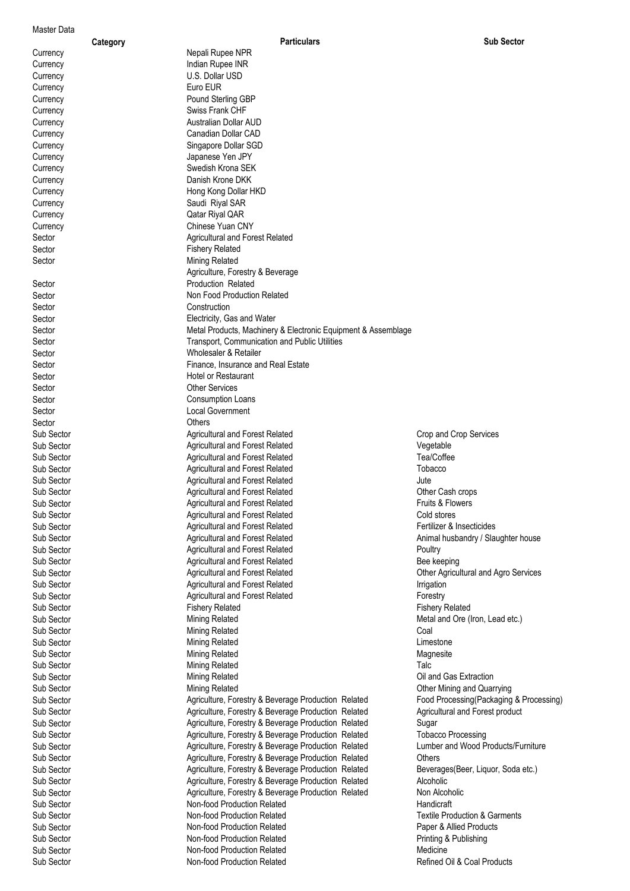Master Data

| Category | Particulars | Sub Sector |
|---|---|---|
| Currency | Nepali Rupee NPR | |
| Currency | Indian Rupee INR | |
| Currency | U.S. Dollar USD | |
| Currency | Euro EUR | |
| Currency | Pound Sterling GBP | |
| Currency | Swiss Frank CHF | |
| Currency | Australian Dollar AUD | |
| Currency | Canadian Dollar CAD | |
| Currency | Singapore Dollar SGD | |
| Currency | Japanese Yen JPY | |
| Currency | Swedish Krona SEK | |
| Currency | Danish Krone DKK | |
| Currency | Hong Kong Dollar HKD | |
| Currency | Saudi Riyal SAR | |
| Currency | Qatar Riyal QAR | |
| Currency | Chinese Yuan CNY | |
| Sector | Agricultural and Forest Related | |
| Sector | Fishery Related | |
| Sector | Mining Related | |
| Sector | Agriculture, Forestry & Beverage Production Related | |
| Sector | Non Food Production Related | |
| Sector | Construction | |
| Sector | Electricity, Gas and Water | |
| Sector | Metal Products, Machinery & Electronic Equipment & Assemblage | |
| Sector | Transport, Communication and Public Utilities | |
| Sector | Wholesaler & Retailer | |
| Sector | Finance, Insurance and Real Estate | |
| Sector | Hotel or Restaurant | |
| Sector | Other Services | |
| Sector | Consumption Loans | |
| Sector | Local Government | |
| Sector | Others | |
| Sub Sector | Agricultural and Forest Related | Crop and Crop Services |
| Sub Sector | Agricultural and Forest Related | Vegetable |
| Sub Sector | Agricultural and Forest Related | Tea/Coffee |
| Sub Sector | Agricultural and Forest Related | Tobacco |
| Sub Sector | Agricultural and Forest Related | Jute |
| Sub Sector | Agricultural and Forest Related | Other Cash crops |
| Sub Sector | Agricultural and Forest Related | Fruits & Flowers |
| Sub Sector | Agricultural and Forest Related | Cold stores |
| Sub Sector | Agricultural and Forest Related | Fertilizer & Insecticides |
| Sub Sector | Agricultural and Forest Related | Animal husbandry / Slaughter house |
| Sub Sector | Agricultural and Forest Related | Poultry |
| Sub Sector | Agricultural and Forest Related | Bee keeping |
| Sub Sector | Agricultural and Forest Related | Other Agricultural and Agro Services |
| Sub Sector | Agricultural and Forest Related | Irrigation |
| Sub Sector | Agricultural and Forest Related | Forestry |
| Sub Sector | Fishery Related | Fishery Related |
| Sub Sector | Mining Related | Metal and Ore (Iron, Lead etc.) |
| Sub Sector | Mining Related | Coal |
| Sub Sector | Mining Related | Limestone |
| Sub Sector | Mining Related | Magnesite |
| Sub Sector | Mining Related | Talc |
| Sub Sector | Mining Related | Oil and Gas Extraction |
| Sub Sector | Mining Related | Other Mining and Quarrying |
| Sub Sector | Agriculture, Forestry & Beverage Production Related | Food Processing(Packaging & Processing) |
| Sub Sector | Agriculture, Forestry & Beverage Production Related | Agricultural and Forest product |
| Sub Sector | Agriculture, Forestry & Beverage Production Related | Sugar |
| Sub Sector | Agriculture, Forestry & Beverage Production Related | Tobacco Processing |
| Sub Sector | Agriculture, Forestry & Beverage Production Related | Lumber and Wood Products/Furniture |
| Sub Sector | Agriculture, Forestry & Beverage Production Related | Others |
| Sub Sector | Agriculture, Forestry & Beverage Production Related | Beverages(Beer, Liquor, Soda etc.) |
| Sub Sector | Agriculture, Forestry & Beverage Production Related | Alcoholic |
| Sub Sector | Agriculture, Forestry & Beverage Production Related | Non Alcoholic |
| Sub Sector | Non-food Production Related | Handicraft |
| Sub Sector | Non-food Production Related | Textile Production & Garments |
| Sub Sector | Non-food Production Related | Paper & Allied Products |
| Sub Sector | Non-food Production Related | Printing & Publishing |
| Sub Sector | Non-food Production Related | Medicine |
| Sub Sector | Non-food Production Related | Refined Oil & Coal Products |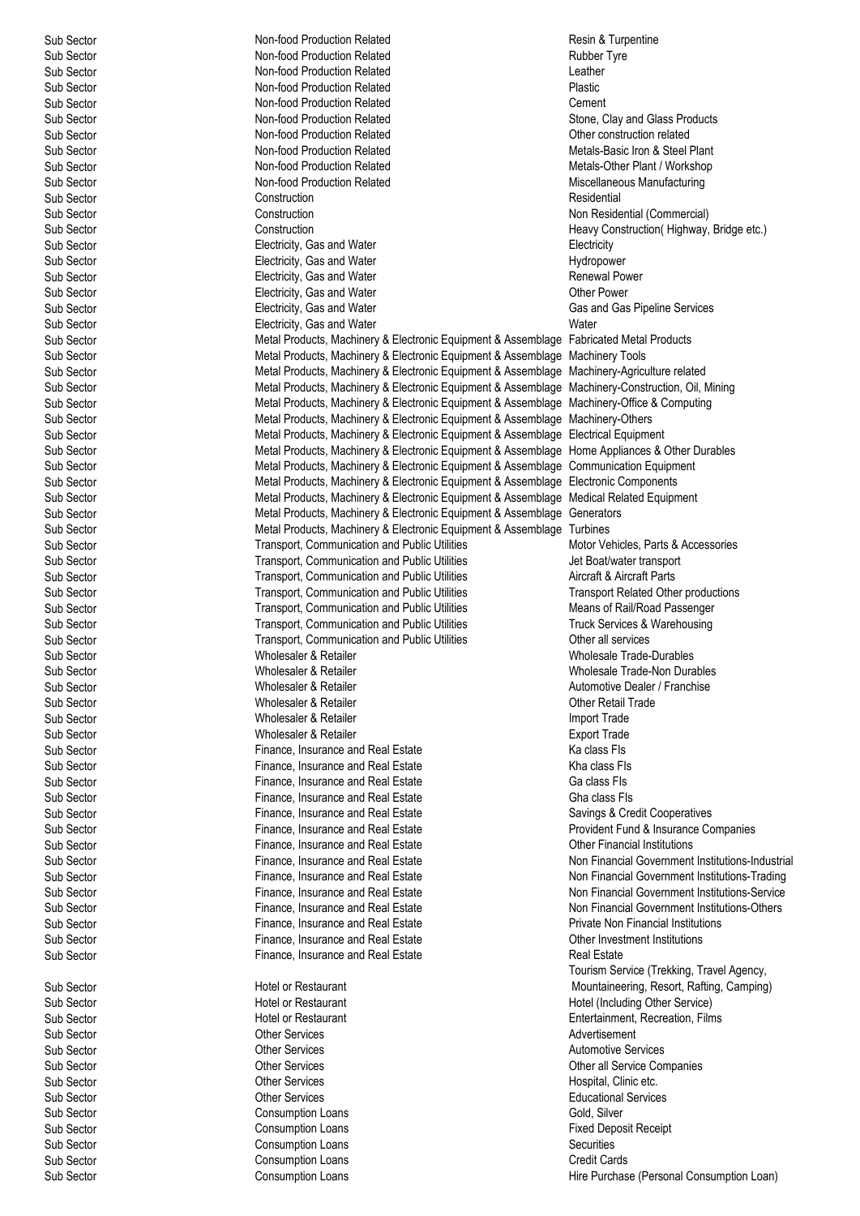| | | |
|---|---|---|
| Sub Sector | Non-food Production Related | Resin & Turpentine |
| Sub Sector | Non-food Production Related | Rubber Tyre |
| Sub Sector | Non-food Production Related | Leather |
| Sub Sector | Non-food Production Related | Plastic |
| Sub Sector | Non-food Production Related | Cement |
| Sub Sector | Non-food Production Related | Stone, Clay and Glass Products |
| Sub Sector | Non-food Production Related | Other construction related |
| Sub Sector | Non-food Production Related | Metals-Basic Iron & Steel Plant |
| Sub Sector | Non-food Production Related | Metals-Other Plant / Workshop |
| Sub Sector | Non-food Production Related | Miscellaneous Manufacturing |
| Sub Sector | Construction | Residential |
| Sub Sector | Construction | Non Residential (Commercial) |
| Sub Sector | Construction | Heavy Construction( Highway, Bridge etc.) |
| Sub Sector | Electricity, Gas and Water | Electricity |
| Sub Sector | Electricity, Gas and Water | Hydropower |
| Sub Sector | Electricity, Gas and Water | Renewal Power |
| Sub Sector | Electricity, Gas and Water | Other Power |
| Sub Sector | Electricity, Gas and Water | Gas and Gas Pipeline Services |
| Sub Sector | Electricity, Gas and Water | Water |
| Sub Sector | Metal Products, Machinery & Electronic Equipment & Assemblage | Fabricated Metal Products |
| Sub Sector | Metal Products, Machinery & Electronic Equipment & Assemblage | Machinery Tools |
| Sub Sector | Metal Products, Machinery & Electronic Equipment & Assemblage | Machinery-Agriculture related |
| Sub Sector | Metal Products, Machinery & Electronic Equipment & Assemblage | Machinery-Construction, Oil, Mining |
| Sub Sector | Metal Products, Machinery & Electronic Equipment & Assemblage | Machinery-Office & Computing |
| Sub Sector | Metal Products, Machinery & Electronic Equipment & Assemblage | Machinery-Others |
| Sub Sector | Metal Products, Machinery & Electronic Equipment & Assemblage | Electrical Equipment |
| Sub Sector | Metal Products, Machinery & Electronic Equipment & Assemblage | Home Appliances & Other Durables |
| Sub Sector | Metal Products, Machinery & Electronic Equipment & Assemblage | Communication Equipment |
| Sub Sector | Metal Products, Machinery & Electronic Equipment & Assemblage | Electronic Components |
| Sub Sector | Metal Products, Machinery & Electronic Equipment & Assemblage | Medical Related Equipment |
| Sub Sector | Metal Products, Machinery & Electronic Equipment & Assemblage | Generators |
| Sub Sector | Metal Products, Machinery & Electronic Equipment & Assemblage | Turbines |
| Sub Sector | Transport, Communication and Public Utilities | Motor Vehicles, Parts & Accessories |
| Sub Sector | Transport, Communication and Public Utilities | Jet Boat/water transport |
| Sub Sector | Transport, Communication and Public Utilities | Aircraft & Aircraft Parts |
| Sub Sector | Transport, Communication and Public Utilities | Transport Related Other productions |
| Sub Sector | Transport, Communication and Public Utilities | Means of Rail/Road Passenger |
| Sub Sector | Transport, Communication and Public Utilities | Truck Services & Warehousing |
| Sub Sector | Transport, Communication and Public Utilities | Other all services |
| Sub Sector | Wholesaler & Retailer | Wholesale Trade-Durables |
| Sub Sector | Wholesaler & Retailer | Wholesale Trade-Non Durables |
| Sub Sector | Wholesaler & Retailer | Automotive Dealer / Franchise |
| Sub Sector | Wholesaler & Retailer | Other Retail Trade |
| Sub Sector | Wholesaler & Retailer | Import Trade |
| Sub Sector | Wholesaler & Retailer | Export Trade |
| Sub Sector | Finance, Insurance and Real Estate | Ka class FIs |
| Sub Sector | Finance, Insurance and Real Estate | Kha class FIs |
| Sub Sector | Finance, Insurance and Real Estate | Ga class FIs |
| Sub Sector | Finance, Insurance and Real Estate | Gha class FIs |
| Sub Sector | Finance, Insurance and Real Estate | Savings & Credit Cooperatives |
| Sub Sector | Finance, Insurance and Real Estate | Provident Fund & Insurance Companies |
| Sub Sector | Finance, Insurance and Real Estate | Other Financial Institutions |
| Sub Sector | Finance, Insurance and Real Estate | Non Financial Government Institutions-Industrial |
| Sub Sector | Finance, Insurance and Real Estate | Non Financial Government Institutions-Trading |
| Sub Sector | Finance, Insurance and Real Estate | Non Financial Government Institutions-Service |
| Sub Sector | Finance, Insurance and Real Estate | Non Financial Government Institutions-Others |
| Sub Sector | Finance, Insurance and Real Estate | Private Non Financial Institutions |
| Sub Sector | Finance, Insurance and Real Estate | Other Investment Institutions |
| Sub Sector | Finance, Insurance and Real Estate | Real Estate |
| Sub Sector | Hotel or Restaurant | Tourism Service (Trekking, Travel Agency, Mountaineering, Resort, Rafting, Camping) |
| Sub Sector | Hotel or Restaurant | Hotel (Including Other Service) |
| Sub Sector | Hotel or Restaurant | Entertainment, Recreation, Films |
| Sub Sector | Other Services | Advertisement |
| Sub Sector | Other Services | Automotive Services |
| Sub Sector | Other Services | Other all Service Companies |
| Sub Sector | Other Services | Hospital, Clinic etc. |
| Sub Sector | Other Services | Educational Services |
| Sub Sector | Consumption Loans | Gold, Silver |
| Sub Sector | Consumption Loans | Fixed Deposit Receipt |
| Sub Sector | Consumption Loans | Securities |
| Sub Sector | Consumption Loans | Credit Cards |
| Sub Sector | Consumption Loans | Hire Purchase (Personal Consumption Loan) |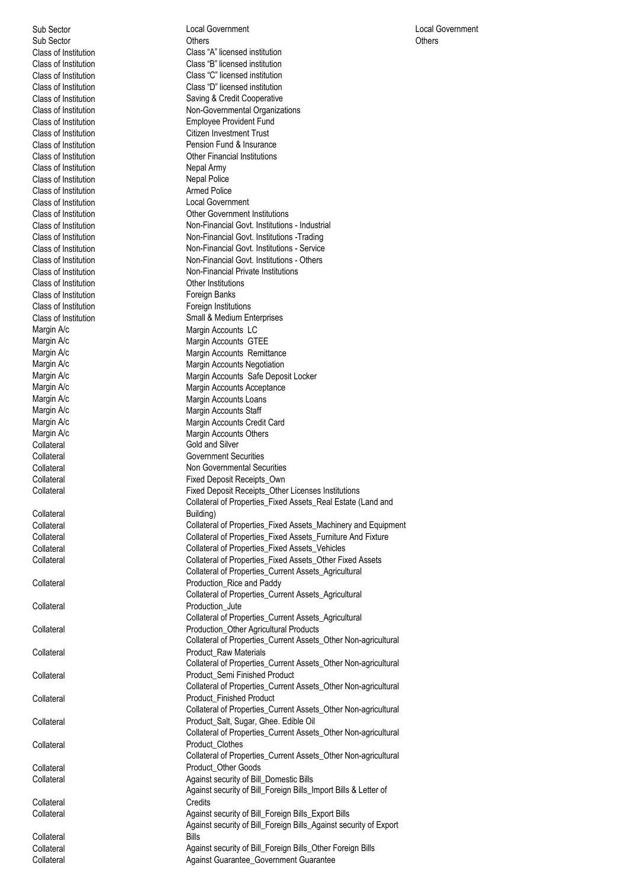| | | |
|---|---|---|
| Sub Sector | Local Government | Local Government |
| Sub Sector | Others | Others |
| Class of Institution | Class "A" licensed institution | |
| Class of Institution | Class "B" licensed institution | |
| Class of Institution | Class "C" licensed institution | |
| Class of Institution | Class "D" licensed institution | |
| Class of Institution | Saving & Credit Cooperative | |
| Class of Institution | Non-Governmental Organizations | |
| Class of Institution | Employee Provident Fund | |
| Class of Institution | Citizen Investment Trust | |
| Class of Institution | Pension Fund & Insurance | |
| Class of Institution | Other Financial Institutions | |
| Class of Institution | Nepal Army | |
| Class of Institution | Nepal Police | |
| Class of Institution | Armed Police | |
| Class of Institution | Local Government | |
| Class of Institution | Other Government Institutions | |
| Class of Institution | Non-Financial Govt. Institutions - Industrial | |
| Class of Institution | Non-Financial Govt. Institutions -Trading | |
| Class of Institution | Non-Financial Govt. Institutions - Service | |
| Class of Institution | Non-Financial Govt. Institutions - Others | |
| Class of Institution | Non-Financial Private Institutions | |
| Class of Institution | Other Institutions | |
| Class of Institution | Foreign Banks | |
| Class of Institution | Foreign Institutions | |
| Class of Institution | Small & Medium Enterprises | |
| Margin A/c | Margin Accounts LC | |
| Margin A/c | Margin Accounts GTEE | |
| Margin A/c | Margin Accounts Remittance | |
| Margin A/c | Margin Accounts Negotiation | |
| Margin A/c | Margin Accounts Safe Deposit Locker | |
| Margin A/c | Margin Accounts Acceptance | |
| Margin A/c | Margin Accounts Loans | |
| Margin A/c | Margin Accounts Staff | |
| Margin A/c | Margin Accounts Credit Card | |
| Margin A/c | Margin Accounts Others | |
| Collateral | Gold and Silver | |
| Collateral | Government Securities | |
| Collateral | Non Governmental Securities | |
| Collateral | Fixed Deposit Receipts_Own | |
| Collateral | Fixed Deposit Receipts_Other Licenses Institutions | |
| Collateral | Collateral of Properties_Fixed Assets_Real Estate (Land and Building) | |
| Collateral | Collateral of Properties_Fixed Assets_Machinery and Equipment | |
| Collateral | Collateral of Properties_Fixed Assets_Furniture And Fixture | |
| Collateral | Collateral of Properties_Fixed Assets_Vehicles | |
| Collateral | Collateral of Properties_Fixed Assets_Other Fixed Assets | |
| Collateral | Collateral of Properties_Current Assets_Agricultural Production_Rice and Paddy | |
| Collateral | Collateral of Properties_Current Assets_Agricultural Production_Jute | |
| Collateral | Collateral of Properties_Current Assets_Agricultural Production_Other Agricultural Products | |
| Collateral | Collateral of Properties_Current Assets_Other Non-agricultural Product_Raw Materials | |
| Collateral | Collateral of Properties_Current Assets_Other Non-agricultural Product_Semi Finished Product | |
| Collateral | Collateral of Properties_Current Assets_Other Non-agricultural Product_Finished Product | |
| Collateral | Collateral of Properties_Current Assets_Other Non-agricultural Product_Salt, Sugar, Ghee. Edible Oil | |
| Collateral | Collateral of Properties_Current Assets_Other Non-agricultural Product_Clothes | |
| Collateral | Collateral of Properties_Current Assets_Other Non-agricultural Product_Other Goods | |
| Collateral | Against security of Bill_Domestic Bills | |
| Collateral | Against security of Bill_Foreign Bills_Import Bills & Letter of Credits | |
| Collateral | Against security of Bill_Foreign Bills_Export Bills | |
| Collateral | Against security of Bill_Foreign Bills_Against security of Export Bills | |
| Collateral | Against security of Bill_Foreign Bills_Other Foreign Bills | |
| Collateral | Against Guarantee_Government Guarantee | |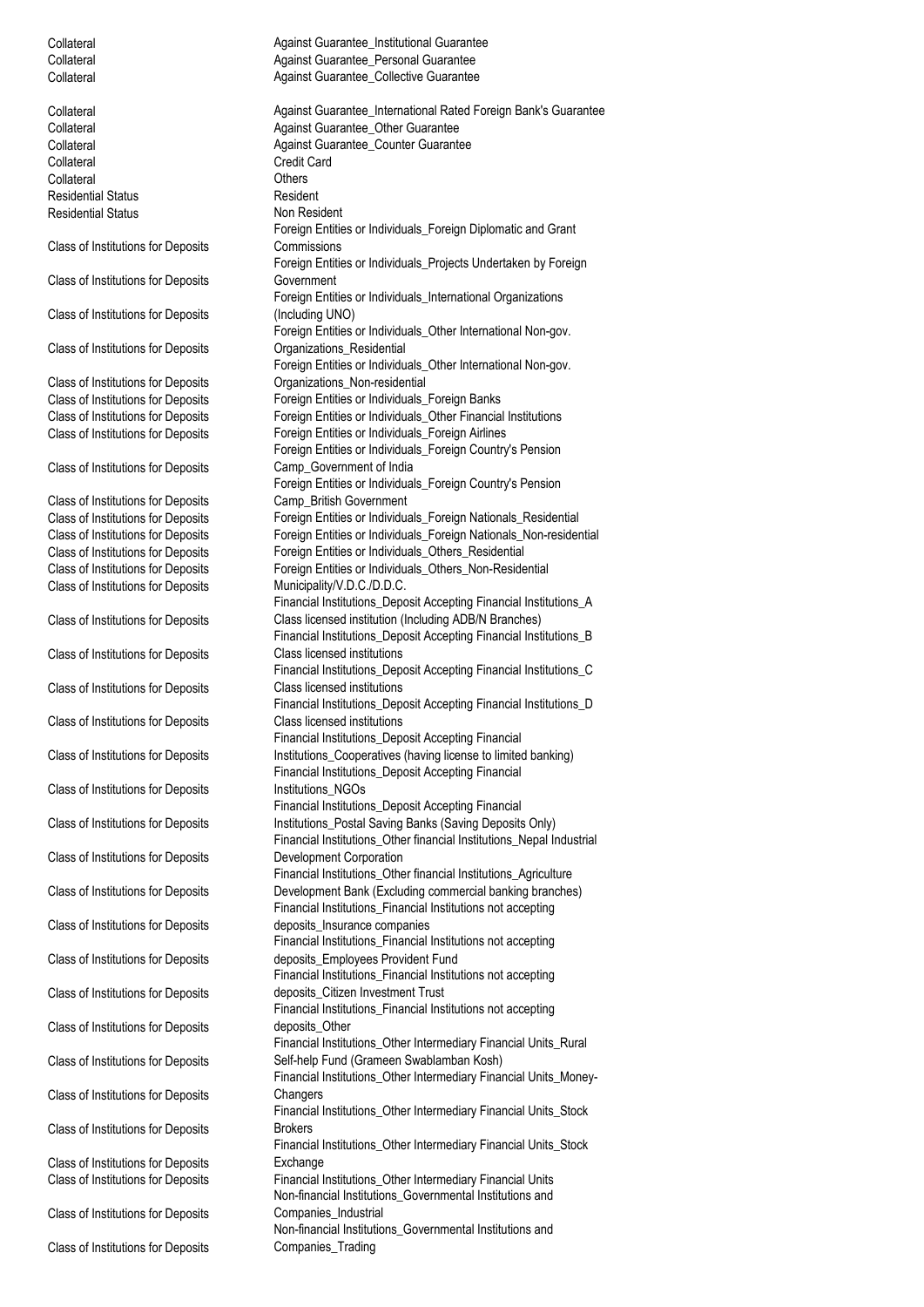| | |
|---|---|
| Collateral | Against Guarantee_Institutional Guarantee |
| Collateral | Against Guarantee_Personal Guarantee |
| Collateral | Against Guarantee_Collective Guarantee |
| Collateral | Against Guarantee_International Rated Foreign Bank's Guarantee |
| Collateral | Against Guarantee_Other Guarantee |
| Collateral | Against Guarantee_Counter Guarantee |
| Collateral | Credit Card |
| Collateral | Others |
| Residential Status | Resident |
| Residential Status | Non Resident |
| Class of Institutions for Deposits | Foreign Entities or Individuals_Foreign Diplomatic and Grant Commissions |
| Class of Institutions for Deposits | Foreign Entities or Individuals_Projects Undertaken by Foreign Government |
| Class of Institutions for Deposits | Foreign Entities or Individuals_International Organizations (Including UNO) |
| Class of Institutions for Deposits | Foreign Entities or Individuals_Other International Non-gov. Organizations_Residential |
| Class of Institutions for Deposits | Foreign Entities or Individuals_Other International Non-gov. Organizations_Non-residential |
| Class of Institutions for Deposits | Foreign Entities or Individuals_Foreign Banks |
| Class of Institutions for Deposits | Foreign Entities or Individuals_Other Financial Institutions |
| Class of Institutions for Deposits | Foreign Entities or Individuals_Foreign Airlines |
| Class of Institutions for Deposits | Foreign Entities or Individuals_Foreign Country's Pension Camp_Government of India |
| Class of Institutions for Deposits | Foreign Entities or Individuals_Foreign Country's Pension Camp_British Government |
| Class of Institutions for Deposits | Foreign Entities or Individuals_Foreign Nationals_Residential |
| Class of Institutions for Deposits | Foreign Entities or Individuals_Foreign Nationals_Non-residential |
| Class of Institutions for Deposits | Foreign Entities or Individuals_Others_Residential |
| Class of Institutions for Deposits | Foreign Entities or Individuals_Others_Non-Residential |
| Class of Institutions for Deposits | Municipality/V.D.C./D.D.C. |
| Class of Institutions for Deposits | Financial Institutions_Deposit Accepting Financial Institutions_A Class licensed institution (Including ADB/N Branches) |
| Class of Institutions for Deposits | Financial Institutions_Deposit Accepting Financial Institutions_B Class licensed institutions |
| Class of Institutions for Deposits | Financial Institutions_Deposit Accepting Financial Institutions_C Class licensed institutions |
| Class of Institutions for Deposits | Financial Institutions_Deposit Accepting Financial Institutions_D Class licensed institutions |
| Class of Institutions for Deposits | Financial Institutions_Deposit Accepting Financial Institutions_Cooperatives (having license to limited banking) |
| Class of Institutions for Deposits | Financial Institutions_Deposit Accepting Financial Institutions_NGOs |
| Class of Institutions for Deposits | Financial Institutions_Deposit Accepting Financial Institutions_Postal Saving Banks (Saving Deposits Only) |
| Class of Institutions for Deposits | Financial Institutions_Other financial Institutions_Nepal Industrial Development Corporation |
| Class of Institutions for Deposits | Financial Institutions_Other financial Institutions_Agriculture Development Bank (Excluding commercial banking branches) |
| Class of Institutions for Deposits | Financial Institutions_Financial Institutions not accepting deposits_Insurance companies |
| Class of Institutions for Deposits | Financial Institutions_Financial Institutions not accepting deposits_Employees Provident Fund |
| Class of Institutions for Deposits | Financial Institutions_Financial Institutions not accepting deposits_Citizen Investment Trust |
| Class of Institutions for Deposits | Financial Institutions_Financial Institutions not accepting deposits_Other |
| Class of Institutions for Deposits | Financial Institutions_Other Intermediary Financial Units_Rural Self-help Fund (Grameen Swablamban Kosh) |
| Class of Institutions for Deposits | Financial Institutions_Other Intermediary Financial Units_Money-Changers |
| Class of Institutions for Deposits | Financial Institutions_Other Intermediary Financial Units_Stock Brokers |
| Class of Institutions for Deposits | Financial Institutions_Other Intermediary Financial Units_Stock Exchange |
| Class of Institutions for Deposits | Financial Institutions_Other Intermediary Financial Units |
| Class of Institutions for Deposits | Non-financial Institutions_Governmental Institutions and Companies_Industrial |
| Class of Institutions for Deposits | Non-financial Institutions_Governmental Institutions and Companies_Trading |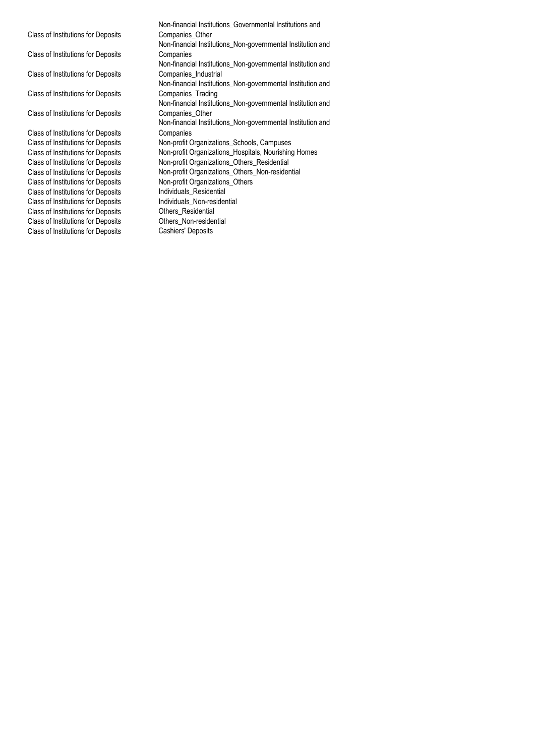| | |
|---|---|
| Class of Institutions for Deposits | Non-financial Institutions_Governmental Institutions and Companies_Other |
| Class of Institutions for Deposits | Non-financial Institutions_Non-governmental Institution and Companies |
| Class of Institutions for Deposits | Non-financial Institutions_Non-governmental Institution and Companies_Industrial |
| Class of Institutions for Deposits | Non-financial Institutions_Non-governmental Institution and Companies_Trading |
| Class of Institutions for Deposits | Non-financial Institutions_Non-governmental Institution and Companies_Other |
| Class of Institutions for Deposits | Non-financial Institutions_Non-governmental Institution and Companies |
| Class of Institutions for Deposits | Non-profit Organizations_Schools, Campuses |
| Class of Institutions for Deposits | Non-profit Organizations_Hospitals, Nourishing Homes |
| Class of Institutions for Deposits | Non-profit Organizations_Others_Residential |
| Class of Institutions for Deposits | Non-profit Organizations_Others_Non-residential |
| Class of Institutions for Deposits | Non-profit Organizations_Others |
| Class of Institutions for Deposits | Individuals_Residential |
| Class of Institutions for Deposits | Individuals_Non-residential |
| Class of Institutions for Deposits | Others_Residential |
| Class of Institutions for Deposits | Others_Non-residential |
| Class of Institutions for Deposits | Cashiers' Deposits |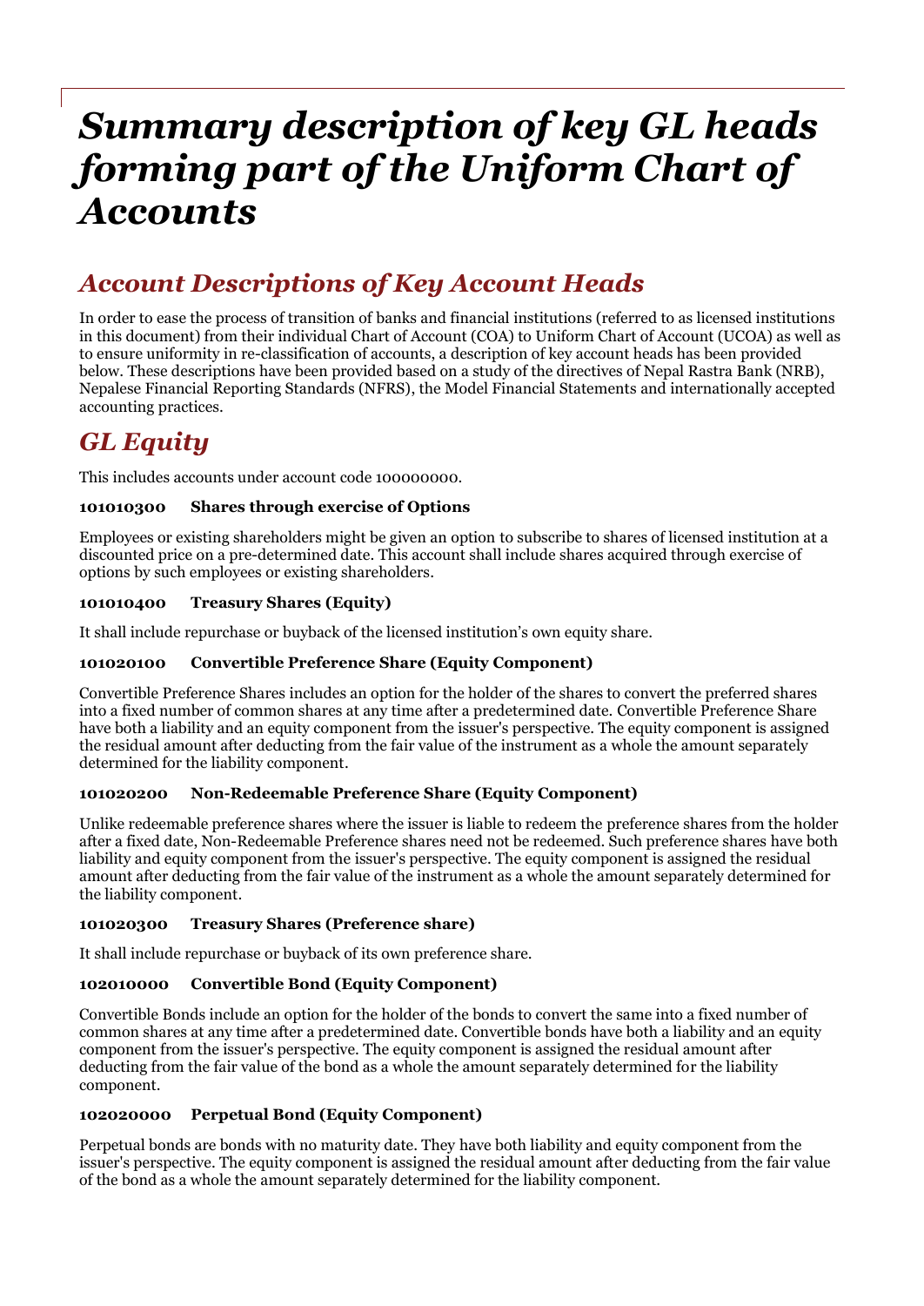# *Summary description of key GL heads forming part of the Uniform Chart of Accounts*

## *Account Descriptions of Key Account Heads*

In order to ease the process of transition of banks and financial institutions (referred to as licensed institutions in this document) from their individual Chart of Account (COA) to Uniform Chart of Account (UCOA) as well as to ensure uniformity in re-classification of accounts, a description of key account heads has been provided below. These descriptions have been provided based on a study of the directives of Nepal Rastra Bank (NRB), Nepalese Financial Reporting Standards (NFRS), the Model Financial Statements and internationally accepted accounting practices.

## *GL Equity*

This includes accounts under account code 100000000.

#### 101010300 Shares through exercise of Options

Employees or existing shareholders might be given an option to subscribe to shares of licensed institution at a discounted price on a pre-determined date. This account shall include shares acquired through exercise of options by such employees or existing shareholders.

#### 101010400 Treasury Shares (Equity)

It shall include repurchase or buyback of the licensed institution's own equity share.

#### 101020100 Convertible Preference Share (Equity Component)

Convertible Preference Shares includes an option for the holder of the shares to convert the preferred shares into a fixed number of common shares at any time after a predetermined date. Convertible Preference Share have both a liability and an equity component from the issuer's perspective. The equity component is assigned the residual amount after deducting from the fair value of the instrument as a whole the amount separately determined for the liability component.

#### 101020200 Non-Redeemable Preference Share (Equity Component)

Unlike redeemable preference shares where the issuer is liable to redeem the preference shares from the holder after a fixed date, Non-Redeemable Preference shares need not be redeemed. Such preference shares have both liability and equity component from the issuer's perspective. The equity component is assigned the residual amount after deducting from the fair value of the instrument as a whole the amount separately determined for the liability component.

#### 101020300 Treasury Shares (Preference share)

It shall include repurchase or buyback of its own preference share.

#### 102010000 Convertible Bond (Equity Component)

Convertible Bonds include an option for the holder of the bonds to convert the same into a fixed number of common shares at any time after a predetermined date. Convertible bonds have both a liability and an equity component from the issuer's perspective. The equity component is assigned the residual amount after deducting from the fair value of the bond as a whole the amount separately determined for the liability component.

#### 102020000 Perpetual Bond (Equity Component)

Perpetual bonds are bonds with no maturity date. They have both liability and equity component from the issuer's perspective. The equity component is assigned the residual amount after deducting from the fair value of the bond as a whole the amount separately determined for the liability component.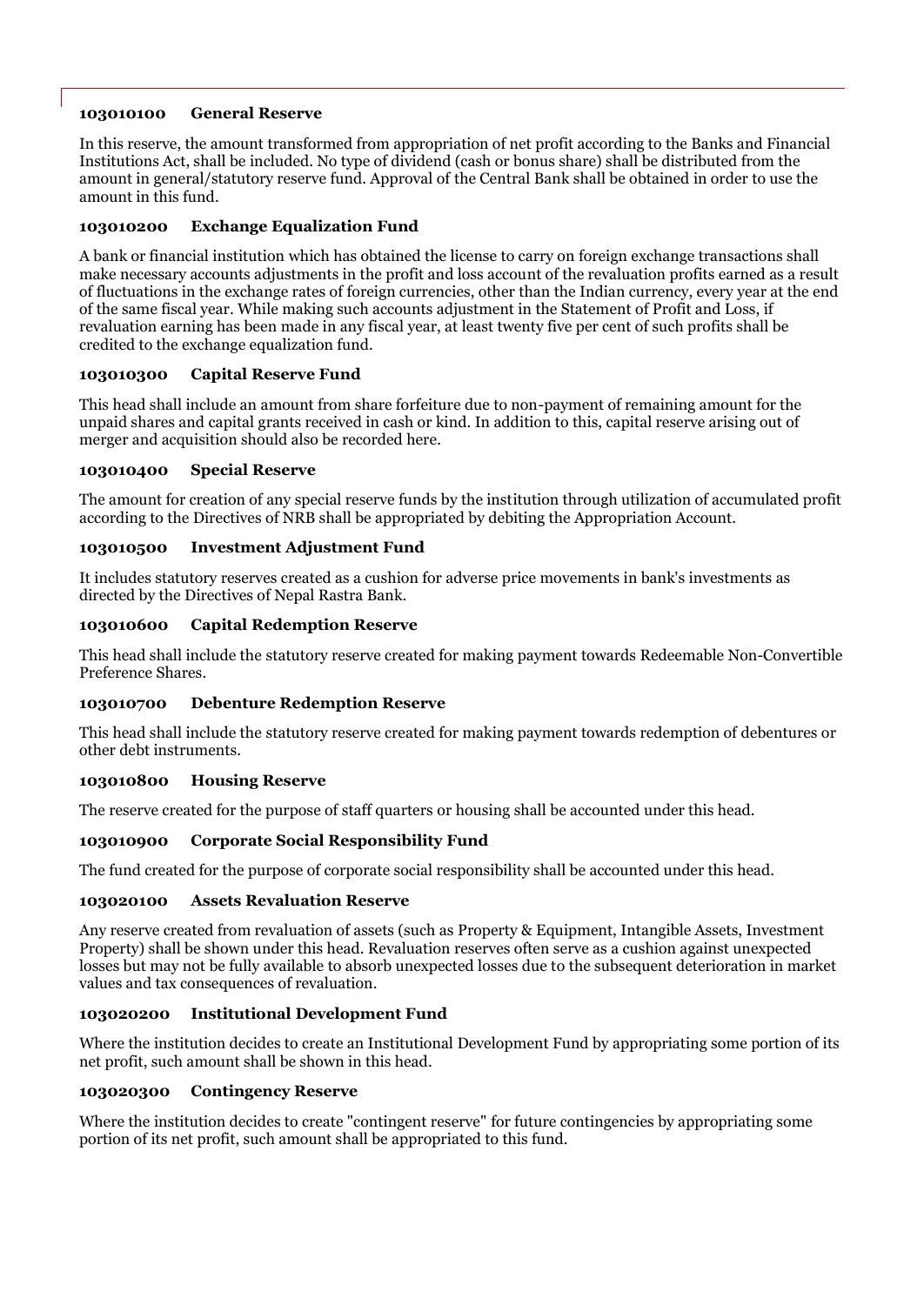#### 103010100 General Reserve

In this reserve, the amount transformed from appropriation of net profit according to the Banks and Financial Institutions Act, shall be included. No type of dividend (cash or bonus share) shall be distributed from the amount in general/statutory reserve fund. Approval of the Central Bank shall be obtained in order to use the amount in this fund.

#### 103010200 Exchange Equalization Fund

A bank or financial institution which has obtained the license to carry on foreign exchange transactions shall make necessary accounts adjustments in the profit and loss account of the revaluation profits earned as a result of fluctuations in the exchange rates of foreign currencies, other than the Indian currency, every year at the end of the same fiscal year. While making such accounts adjustment in the Statement of Profit and Loss, if revaluation earning has been made in any fiscal year, at least twenty five per cent of such profits shall be credited to the exchange equalization fund.

#### 103010300 Capital Reserve Fund

This head shall include an amount from share forfeiture due to non-payment of remaining amount for the unpaid shares and capital grants received in cash or kind. In addition to this, capital reserve arising out of merger and acquisition should also be recorded here.

#### 103010400 Special Reserve

The amount for creation of any special reserve funds by the institution through utilization of accumulated profit according to the Directives of NRB shall be appropriated by debiting the Appropriation Account.

#### 103010500 Investment Adjustment Fund

It includes statutory reserves created as a cushion for adverse price movements in bank's investments as directed by the Directives of Nepal Rastra Bank.

#### 103010600 Capital Redemption Reserve

This head shall include the statutory reserve created for making payment towards Redeemable Non-Convertible Preference Shares.

#### 103010700 Debenture Redemption Reserve

This head shall include the statutory reserve created for making payment towards redemption of debentures or other debt instruments.

#### 103010800 Housing Reserve

The reserve created for the purpose of staff quarters or housing shall be accounted under this head.

#### 103010900 Corporate Social Responsibility Fund

The fund created for the purpose of corporate social responsibility shall be accounted under this head.

#### 103020100 Assets Revaluation Reserve

Any reserve created from revaluation of assets (such as Property & Equipment, Intangible Assets, Investment Property) shall be shown under this head. Revaluation reserves often serve as a cushion against unexpected losses but may not be fully available to absorb unexpected losses due to the subsequent deterioration in market values and tax consequences of revaluation.

#### 103020200 Institutional Development Fund

Where the institution decides to create an Institutional Development Fund by appropriating some portion of its net profit, such amount shall be shown in this head.

#### 103020300 Contingency Reserve

Where the institution decides to create "contingent reserve" for future contingencies by appropriating some portion of its net profit, such amount shall be appropriated to this fund.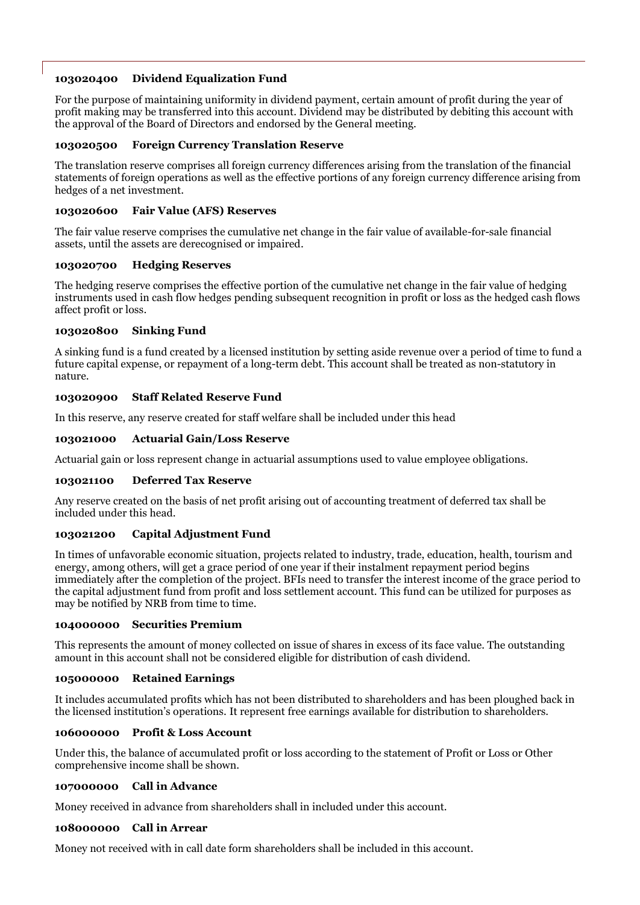#### 103020400 Dividend Equalization Fund

For the purpose of maintaining uniformity in dividend payment, certain amount of profit during the year of profit making may be transferred into this account. Dividend may be distributed by debiting this account with the approval of the Board of Directors and endorsed by the General meeting.

#### 103020500 Foreign Currency Translation Reserve

The translation reserve comprises all foreign currency differences arising from the translation of the financial statements of foreign operations as well as the effective portions of any foreign currency difference arising from hedges of a net investment.

#### 103020600 Fair Value (AFS) Reserves

The fair value reserve comprises the cumulative net change in the fair value of available-for-sale financial assets, until the assets are derecognised or impaired.

#### 103020700 Hedging Reserves

The hedging reserve comprises the effective portion of the cumulative net change in the fair value of hedging instruments used in cash flow hedges pending subsequent recognition in profit or loss as the hedged cash flows affect profit or loss.

#### 103020800 Sinking Fund

A sinking fund is a fund created by a licensed institution by setting aside revenue over a period of time to fund a future capital expense, or repayment of a long-term debt. This account shall be treated as non-statutory in nature.

#### 103020900 Staff Related Reserve Fund

In this reserve, any reserve created for staff welfare shall be included under this head

#### 103021000 Actuarial Gain/Loss Reserve

Actuarial gain or loss represent change in actuarial assumptions used to value employee obligations.

#### 103021100 Deferred Tax Reserve

Any reserve created on the basis of net profit arising out of accounting treatment of deferred tax shall be included under this head.

#### 103021200 Capital Adjustment Fund

In times of unfavorable economic situation, projects related to industry, trade, education, health, tourism and energy, among others, will get a grace period of one year if their instalment repayment period begins immediately after the completion of the project. BFIs need to transfer the interest income of the grace period to the capital adjustment fund from profit and loss settlement account. This fund can be utilized for purposes as may be notified by NRB from time to time.

#### 104000000 Securities Premium

This represents the amount of money collected on issue of shares in excess of its face value. The outstanding amount in this account shall not be considered eligible for distribution of cash dividend.

#### 105000000 Retained Earnings

It includes accumulated profits which has not been distributed to shareholders and has been ploughed back in the licensed institution's operations. It represent free earnings available for distribution to shareholders.

#### 106000000 Profit & Loss Account

Under this, the balance of accumulated profit or loss according to the statement of Profit or Loss or Other comprehensive income shall be shown.

#### 107000000 Call in Advance

Money received in advance from shareholders shall in included under this account.

#### 108000000 Call in Arrear

Money not received with in call date form shareholders shall be included in this account.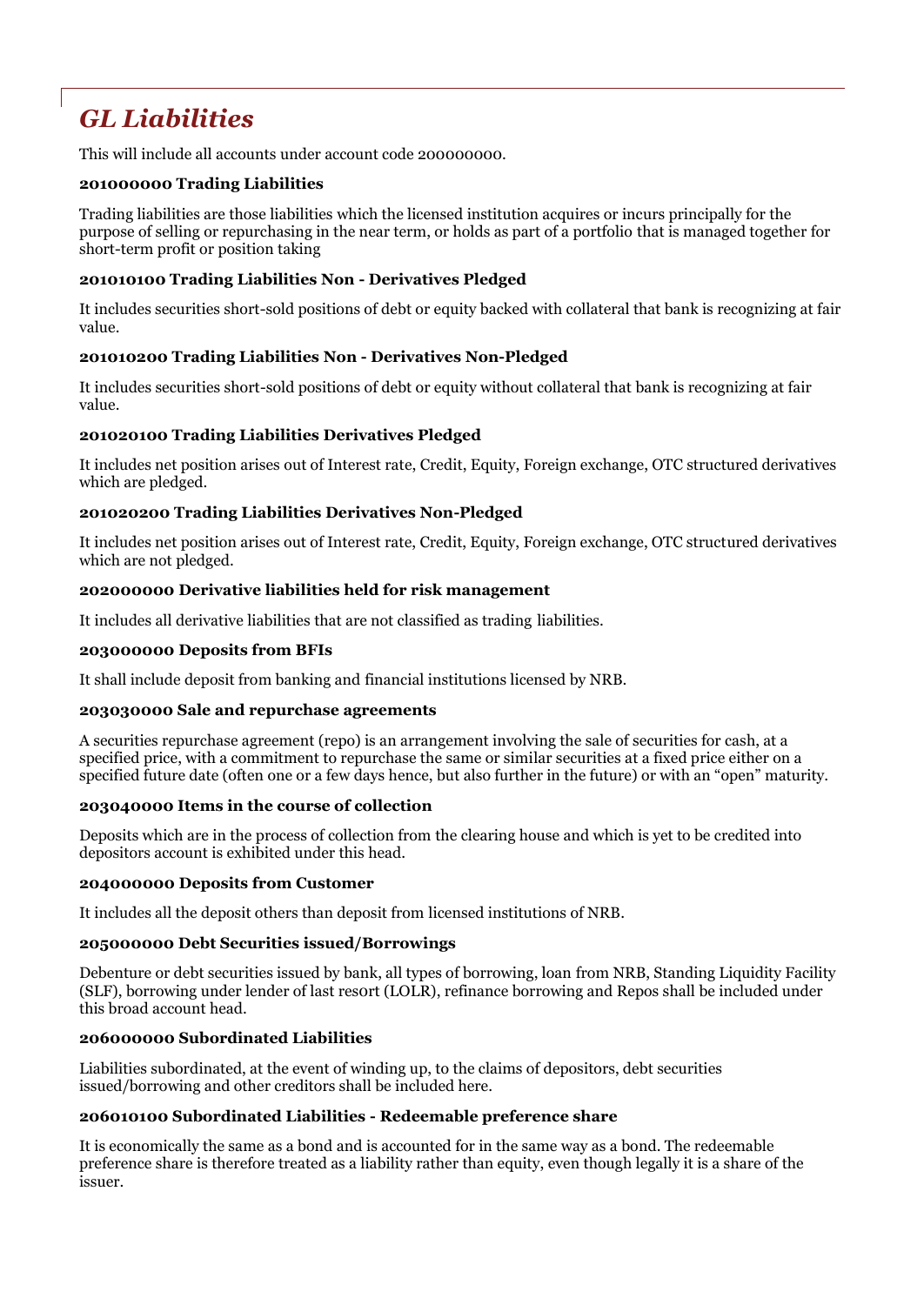# *GL Liabilities*

This will include all accounts under account code 200000000.

**201000000 Trading Liabilities**

Trading liabilities are those liabilities which the licensed institution acquires or incurs principally for the purpose of selling or repurchasing in the near term, or holds as part of a portfolio that is managed together for short-term profit or position taking

**201010100 Trading Liabilities Non - Derivatives Pledged**

It includes securities short-sold positions of debt or equity backed with collateral that bank is recognizing at fair value.

**201010200 Trading Liabilities Non - Derivatives Non-Pledged**

It includes securities short-sold positions of debt or equity without collateral that bank is recognizing at fair value.

**201020100 Trading Liabilities Derivatives Pledged**

It includes net position arises out of Interest rate, Credit, Equity, Foreign exchange, OTC structured derivatives which are pledged.

**201020200 Trading Liabilities Derivatives Non-Pledged**

It includes net position arises out of Interest rate, Credit, Equity, Foreign exchange, OTC structured derivatives which are not pledged.

**202000000 Derivative liabilities held for risk management**

It includes all derivative liabilities that are not classified as trading liabilities.

**203000000 Deposits from BFIs**

It shall include deposit from banking and financial institutions licensed by NRB.

**203030000 Sale and repurchase agreements**

A securities repurchase agreement (repo) is an arrangement involving the sale of securities for cash, at a specified price, with a commitment to repurchase the same or similar securities at a fixed price either on a specified future date (often one or a few days hence, but also further in the future) or with an "open" maturity.

**203040000 Items in the course of collection**

Deposits which are in the process of collection from the clearing house and which is yet to be credited into depositors account is exhibited under this head.

**204000000 Deposits from Customer**

It includes all the deposit others than deposit from licensed institutions of NRB.

**205000000 Debt Securities issued/Borrowings**

Debenture or debt securities issued by bank, all types of borrowing, loan from NRB, Standing Liquidity Facility (SLF), borrowing under lender of last resort (LOLR), refinance borrowing and Repos shall be included under this broad account head.

**206000000 Subordinated Liabilities**

Liabilities subordinated, at the event of winding up, to the claims of depositors, debt securities issued/borrowing and other creditors shall be included here.

**206010100 Subordinated Liabilities - Redeemable preference share**

It is economically the same as a bond and is accounted for in the same way as a bond. The redeemable preference share is therefore treated as a liability rather than equity, even though legally it is a share of the issuer.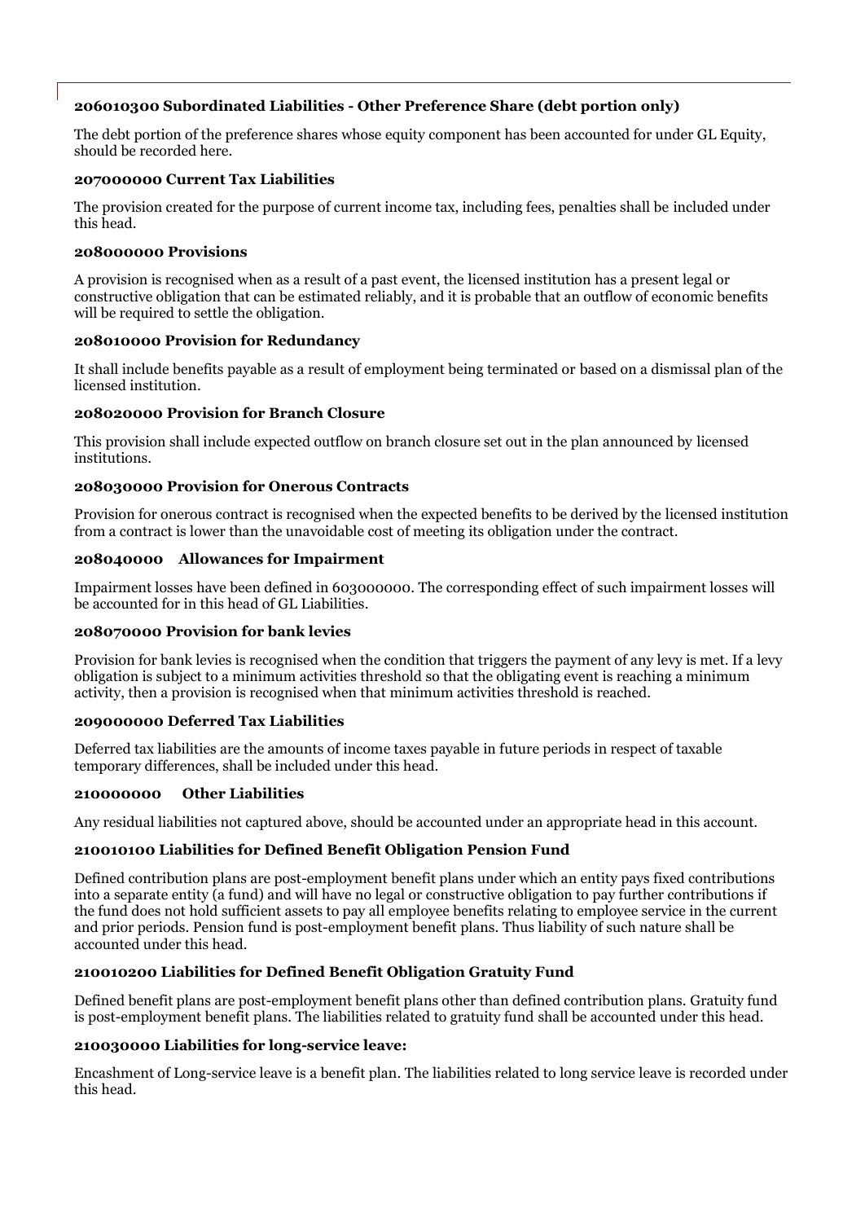#### 206010300 Subordinated Liabilities - Other Preference Share (debt portion only)

The debt portion of the preference shares whose equity component has been accounted for under GL Equity, should be recorded here.

#### 207000000 Current Tax Liabilities

The provision created for the purpose of current income tax, including fees, penalties shall be included under this head.

#### 208000000 Provisions

A provision is recognised when as a result of a past event, the licensed institution has a present legal or constructive obligation that can be estimated reliably, and it is probable that an outflow of economic benefits will be required to settle the obligation.

#### 208010000 Provision for Redundancy

It shall include benefits payable as a result of employment being terminated or based on a dismissal plan of the licensed institution.

#### 208020000 Provision for Branch Closure

This provision shall include expected outflow on branch closure set out in the plan announced by licensed institutions.

#### 208030000 Provision for Onerous Contracts

Provision for onerous contract is recognised when the expected benefits to be derived by the licensed institution from a contract is lower than the unavoidable cost of meeting its obligation under the contract.

#### 208040000 Allowances for Impairment

Impairment losses have been defined in 603000000. The corresponding effect of such impairment losses will be accounted for in this head of GL Liabilities.

#### 208070000 Provision for bank levies

Provision for bank levies is recognised when the condition that triggers the payment of any levy is met. If a levy obligation is subject to a minimum activities threshold so that the obligating event is reaching a minimum activity, then a provision is recognised when that minimum activities threshold is reached.

#### 209000000 Deferred Tax Liabilities

Deferred tax liabilities are the amounts of income taxes payable in future periods in respect of taxable temporary differences, shall be included under this head.

#### 210000000 Other Liabilities

Any residual liabilities not captured above, should be accounted under an appropriate head in this account.

#### 210010100 Liabilities for Defined Benefit Obligation Pension Fund

Defined contribution plans are post-employment benefit plans under which an entity pays fixed contributions into a separate entity (a fund) and will have no legal or constructive obligation to pay further contributions if the fund does not hold sufficient assets to pay all employee benefits relating to employee service in the current and prior periods. Pension fund is post-employment benefit plans. Thus liability of such nature shall be accounted under this head.

#### 210010200 Liabilities for Defined Benefit Obligation Gratuity Fund

Defined benefit plans are post-employment benefit plans other than defined contribution plans. Gratuity fund is post-employment benefit plans. The liabilities related to gratuity fund shall be accounted under this head.

#### 210030000 Liabilities for long-service leave:

Encashment of Long-service leave is a benefit plan. The liabilities related to long service leave is recorded under this head.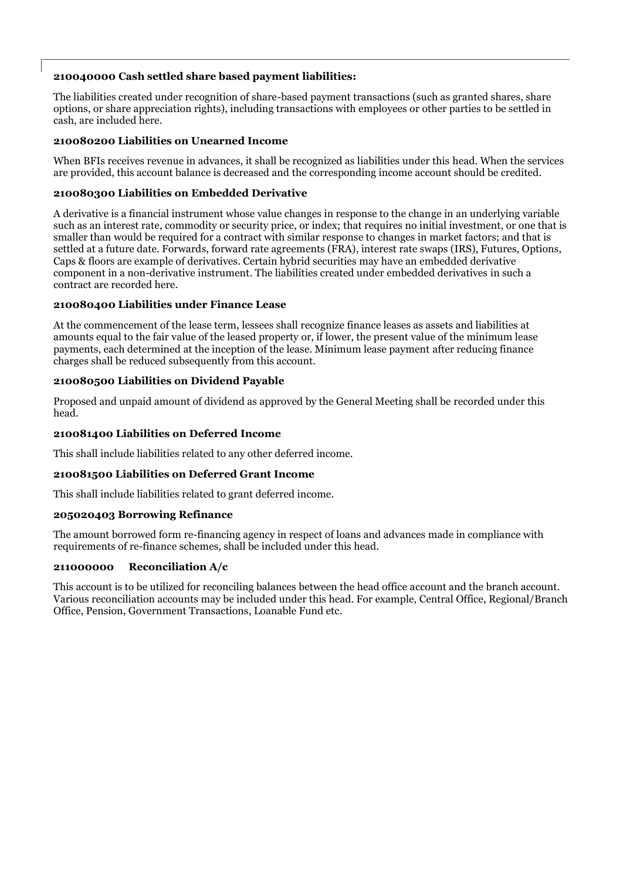#### 210040000 Cash settled share based payment liabilities:

The liabilities created under recognition of share-based payment transactions (such as granted shares, share options, or share appreciation rights), including transactions with employees or other parties to be settled in cash, are included here.

#### 210080200 Liabilities on Unearned Income

When BFIs receives revenue in advances, it shall be recognized as liabilities under this head. When the services are provided, this account balance is decreased and the corresponding income account should be credited.

#### 210080300 Liabilities on Embedded Derivative

A derivative is a financial instrument whose value changes in response to the change in an underlying variable such as an interest rate, commodity or security price, or index; that requires no initial investment, or one that is smaller than would be required for a contract with similar response to changes in market factors; and that is settled at a future date. Forwards, forward rate agreements (FRA), interest rate swaps (IRS), Futures, Options, Caps & floors are example of derivatives. Certain hybrid securities may have an embedded derivative component in a non-derivative instrument. The liabilities created under embedded derivatives in such a contract are recorded here.

#### 210080400 Liabilities under Finance Lease

At the commencement of the lease term, lessees shall recognize finance leases as assets and liabilities at amounts equal to the fair value of the leased property or, if lower, the present value of the minimum lease payments, each determined at the inception of the lease. Minimum lease payment after reducing finance charges shall be reduced subsequently from this account.

#### 210080500 Liabilities on Dividend Payable

Proposed and unpaid amount of dividend as approved by the General Meeting shall be recorded under this head.

#### 210081400 Liabilities on Deferred Income

This shall include liabilities related to any other deferred income.

#### 210081500 Liabilities on Deferred Grant Income

This shall include liabilities related to grant deferred income.

#### 205020403 Borrowing Refinance

The amount borrowed form re-financing agency in respect of loans and advances made in compliance with requirements of re-finance schemes, shall be included under this head.

#### 211000000 Reconciliation A/c

This account is to be utilized for reconciling balances between the head office account and the branch account. Various reconciliation accounts may be included under this head. For example, Central Office, Regional/Branch Office, Pension, Government Transactions, Loanable Fund etc.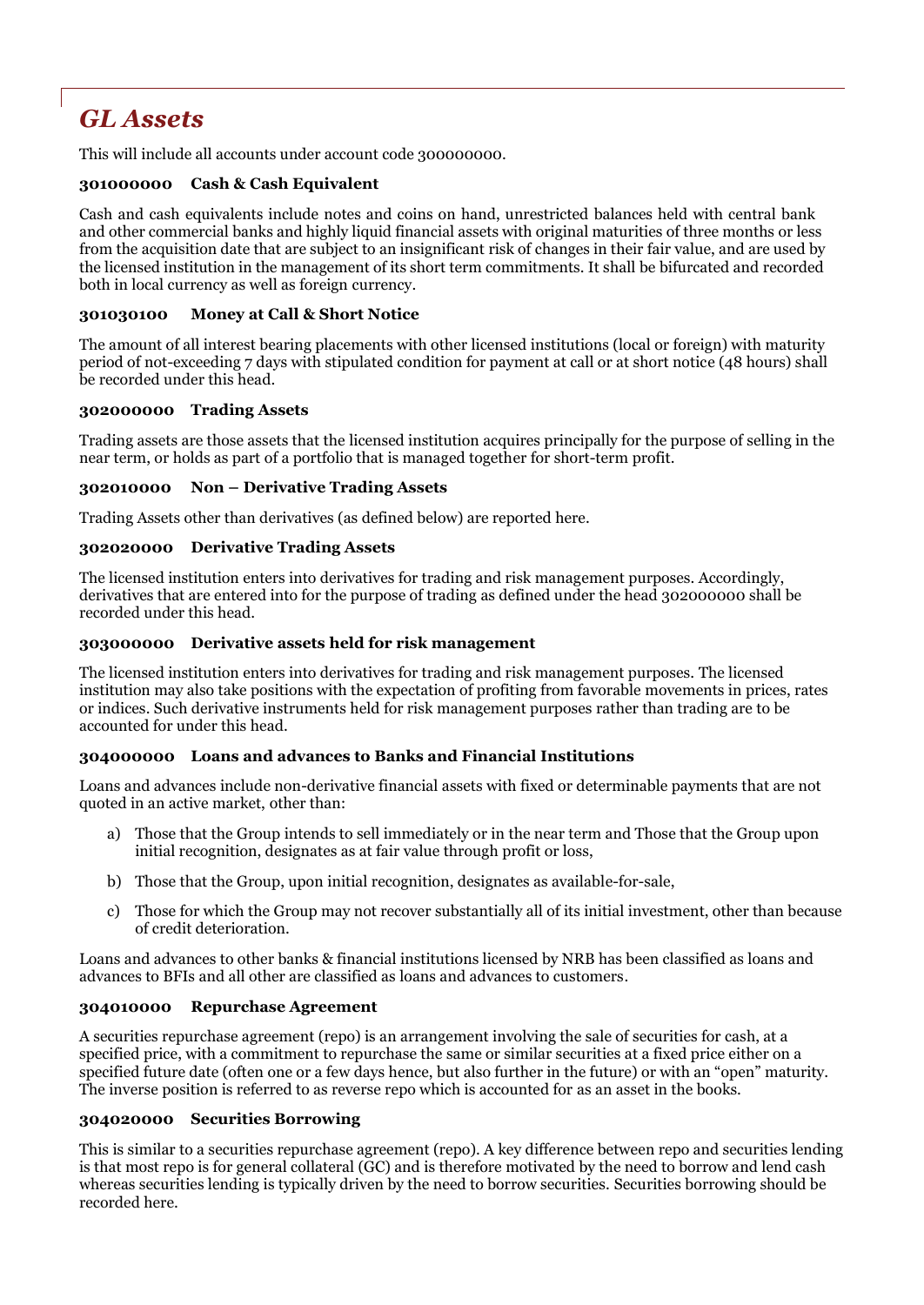# GL Assets

This will include all accounts under account code 300000000.

**301000000 Cash & Cash Equivalent**

Cash and cash equivalents include notes and coins on hand, unrestricted balances held with central bank and other commercial banks and highly liquid financial assets with original maturities of three months or less from the acquisition date that are subject to an insignificant risk of changes in their fair value, and are used by the licensed institution in the management of its short term commitments. It shall be bifurcated and recorded both in local currency as well as foreign currency.

**301030100 Money at Call & Short Notice**

The amount of all interest bearing placements with other licensed institutions (local or foreign) with maturity period of not-exceeding 7 days with stipulated condition for payment at call or at short notice (48 hours) shall be recorded under this head.

**302000000 Trading Assets**

Trading assets are those assets that the licensed institution acquires principally for the purpose of selling in the near term, or holds as part of a portfolio that is managed together for short-term profit.

**302010000 Non – Derivative Trading Assets**

Trading Assets other than derivatives (as defined below) are reported here.

**302020000 Derivative Trading Assets**

The licensed institution enters into derivatives for trading and risk management purposes. Accordingly, derivatives that are entered into for the purpose of trading as defined under the head 302000000 shall be recorded under this head.

**303000000 Derivative assets held for risk management**

The licensed institution enters into derivatives for trading and risk management purposes. The licensed institution may also take positions with the expectation of profiting from favorable movements in prices, rates or indices. Such derivative instruments held for risk management purposes rather than trading are to be accounted for under this head.

**304000000 Loans and advances to Banks and Financial Institutions**

Loans and advances include non-derivative financial assets with fixed or determinable payments that are not quoted in an active market, other than:

a) Those that the Group intends to sell immediately or in the near term and Those that the Group upon initial recognition, designates as at fair value through profit or loss,

b) Those that the Group, upon initial recognition, designates as available-for-sale,

c) Those for which the Group may not recover substantially all of its initial investment, other than because of credit deterioration.

Loans and advances to other banks & financial institutions licensed by NRB has been classified as loans and advances to BFIs and all other are classified as loans and advances to customers.

**304010000 Repurchase Agreement**

A securities repurchase agreement (repo) is an arrangement involving the sale of securities for cash, at a specified price, with a commitment to repurchase the same or similar securities at a fixed price either on a specified future date (often one or a few days hence, but also further in the future) or with an "open" maturity. The inverse position is referred to as reverse repo which is accounted for as an asset in the books.

**304020000 Securities Borrowing**

This is similar to a securities repurchase agreement (repo). A key difference between repo and securities lending is that most repo is for general collateral (GC) and is therefore motivated by the need to borrow and lend cash whereas securities lending is typically driven by the need to borrow securities. Securities borrowing should be recorded here.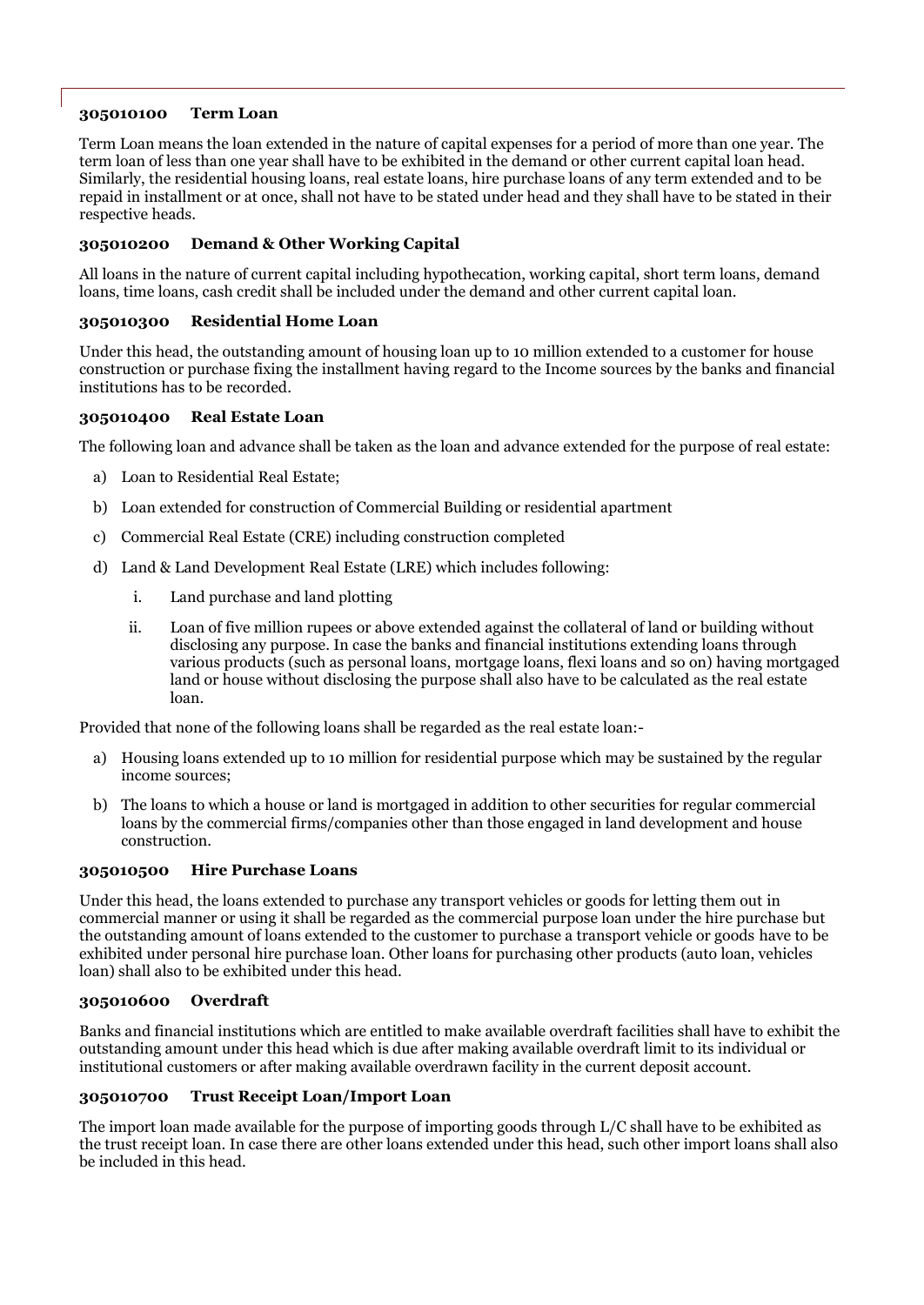### 305010100 Term Loan

Term Loan means the loan extended in the nature of capital expenses for a period of more than one year. The term loan of less than one year shall have to be exhibited in the demand or other current capital loan head. Similarly, the residential housing loans, real estate loans, hire purchase loans of any term extended and to be repaid in installment or at once, shall not have to be stated under head and they shall have to be stated in their respective heads.

### 305010200 Demand & Other Working Capital

All loans in the nature of current capital including hypothecation, working capital, short term loans, demand loans, time loans, cash credit shall be included under the demand and other current capital loan.

### 305010300 Residential Home Loan

Under this head, the outstanding amount of housing loan up to 10 million extended to a customer for house construction or purchase fixing the installment having regard to the Income sources by the banks and financial institutions has to be recorded.

### 305010400 Real Estate Loan

The following loan and advance shall be taken as the loan and advance extended for the purpose of real estate:

a) Loan to Residential Real Estate;

b) Loan extended for construction of Commercial Building or residential apartment

c) Commercial Real Estate (CRE) including construction completed

d) Land & Land Development Real Estate (LRE) which includes following:

   i. Land purchase and land plotting

   ii. Loan of five million rupees or above extended against the collateral of land or building without disclosing any purpose. In case the banks and financial institutions extending loans through various products (such as personal loans, mortgage loans, flexi loans and so on) having mortgaged land or house without disclosing the purpose shall also have to be calculated as the real estate loan.

Provided that none of the following loans shall be regarded as the real estate loan:-

a) Housing loans extended up to 10 million for residential purpose which may be sustained by the regular income sources;

b) The loans to which a house or land is mortgaged in addition to other securities for regular commercial loans by the commercial firms/companies other than those engaged in land development and house construction.

### 305010500 Hire Purchase Loans

Under this head, the loans extended to purchase any transport vehicles or goods for letting them out in commercial manner or using it shall be regarded as the commercial purpose loan under the hire purchase but the outstanding amount of loans extended to the customer to purchase a transport vehicle or goods have to be exhibited under personal hire purchase loan. Other loans for purchasing other products (auto loan, vehicles loan) shall also to be exhibited under this head.

### 305010600 Overdraft

Banks and financial institutions which are entitled to make available overdraft facilities shall have to exhibit the outstanding amount under this head which is due after making available overdraft limit to its individual or institutional customers or after making available overdrawn facility in the current deposit account.

### 305010700 Trust Receipt Loan/Import Loan

The import loan made available for the purpose of importing goods through L/C shall have to be exhibited as the trust receipt loan. In case there are other loans extended under this head, such other import loans shall also be included in this head.